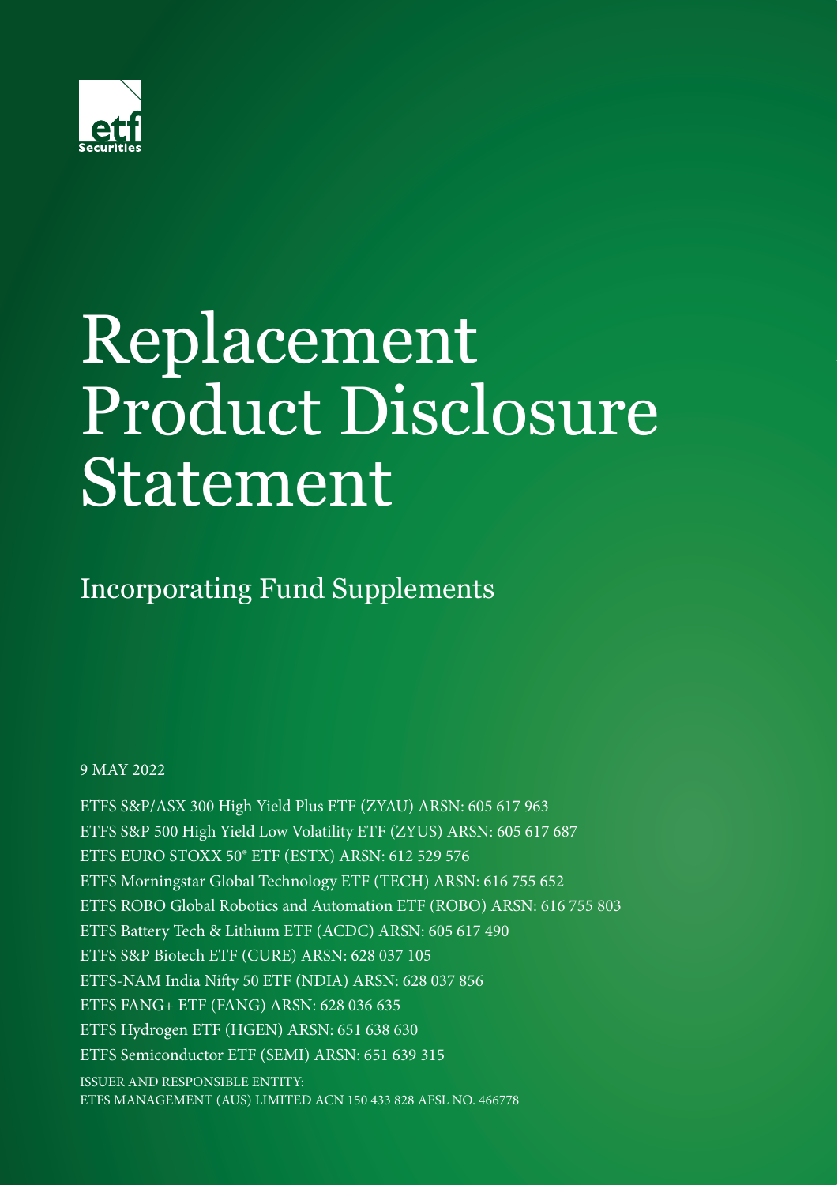etf Securities

# Replacement Product Disclosure Statement

## Incorporating Fund Supplements

9 MAY 2022

ETFS S&P/ASX 300 High Yield Plus ETF (ZYAU) ARSN: 605 617 963
ETFS S&P 500 High Yield Low Volatility ETF (ZYUS) ARSN: 605 617 687
ETFS EURO STOXX 50® ETF (ESTX) ARSN: 612 529 576
ETFS Morningstar Global Technology ETF (TECH) ARSN: 616 755 652
ETFS ROBO Global Robotics and Automation ETF (ROBO) ARSN: 616 755 803
ETFS Battery Tech & Lithium ETF (ACDC) ARSN: 605 617 490
ETFS S&P Biotech ETF (CURE) ARSN: 628 037 105
ETFS-NAM India Nifty 50 ETF (NDIA) ARSN: 628 037 856
ETFS FANG+ ETF (FANG) ARSN: 628 036 635
ETFS Hydrogen ETF (HGEN) ARSN: 651 638 630
ETFS Semiconductor ETF (SEMI) ARSN: 651 639 315

ISSUER AND RESPONSIBLE ENTITY:
ETFS MANAGEMENT (AUS) LIMITED ACN 150 433 828 AFSL NO. 466778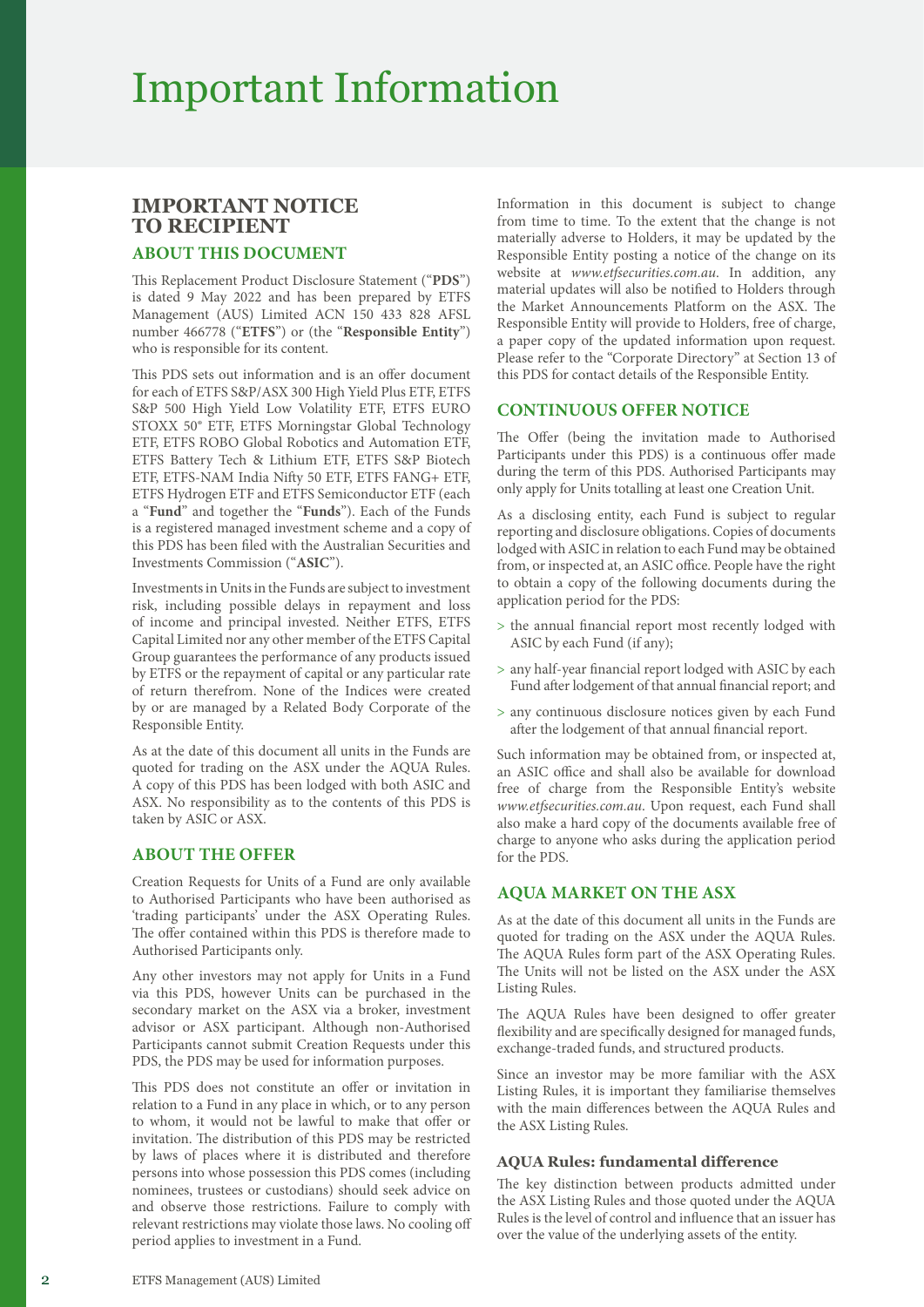# Important Information

## IMPORTANT NOTICE TO RECIPIENT

### ABOUT THIS DOCUMENT

This Replacement Product Disclosure Statement ("**PDS**") is dated 9 May 2022 and has been prepared by ETFS Management (AUS) Limited ACN 150 433 828 AFSL number 466778 ("**ETFS**") or (the "**Responsible Entity**") who is responsible for its content.

This PDS sets out information and is an offer document for each of ETFS S&P/ASX 300 High Yield Plus ETF, ETFS S&P 500 High Yield Low Volatility ETF, ETFS EURO STOXX 50® ETF, ETFS Morningstar Global Technology ETF, ETFS ROBO Global Robotics and Automation ETF, ETFS Battery Tech & Lithium ETF, ETFS S&P Biotech ETF, ETFS-NAM India Nifty 50 ETF, ETFS FANG+ ETF, ETFS Hydrogen ETF and ETFS Semiconductor ETF (each a "**Fund**" and together the "**Funds**"). Each of the Funds is a registered managed investment scheme and a copy of this PDS has been filed with the Australian Securities and Investments Commission ("**ASIC**").

Investments in Units in the Funds are subject to investment risk, including possible delays in repayment and loss of income and principal invested. Neither ETFS, ETFS Capital Limited nor any other member of the ETFS Capital Group guarantees the performance of any products issued by ETFS or the repayment of capital or any particular rate of return therefrom. None of the Indices were created by or are managed by a Related Body Corporate of the Responsible Entity.

As at the date of this document all units in the Funds are quoted for trading on the ASX under the AQUA Rules. A copy of this PDS has been lodged with both ASIC and ASX. No responsibility as to the contents of this PDS is taken by ASIC or ASX.

### ABOUT THE OFFER

Creation Requests for Units of a Fund are only available to Authorised Participants who have been authorised as 'trading participants' under the ASX Operating Rules. The offer contained within this PDS is therefore made to Authorised Participants only.

Any other investors may not apply for Units in a Fund via this PDS, however Units can be purchased in the secondary market on the ASX via a broker, investment advisor or ASX participant. Although non-Authorised Participants cannot submit Creation Requests under this PDS, the PDS may be used for information purposes.

This PDS does not constitute an offer or invitation in relation to a Fund in any place in which, or to any person to whom, it would not be lawful to make that offer or invitation. The distribution of this PDS may be restricted by laws of places where it is distributed and therefore persons into whose possession this PDS comes (including nominees, trustees or custodians) should seek advice on and observe those restrictions. Failure to comply with relevant restrictions may violate those laws. No cooling off period applies to investment in a Fund.

Information in this document is subject to change from time to time. To the extent that the change is not materially adverse to Holders, it may be updated by the Responsible Entity posting a notice of the change on its website at *www.etfsecurities.com.au*. In addition, any material updates will also be notified to Holders through the Market Announcements Platform on the ASX. The Responsible Entity will provide to Holders, free of charge, a paper copy of the updated information upon request. Please refer to the "Corporate Directory" at Section 13 of this PDS for contact details of the Responsible Entity.

### CONTINUOUS OFFER NOTICE

The Offer (being the invitation made to Authorised Participants under this PDS) is a continuous offer made during the term of this PDS. Authorised Participants may only apply for Units totalling at least one Creation Unit.

As a disclosing entity, each Fund is subject to regular reporting and disclosure obligations. Copies of documents lodged with ASIC in relation to each Fund may be obtained from, or inspected at, an ASIC office. People have the right to obtain a copy of the following documents during the application period for the PDS:

- the annual financial report most recently lodged with ASIC by each Fund (if any);
- any half-year financial report lodged with ASIC by each Fund after lodgement of that annual financial report; and
- any continuous disclosure notices given by each Fund after the lodgement of that annual financial report.

Such information may be obtained from, or inspected at, an ASIC office and shall also be available for download free of charge from the Responsible Entity's website *www.etfsecurities.com.au*. Upon request, each Fund shall also make a hard copy of the documents available free of charge to anyone who asks during the application period for the PDS.

### AQUA MARKET ON THE ASX

As at the date of this document all units in the Funds are quoted for trading on the ASX under the AQUA Rules. The AQUA Rules form part of the ASX Operating Rules. The Units will not be listed on the ASX under the ASX Listing Rules.

The AQUA Rules have been designed to offer greater flexibility and are specifically designed for managed funds, exchange-traded funds, and structured products.

Since an investor may be more familiar with the ASX Listing Rules, it is important they familiarise themselves with the main differences between the AQUA Rules and the ASX Listing Rules.

#### AQUA Rules: fundamental difference

The key distinction between products admitted under the ASX Listing Rules and those quoted under the AQUA Rules is the level of control and influence that an issuer has over the value of the underlying assets of the entity.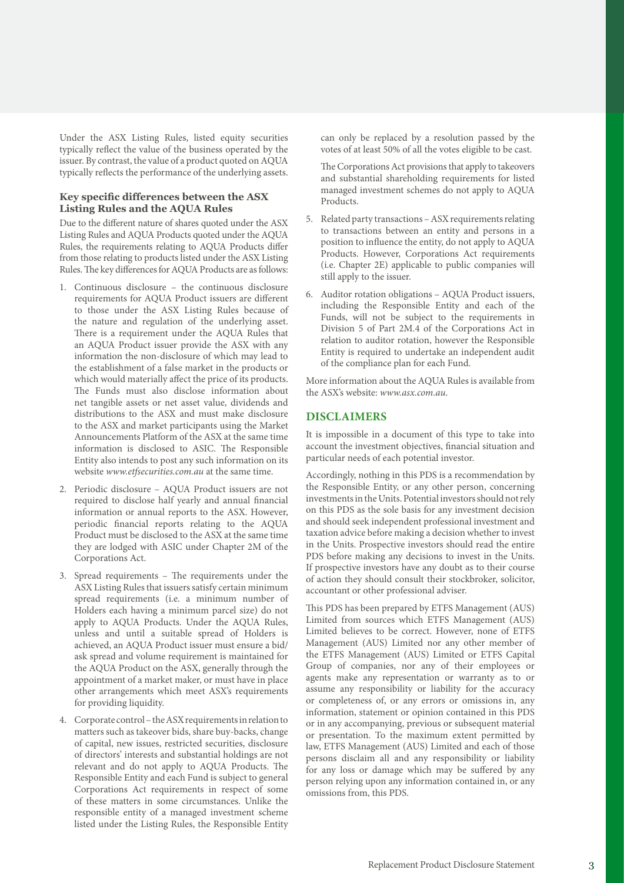Under the ASX Listing Rules, listed equity securities typically reflect the value of the business operated by the issuer. By contrast, the value of a product quoted on AQUA typically reflects the performance of the underlying assets.

### Key specific differences between the ASX Listing Rules and the AQUA Rules

Due to the different nature of shares quoted under the ASX Listing Rules and AQUA Products quoted under the AQUA Rules, the requirements relating to AQUA Products differ from those relating to products listed under the ASX Listing Rules. The key differences for AQUA Products are as follows:

1. Continuous disclosure – the continuous disclosure requirements for AQUA Product issuers are different to those under the ASX Listing Rules because of the nature and regulation of the underlying asset. There is a requirement under the AQUA Rules that an AQUA Product issuer provide the ASX with any information the non-disclosure of which may lead to the establishment of a false market in the products or which would materially affect the price of its products. The Funds must also disclose information about net tangible assets or net asset value, dividends and distributions to the ASX and must make disclosure to the ASX and market participants using the Market Announcements Platform of the ASX at the same time information is disclosed to ASIC. The Responsible Entity also intends to post any such information on its website *www.etfsecurities.com.au* at the same time.
2. Periodic disclosure – AQUA Product issuers are not required to disclose half yearly and annual financial information or annual reports to the ASX. However, periodic financial reports relating to the AQUA Product must be disclosed to the ASX at the same time they are lodged with ASIC under Chapter 2M of the Corporations Act.
3. Spread requirements – The requirements under the ASX Listing Rules that issuers satisfy certain minimum spread requirements (i.e. a minimum number of Holders each having a minimum parcel size) do not apply to AQUA Products. Under the AQUA Rules, unless and until a suitable spread of Holders is achieved, an AQUA Product issuer must ensure a bid/ask spread and volume requirement is maintained for the AQUA Product on the ASX, generally through the appointment of a market maker, or must have in place other arrangements which meet ASX's requirements for providing liquidity.
4. Corporate control – the ASX requirements in relation to matters such as takeover bids, share buy-backs, change of capital, new issues, restricted securities, disclosure of directors' interests and substantial holdings are not relevant and do not apply to AQUA Products. The Responsible Entity and each Fund is subject to general Corporations Act requirements in respect of some of these matters in some circumstances. Unlike the responsible entity of a managed investment scheme listed under the Listing Rules, the Responsible Entity can only be replaced by a resolution passed by the votes of at least 50% of all the votes eligible to be cast.

   The Corporations Act provisions that apply to takeovers and substantial shareholding requirements for listed managed investment schemes do not apply to AQUA Products.
5. Related party transactions – ASX requirements relating to transactions between an entity and persons in a position to influence the entity, do not apply to AQUA Products. However, Corporations Act requirements (i.e. Chapter 2E) applicable to public companies will still apply to the issuer.
6. Auditor rotation obligations – AQUA Product issuers, including the Responsible Entity and each of the Funds, will not be subject to the requirements in Division 5 of Part 2M.4 of the Corporations Act in relation to auditor rotation, however the Responsible Entity is required to undertake an independent audit of the compliance plan for each Fund.

More information about the AQUA Rules is available from the ASX's website: *www.asx.com.au*.

## DISCLAIMERS

It is impossible in a document of this type to take into account the investment objectives, financial situation and particular needs of each potential investor.

Accordingly, nothing in this PDS is a recommendation by the Responsible Entity, or any other person, concerning investments in the Units. Potential investors should not rely on this PDS as the sole basis for any investment decision and should seek independent professional investment and taxation advice before making a decision whether to invest in the Units. Prospective investors should read the entire PDS before making any decisions to invest in the Units. If prospective investors have any doubt as to their course of action they should consult their stockbroker, solicitor, accountant or other professional adviser.

This PDS has been prepared by ETFS Management (AUS) Limited from sources which ETFS Management (AUS) Limited believes to be correct. However, none of ETFS Management (AUS) Limited nor any other member of the ETFS Management (AUS) Limited or ETFS Capital Group of companies, nor any of their employees or agents make any representation or warranty as to or assume any responsibility or liability for the accuracy or completeness of, or any errors or omissions in, any information, statement or opinion contained in this PDS or in any accompanying, previous or subsequent material or presentation. To the maximum extent permitted by law, ETFS Management (AUS) Limited and each of those persons disclaim all and any responsibility or liability for any loss or damage which may be suffered by any person relying upon any information contained in, or any omissions from, this PDS.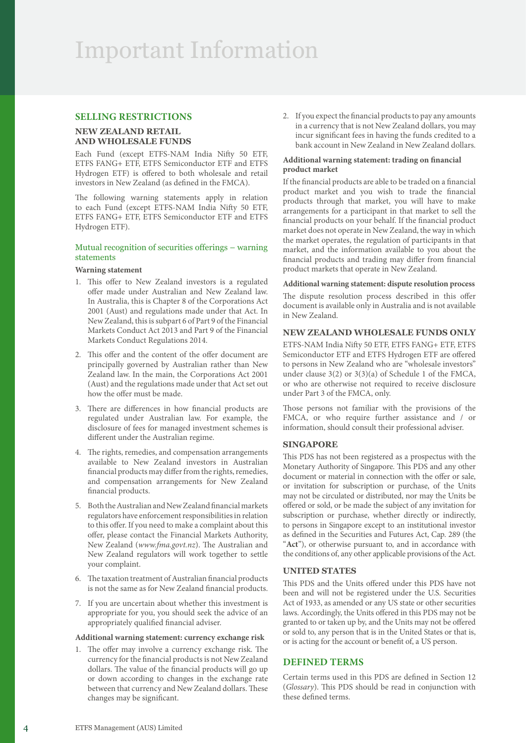# Important Information

## SELLING RESTRICTIONS

### NEW ZEALAND RETAIL AND WHOLESALE FUNDS

Each Fund (except ETFS-NAM India Nifty 50 ETF, ETFS FANG+ ETF, ETFS Semiconductor ETF and ETFS Hydrogen ETF) is offered to both wholesale and retail investors in New Zealand (as defined in the FMCA).

The following warning statements apply in relation to each Fund (except ETFS-NAM India Nifty 50 ETF, ETFS FANG+ ETF, ETFS Semiconductor ETF and ETFS Hydrogen ETF).

#### Mutual recognition of securities offerings – warning statements

**Warning statement**

1. This offer to New Zealand investors is a regulated offer made under Australian and New Zealand law. In Australia, this is Chapter 8 of the Corporations Act 2001 (Aust) and regulations made under that Act. In New Zealand, this is subpart 6 of Part 9 of the Financial Markets Conduct Act 2013 and Part 9 of the Financial Markets Conduct Regulations 2014.
2. This offer and the content of the offer document are principally governed by Australian rather than New Zealand law. In the main, the Corporations Act 2001 (Aust) and the regulations made under that Act set out how the offer must be made.
3. There are differences in how financial products are regulated under Australian law. For example, the disclosure of fees for managed investment schemes is different under the Australian regime.
4. The rights, remedies, and compensation arrangements available to New Zealand investors in Australian financial products may differ from the rights, remedies, and compensation arrangements for New Zealand financial products.
5. Both the Australian and New Zealand financial markets regulators have enforcement responsibilities in relation to this offer. If you need to make a complaint about this offer, please contact the Financial Markets Authority, New Zealand (*www.fma.govt.nz*). The Australian and New Zealand regulators will work together to settle your complaint.
6. The taxation treatment of Australian financial products is not the same as for New Zealand financial products.
7. If you are uncertain about whether this investment is appropriate for you, you should seek the advice of an appropriately qualified financial adviser.

**Additional warning statement: currency exchange risk**

1. The offer may involve a currency exchange risk. The currency for the financial products is not New Zealand dollars. The value of the financial products will go up or down according to changes in the exchange rate between that currency and New Zealand dollars. These changes may be significant.
2. If you expect the financial products to pay any amounts in a currency that is not New Zealand dollars, you may incur significant fees in having the funds credited to a bank account in New Zealand in New Zealand dollars.

**Additional warning statement: trading on financial product market**

If the financial products are able to be traded on a financial product market and you wish to trade the financial products through that market, you will have to make arrangements for a participant in that market to sell the financial products on your behalf. If the financial product market does not operate in New Zealand, the way in which the market operates, the regulation of participants in that market, and the information available to you about the financial products and trading may differ from financial product markets that operate in New Zealand.

**Additional warning statement: dispute resolution process**

The dispute resolution process described in this offer document is available only in Australia and is not available in New Zealand.

### NEW ZEALAND WHOLESALE FUNDS ONLY

ETFS-NAM India Nifty 50 ETF, ETFS FANG+ ETF, ETFS Semiconductor ETF and ETFS Hydrogen ETF are offered to persons in New Zealand who are "wholesale investors" under clause 3(2) or 3(3)(a) of Schedule 1 of the FMCA, or who are otherwise not required to receive disclosure under Part 3 of the FMCA, only.

Those persons not familiar with the provisions of the FMCA, or who require further assistance and / or information, should consult their professional adviser.

### SINGAPORE

This PDS has not been registered as a prospectus with the Monetary Authority of Singapore. This PDS and any other document or material in connection with the offer or sale, or invitation for subscription or purchase, of the Units may not be circulated or distributed, nor may the Units be offered or sold, or be made the subject of any invitation for subscription or purchase, whether directly or indirectly, to persons in Singapore except to an institutional investor as defined in the Securities and Futures Act, Cap. 289 (the "**Act**"), or otherwise pursuant to, and in accordance with the conditions of, any other applicable provisions of the Act.

### UNITED STATES

This PDS and the Units offered under this PDS have not been and will not be registered under the U.S. Securities Act of 1933, as amended or any US state or other securities laws. Accordingly, the Units offered in this PDS may not be granted to or taken up by, and the Units may not be offered or sold to, any person that is in the United States or that is, or is acting for the account or benefit of, a US person.

## DEFINED TERMS

Certain terms used in this PDS are defined in Section 12 (*Glossary*). This PDS should be read in conjunction with these defined terms.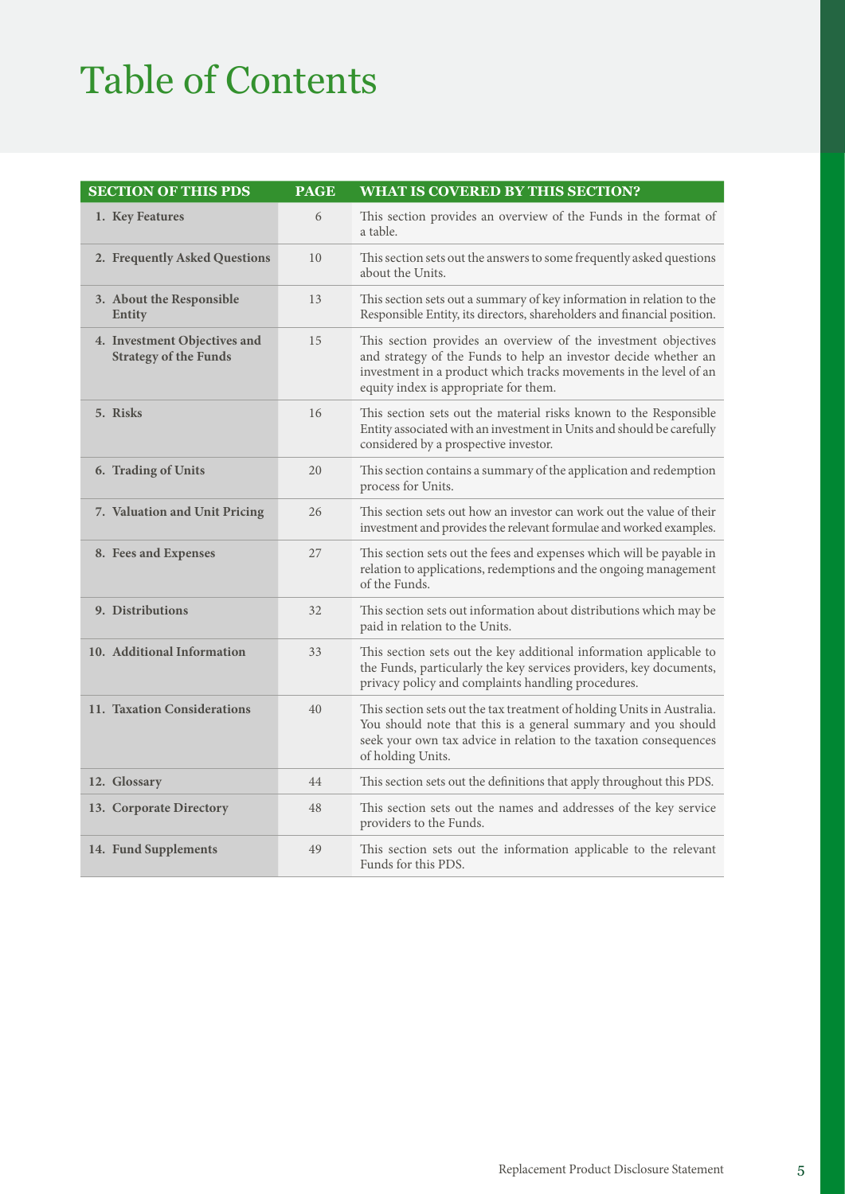# Table of Contents

| SECTION OF THIS PDS | PAGE | WHAT IS COVERED BY THIS SECTION? |
|---|---|---|
| **1. Key Features** | 6 | This section provides an overview of the Funds in the format of a table. |
| **2. Frequently Asked Questions** | 10 | This section sets out the answers to some frequently asked questions about the Units. |
| **3. About the Responsible Entity** | 13 | This section sets out a summary of key information in relation to the Responsible Entity, its directors, shareholders and financial position. |
| **4. Investment Objectives and Strategy of the Funds** | 15 | This section provides an overview of the investment objectives and strategy of the Funds to help an investor decide whether an investment in a product which tracks movements in the level of an equity index is appropriate for them. |
| **5. Risks** | 16 | This section sets out the material risks known to the Responsible Entity associated with an investment in Units and should be carefully considered by a prospective investor. |
| **6. Trading of Units** | 20 | This section contains a summary of the application and redemption process for Units. |
| **7. Valuation and Unit Pricing** | 26 | This section sets out how an investor can work out the value of their investment and provides the relevant formulae and worked examples. |
| **8. Fees and Expenses** | 27 | This section sets out the fees and expenses which will be payable in relation to applications, redemptions and the ongoing management of the Funds. |
| **9. Distributions** | 32 | This section sets out information about distributions which may be paid in relation to the Units. |
| **10. Additional Information** | 33 | This section sets out the key additional information applicable to the Funds, particularly the key services providers, key documents, privacy policy and complaints handling procedures. |
| **11. Taxation Considerations** | 40 | This section sets out the tax treatment of holding Units in Australia. You should note that this is a general summary and you should seek your own tax advice in relation to the taxation consequences of holding Units. |
| **12. Glossary** | 44 | This section sets out the definitions that apply throughout this PDS. |
| **13. Corporate Directory** | 48 | This section sets out the names and addresses of the key service providers to the Funds. |
| **14. Fund Supplements** | 49 | This section sets out the information applicable to the relevant Funds for this PDS. |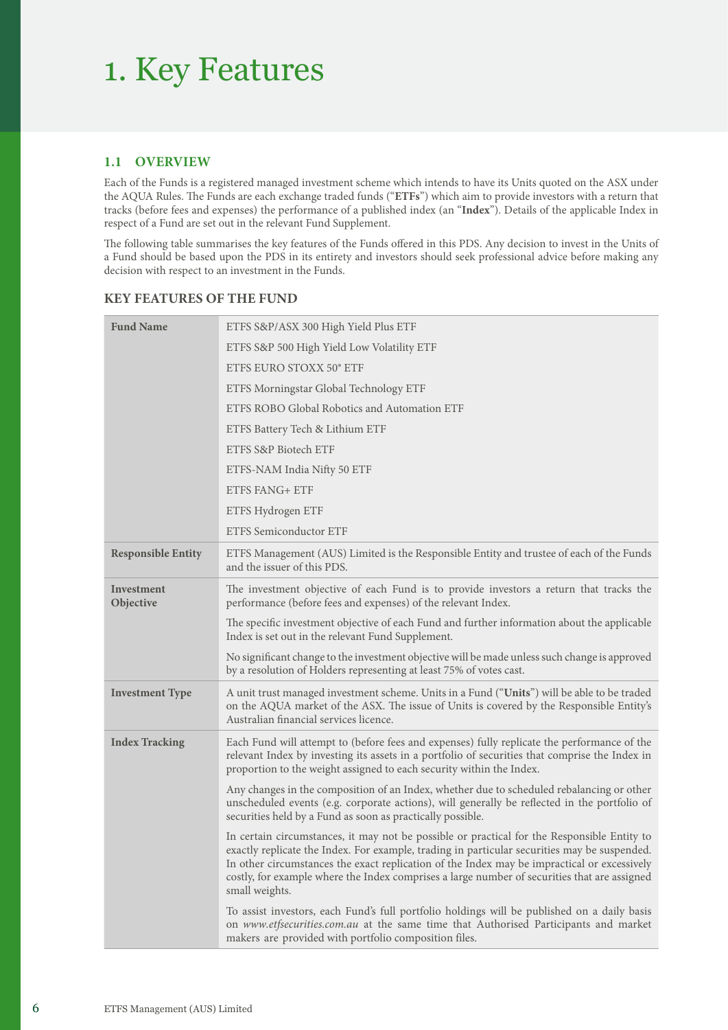# 1. Key Features

## 1.1 OVERVIEW

Each of the Funds is a registered managed investment scheme which intends to have its Units quoted on the ASX under the AQUA Rules. The Funds are each exchange traded funds ("**ETFs**") which aim to provide investors with a return that tracks (before fees and expenses) the performance of a published index (an "**Index**"). Details of the applicable Index in respect of a Fund are set out in the relevant Fund Supplement.

The following table summarises the key features of the Funds offered in this PDS. Any decision to invest in the Units of a Fund should be based upon the PDS in its entirety and investors should seek professional advice before making any decision with respect to an investment in the Funds.

### KEY FEATURES OF THE FUND

| | |
|---|---|
| **Fund Name** | ETFS S&P/ASX 300 High Yield Plus ETF<br>ETFS S&P 500 High Yield Low Volatility ETF<br>ETFS EURO STOXX 50® ETF<br>ETFS Morningstar Global Technology ETF<br>ETFS ROBO Global Robotics and Automation ETF<br>ETFS Battery Tech & Lithium ETF<br>ETFS S&P Biotech ETF<br>ETFS-NAM India Nifty 50 ETF<br>ETFS FANG+ ETF<br>ETFS Hydrogen ETF<br>ETFS Semiconductor ETF |
| **Responsible Entity** | ETFS Management (AUS) Limited is the Responsible Entity and trustee of each of the Funds and the issuer of this PDS. |
| **Investment Objective** | The investment objective of each Fund is to provide investors a return that tracks the performance (before fees and expenses) of the relevant Index.<br><br>The specific investment objective of each Fund and further information about the applicable Index is set out in the relevant Fund Supplement.<br><br>No significant change to the investment objective will be made unless such change is approved by a resolution of Holders representing at least 75% of votes cast. |
| **Investment Type** | A unit trust managed investment scheme. Units in a Fund ("**Units**") will be able to be traded on the AQUA market of the ASX. The issue of Units is covered by the Responsible Entity's Australian financial services licence. |
| **Index Tracking** | Each Fund will attempt to (before fees and expenses) fully replicate the performance of the relevant Index by investing its assets in a portfolio of securities that comprise the Index in proportion to the weight assigned to each security within the Index.<br><br>Any changes in the composition of an Index, whether due to scheduled rebalancing or other unscheduled events (e.g. corporate actions), will generally be reflected in the portfolio of securities held by a Fund as soon as practically possible.<br><br>In certain circumstances, it may not be possible or practical for the Responsible Entity to exactly replicate the Index. For example, trading in particular securities may be suspended. In other circumstances the exact replication of the Index may be impractical or excessively costly, for example where the Index comprises a large number of securities that are assigned small weights.<br><br>To assist investors, each Fund's full portfolio holdings will be published on a daily basis on *www.etfsecurities.com.au* at the same time that Authorised Participants and market makers are provided with portfolio composition files. |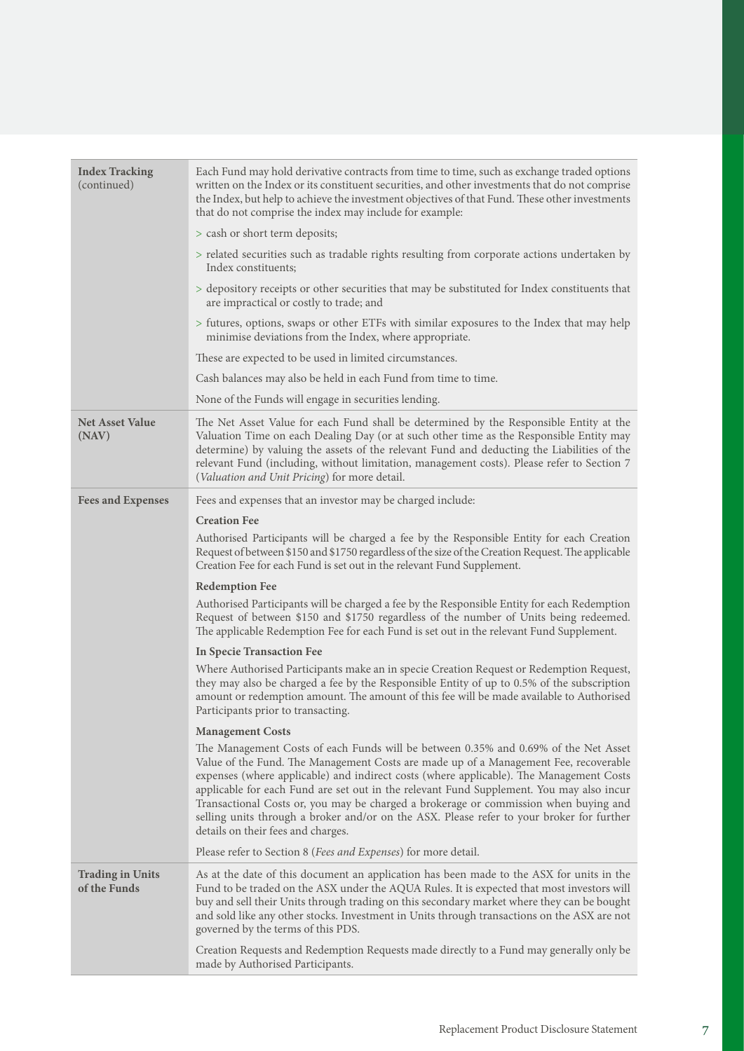| | |
|---|---|
| **Index Tracking** (continued) | Each Fund may hold derivative contracts from time to time, such as exchange traded options written on the Index or its constituent securities, and other investments that do not comprise the Index, but help to achieve the investment objectives of that Fund. These other investments that do not comprise the index may include for example:<br>> cash or short term deposits;<br>> related securities such as tradable rights resulting from corporate actions undertaken by Index constituents;<br>> depository receipts or other securities that may be substituted for Index constituents that are impractical or costly to trade; and<br>> futures, options, swaps or other ETFs with similar exposures to the Index that may help minimise deviations from the Index, where appropriate.<br>These are expected to be used in limited circumstances.<br>Cash balances may also be held in each Fund from time to time.<br>None of the Funds will engage in securities lending. |
| **Net Asset Value (NAV)** | The Net Asset Value for each Fund shall be determined by the Responsible Entity at the Valuation Time on each Dealing Day (or at such other time as the Responsible Entity may determine) by valuing the assets of the relevant Fund and deducting the Liabilities of the relevant Fund (including, without limitation, management costs). Please refer to Section 7 (*Valuation and Unit Pricing*) for more detail. |
| **Fees and Expenses** | Fees and expenses that an investor may be charged include:<br>**Creation Fee**<br>Authorised Participants will be charged a fee by the Responsible Entity for each Creation Request of between $150 and $1750 regardless of the size of the Creation Request. The applicable Creation Fee for each Fund is set out in the relevant Fund Supplement.<br>**Redemption Fee**<br>Authorised Participants will be charged a fee by the Responsible Entity for each Redemption Request of between $150 and $1750 regardless of the number of Units being redeemed. The applicable Redemption Fee for each Fund is set out in the relevant Fund Supplement.<br>**In Specie Transaction Fee**<br>Where Authorised Participants make an in specie Creation Request or Redemption Request, they may also be charged a fee by the Responsible Entity of up to 0.5% of the subscription amount or redemption amount. The amount of this fee will be made available to Authorised Participants prior to transacting.<br>**Management Costs**<br>The Management Costs of each Funds will be between 0.35% and 0.69% of the Net Asset Value of the Fund. The Management Costs are made up of a Management Fee, recoverable expenses (where applicable) and indirect costs (where applicable). The Management Costs applicable for each Fund are set out in the relevant Fund Supplement. You may also incur Transactional Costs or, you may be charged a brokerage or commission when buying and selling units through a broker and/or on the ASX. Please refer to your broker for further details on their fees and charges.<br>Please refer to Section 8 (*Fees and Expenses*) for more detail. |
| **Trading in Units of the Funds** | As at the date of this document an application has been made to the ASX for units in the Fund to be traded on the ASX under the AQUA Rules. It is expected that most investors will buy and sell their Units through trading on this secondary market where they can be bought and sold like any other stocks. Investment in Units through transactions on the ASX are not governed by the terms of this PDS.<br>Creation Requests and Redemption Requests made directly to a Fund may generally only be made by Authorised Participants. |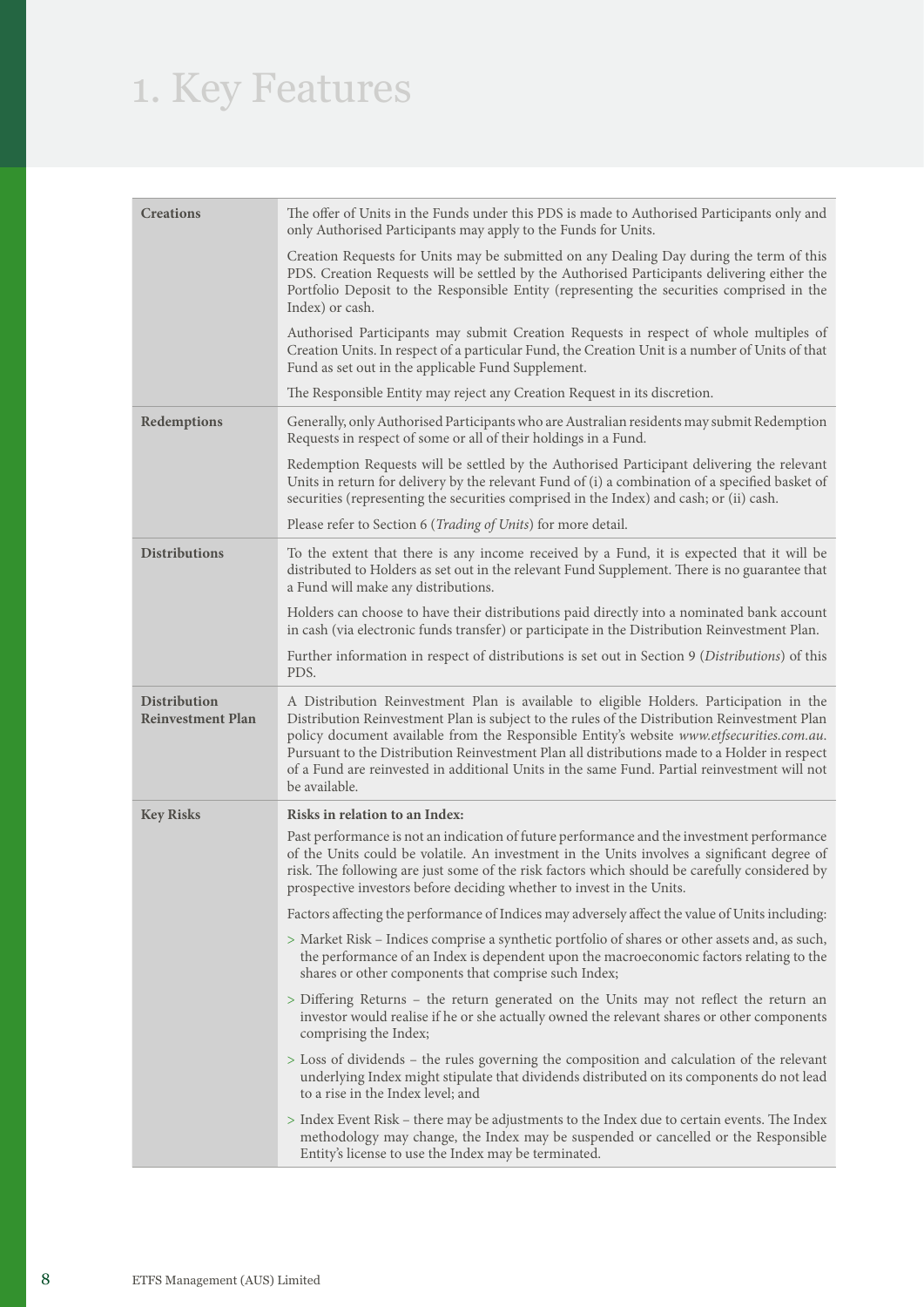# 1. Key Features

| | |
|---|---|
| **Creations** | The offer of Units in the Funds under this PDS is made to Authorised Participants only and only Authorised Participants may apply to the Funds for Units.<br><br>Creation Requests for Units may be submitted on any Dealing Day during the term of this PDS. Creation Requests will be settled by the Authorised Participants delivering either the Portfolio Deposit to the Responsible Entity (representing the securities comprised in the Index) or cash.<br><br>Authorised Participants may submit Creation Requests in respect of whole multiples of Creation Units. In respect of a particular Fund, the Creation Unit is a number of Units of that Fund as set out in the applicable Fund Supplement.<br><br>The Responsible Entity may reject any Creation Request in its discretion. |
| **Redemptions** | Generally, only Authorised Participants who are Australian residents may submit Redemption Requests in respect of some or all of their holdings in a Fund.<br><br>Redemption Requests will be settled by the Authorised Participant delivering the relevant Units in return for delivery by the relevant Fund of (i) a combination of a specified basket of securities (representing the securities comprised in the Index) and cash; or (ii) cash.<br><br>Please refer to Section 6 (*Trading of Units*) for more detail. |
| **Distributions** | To the extent that there is any income received by a Fund, it is expected that it will be distributed to Holders as set out in the relevant Fund Supplement. There is no guarantee that a Fund will make any distributions.<br><br>Holders can choose to have their distributions paid directly into a nominated bank account in cash (via electronic funds transfer) or participate in the Distribution Reinvestment Plan.<br><br>Further information in respect of distributions is set out in Section 9 (*Distributions*) of this PDS. |
| **Distribution Reinvestment Plan** | A Distribution Reinvestment Plan is available to eligible Holders. Participation in the Distribution Reinvestment Plan is subject to the rules of the Distribution Reinvestment Plan policy document available from the Responsible Entity's website *www.etfsecurities.com.au*. Pursuant to the Distribution Reinvestment Plan all distributions made to a Holder in respect of a Fund are reinvested in additional Units in the same Fund. Partial reinvestment will not be available. |
| **Key Risks** | **Risks in relation to an Index:**<br><br>Past performance is not an indication of future performance and the investment performance of the Units could be volatile. An investment in the Units involves a significant degree of risk. The following are just some of the risk factors which should be carefully considered by prospective investors before deciding whether to invest in the Units.<br><br>Factors affecting the performance of Indices may adversely affect the value of Units including:<br><br>> Market Risk – Indices comprise a synthetic portfolio of shares or other assets and, as such, the performance of an Index is dependent upon the macroeconomic factors relating to the shares or other components that comprise such Index;<br><br>> Differing Returns – the return generated on the Units may not reflect the return an investor would realise if he or she actually owned the relevant shares or other components comprising the Index;<br><br>> Loss of dividends – the rules governing the composition and calculation of the relevant underlying Index might stipulate that dividends distributed on its components do not lead to a rise in the Index level; and<br><br>> Index Event Risk – there may be adjustments to the Index due to certain events. The Index methodology may change, the Index may be suspended or cancelled or the Responsible Entity's license to use the Index may be terminated. |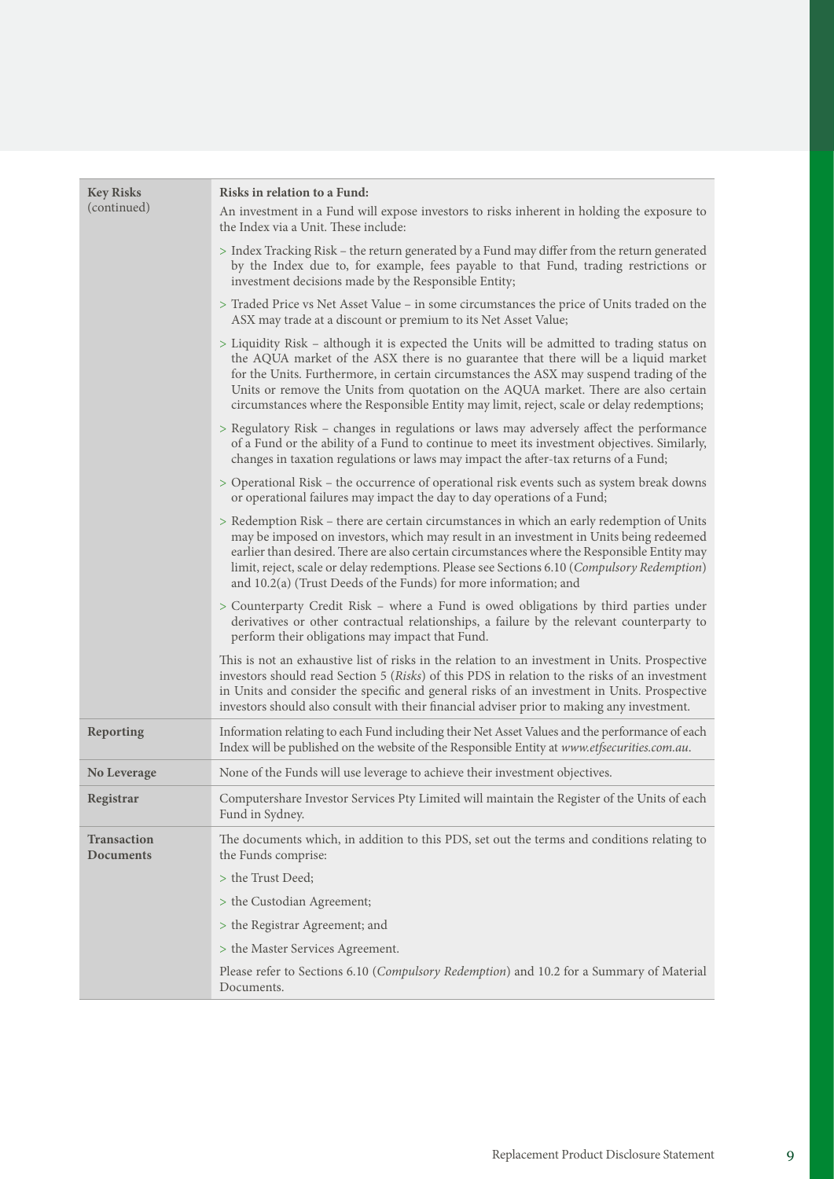| | |
|---|---|
| **Key Risks** (continued) | **Risks in relation to a Fund:**<br>An investment in a Fund will expose investors to risks inherent in holding the exposure to the Index via a Unit. These include:<br>> Index Tracking Risk – the return generated by a Fund may differ from the return generated by the Index due to, for example, fees payable to that Fund, trading restrictions or investment decisions made by the Responsible Entity;<br>> Traded Price vs Net Asset Value – in some circumstances the price of Units traded on the ASX may trade at a discount or premium to its Net Asset Value;<br>> Liquidity Risk – although it is expected the Units will be admitted to trading status on the AQUA market of the ASX there is no guarantee that there will be a liquid market for the Units. Furthermore, in certain circumstances the ASX may suspend trading of the Units or remove the Units from quotation on the AQUA market. There are also certain circumstances where the Responsible Entity may limit, reject, scale or delay redemptions;<br>> Regulatory Risk – changes in regulations or laws may adversely affect the performance of a Fund or the ability of a Fund to continue to meet its investment objectives. Similarly, changes in taxation regulations or laws may impact the after-tax returns of a Fund;<br>> Operational Risk – the occurrence of operational risk events such as system break downs or operational failures may impact the day to day operations of a Fund;<br>> Redemption Risk – there are certain circumstances in which an early redemption of Units may be imposed on investors, which may result in an investment in Units being redeemed earlier than desired. There are also certain circumstances where the Responsible Entity may limit, reject, scale or delay redemptions. Please see Sections 6.10 (*Compulsory Redemption*) and 10.2(a) (Trust Deeds of the Funds) for more information; and<br>> Counterparty Credit Risk – where a Fund is owed obligations by third parties under derivatives or other contractual relationships, a failure by the relevant counterparty to perform their obligations may impact that Fund.<br>This is not an exhaustive list of risks in the relation to an investment in Units. Prospective investors should read Section 5 (*Risks*) of this PDS in relation to the risks of an investment in Units and consider the specific and general risks of an investment in Units. Prospective investors should also consult with their financial adviser prior to making any investment. |
| **Reporting** | Information relating to each Fund including their Net Asset Values and the performance of each Index will be published on the website of the Responsible Entity at *www.etfsecurities.com.au*. |
| **No Leverage** | None of the Funds will use leverage to achieve their investment objectives. |
| **Registrar** | Computershare Investor Services Pty Limited will maintain the Register of the Units of each Fund in Sydney. |
| **Transaction Documents** | The documents which, in addition to this PDS, set out the terms and conditions relating to the Funds comprise:<br>> the Trust Deed;<br>> the Custodian Agreement;<br>> the Registrar Agreement; and<br>> the Master Services Agreement.<br>Please refer to Sections 6.10 (*Compulsory Redemption*) and 10.2 for a Summary of Material Documents. |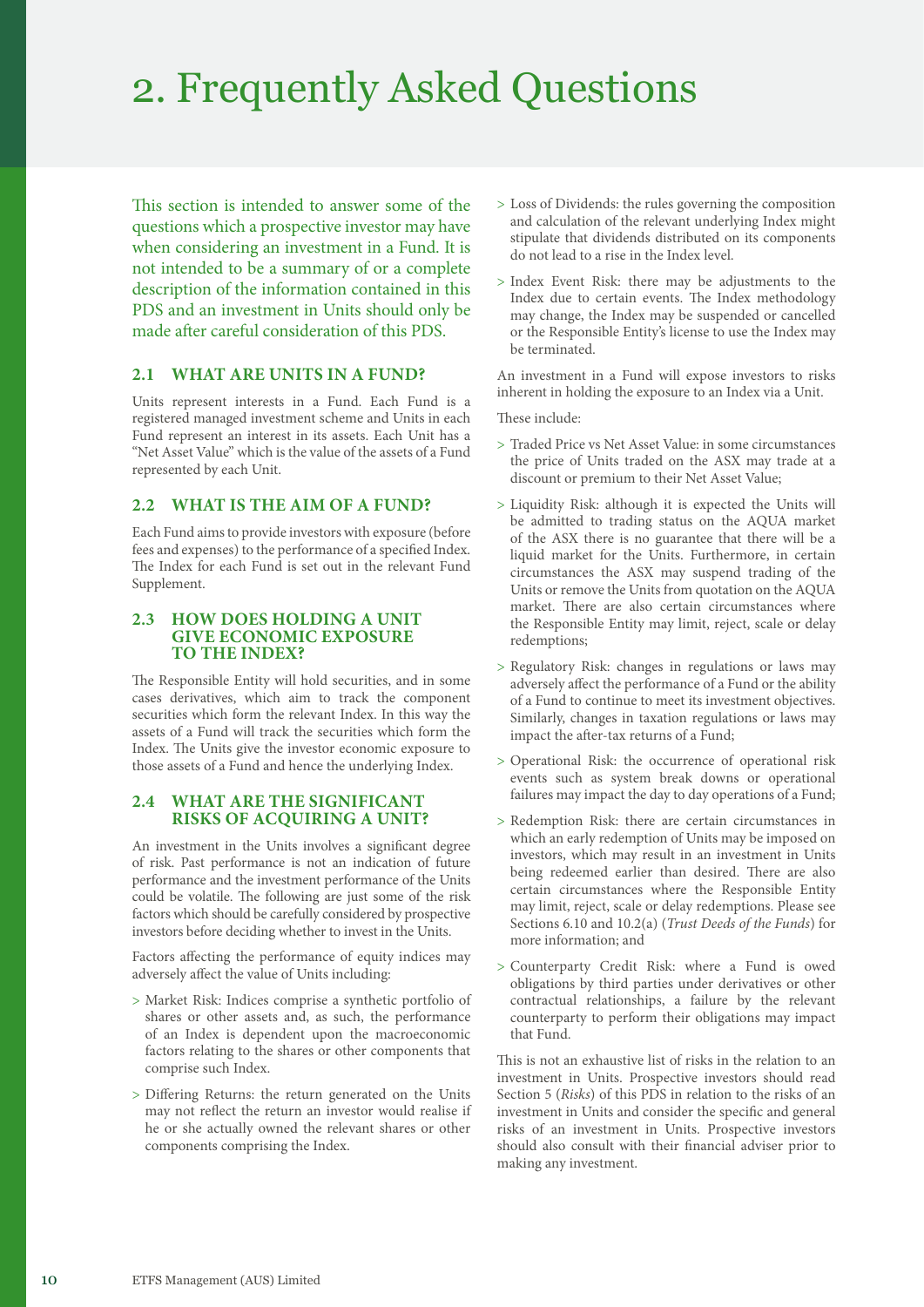# 2. Frequently Asked Questions

This section is intended to answer some of the questions which a prospective investor may have when considering an investment in a Fund. It is not intended to be a summary of or a complete description of the information contained in this PDS and an investment in Units should only be made after careful consideration of this PDS.

## 2.1 WHAT ARE UNITS IN A FUND?

Units represent interests in a Fund. Each Fund is a registered managed investment scheme and Units in each Fund represent an interest in its assets. Each Unit has a "Net Asset Value" which is the value of the assets of a Fund represented by each Unit.

## 2.2 WHAT IS THE AIM OF A FUND?

Each Fund aims to provide investors with exposure (before fees and expenses) to the performance of a specified Index. The Index for each Fund is set out in the relevant Fund Supplement.

## 2.3 HOW DOES HOLDING A UNIT GIVE ECONOMIC EXPOSURE TO THE INDEX?

The Responsible Entity will hold securities, and in some cases derivatives, which aim to track the component securities which form the relevant Index. In this way the assets of a Fund will track the securities which form the Index. The Units give the investor economic exposure to those assets of a Fund and hence the underlying Index.

## 2.4 WHAT ARE THE SIGNIFICANT RISKS OF ACQUIRING A UNIT?

An investment in the Units involves a significant degree of risk. Past performance is not an indication of future performance and the investment performance of the Units could be volatile. The following are just some of the risk factors which should be carefully considered by prospective investors before deciding whether to invest in the Units.

Factors affecting the performance of equity indices may adversely affect the value of Units including:

> Market Risk: Indices comprise a synthetic portfolio of shares or other assets and, as such, the performance of an Index is dependent upon the macroeconomic factors relating to the shares or other components that comprise such Index.

> Differing Returns: the return generated on the Units may not reflect the return an investor would realise if he or she actually owned the relevant shares or other components comprising the Index.

> Loss of Dividends: the rules governing the composition and calculation of the relevant underlying Index might stipulate that dividends distributed on its components do not lead to a rise in the Index level.

> Index Event Risk: there may be adjustments to the Index due to certain events. The Index methodology may change, the Index may be suspended or cancelled or the Responsible Entity's license to use the Index may be terminated.

An investment in a Fund will expose investors to risks inherent in holding the exposure to an Index via a Unit.

These include:

> Traded Price vs Net Asset Value: in some circumstances the price of Units traded on the ASX may trade at a discount or premium to their Net Asset Value;

> Liquidity Risk: although it is expected the Units will be admitted to trading status on the AQUA market of the ASX there is no guarantee that there will be a liquid market for the Units. Furthermore, in certain circumstances the ASX may suspend trading of the Units or remove the Units from quotation on the AQUA market. There are also certain circumstances where the Responsible Entity may limit, reject, scale or delay redemptions;

> Regulatory Risk: changes in regulations or laws may adversely affect the performance of a Fund or the ability of a Fund to continue to meet its investment objectives. Similarly, changes in taxation regulations or laws may impact the after-tax returns of a Fund;

> Operational Risk: the occurrence of operational risk events such as system break downs or operational failures may impact the day to day operations of a Fund;

> Redemption Risk: there are certain circumstances in which an early redemption of Units may be imposed on investors, which may result in an investment in Units being redeemed earlier than desired. There are also certain circumstances where the Responsible Entity may limit, reject, scale or delay redemptions. Please see Sections 6.10 and 10.2(a) (*Trust Deeds of the Funds*) for more information; and

> Counterparty Credit Risk: where a Fund is owed obligations by third parties under derivatives or other contractual relationships, a failure by the relevant counterparty to perform their obligations may impact that Fund.

This is not an exhaustive list of risks in the relation to an investment in Units. Prospective investors should read Section 5 (*Risks*) of this PDS in relation to the risks of an investment in Units and consider the specific and general risks of an investment in Units. Prospective investors should also consult with their financial adviser prior to making any investment.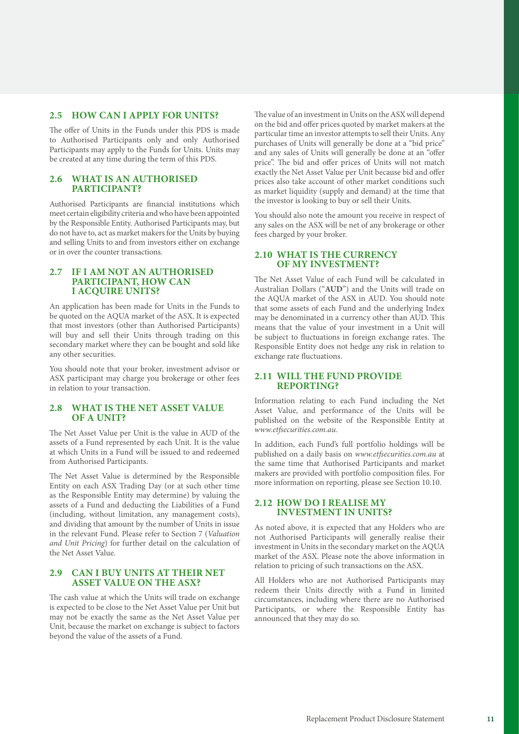## 2.5 HOW CAN I APPLY FOR UNITS?

The offer of Units in the Funds under this PDS is made to Authorised Participants only and only Authorised Participants may apply to the Funds for Units. Units may be created at any time during the term of this PDS.

## 2.6 WHAT IS AN AUTHORISED PARTICIPANT?

Authorised Participants are financial institutions which meet certain eligibility criteria and who have been appointed by the Responsible Entity. Authorised Participants may, but do not have to, act as market makers for the Units by buying and selling Units to and from investors either on exchange or in over the counter transactions.

## 2.7 IF I AM NOT AN AUTHORISED PARTICIPANT, HOW CAN I ACQUIRE UNITS?

An application has been made for Units in the Funds to be quoted on the AQUA market of the ASX. It is expected that most investors (other than Authorised Participants) will buy and sell their Units through trading on this secondary market where they can be bought and sold like any other securities.

You should note that your broker, investment advisor or ASX participant may charge you brokerage or other fees in relation to your transaction.

## 2.8 WHAT IS THE NET ASSET VALUE OF A UNIT?

The Net Asset Value per Unit is the value in AUD of the assets of a Fund represented by each Unit. It is the value at which Units in a Fund will be issued to and redeemed from Authorised Participants.

The Net Asset Value is determined by the Responsible Entity on each ASX Trading Day (or at such other time as the Responsible Entity may determine) by valuing the assets of a Fund and deducting the Liabilities of a Fund (including, without limitation, any management costs), and dividing that amount by the number of Units in issue in the relevant Fund. Please refer to Section 7 (*Valuation and Unit Pricing*) for further detail on the calculation of the Net Asset Value.

## 2.9 CAN I BUY UNITS AT THEIR NET ASSET VALUE ON THE ASX?

The cash value at which the Units will trade on exchange is expected to be close to the Net Asset Value per Unit but may not be exactly the same as the Net Asset Value per Unit, because the market on exchange is subject to factors beyond the value of the assets of a Fund.

The value of an investment in Units on the ASX will depend on the bid and offer prices quoted by market makers at the particular time an investor attempts to sell their Units. Any purchases of Units will generally be done at a "bid price" and any sales of Units will generally be done at an "offer price". The bid and offer prices of Units will not match exactly the Net Asset Value per Unit because bid and offer prices also take account of other market conditions such as market liquidity (supply and demand) at the time that the investor is looking to buy or sell their Units.

You should also note the amount you receive in respect of any sales on the ASX will be net of any brokerage or other fees charged by your broker.

## 2.10 WHAT IS THE CURRENCY OF MY INVESTMENT?

The Net Asset Value of each Fund will be calculated in Australian Dollars ("**AUD**") and the Units will trade on the AQUA market of the ASX in AUD. You should note that some assets of each Fund and the underlying Index may be denominated in a currency other than AUD. This means that the value of your investment in a Unit will be subject to fluctuations in foreign exchange rates. The Responsible Entity does not hedge any risk in relation to exchange rate fluctuations.

## 2.11 WILL THE FUND PROVIDE REPORTING?

Information relating to each Fund including the Net Asset Value, and performance of the Units will be published on the website of the Responsible Entity at *www.etfsecurities.com.au*.

In addition, each Fund's full portfolio holdings will be published on a daily basis on *www.etfsecurities.com.au* at the same time that Authorised Participants and market makers are provided with portfolio composition files. For more information on reporting, please see Section 10.10.

## 2.12 HOW DO I REALISE MY INVESTMENT IN UNITS?

As noted above, it is expected that any Holders who are not Authorised Participants will generally realise their investment in Units in the secondary market on the AQUA market of the ASX. Please note the above information in relation to pricing of such transactions on the ASX.

All Holders who are not Authorised Participants may redeem their Units directly with a Fund in limited circumstances, including where there are no Authorised Participants, or where the Responsible Entity has announced that they may do so.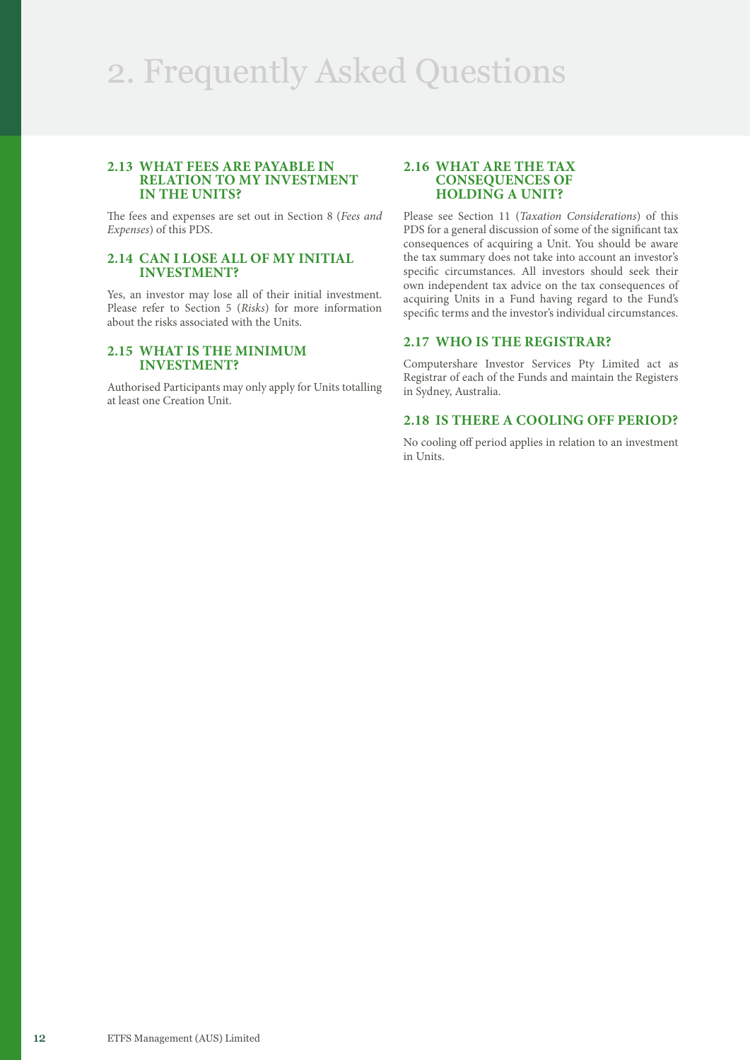# 2. Frequently Asked Questions

### 2.13 WHAT FEES ARE PAYABLE IN RELATION TO MY INVESTMENT IN THE UNITS?

The fees and expenses are set out in Section 8 (*Fees and Expenses*) of this PDS.

### 2.14 CAN I LOSE ALL OF MY INITIAL INVESTMENT?

Yes, an investor may lose all of their initial investment. Please refer to Section 5 (*Risks*) for more information about the risks associated with the Units.

### 2.15 WHAT IS THE MINIMUM INVESTMENT?

Authorised Participants may only apply for Units totalling at least one Creation Unit.

### 2.16 WHAT ARE THE TAX CONSEQUENCES OF HOLDING A UNIT?

Please see Section 11 (*Taxation Considerations*) of this PDS for a general discussion of some of the significant tax consequences of acquiring a Unit. You should be aware the tax summary does not take into account an investor's specific circumstances. All investors should seek their own independent tax advice on the tax consequences of acquiring Units in a Fund having regard to the Fund's specific terms and the investor's individual circumstances.

### 2.17 WHO IS THE REGISTRAR?

Computershare Investor Services Pty Limited act as Registrar of each of the Funds and maintain the Registers in Sydney, Australia.

### 2.18 IS THERE A COOLING OFF PERIOD?

No cooling off period applies in relation to an investment in Units.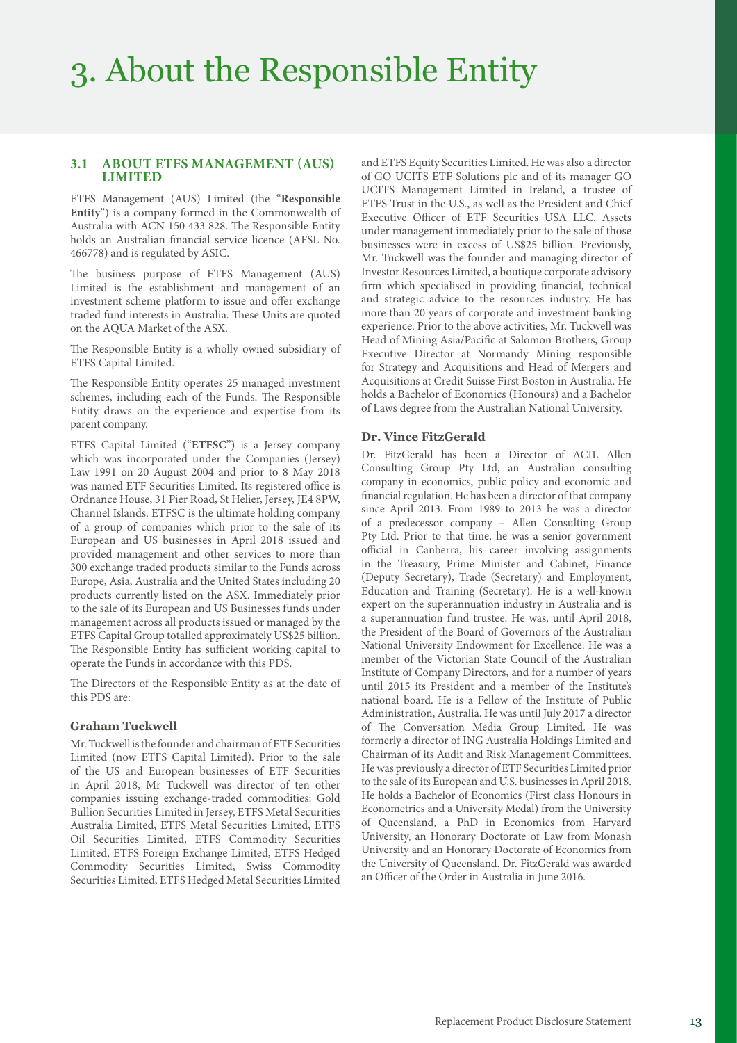# 3. About the Responsible Entity

## 3.1 ABOUT ETFS MANAGEMENT (AUS) LIMITED

ETFS Management (AUS) Limited (the "**Responsible Entity**") is a company formed in the Commonwealth of Australia with ACN 150 433 828. The Responsible Entity holds an Australian financial service licence (AFSL No. 466778) and is regulated by ASIC.

The business purpose of ETFS Management (AUS) Limited is the establishment and management of an investment scheme platform to issue and offer exchange traded fund interests in Australia. These Units are quoted on the AQUA Market of the ASX.

The Responsible Entity is a wholly owned subsidiary of ETFS Capital Limited.

The Responsible Entity operates 25 managed investment schemes, including each of the Funds. The Responsible Entity draws on the experience and expertise from its parent company.

ETFS Capital Limited ("**ETFSC**") is a Jersey company which was incorporated under the Companies (Jersey) Law 1991 on 20 August 2004 and prior to 8 May 2018 was named ETF Securities Limited. Its registered office is Ordnance House, 31 Pier Road, St Helier, Jersey, JE4 8PW, Channel Islands. ETFSC is the ultimate holding company of a group of companies which prior to the sale of its European and US businesses in April 2018 issued and provided management and other services to more than 300 exchange traded products similar to the Funds across Europe, Asia, Australia and the United States including 20 products currently listed on the ASX. Immediately prior to the sale of its European and US Businesses funds under management across all products issued or managed by the ETFS Capital Group totalled approximately US$25 billion. The Responsible Entity has sufficient working capital to operate the Funds in accordance with this PDS.

The Directors of the Responsible Entity as at the date of this PDS are:

### Graham Tuckwell

Mr. Tuckwell is the founder and chairman of ETF Securities Limited (now ETFS Capital Limited). Prior to the sale of the US and European businesses of ETF Securities in April 2018, Mr Tuckwell was director of ten other companies issuing exchange-traded commodities: Gold Bullion Securities Limited in Jersey, ETFS Metal Securities Australia Limited, ETFS Metal Securities Limited, ETFS Oil Securities Limited, ETFS Commodity Securities Limited, ETFS Foreign Exchange Limited, ETFS Hedged Commodity Securities Limited, Swiss Commodity Securities Limited, ETFS Hedged Metal Securities Limited and ETFS Equity Securities Limited. He was also a director of GO UCITS ETF Solutions plc and of its manager GO UCITS Management Limited in Ireland, a trustee of ETFS Trust in the U.S., as well as the President and Chief Executive Officer of ETF Securities USA LLC. Assets under management immediately prior to the sale of those businesses were in excess of US$25 billion. Previously, Mr. Tuckwell was the founder and managing director of Investor Resources Limited, a boutique corporate advisory firm which specialised in providing financial, technical and strategic advice to the resources industry. He has more than 20 years of corporate and investment banking experience. Prior to the above activities, Mr. Tuckwell was Head of Mining Asia/Pacific at Salomon Brothers, Group Executive Director at Normandy Mining responsible for Strategy and Acquisitions and Head of Mergers and Acquisitions at Credit Suisse First Boston in Australia. He holds a Bachelor of Economics (Honours) and a Bachelor of Laws degree from the Australian National University.

### Dr. Vince FitzGerald

Dr. FitzGerald has been a Director of ACIL Allen Consulting Group Pty Ltd, an Australian consulting company in economics, public policy and economic and financial regulation. He has been a director of that company since April 2013. From 1989 to 2013 he was a director of a predecessor company – Allen Consulting Group Pty Ltd. Prior to that time, he was a senior government official in Canberra, his career involving assignments in the Treasury, Prime Minister and Cabinet, Finance (Deputy Secretary), Trade (Secretary) and Employment, Education and Training (Secretary). He is a well-known expert on the superannuation industry in Australia and is a superannuation fund trustee. He was, until April 2018, the President of the Board of Governors of the Australian National University Endowment for Excellence. He was a member of the Victorian State Council of the Australian Institute of Company Directors, and for a number of years until 2015 its President and a member of the Institute's national board. He is a Fellow of the Institute of Public Administration, Australia. He was until July 2017 a director of The Conversation Media Group Limited. He was formerly a director of ING Australia Holdings Limited and Chairman of its Audit and Risk Management Committees. He was previously a director of ETF Securities Limited prior to the sale of its European and U.S. businesses in April 2018. He holds a Bachelor of Economics (First class Honours in Econometrics and a University Medal) from the University of Queensland, a PhD in Economics from Harvard University, an Honorary Doctorate of Law from Monash University and an Honorary Doctorate of Economics from the University of Queensland. Dr. FitzGerald was awarded an Officer of the Order in Australia in June 2016.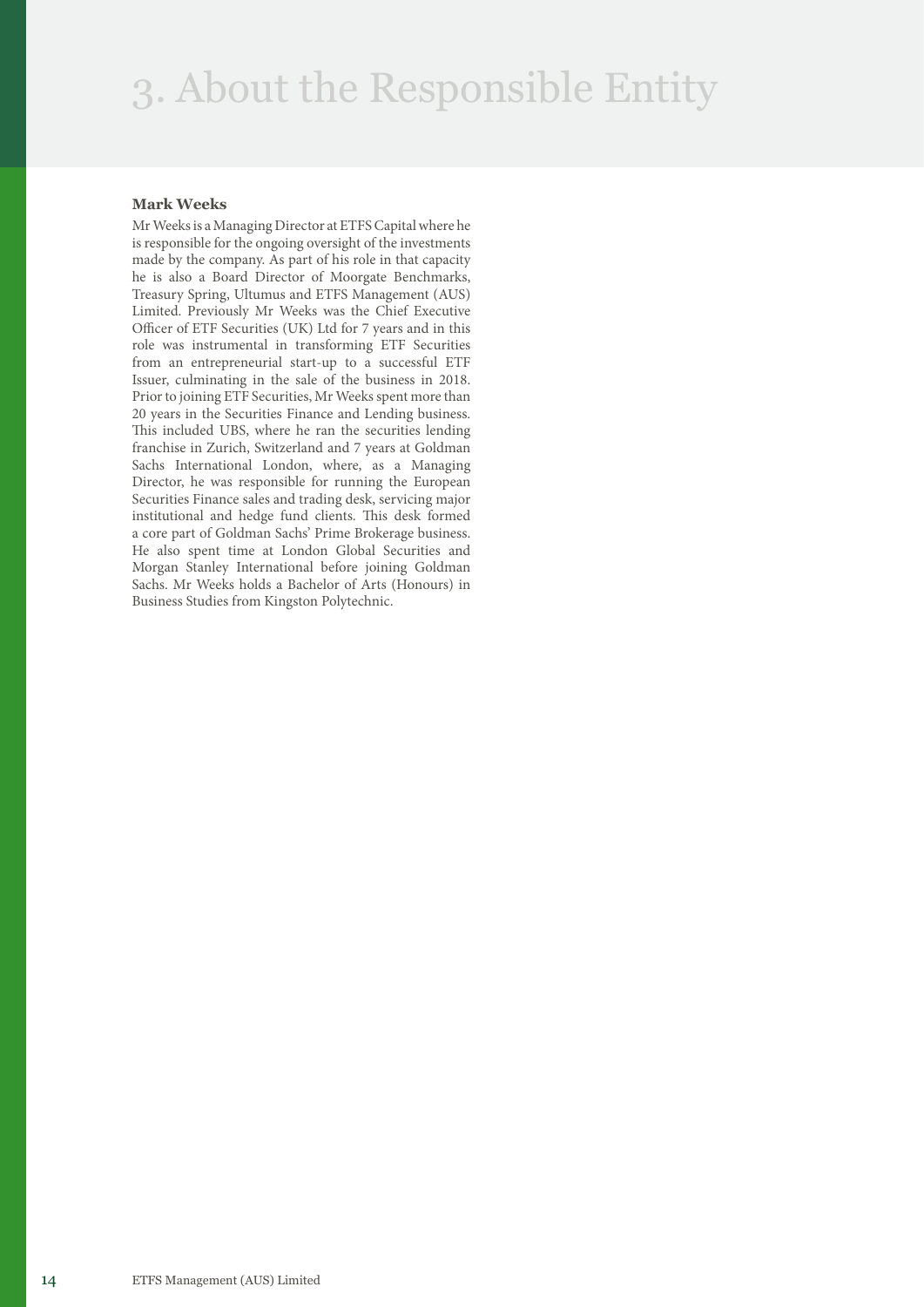# 3. About the Responsible Entity

**Mark Weeks**

Mr Weeks is a Managing Director at ETFS Capital where he is responsible for the ongoing oversight of the investments made by the company. As part of his role in that capacity he is also a Board Director of Moorgate Benchmarks, Treasury Spring, Ultumus and ETFS Management (AUS) Limited. Previously Mr Weeks was the Chief Executive Officer of ETF Securities (UK) Ltd for 7 years and in this role was instrumental in transforming ETF Securities from an entrepreneurial start-up to a successful ETF Issuer, culminating in the sale of the business in 2018. Prior to joining ETF Securities, Mr Weeks spent more than 20 years in the Securities Finance and Lending business. This included UBS, where he ran the securities lending franchise in Zurich, Switzerland and 7 years at Goldman Sachs International London, where, as a Managing Director, he was responsible for running the European Securities Finance sales and trading desk, servicing major institutional and hedge fund clients. This desk formed a core part of Goldman Sachs' Prime Brokerage business. He also spent time at London Global Securities and Morgan Stanley International before joining Goldman Sachs. Mr Weeks holds a Bachelor of Arts (Honours) in Business Studies from Kingston Polytechnic.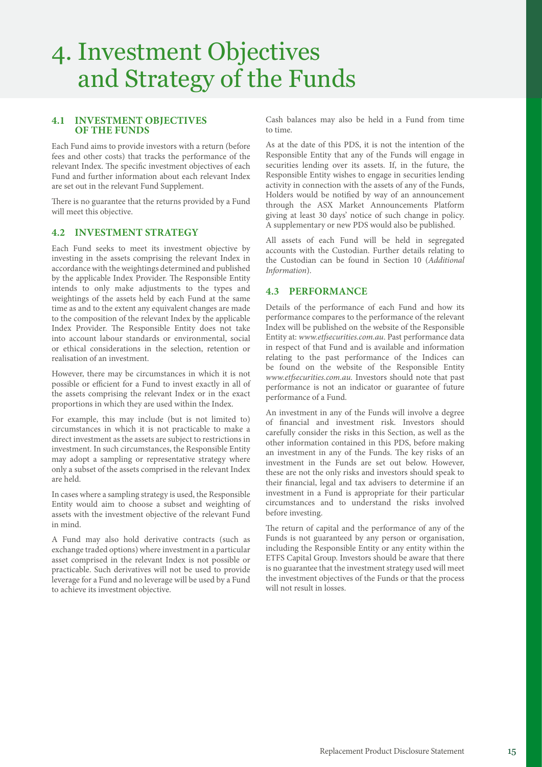# 4. Investment Objectives and Strategy of the Funds

## 4.1 INVESTMENT OBJECTIVES OF THE FUNDS

Each Fund aims to provide investors with a return (before fees and other costs) that tracks the performance of the relevant Index. The specific investment objectives of each Fund and further information about each relevant Index are set out in the relevant Fund Supplement.

There is no guarantee that the returns provided by a Fund will meet this objective.

## 4.2 INVESTMENT STRATEGY

Each Fund seeks to meet its investment objective by investing in the assets comprising the relevant Index in accordance with the weightings determined and published by the applicable Index Provider. The Responsible Entity intends to only make adjustments to the types and weightings of the assets held by each Fund at the same time as and to the extent any equivalent changes are made to the composition of the relevant Index by the applicable Index Provider. The Responsible Entity does not take into account labour standards or environmental, social or ethical considerations in the selection, retention or realisation of an investment.

However, there may be circumstances in which it is not possible or efficient for a Fund to invest exactly in all of the assets comprising the relevant Index or in the exact proportions in which they are used within the Index.

For example, this may include (but is not limited to) circumstances in which it is not practicable to make a direct investment as the assets are subject to restrictions in investment. In such circumstances, the Responsible Entity may adopt a sampling or representative strategy where only a subset of the assets comprised in the relevant Index are held.

In cases where a sampling strategy is used, the Responsible Entity would aim to choose a subset and weighting of assets with the investment objective of the relevant Fund in mind.

A Fund may also hold derivative contracts (such as exchange traded options) where investment in a particular asset comprised in the relevant Index is not possible or practicable. Such derivatives will not be used to provide leverage for a Fund and no leverage will be used by a Fund to achieve its investment objective.

Cash balances may also be held in a Fund from time to time.

As at the date of this PDS, it is not the intention of the Responsible Entity that any of the Funds will engage in securities lending over its assets. If, in the future, the Responsible Entity wishes to engage in securities lending activity in connection with the assets of any of the Funds, Holders would be notified by way of an announcement through the ASX Market Announcements Platform giving at least 30 days' notice of such change in policy. A supplementary or new PDS would also be published.

All assets of each Fund will be held in segregated accounts with the Custodian. Further details relating to the Custodian can be found in Section 10 (*Additional Information*).

## 4.3 PERFORMANCE

Details of the performance of each Fund and how its performance compares to the performance of the relevant Index will be published on the website of the Responsible Entity at: *www.etfsecurities.com.au*. Past performance data in respect of that Fund and is available and information relating to the past performance of the Indices can be found on the website of the Responsible Entity *www.etfsecurities.com.au*. Investors should note that past performance is not an indicator or guarantee of future performance of a Fund.

An investment in any of the Funds will involve a degree of financial and investment risk. Investors should carefully consider the risks in this Section, as well as the other information contained in this PDS, before making an investment in any of the Funds. The key risks of an investment in the Funds are set out below. However, these are not the only risks and investors should speak to their financial, legal and tax advisers to determine if an investment in a Fund is appropriate for their particular circumstances and to understand the risks involved before investing.

The return of capital and the performance of any of the Funds is not guaranteed by any person or organisation, including the Responsible Entity or any entity within the ETFS Capital Group. Investors should be aware that there is no guarantee that the investment strategy used will meet the investment objectives of the Funds or that the process will not result in losses.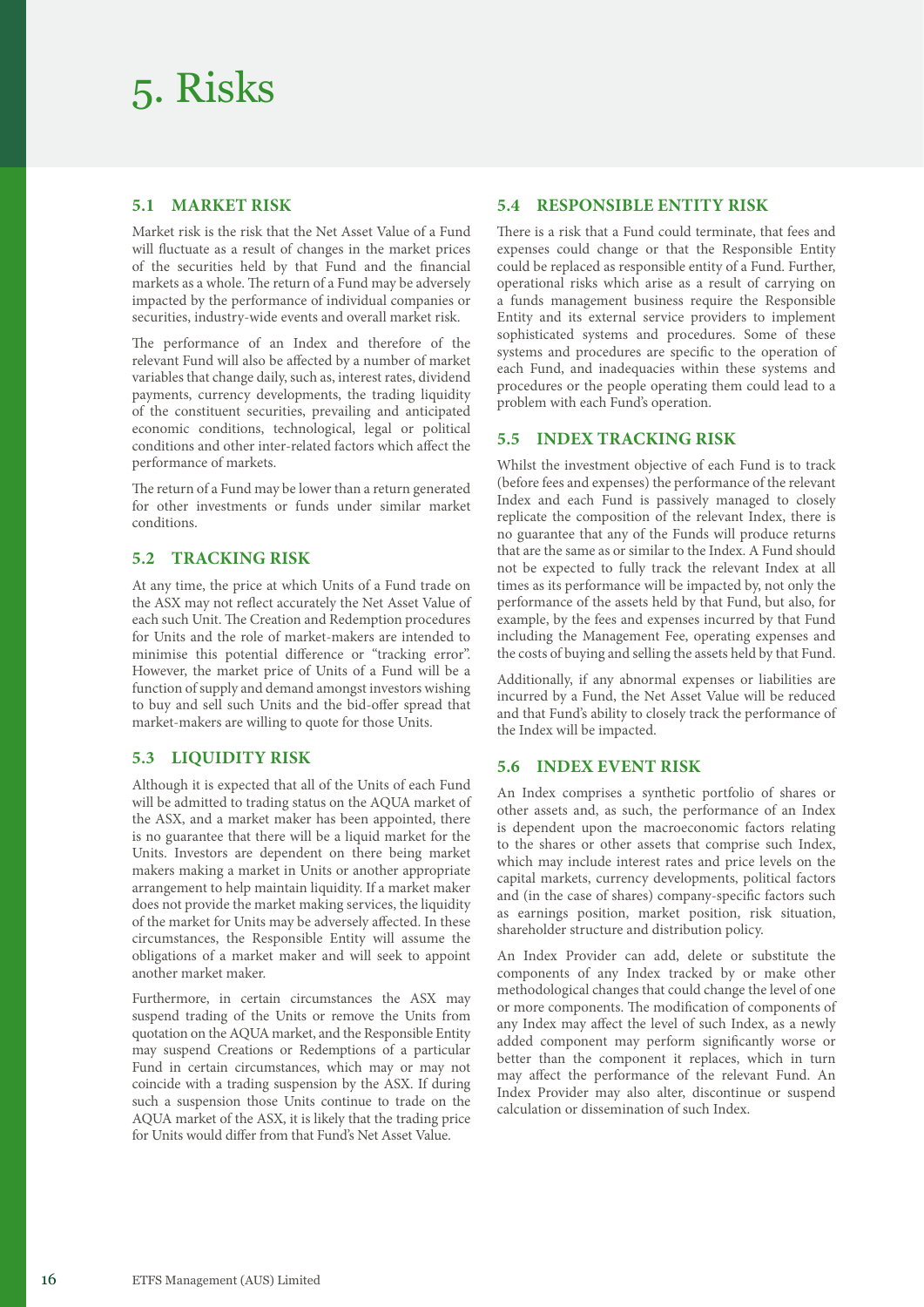# 5. Risks

## 5.1 MARKET RISK

Market risk is the risk that the Net Asset Value of a Fund will fluctuate as a result of changes in the market prices of the securities held by that Fund and the financial markets as a whole. The return of a Fund may be adversely impacted by the performance of individual companies or securities, industry-wide events and overall market risk.

The performance of an Index and therefore of the relevant Fund will also be affected by a number of market variables that change daily, such as, interest rates, dividend payments, currency developments, the trading liquidity of the constituent securities, prevailing and anticipated economic conditions, technological, legal or political conditions and other inter-related factors which affect the performance of markets.

The return of a Fund may be lower than a return generated for other investments or funds under similar market conditions.

## 5.2 TRACKING RISK

At any time, the price at which Units of a Fund trade on the ASX may not reflect accurately the Net Asset Value of each such Unit. The Creation and Redemption procedures for Units and the role of market-makers are intended to minimise this potential difference or "tracking error". However, the market price of Units of a Fund will be a function of supply and demand amongst investors wishing to buy and sell such Units and the bid-offer spread that market-makers are willing to quote for those Units.

## 5.3 LIQUIDITY RISK

Although it is expected that all of the Units of each Fund will be admitted to trading status on the AQUA market of the ASX, and a market maker has been appointed, there is no guarantee that there will be a liquid market for the Units. Investors are dependent on there being market makers making a market in Units or another appropriate arrangement to help maintain liquidity. If a market maker does not provide the market making services, the liquidity of the market for Units may be adversely affected. In these circumstances, the Responsible Entity will assume the obligations of a market maker and will seek to appoint another market maker.

Furthermore, in certain circumstances the ASX may suspend trading of the Units or remove the Units from quotation on the AQUA market, and the Responsible Entity may suspend Creations or Redemptions of a particular Fund in certain circumstances, which may or may not coincide with a trading suspension by the ASX. If during such a suspension those Units continue to trade on the AQUA market of the ASX, it is likely that the trading price for Units would differ from that Fund's Net Asset Value.

## 5.4 RESPONSIBLE ENTITY RISK

There is a risk that a Fund could terminate, that fees and expenses could change or that the Responsible Entity could be replaced as responsible entity of a Fund. Further, operational risks which arise as a result of carrying on a funds management business require the Responsible Entity and its external service providers to implement sophisticated systems and procedures. Some of these systems and procedures are specific to the operation of each Fund, and inadequacies within these systems and procedures or the people operating them could lead to a problem with each Fund's operation.

## 5.5 INDEX TRACKING RISK

Whilst the investment objective of each Fund is to track (before fees and expenses) the performance of the relevant Index and each Fund is passively managed to closely replicate the composition of the relevant Index, there is no guarantee that any of the Funds will produce returns that are the same as or similar to the Index. A Fund should not be expected to fully track the relevant Index at all times as its performance will be impacted by, not only the performance of the assets held by that Fund, but also, for example, by the fees and expenses incurred by that Fund including the Management Fee, operating expenses and the costs of buying and selling the assets held by that Fund.

Additionally, if any abnormal expenses or liabilities are incurred by a Fund, the Net Asset Value will be reduced and that Fund's ability to closely track the performance of the Index will be impacted.

## 5.6 INDEX EVENT RISK

An Index comprises a synthetic portfolio of shares or other assets and, as such, the performance of an Index is dependent upon the macroeconomic factors relating to the shares or other assets that comprise such Index, which may include interest rates and price levels on the capital markets, currency developments, political factors and (in the case of shares) company-specific factors such as earnings position, market position, risk situation, shareholder structure and distribution policy.

An Index Provider can add, delete or substitute the components of any Index tracked by or make other methodological changes that could change the level of one or more components. The modification of components of any Index may affect the level of such Index, as a newly added component may perform significantly worse or better than the component it replaces, which in turn may affect the performance of the relevant Fund. An Index Provider may also alter, discontinue or suspend calculation or dissemination of such Index.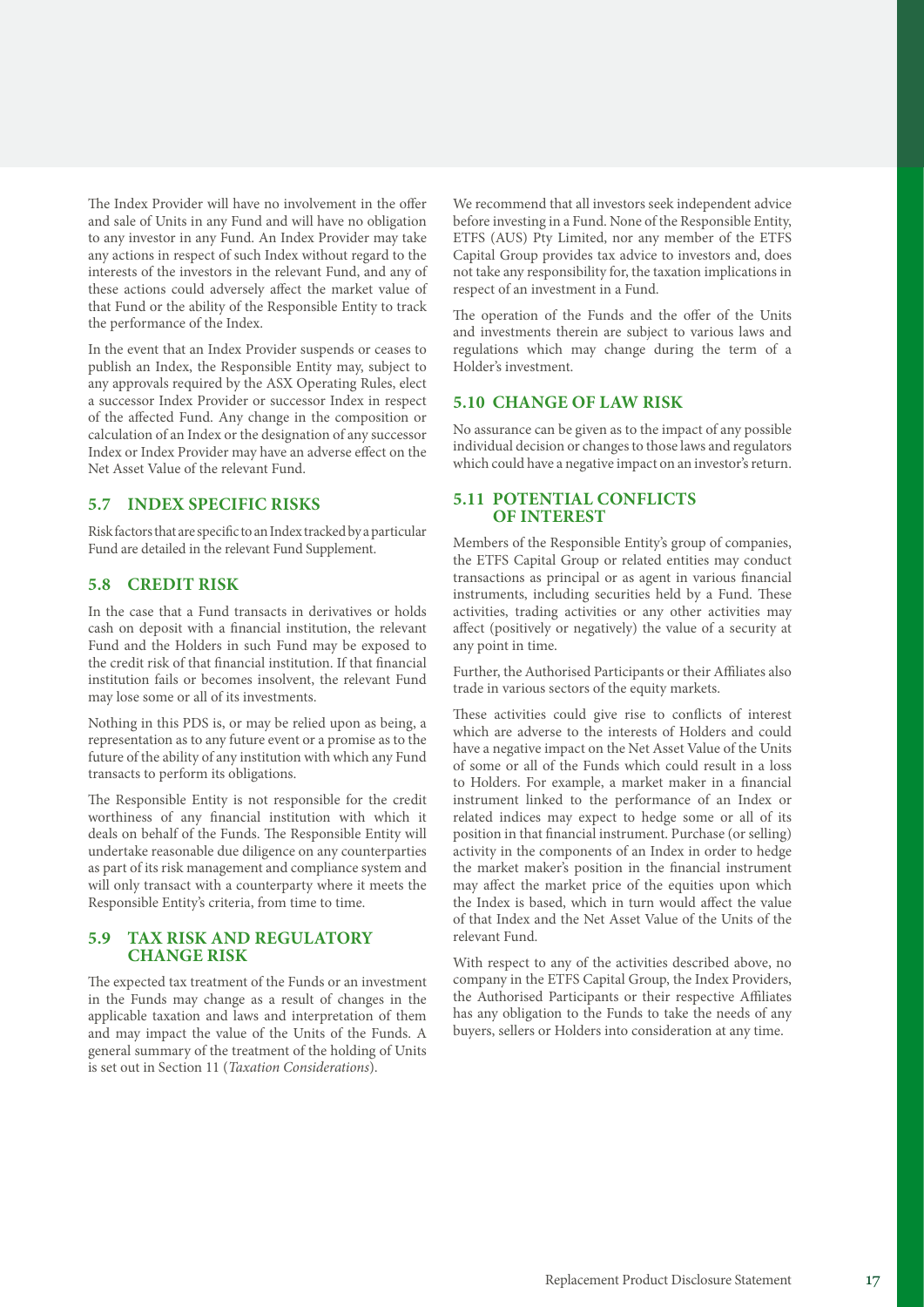The Index Provider will have no involvement in the offer and sale of Units in any Fund and will have no obligation to any investor in any Fund. An Index Provider may take any actions in respect of such Index without regard to the interests of the investors in the relevant Fund, and any of these actions could adversely affect the market value of that Fund or the ability of the Responsible Entity to track the performance of the Index.

In the event that an Index Provider suspends or ceases to publish an Index, the Responsible Entity may, subject to any approvals required by the ASX Operating Rules, elect a successor Index Provider or successor Index in respect of the affected Fund. Any change in the composition or calculation of an Index or the designation of any successor Index or Index Provider may have an adverse effect on the Net Asset Value of the relevant Fund.

## 5.7 INDEX SPECIFIC RISKS

Risk factors that are specific to an Index tracked by a particular Fund are detailed in the relevant Fund Supplement.

## 5.8 CREDIT RISK

In the case that a Fund transacts in derivatives or holds cash on deposit with a financial institution, the relevant Fund and the Holders in such Fund may be exposed to the credit risk of that financial institution. If that financial institution fails or becomes insolvent, the relevant Fund may lose some or all of its investments.

Nothing in this PDS is, or may be relied upon as being, a representation as to any future event or a promise as to the future of the ability of any institution with which any Fund transacts to perform its obligations.

The Responsible Entity is not responsible for the credit worthiness of any financial institution with which it deals on behalf of the Funds. The Responsible Entity will undertake reasonable due diligence on any counterparties as part of its risk management and compliance system and will only transact with a counterparty where it meets the Responsible Entity's criteria, from time to time.

## 5.9 TAX RISK AND REGULATORY CHANGE RISK

The expected tax treatment of the Funds or an investment in the Funds may change as a result of changes in the applicable taxation and laws and interpretation of them and may impact the value of the Units of the Funds. A general summary of the treatment of the holding of Units is set out in Section 11 (*Taxation Considerations*).

We recommend that all investors seek independent advice before investing in a Fund. None of the Responsible Entity, ETFS (AUS) Pty Limited, nor any member of the ETFS Capital Group provides tax advice to investors and, does not take any responsibility for, the taxation implications in respect of an investment in a Fund.

The operation of the Funds and the offer of the Units and investments therein are subject to various laws and regulations which may change during the term of a Holder's investment.

## 5.10 CHANGE OF LAW RISK

No assurance can be given as to the impact of any possible individual decision or changes to those laws and regulators which could have a negative impact on an investor's return.

## 5.11 POTENTIAL CONFLICTS OF INTEREST

Members of the Responsible Entity's group of companies, the ETFS Capital Group or related entities may conduct transactions as principal or as agent in various financial instruments, including securities held by a Fund. These activities, trading activities or any other activities may affect (positively or negatively) the value of a security at any point in time.

Further, the Authorised Participants or their Affiliates also trade in various sectors of the equity markets.

These activities could give rise to conflicts of interest which are adverse to the interests of Holders and could have a negative impact on the Net Asset Value of the Units of some or all of the Funds which could result in a loss to Holders. For example, a market maker in a financial instrument linked to the performance of an Index or related indices may expect to hedge some or all of its position in that financial instrument. Purchase (or selling) activity in the components of an Index in order to hedge the market maker's position in the financial instrument may affect the market price of the equities upon which the Index is based, which in turn would affect the value of that Index and the Net Asset Value of the Units of the relevant Fund.

With respect to any of the activities described above, no company in the ETFS Capital Group, the Index Providers, the Authorised Participants or their respective Affiliates has any obligation to the Funds to take the needs of any buyers, sellers or Holders into consideration at any time.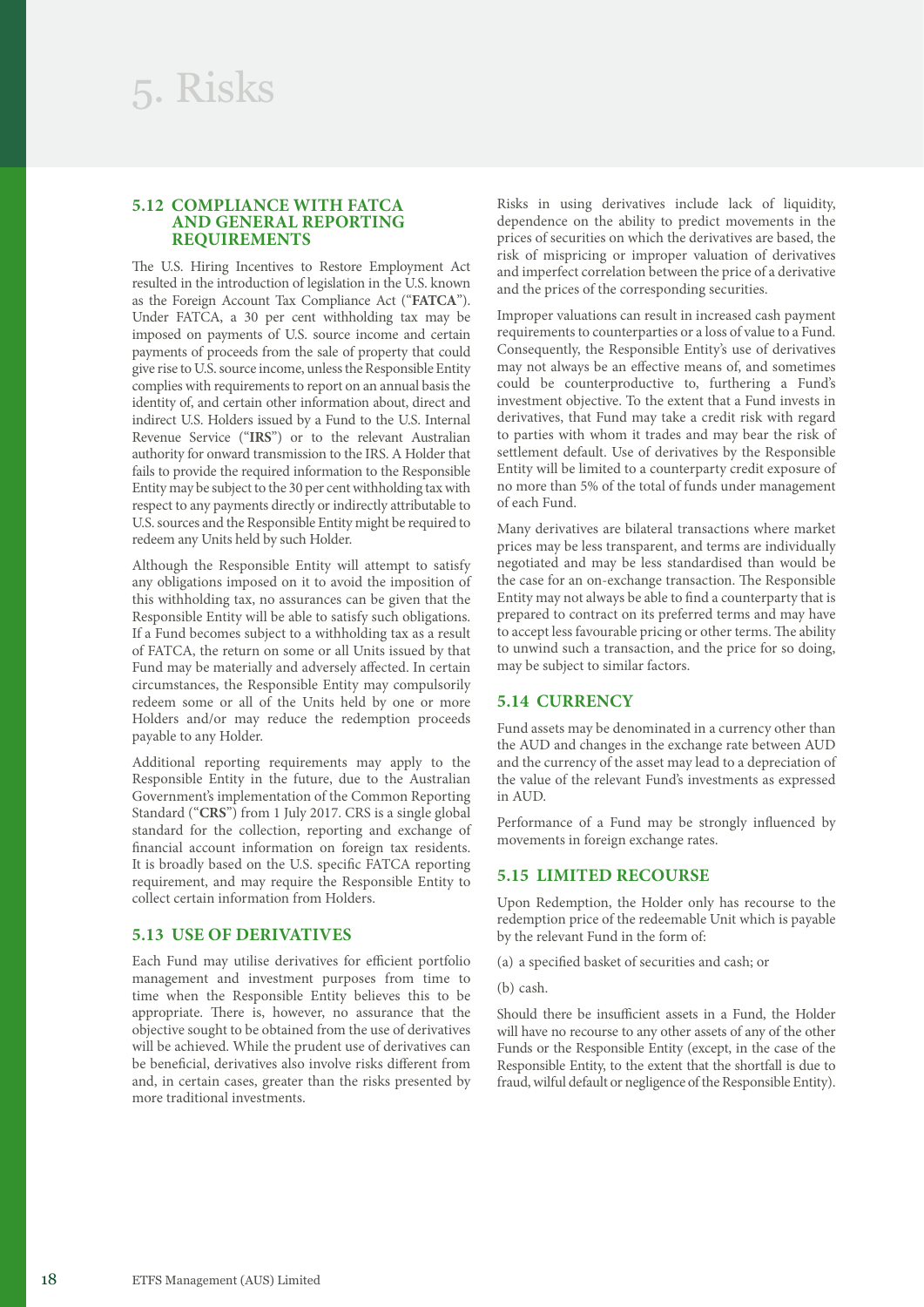# 5. Risks

### 5.12 COMPLIANCE WITH FATCA AND GENERAL REPORTING REQUIREMENTS

The U.S. Hiring Incentives to Restore Employment Act resulted in the introduction of legislation in the U.S. known as the Foreign Account Tax Compliance Act ("**FATCA**"). Under FATCA, a 30 per cent withholding tax may be imposed on payments of U.S. source income and certain payments of proceeds from the sale of property that could give rise to U.S. source income, unless the Responsible Entity complies with requirements to report on an annual basis the identity of, and certain other information about, direct and indirect U.S. Holders issued by a Fund to the U.S. Internal Revenue Service ("**IRS**") or to the relevant Australian authority for onward transmission to the IRS. A Holder that fails to provide the required information to the Responsible Entity may be subject to the 30 per cent withholding tax with respect to any payments directly or indirectly attributable to U.S. sources and the Responsible Entity might be required to redeem any Units held by such Holder.

Although the Responsible Entity will attempt to satisfy any obligations imposed on it to avoid the imposition of this withholding tax, no assurances can be given that the Responsible Entity will be able to satisfy such obligations. If a Fund becomes subject to a withholding tax as a result of FATCA, the return on some or all Units issued by that Fund may be materially and adversely affected. In certain circumstances, the Responsible Entity may compulsorily redeem some or all of the Units held by one or more Holders and/or may reduce the redemption proceeds payable to any Holder.

Additional reporting requirements may apply to the Responsible Entity in the future, due to the Australian Government's implementation of the Common Reporting Standard ("**CRS**") from 1 July 2017. CRS is a single global standard for the collection, reporting and exchange of financial account information on foreign tax residents. It is broadly based on the U.S. specific FATCA reporting requirement, and may require the Responsible Entity to collect certain information from Holders.

### 5.13 USE OF DERIVATIVES

Each Fund may utilise derivatives for efficient portfolio management and investment purposes from time to time when the Responsible Entity believes this to be appropriate. There is, however, no assurance that the objective sought to be obtained from the use of derivatives will be achieved. While the prudent use of derivatives can be beneficial, derivatives also involve risks different from and, in certain cases, greater than the risks presented by more traditional investments.

Risks in using derivatives include lack of liquidity, dependence on the ability to predict movements in the prices of securities on which the derivatives are based, the risk of mispricing or improper valuation of derivatives and imperfect correlation between the price of a derivative and the prices of the corresponding securities.

Improper valuations can result in increased cash payment requirements to counterparties or a loss of value to a Fund. Consequently, the Responsible Entity's use of derivatives may not always be an effective means of, and sometimes could be counterproductive to, furthering a Fund's investment objective. To the extent that a Fund invests in derivatives, that Fund may take a credit risk with regard to parties with whom it trades and may bear the risk of settlement default. Use of derivatives by the Responsible Entity will be limited to a counterparty credit exposure of no more than 5% of the total of funds under management of each Fund.

Many derivatives are bilateral transactions where market prices may be less transparent, and terms are individually negotiated and may be less standardised than would be the case for an on-exchange transaction. The Responsible Entity may not always be able to find a counterparty that is prepared to contract on its preferred terms and may have to accept less favourable pricing or other terms. The ability to unwind such a transaction, and the price for so doing, may be subject to similar factors.

### 5.14 CURRENCY

Fund assets may be denominated in a currency other than the AUD and changes in the exchange rate between AUD and the currency of the asset may lead to a depreciation of the value of the relevant Fund's investments as expressed in AUD.

Performance of a Fund may be strongly influenced by movements in foreign exchange rates.

### 5.15 LIMITED RECOURSE

Upon Redemption, the Holder only has recourse to the redemption price of the redeemable Unit which is payable by the relevant Fund in the form of:

(a) a specified basket of securities and cash; or

(b) cash.

Should there be insufficient assets in a Fund, the Holder will have no recourse to any other assets of any of the other Funds or the Responsible Entity (except, in the case of the Responsible Entity, to the extent that the shortfall is due to fraud, wilful default or negligence of the Responsible Entity).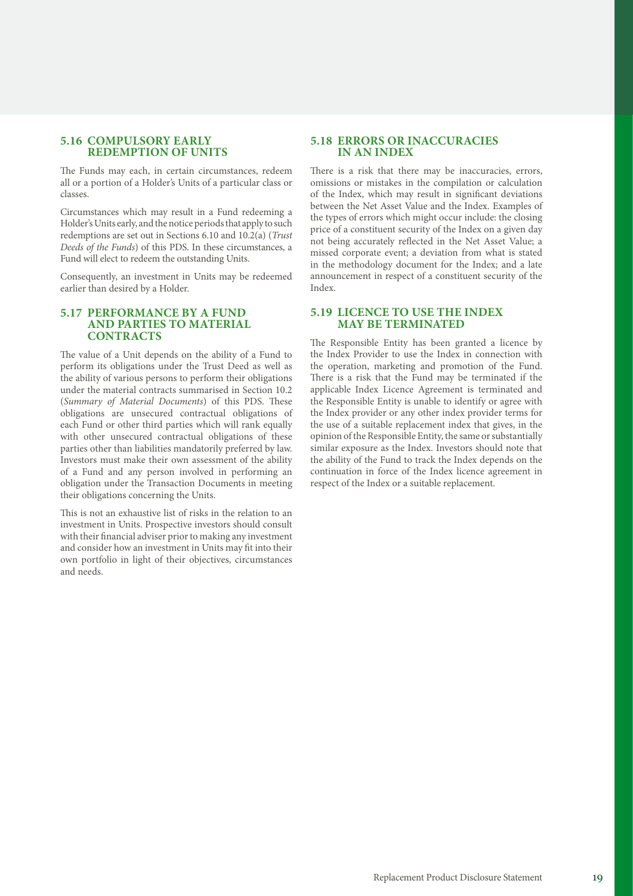### 5.16 COMPULSORY EARLY REDEMPTION OF UNITS

The Funds may each, in certain circumstances, redeem all or a portion of a Holder's Units of a particular class or classes.

Circumstances which may result in a Fund redeeming a Holder's Units early, and the notice periods that apply to such redemptions are set out in Sections 6.10 and 10.2(a) (*Trust Deeds of the Funds*) of this PDS. In these circumstances, a Fund will elect to redeem the outstanding Units.

Consequently, an investment in Units may be redeemed earlier than desired by a Holder.

### 5.17 PERFORMANCE BY A FUND AND PARTIES TO MATERIAL CONTRACTS

The value of a Unit depends on the ability of a Fund to perform its obligations under the Trust Deed as well as the ability of various persons to perform their obligations under the material contracts summarised in Section 10.2 (*Summary of Material Documents*) of this PDS. These obligations are unsecured contractual obligations of each Fund or other third parties which will rank equally with other unsecured contractual obligations of these parties other than liabilities mandatorily preferred by law. Investors must make their own assessment of the ability of a Fund and any person involved in performing an obligation under the Transaction Documents in meeting their obligations concerning the Units.

This is not an exhaustive list of risks in the relation to an investment in Units. Prospective investors should consult with their financial adviser prior to making any investment and consider how an investment in Units may fit into their own portfolio in light of their objectives, circumstances and needs.

### 5.18 ERRORS OR INACCURACIES IN AN INDEX

There is a risk that there may be inaccuracies, errors, omissions or mistakes in the compilation or calculation of the Index, which may result in significant deviations between the Net Asset Value and the Index. Examples of the types of errors which might occur include: the closing price of a constituent security of the Index on a given day not being accurately reflected in the Net Asset Value; a missed corporate event; a deviation from what is stated in the methodology document for the Index; and a late announcement in respect of a constituent security of the Index.

### 5.19 LICENCE TO USE THE INDEX MAY BE TERMINATED

The Responsible Entity has been granted a licence by the Index Provider to use the Index in connection with the operation, marketing and promotion of the Fund. There is a risk that the Fund may be terminated if the applicable Index Licence Agreement is terminated and the Responsible Entity is unable to identify or agree with the Index provider or any other index provider terms for the use of a suitable replacement index that gives, in the opinion of the Responsible Entity, the same or substantially similar exposure as the Index. Investors should note that the ability of the Fund to track the Index depends on the continuation in force of the Index licence agreement in respect of the Index or a suitable replacement.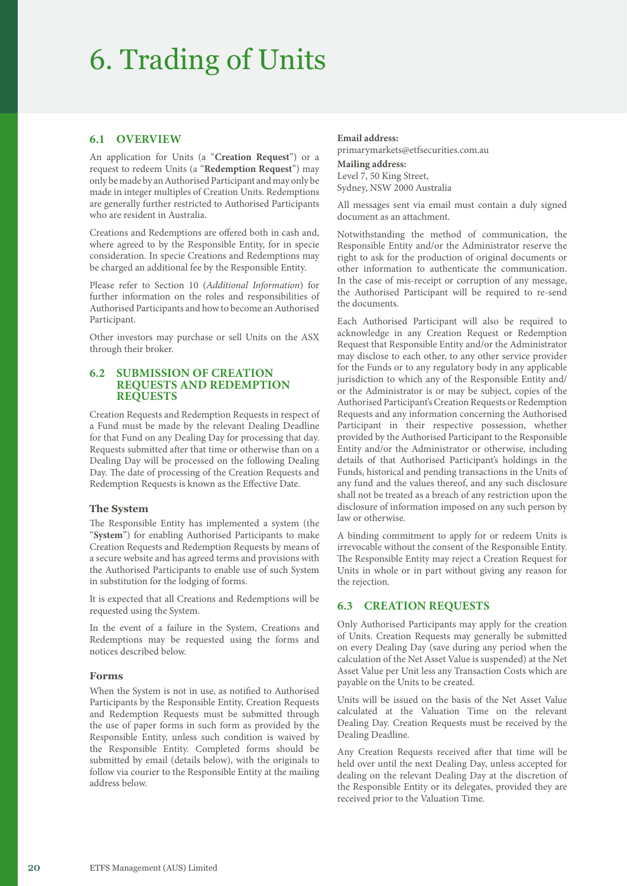# 6. Trading of Units

## 6.1 OVERVIEW

An application for Units (a "**Creation Request**") or a request to redeem Units (a "**Redemption Request**") may only be made by an Authorised Participant and may only be made in integer multiples of Creation Units. Redemptions are generally further restricted to Authorised Participants who are resident in Australia.

Creations and Redemptions are offered both in cash and, where agreed to by the Responsible Entity, for in specie consideration. In specie Creations and Redemptions may be charged an additional fee by the Responsible Entity.

Please refer to Section 10 (*Additional Information*) for further information on the roles and responsibilities of Authorised Participants and how to become an Authorised Participant.

Other investors may purchase or sell Units on the ASX through their broker.

## 6.2 SUBMISSION OF CREATION REQUESTS AND REDEMPTION REQUESTS

Creation Requests and Redemption Requests in respect of a Fund must be made by the relevant Dealing Deadline for that Fund on any Dealing Day for processing that day. Requests submitted after that time or otherwise than on a Dealing Day will be processed on the following Dealing Day. The date of processing of the Creation Requests and Redemption Requests is known as the Effective Date.

### The System

The Responsible Entity has implemented a system (the "**System**") for enabling Authorised Participants to make Creation Requests and Redemption Requests by means of a secure website and has agreed terms and provisions with the Authorised Participants to enable use of such System in substitution for the lodging of forms.

It is expected that all Creations and Redemptions will be requested using the System.

In the event of a failure in the System, Creations and Redemptions may be requested using the forms and notices described below.

### Forms

When the System is not in use, as notified to Authorised Participants by the Responsible Entity, Creation Requests and Redemption Requests must be submitted through the use of paper forms in such form as provided by the Responsible Entity, unless such condition is waived by the Responsible Entity. Completed forms should be submitted by email (details below), with the originals to follow via courier to the Responsible Entity at the mailing address below.

**Email address:**
primarymarkets@etfsecurities.com.au

**Mailing address:**
Level 7, 50 King Street,
Sydney, NSW 2000 Australia

All messages sent via email must contain a duly signed document as an attachment.

Notwithstanding the method of communication, the Responsible Entity and/or the Administrator reserve the right to ask for the production of original documents or other information to authenticate the communication. In the case of mis-receipt or corruption of any message, the Authorised Participant will be required to re-send the documents.

Each Authorised Participant will also be required to acknowledge in any Creation Request or Redemption Request that Responsible Entity and/or the Administrator may disclose to each other, to any other service provider for the Funds or to any regulatory body in any applicable jurisdiction to which any of the Responsible Entity and/or the Administrator is or may be subject, copies of the Authorised Participant's Creation Requests or Redemption Requests and any information concerning the Authorised Participant in their respective possession, whether provided by the Authorised Participant to the Responsible Entity and/or the Administrator or otherwise, including details of that Authorised Participant's holdings in the Funds, historical and pending transactions in the Units of any fund and the values thereof, and any such disclosure shall not be treated as a breach of any restriction upon the disclosure of information imposed on any such person by law or otherwise.

A binding commitment to apply for or redeem Units is irrevocable without the consent of the Responsible Entity. The Responsible Entity may reject a Creation Request for Units in whole or in part without giving any reason for the rejection.

## 6.3 CREATION REQUESTS

Only Authorised Participants may apply for the creation of Units. Creation Requests may generally be submitted on every Dealing Day (save during any period when the calculation of the Net Asset Value is suspended) at the Net Asset Value per Unit less any Transaction Costs which are payable on the Units to be created.

Units will be issued on the basis of the Net Asset Value calculated at the Valuation Time on the relevant Dealing Day. Creation Requests must be received by the Dealing Deadline.

Any Creation Requests received after that time will be held over until the next Dealing Day, unless accepted for dealing on the relevant Dealing Day at the discretion of the Responsible Entity or its delegates, provided they are received prior to the Valuation Time.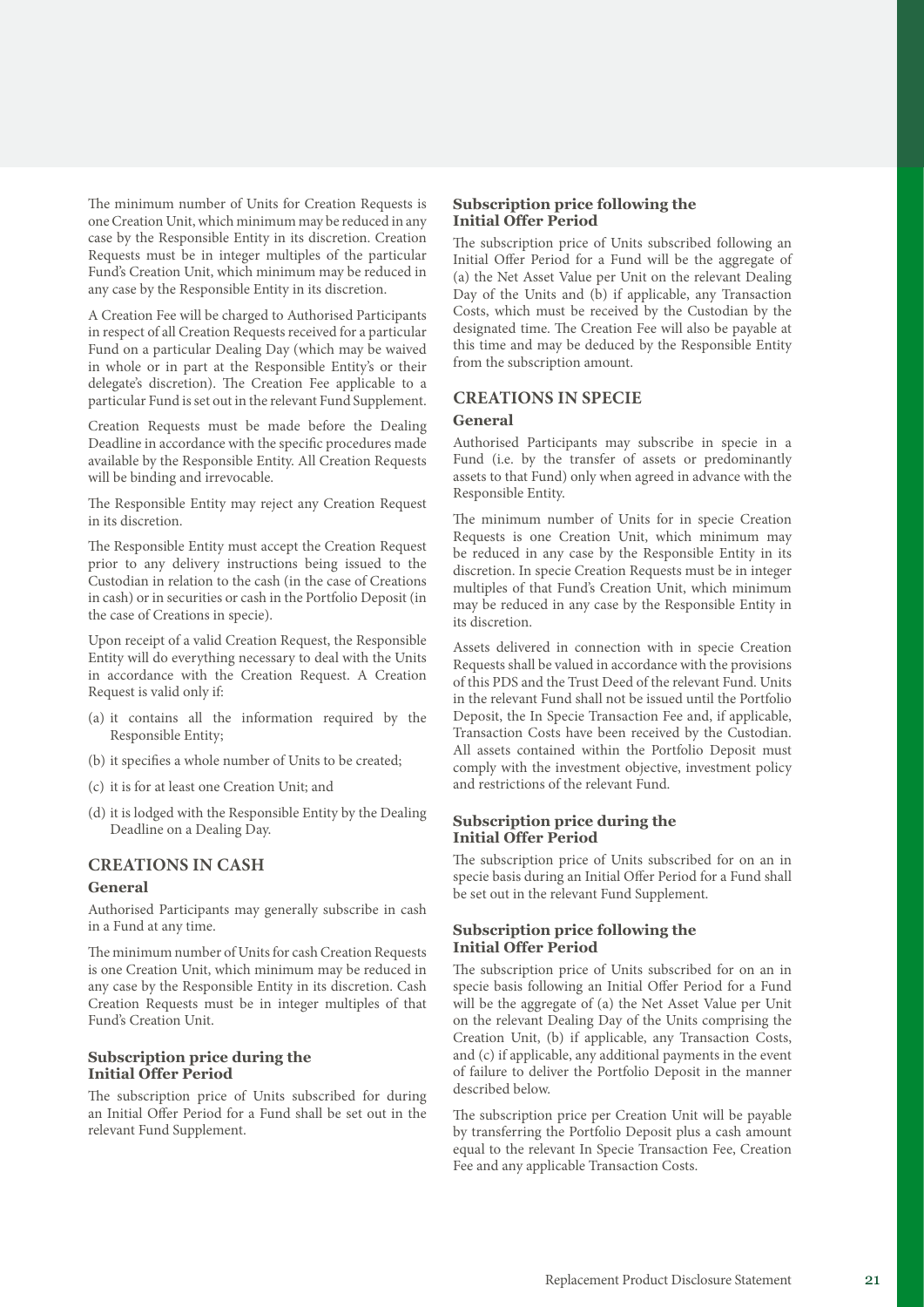The minimum number of Units for Creation Requests is one Creation Unit, which minimum may be reduced in any case by the Responsible Entity in its discretion. Creation Requests must be in integer multiples of the particular Fund's Creation Unit, which minimum may be reduced in any case by the Responsible Entity in its discretion.

A Creation Fee will be charged to Authorised Participants in respect of all Creation Requests received for a particular Fund on a particular Dealing Day (which may be waived in whole or in part at the Responsible Entity's or their delegate's discretion). The Creation Fee applicable to a particular Fund is set out in the relevant Fund Supplement.

Creation Requests must be made before the Dealing Deadline in accordance with the specific procedures made available by the Responsible Entity. All Creation Requests will be binding and irrevocable.

The Responsible Entity may reject any Creation Request in its discretion.

The Responsible Entity must accept the Creation Request prior to any delivery instructions being issued to the Custodian in relation to the cash (in the case of Creations in cash) or in securities or cash in the Portfolio Deposit (in the case of Creations in specie).

Upon receipt of a valid Creation Request, the Responsible Entity will do everything necessary to deal with the Units in accordance with the Creation Request. A Creation Request is valid only if:

(a) it contains all the information required by the Responsible Entity;

(b) it specifies a whole number of Units to be created;

(c) it is for at least one Creation Unit; and

(d) it is lodged with the Responsible Entity by the Dealing Deadline on a Dealing Day.

## CREATIONS IN CASH

### General

Authorised Participants may generally subscribe in cash in a Fund at any time.

The minimum number of Units for cash Creation Requests is one Creation Unit, which minimum may be reduced in any case by the Responsible Entity in its discretion. Cash Creation Requests must be in integer multiples of that Fund's Creation Unit.

### Subscription price during the Initial Offer Period

The subscription price of Units subscribed for during an Initial Offer Period for a Fund shall be set out in the relevant Fund Supplement.

### Subscription price following the Initial Offer Period

The subscription price of Units subscribed following an Initial Offer Period for a Fund will be the aggregate of (a) the Net Asset Value per Unit on the relevant Dealing Day of the Units and (b) if applicable, any Transaction Costs, which must be received by the Custodian by the designated time. The Creation Fee will also be payable at this time and may be deduced by the Responsible Entity from the subscription amount.

## CREATIONS IN SPECIE

### General

Authorised Participants may subscribe in specie in a Fund (i.e. by the transfer of assets or predominantly assets to that Fund) only when agreed in advance with the Responsible Entity.

The minimum number of Units for in specie Creation Requests is one Creation Unit, which minimum may be reduced in any case by the Responsible Entity in its discretion. In specie Creation Requests must be in integer multiples of that Fund's Creation Unit, which minimum may be reduced in any case by the Responsible Entity in its discretion.

Assets delivered in connection with in specie Creation Requests shall be valued in accordance with the provisions of this PDS and the Trust Deed of the relevant Fund. Units in the relevant Fund shall not be issued until the Portfolio Deposit, the In Specie Transaction Fee and, if applicable, Transaction Costs have been received by the Custodian. All assets contained within the Portfolio Deposit must comply with the investment objective, investment policy and restrictions of the relevant Fund.

### Subscription price during the Initial Offer Period

The subscription price of Units subscribed for on an in specie basis during an Initial Offer Period for a Fund shall be set out in the relevant Fund Supplement.

### Subscription price following the Initial Offer Period

The subscription price of Units subscribed for on an in specie basis following an Initial Offer Period for a Fund will be the aggregate of (a) the Net Asset Value per Unit on the relevant Dealing Day of the Units comprising the Creation Unit, (b) if applicable, any Transaction Costs, and (c) if applicable, any additional payments in the event of failure to deliver the Portfolio Deposit in the manner described below.

The subscription price per Creation Unit will be payable by transferring the Portfolio Deposit plus a cash amount equal to the relevant In Specie Transaction Fee, Creation Fee and any applicable Transaction Costs.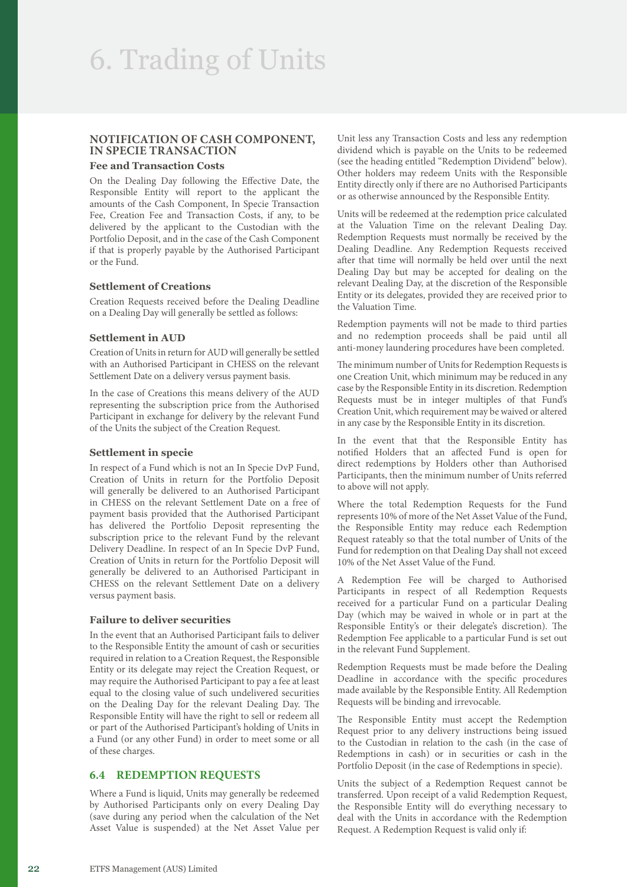# 6. Trading of Units

### NOTIFICATION OF CASH COMPONENT, IN SPECIE TRANSACTION

#### Fee and Transaction Costs

On the Dealing Day following the Effective Date, the Responsible Entity will report to the applicant the amounts of the Cash Component, In Specie Transaction Fee, Creation Fee and Transaction Costs, if any, to be delivered by the applicant to the Custodian with the Portfolio Deposit, and in the case of the Cash Component if that is properly payable by the Authorised Participant or the Fund.

#### Settlement of Creations

Creation Requests received before the Dealing Deadline on a Dealing Day will generally be settled as follows:

#### Settlement in AUD

Creation of Units in return for AUD will generally be settled with an Authorised Participant in CHESS on the relevant Settlement Date on a delivery versus payment basis.

In the case of Creations this means delivery of the AUD representing the subscription price from the Authorised Participant in exchange for delivery by the relevant Fund of the Units the subject of the Creation Request.

#### Settlement in specie

In respect of a Fund which is not an In Specie DvP Fund, Creation of Units in return for the Portfolio Deposit will generally be delivered to an Authorised Participant in CHESS on the relevant Settlement Date on a free of payment basis provided that the Authorised Participant has delivered the Portfolio Deposit representing the subscription price to the relevant Fund by the relevant Delivery Deadline. In respect of an In Specie DvP Fund, Creation of Units in return for the Portfolio Deposit will generally be delivered to an Authorised Participant in CHESS on the relevant Settlement Date on a delivery versus payment basis.

#### Failure to deliver securities

In the event that an Authorised Participant fails to deliver to the Responsible Entity the amount of cash or securities required in relation to a Creation Request, the Responsible Entity or its delegate may reject the Creation Request, or may require the Authorised Participant to pay a fee at least equal to the closing value of such undelivered securities on the Dealing Day for the relevant Dealing Day. The Responsible Entity will have the right to sell or redeem all or part of the Authorised Participant's holding of Units in a Fund (or any other Fund) in order to meet some or all of these charges.

## 6.4 REDEMPTION REQUESTS

Where a Fund is liquid, Units may generally be redeemed by Authorised Participants only on every Dealing Day (save during any period when the calculation of the Net Asset Value is suspended) at the Net Asset Value per Unit less any Transaction Costs and less any redemption dividend which is payable on the Units to be redeemed (see the heading entitled "Redemption Dividend" below). Other holders may redeem Units with the Responsible Entity directly only if there are no Authorised Participants or as otherwise announced by the Responsible Entity.

Units will be redeemed at the redemption price calculated at the Valuation Time on the relevant Dealing Day. Redemption Requests must normally be received by the Dealing Deadline. Any Redemption Requests received after that time will normally be held over until the next Dealing Day but may be accepted for dealing on the relevant Dealing Day, at the discretion of the Responsible Entity or its delegates, provided they are received prior to the Valuation Time.

Redemption payments will not be made to third parties and no redemption proceeds shall be paid until all anti-money laundering procedures have been completed.

The minimum number of Units for Redemption Requests is one Creation Unit, which minimum may be reduced in any case by the Responsible Entity in its discretion. Redemption Requests must be in integer multiples of that Fund's Creation Unit, which requirement may be waived or altered in any case by the Responsible Entity in its discretion.

In the event that that the Responsible Entity has notified Holders that an affected Fund is open for direct redemptions by Holders other than Authorised Participants, then the minimum number of Units referred to above will not apply.

Where the total Redemption Requests for the Fund represents 10% of more of the Net Asset Value of the Fund, the Responsible Entity may reduce each Redemption Request rateably so that the total number of Units of the Fund for redemption on that Dealing Day shall not exceed 10% of the Net Asset Value of the Fund.

A Redemption Fee will be charged to Authorised Participants in respect of all Redemption Requests received for a particular Fund on a particular Dealing Day (which may be waived in whole or in part at the Responsible Entity's or their delegate's discretion). The Redemption Fee applicable to a particular Fund is set out in the relevant Fund Supplement.

Redemption Requests must be made before the Dealing Deadline in accordance with the specific procedures made available by the Responsible Entity. All Redemption Requests will be binding and irrevocable.

The Responsible Entity must accept the Redemption Request prior to any delivery instructions being issued to the Custodian in relation to the cash (in the case of Redemptions in cash) or in securities or cash in the Portfolio Deposit (in the case of Redemptions in specie).

Units the subject of a Redemption Request cannot be transferred. Upon receipt of a valid Redemption Request, the Responsible Entity will do everything necessary to deal with the Units in accordance with the Redemption Request. A Redemption Request is valid only if: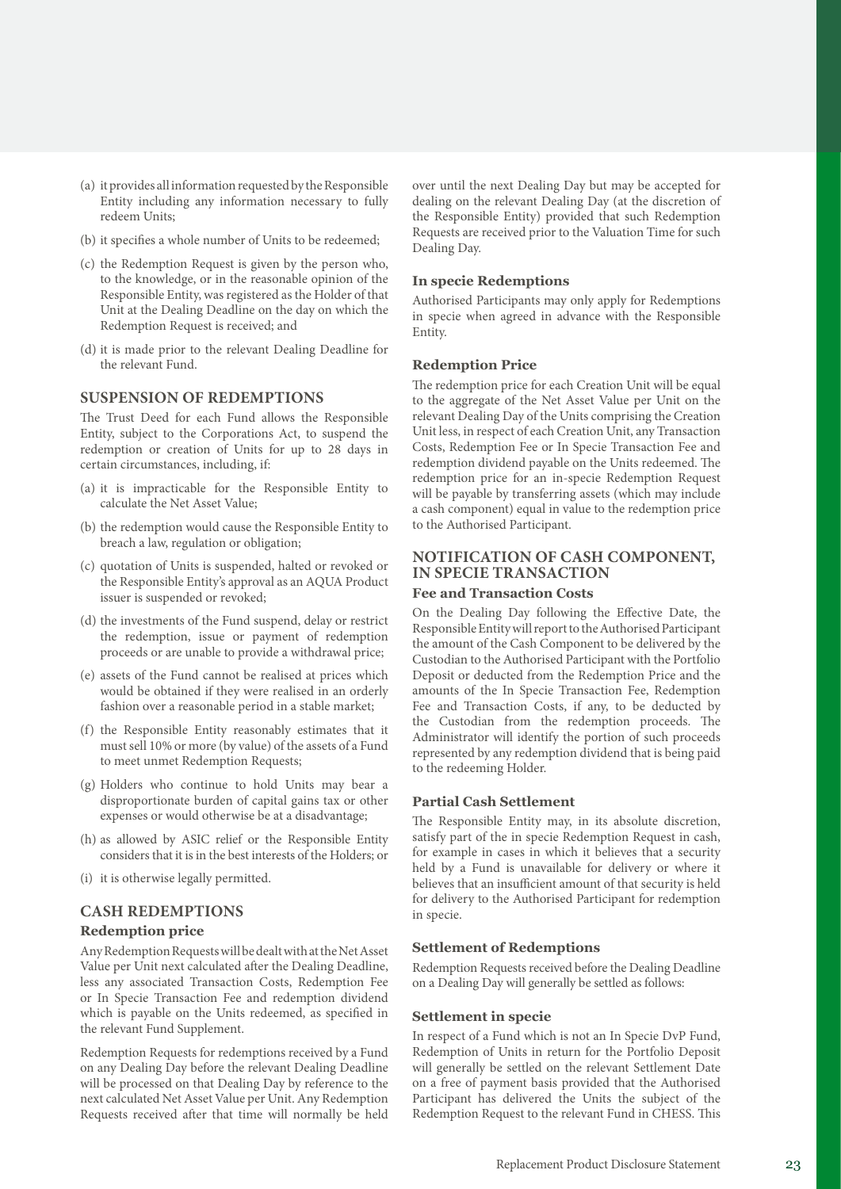(a) it provides all information requested by the Responsible Entity including any information necessary to fully redeem Units;

(b) it specifies a whole number of Units to be redeemed;

(c) the Redemption Request is given by the person who, to the knowledge, or in the reasonable opinion of the Responsible Entity, was registered as the Holder of that Unit at the Dealing Deadline on the day on which the Redemption Request is received; and

(d) it is made prior to the relevant Dealing Deadline for the relevant Fund.

## SUSPENSION OF REDEMPTIONS

The Trust Deed for each Fund allows the Responsible Entity, subject to the Corporations Act, to suspend the redemption or creation of Units for up to 28 days in certain circumstances, including, if:

(a) it is impracticable for the Responsible Entity to calculate the Net Asset Value;

(b) the redemption would cause the Responsible Entity to breach a law, regulation or obligation;

(c) quotation of Units is suspended, halted or revoked or the Responsible Entity's approval as an AQUA Product issuer is suspended or revoked;

(d) the investments of the Fund suspend, delay or restrict the redemption, issue or payment of redemption proceeds or are unable to provide a withdrawal price;

(e) assets of the Fund cannot be realised at prices which would be obtained if they were realised in an orderly fashion over a reasonable period in a stable market;

(f) the Responsible Entity reasonably estimates that it must sell 10% or more (by value) of the assets of a Fund to meet unmet Redemption Requests;

(g) Holders who continue to hold Units may bear a disproportionate burden of capital gains tax or other expenses or would otherwise be at a disadvantage;

(h) as allowed by ASIC relief or the Responsible Entity considers that it is in the best interests of the Holders; or

(i) it is otherwise legally permitted.

## CASH REDEMPTIONS

### Redemption price

Any Redemption Requests will be dealt with at the Net Asset Value per Unit next calculated after the Dealing Deadline, less any associated Transaction Costs, Redemption Fee or In Specie Transaction Fee and redemption dividend which is payable on the Units redeemed, as specified in the relevant Fund Supplement.

Redemption Requests for redemptions received by a Fund on any Dealing Day before the relevant Dealing Deadline will be processed on that Dealing Day by reference to the next calculated Net Asset Value per Unit. Any Redemption Requests received after that time will normally be held over until the next Dealing Day but may be accepted for dealing on the relevant Dealing Day (at the discretion of the Responsible Entity) provided that such Redemption Requests are received prior to the Valuation Time for such Dealing Day.

### In specie Redemptions

Authorised Participants may only apply for Redemptions in specie when agreed in advance with the Responsible Entity.

### Redemption Price

The redemption price for each Creation Unit will be equal to the aggregate of the Net Asset Value per Unit on the relevant Dealing Day of the Units comprising the Creation Unit less, in respect of each Creation Unit, any Transaction Costs, Redemption Fee or In Specie Transaction Fee and redemption dividend payable on the Units redeemed. The redemption price for an in-specie Redemption Request will be payable by transferring assets (which may include a cash component) equal in value to the redemption price to the Authorised Participant.

## NOTIFICATION OF CASH COMPONENT, IN SPECIE TRANSACTION

### Fee and Transaction Costs

On the Dealing Day following the Effective Date, the Responsible Entity will report to the Authorised Participant the amount of the Cash Component to be delivered by the Custodian to the Authorised Participant with the Portfolio Deposit or deducted from the Redemption Price and the amounts of the In Specie Transaction Fee, Redemption Fee and Transaction Costs, if any, to be deducted by the Custodian from the redemption proceeds. The Administrator will identify the portion of such proceeds represented by any redemption dividend that is being paid to the redeeming Holder.

### Partial Cash Settlement

The Responsible Entity may, in its absolute discretion, satisfy part of the in specie Redemption Request in cash, for example in cases in which it believes that a security held by a Fund is unavailable for delivery or where it believes that an insufficient amount of that security is held for delivery to the Authorised Participant for redemption in specie.

### Settlement of Redemptions

Redemption Requests received before the Dealing Deadline on a Dealing Day will generally be settled as follows:

### Settlement in specie

In respect of a Fund which is not an In Specie DvP Fund, Redemption of Units in return for the Portfolio Deposit will generally be settled on the relevant Settlement Date on a free of payment basis provided that the Authorised Participant has delivered the Units the subject of the Redemption Request to the relevant Fund in CHESS. This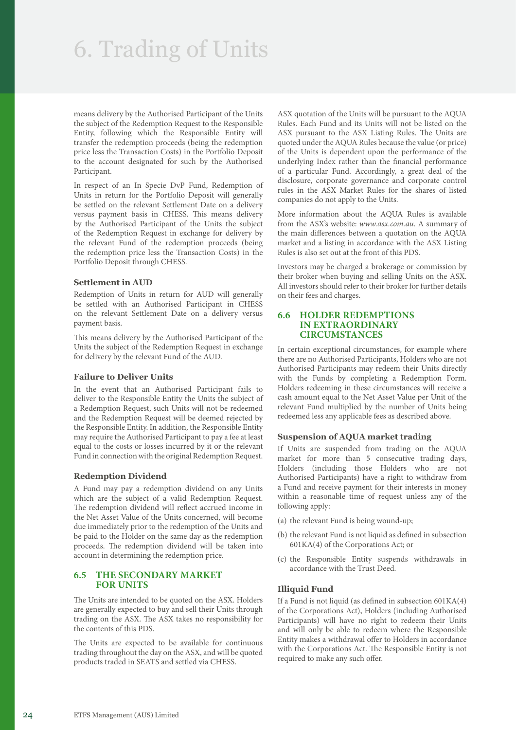# 6. Trading of Units

means delivery by the Authorised Participant of the Units the subject of the Redemption Request to the Responsible Entity, following which the Responsible Entity will transfer the redemption proceeds (being the redemption price less the Transaction Costs) in the Portfolio Deposit to the account designated for such by the Authorised Participant.

In respect of an In Specie DvP Fund, Redemption of Units in return for the Portfolio Deposit will generally be settled on the relevant Settlement Date on a delivery versus payment basis in CHESS. This means delivery by the Authorised Participant of the Units the subject of the Redemption Request in exchange for delivery by the relevant Fund of the redemption proceeds (being the redemption price less the Transaction Costs) in the Portfolio Deposit through CHESS.

### Settlement in AUD

Redemption of Units in return for AUD will generally be settled with an Authorised Participant in CHESS on the relevant Settlement Date on a delivery versus payment basis.

This means delivery by the Authorised Participant of the Units the subject of the Redemption Request in exchange for delivery by the relevant Fund of the AUD.

### Failure to Deliver Units

In the event that an Authorised Participant fails to deliver to the Responsible Entity the Units the subject of a Redemption Request, such Units will not be redeemed and the Redemption Request will be deemed rejected by the Responsible Entity. In addition, the Responsible Entity may require the Authorised Participant to pay a fee at least equal to the costs or losses incurred by it or the relevant Fund in connection with the original Redemption Request.

### Redemption Dividend

A Fund may pay a redemption dividend on any Units which are the subject of a valid Redemption Request. The redemption dividend will reflect accrued income in the Net Asset Value of the Units concerned, will become due immediately prior to the redemption of the Units and be paid to the Holder on the same day as the redemption proceeds. The redemption dividend will be taken into account in determining the redemption price.

## 6.5 THE SECONDARY MARKET FOR UNITS

The Units are intended to be quoted on the ASX. Holders are generally expected to buy and sell their Units through trading on the ASX. The ASX takes no responsibility for the contents of this PDS.

The Units are expected to be available for continuous trading throughout the day on the ASX, and will be quoted products traded in SEATS and settled via CHESS.

ASX quotation of the Units will be pursuant to the AQUA Rules. Each Fund and its Units will not be listed on the ASX pursuant to the ASX Listing Rules. The Units are quoted under the AQUA Rules because the value (or price) of the Units is dependent upon the performance of the underlying Index rather than the financial performance of a particular Fund. Accordingly, a great deal of the disclosure, corporate governance and corporate control rules in the ASX Market Rules for the shares of listed companies do not apply to the Units.

More information about the AQUA Rules is available from the ASX's website: *www.asx.com.au*. A summary of the main differences between a quotation on the AQUA market and a listing in accordance with the ASX Listing Rules is also set out at the front of this PDS.

Investors may be charged a brokerage or commission by their broker when buying and selling Units on the ASX. All investors should refer to their broker for further details on their fees and charges.

## 6.6 HOLDER REDEMPTIONS IN EXTRAORDINARY CIRCUMSTANCES

In certain exceptional circumstances, for example where there are no Authorised Participants, Holders who are not Authorised Participants may redeem their Units directly with the Funds by completing a Redemption Form. Holders redeeming in these circumstances will receive a cash amount equal to the Net Asset Value per Unit of the relevant Fund multiplied by the number of Units being redeemed less any applicable fees as described above.

### Suspension of AQUA market trading

If Units are suspended from trading on the AQUA market for more than 5 consecutive trading days, Holders (including those Holders who are not Authorised Participants) have a right to withdraw from a Fund and receive payment for their interests in money within a reasonable time of request unless any of the following apply:

(a) the relevant Fund is being wound-up;

(b) the relevant Fund is not liquid as defined in subsection 601KA(4) of the Corporations Act; or

(c) the Responsible Entity suspends withdrawals in accordance with the Trust Deed.

### Illiquid Fund

If a Fund is not liquid (as defined in subsection 601KA(4) of the Corporations Act), Holders (including Authorised Participants) will have no right to redeem their Units and will only be able to redeem where the Responsible Entity makes a withdrawal offer to Holders in accordance with the Corporations Act. The Responsible Entity is not required to make any such offer.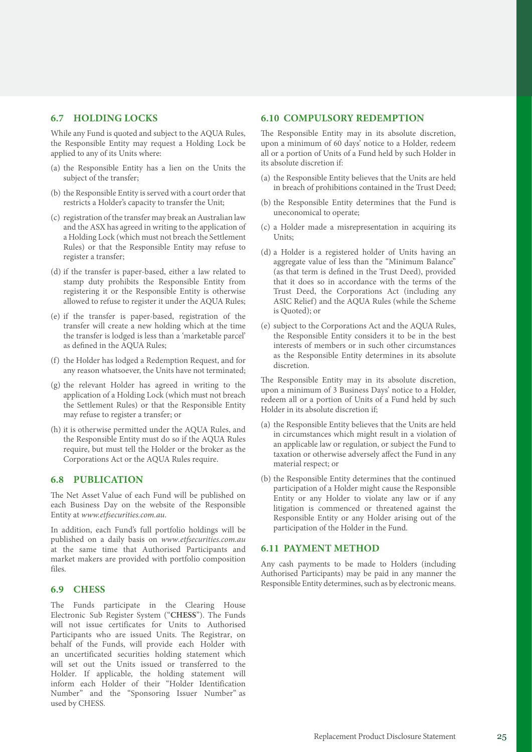## 6.7 HOLDING LOCKS

While any Fund is quoted and subject to the AQUA Rules, the Responsible Entity may request a Holding Lock be applied to any of its Units where:

(a) the Responsible Entity has a lien on the Units the subject of the transfer;

(b) the Responsible Entity is served with a court order that restricts a Holder's capacity to transfer the Unit;

(c) registration of the transfer may break an Australian law and the ASX has agreed in writing to the application of a Holding Lock (which must not breach the Settlement Rules) or that the Responsible Entity may refuse to register a transfer;

(d) if the transfer is paper-based, either a law related to stamp duty prohibits the Responsible Entity from registering it or the Responsible Entity is otherwise allowed to refuse to register it under the AQUA Rules;

(e) if the transfer is paper-based, registration of the transfer will create a new holding which at the time the transfer is lodged is less than a 'marketable parcel' as defined in the AQUA Rules;

(f) the Holder has lodged a Redemption Request, and for any reason whatsoever, the Units have not terminated;

(g) the relevant Holder has agreed in writing to the application of a Holding Lock (which must not breach the Settlement Rules) or that the Responsible Entity may refuse to register a transfer; or

(h) it is otherwise permitted under the AQUA Rules, and the Responsible Entity must do so if the AQUA Rules require, but must tell the Holder or the broker as the Corporations Act or the AQUA Rules require.

## 6.8 PUBLICATION

The Net Asset Value of each Fund will be published on each Business Day on the website of the Responsible Entity at *www.etfsecurities.com.au*.

In addition, each Fund's full portfolio holdings will be published on a daily basis on *www.etfsecurities.com.au* at the same time that Authorised Participants and market makers are provided with portfolio composition files.

## 6.9 CHESS

The Funds participate in the Clearing House Electronic Sub Register System ("**CHESS**"). The Funds will not issue certificates for Units to Authorised Participants who are issued Units. The Registrar, on behalf of the Funds, will provide each Holder with an uncertificated securities holding statement which will set out the Units issued or transferred to the Holder. If applicable, the holding statement will inform each Holder of their "Holder Identification Number" and the "Sponsoring Issuer Number" as used by CHESS.

## 6.10 COMPULSORY REDEMPTION

The Responsible Entity may in its absolute discretion, upon a minimum of 60 days' notice to a Holder, redeem all or a portion of Units of a Fund held by such Holder in its absolute discretion if:

(a) the Responsible Entity believes that the Units are held in breach of prohibitions contained in the Trust Deed;

(b) the Responsible Entity determines that the Fund is uneconomical to operate;

(c) a Holder made a misrepresentation in acquiring its Units;

(d) a Holder is a registered holder of Units having an aggregate value of less than the "Minimum Balance" (as that term is defined in the Trust Deed), provided that it does so in accordance with the terms of the Trust Deed, the Corporations Act (including any ASIC Relief) and the AQUA Rules (while the Scheme is Quoted); or

(e) subject to the Corporations Act and the AQUA Rules, the Responsible Entity considers it to be in the best interests of members or in such other circumstances as the Responsible Entity determines in its absolute discretion.

The Responsible Entity may in its absolute discretion, upon a minimum of 3 Business Days' notice to a Holder, redeem all or a portion of Units of a Fund held by such Holder in its absolute discretion if;

(a) the Responsible Entity believes that the Units are held in circumstances which might result in a violation of an applicable law or regulation, or subject the Fund to taxation or otherwise adversely affect the Fund in any material respect; or

(b) the Responsible Entity determines that the continued participation of a Holder might cause the Responsible Entity or any Holder to violate any law or if any litigation is commenced or threatened against the Responsible Entity or any Holder arising out of the participation of the Holder in the Fund.

## 6.11 PAYMENT METHOD

Any cash payments to be made to Holders (including Authorised Participants) may be paid in any manner the Responsible Entity determines, such as by electronic means.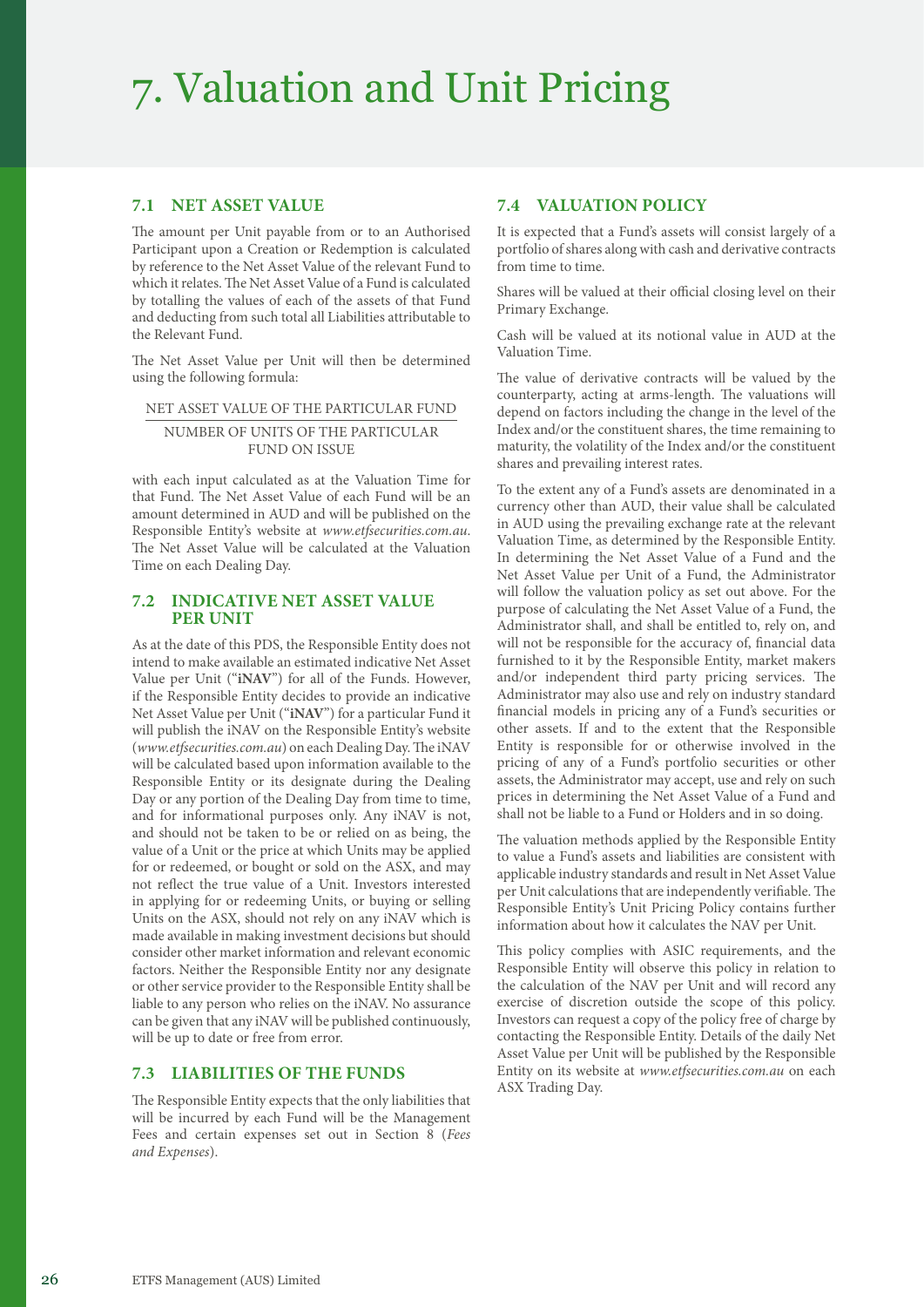# 7. Valuation and Unit Pricing

## 7.1 NET ASSET VALUE

The amount per Unit payable from or to an Authorised Participant upon a Creation or Redemption is calculated by reference to the Net Asset Value of the relevant Fund to which it relates. The Net Asset Value of a Fund is calculated by totalling the values of each of the assets of that Fund and deducting from such total all Liabilities attributable to the Relevant Fund.

The Net Asset Value per Unit will then be determined using the following formula:

$$\frac{\text{NET ASSET VALUE OF THE PARTICULAR FUND}}{\text{NUMBER OF UNITS OF THE PARTICULAR FUND ON ISSUE}}$$

with each input calculated as at the Valuation Time for that Fund. The Net Asset Value of each Fund will be an amount determined in AUD and will be published on the Responsible Entity's website at *www.etfsecurities.com.au*. The Net Asset Value will be calculated at the Valuation Time on each Dealing Day.

## 7.2 INDICATIVE NET ASSET VALUE PER UNIT

As at the date of this PDS, the Responsible Entity does not intend to make available an estimated indicative Net Asset Value per Unit ("**iNAV**") for all of the Funds. However, if the Responsible Entity decides to provide an indicative Net Asset Value per Unit ("**iNAV**") for a particular Fund it will publish the iNAV on the Responsible Entity's website (*www.etfsecurities.com.au*) on each Dealing Day. The iNAV will be calculated based upon information available to the Responsible Entity or its designate during the Dealing Day or any portion of the Dealing Day from time to time, and for informational purposes only. Any iNAV is not, and should not be taken to be or relied on as being, the value of a Unit or the price at which Units may be applied for or redeemed, or bought or sold on the ASX, and may not reflect the true value of a Unit. Investors interested in applying for or redeeming Units, or buying or selling Units on the ASX, should not rely on any iNAV which is made available in making investment decisions but should consider other market information and relevant economic factors. Neither the Responsible Entity nor any designate or other service provider to the Responsible Entity shall be liable to any person who relies on the iNAV. No assurance can be given that any iNAV will be published continuously, will be up to date or free from error.

## 7.3 LIABILITIES OF THE FUNDS

The Responsible Entity expects that the only liabilities that will be incurred by each Fund will be the Management Fees and certain expenses set out in Section 8 (*Fees and Expenses*).

## 7.4 VALUATION POLICY

It is expected that a Fund's assets will consist largely of a portfolio of shares along with cash and derivative contracts from time to time.

Shares will be valued at their official closing level on their Primary Exchange.

Cash will be valued at its notional value in AUD at the Valuation Time.

The value of derivative contracts will be valued by the counterparty, acting at arms-length. The valuations will depend on factors including the change in the level of the Index and/or the constituent shares, the time remaining to maturity, the volatility of the Index and/or the constituent shares and prevailing interest rates.

To the extent any of a Fund's assets are denominated in a currency other than AUD, their value shall be calculated in AUD using the prevailing exchange rate at the relevant Valuation Time, as determined by the Responsible Entity. In determining the Net Asset Value of a Fund and the Net Asset Value per Unit of a Fund, the Administrator will follow the valuation policy as set out above. For the purpose of calculating the Net Asset Value of a Fund, the Administrator shall, and shall be entitled to, rely on, and will not be responsible for the accuracy of, financial data furnished to it by the Responsible Entity, market makers and/or independent third party pricing services. The Administrator may also use and rely on industry standard financial models in pricing any of a Fund's securities or other assets. If and to the extent that the Responsible Entity is responsible for or otherwise involved in the pricing of any of a Fund's portfolio securities or other assets, the Administrator may accept, use and rely on such prices in determining the Net Asset Value of a Fund and shall not be liable to a Fund or Holders and in so doing.

The valuation methods applied by the Responsible Entity to value a Fund's assets and liabilities are consistent with applicable industry standards and result in Net Asset Value per Unit calculations that are independently verifiable. The Responsible Entity's Unit Pricing Policy contains further information about how it calculates the NAV per Unit.

This policy complies with ASIC requirements, and the Responsible Entity will observe this policy in relation to the calculation of the NAV per Unit and will record any exercise of discretion outside the scope of this policy. Investors can request a copy of the policy free of charge by contacting the Responsible Entity. Details of the daily Net Asset Value per Unit will be published by the Responsible Entity on its website at *www.etfsecurities.com.au* on each ASX Trading Day.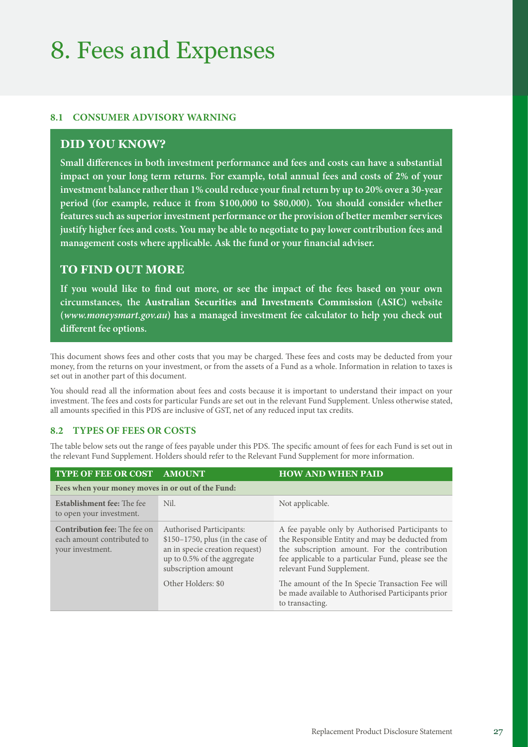# 8. Fees and Expenses

### 8.1 CONSUMER ADVISORY WARNING

## DID YOU KNOW?

**Small differences in both investment performance and fees and costs can have a substantial impact on your long term returns. For example, total annual fees and costs of 2% of your investment balance rather than 1% could reduce your final return by up to 20% over a 30-year period (for example, reduce it from $100,000 to $80,000). You should consider whether features such as superior investment performance or the provision of better member services justify higher fees and costs. You may be able to negotiate to pay lower contribution fees and management costs where applicable. Ask the fund or your financial adviser.**

## TO FIND OUT MORE

**If you would like to find out more, or see the impact of the fees based on your own circumstances, the Australian Securities and Investments Commission (ASIC) website (*www.moneysmart.gov.au*) has a managed investment fee calculator to help you check out different fee options.**

This document shows fees and other costs that you may be charged. These fees and costs may be deducted from your money, from the returns on your investment, or from the assets of a Fund as a whole. Information in relation to taxes is set out in another part of this document.

You should read all the information about fees and costs because it is important to understand their impact on your investment. The fees and costs for particular Funds are set out in the relevant Fund Supplement. Unless otherwise stated, all amounts specified in this PDS are inclusive of GST, net of any reduced input tax credits.

### 8.2 TYPES OF FEES OR COSTS

The table below sets out the range of fees payable under this PDS. The specific amount of fees for each Fund is set out in the relevant Fund Supplement. Holders should refer to the Relevant Fund Supplement for more information.

| TYPE OF FEE OR COST | AMOUNT | HOW AND WHEN PAID |
| --- | --- | --- |
| **Fees when your money moves in or out of the Fund:** | | |
| **Establishment fee:** The fee to open your investment. | Nil. | Not applicable. |
| **Contribution fee:** The fee on each amount contributed to your investment. | Authorised Participants: $150–1750, plus (in the case of an in specie creation request) up to 0.5% of the aggregate subscription amount | A fee payable only by Authorised Participants to the Responsible Entity and may be deducted from the subscription amount. For the contribution fee applicable to a particular Fund, please see the relevant Fund Supplement. |
| | Other Holders: $0 | The amount of the In Specie Transaction Fee will be made available to Authorised Participants prior to transacting. |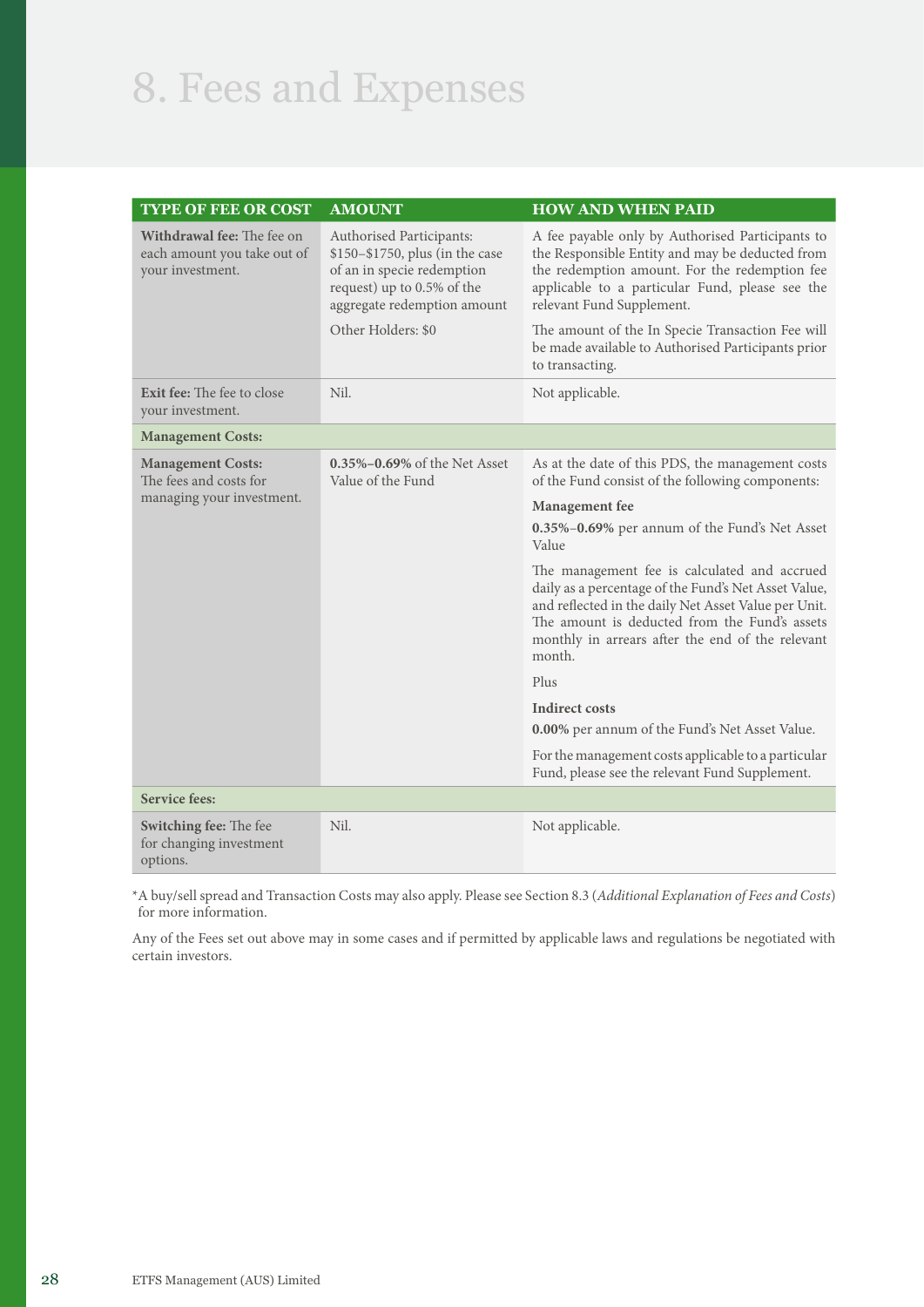# 8. Fees and Expenses

| TYPE OF FEE OR COST | AMOUNT | HOW AND WHEN PAID |
|---|---|---|
| **Withdrawal fee:** The fee on each amount you take out of your investment. | Authorised Participants: $150–$1750, plus (in the case of an in specie redemption request) up to 0.5% of the aggregate redemption amount<br><br>Other Holders: $0 | A fee payable only by Authorised Participants to the Responsible Entity and may be deducted from the redemption amount. For the redemption fee applicable to a particular Fund, please see the relevant Fund Supplement.<br><br>The amount of the In Specie Transaction Fee will be made available to Authorised Participants prior to transacting. |
| **Exit fee:** The fee to close your investment. | Nil. | Not applicable. |
| **Management Costs:** | | |
| **Management Costs:** The fees and costs for managing your investment. | **0.35%–0.69%** of the Net Asset Value of the Fund | As at the date of this PDS, the management costs of the Fund consist of the following components:<br><br>**Management fee**<br><br>**0.35%–0.69%** per annum of the Fund's Net Asset Value<br><br>The management fee is calculated and accrued daily as a percentage of the Fund's Net Asset Value, and reflected in the daily Net Asset Value per Unit. The amount is deducted from the Fund's assets monthly in arrears after the end of the relevant month.<br><br>Plus<br><br>**Indirect costs**<br><br>**0.00%** per annum of the Fund's Net Asset Value.<br><br>For the management costs applicable to a particular Fund, please see the relevant Fund Supplement. |
| **Service fees:** | | |
| **Switching fee:** The fee for changing investment options. | Nil. | Not applicable. |

*A buy/sell spread and Transaction Costs may also apply. Please see Section 8.3 (*Additional Explanation of Fees and Costs*) for more information.

Any of the Fees set out above may in some cases and if permitted by applicable laws and regulations be negotiated with certain investors.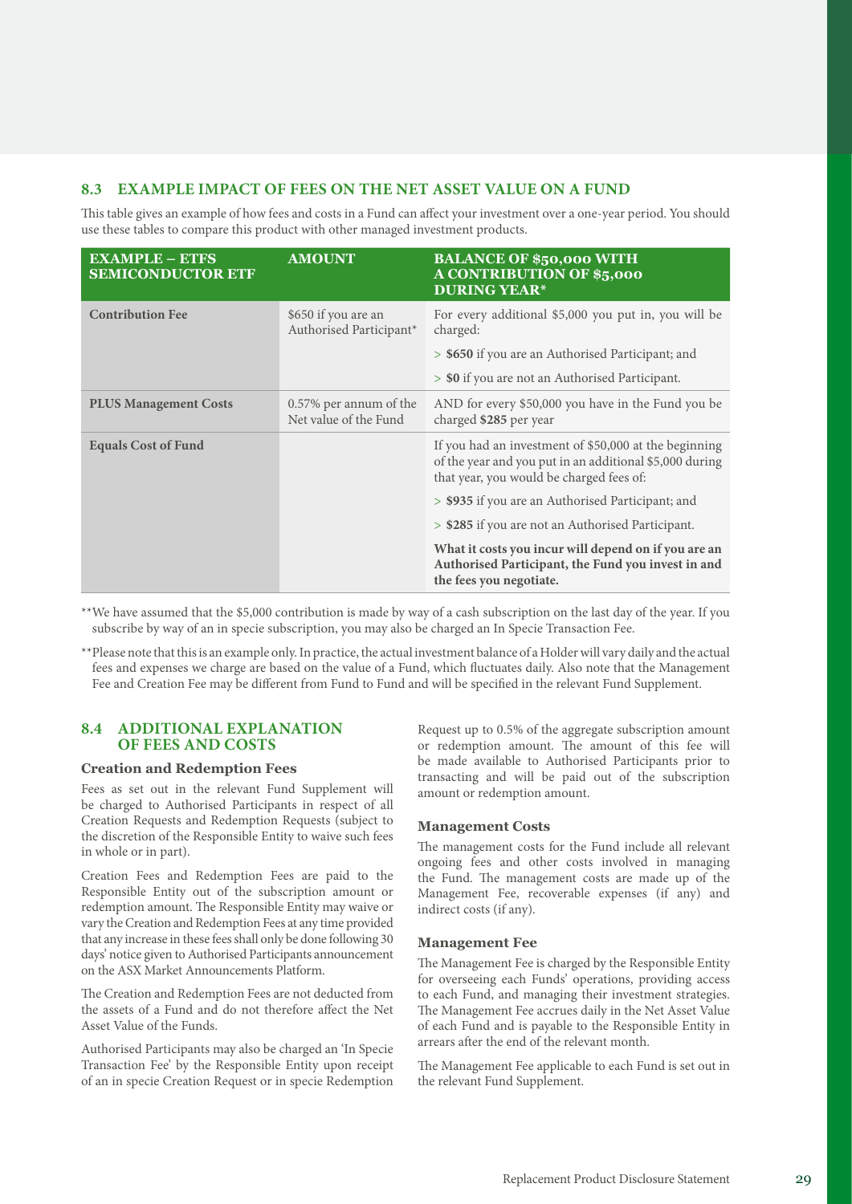## 8.3 EXAMPLE IMPACT OF FEES ON THE NET ASSET VALUE ON A FUND

This table gives an example of how fees and costs in a Fund can affect your investment over a one-year period. You should use these tables to compare this product with other managed investment products.

| EXAMPLE – ETFS SEMICONDUCTOR ETF | AMOUNT | BALANCE OF $50,000 WITH A CONTRIBUTION OF $5,000 DURING YEAR* |
|---|---|---|
| **Contribution Fee** | $650 if you are an Authorised Participant* | For every additional $5,000 you put in, you will be charged:<br>> **$650** if you are an Authorised Participant; and<br>> **$0** if you are not an Authorised Participant. |
| **PLUS Management Costs** | 0.57% per annum of the Net value of the Fund | AND for every $50,000 you have in the Fund you be charged **$285** per year |
| **Equals Cost of Fund** | | If you had an investment of $50,000 at the beginning of the year and you put in an additional $5,000 during that year, you would be charged fees of:<br>> **$935** if you are an Authorised Participant; and<br>> **$285** if you are not an Authorised Participant.<br>**What it costs you incur will depend on if you are an Authorised Participant, the Fund you invest in and the fees you negotiate.** |

**We have assumed that the $5,000 contribution is made by way of a cash subscription on the last day of the year. If you subscribe by way of an in specie subscription, you may also be charged an In Specie Transaction Fee.

**Please note that this is an example only. In practice, the actual investment balance of a Holder will vary daily and the actual fees and expenses we charge are based on the value of a Fund, which fluctuates daily. Also note that the Management Fee and Creation Fee may be different from Fund to Fund and will be specified in the relevant Fund Supplement.

## 8.4 ADDITIONAL EXPLANATION OF FEES AND COSTS

### Creation and Redemption Fees

Fees as set out in the relevant Fund Supplement will be charged to Authorised Participants in respect of all Creation Requests and Redemption Requests (subject to the discretion of the Responsible Entity to waive such fees in whole or in part).

Creation Fees and Redemption Fees are paid to the Responsible Entity out of the subscription amount or redemption amount. The Responsible Entity may waive or vary the Creation and Redemption Fees at any time provided that any increase in these fees shall only be done following 30 days' notice given to Authorised Participants announcement on the ASX Market Announcements Platform.

The Creation and Redemption Fees are not deducted from the assets of a Fund and do not therefore affect the Net Asset Value of the Funds.

Authorised Participants may also be charged an 'In Specie Transaction Fee' by the Responsible Entity upon receipt of an in specie Creation Request or in specie Redemption Request up to 0.5% of the aggregate subscription amount or redemption amount. The amount of this fee will be made available to Authorised Participants prior to transacting and will be paid out of the subscription amount or redemption amount.

### Management Costs

The management costs for the Fund include all relevant ongoing fees and other costs involved in managing the Fund. The management costs are made up of the Management Fee, recoverable expenses (if any) and indirect costs (if any).

### Management Fee

The Management Fee is charged by the Responsible Entity for overseeing each Funds' operations, providing access to each Fund, and managing their investment strategies. The Management Fee accrues daily in the Net Asset Value of each Fund and is payable to the Responsible Entity in arrears after the end of the relevant month.

The Management Fee applicable to each Fund is set out in the relevant Fund Supplement.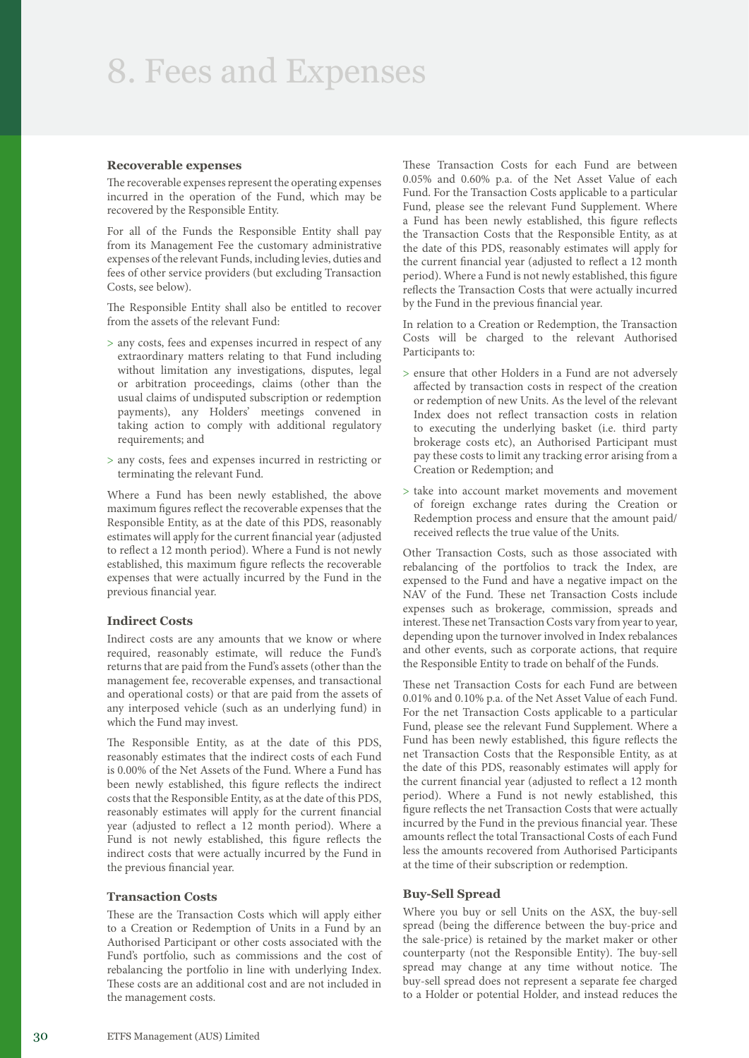# 8. Fees and Expenses

### Recoverable expenses

The recoverable expenses represent the operating expenses incurred in the operation of the Fund, which may be recovered by the Responsible Entity.

For all of the Funds the Responsible Entity shall pay from its Management Fee the customary administrative expenses of the relevant Funds, including levies, duties and fees of other service providers (but excluding Transaction Costs, see below).

The Responsible Entity shall also be entitled to recover from the assets of the relevant Fund:

> any costs, fees and expenses incurred in respect of any extraordinary matters relating to that Fund including without limitation any investigations, disputes, legal or arbitration proceedings, claims (other than the usual claims of undisputed subscription or redemption payments), any Holders' meetings convened in taking action to comply with additional regulatory requirements; and

> any costs, fees and expenses incurred in restricting or terminating the relevant Fund.

Where a Fund has been newly established, the above maximum figures reflect the recoverable expenses that the Responsible Entity, as at the date of this PDS, reasonably estimates will apply for the current financial year (adjusted to reflect a 12 month period). Where a Fund is not newly established, this maximum figure reflects the recoverable expenses that were actually incurred by the Fund in the previous financial year.

### Indirect Costs

Indirect costs are any amounts that we know or where required, reasonably estimate, will reduce the Fund's returns that are paid from the Fund's assets (other than the management fee, recoverable expenses, and transactional and operational costs) or that are paid from the assets of any interposed vehicle (such as an underlying fund) in which the Fund may invest.

The Responsible Entity, as at the date of this PDS, reasonably estimates that the indirect costs of each Fund is 0.00% of the Net Assets of the Fund. Where a Fund has been newly established, this figure reflects the indirect costs that the Responsible Entity, as at the date of this PDS, reasonably estimates will apply for the current financial year (adjusted to reflect a 12 month period). Where a Fund is not newly established, this figure reflects the indirect costs that were actually incurred by the Fund in the previous financial year.

### Transaction Costs

These are the Transaction Costs which will apply either to a Creation or Redemption of Units in a Fund by an Authorised Participant or other costs associated with the Fund's portfolio, such as commissions and the cost of rebalancing the portfolio in line with underlying Index. These costs are an additional cost and are not included in the management costs.

These Transaction Costs for each Fund are between 0.05% and 0.60% p.a. of the Net Asset Value of each Fund. For the Transaction Costs applicable to a particular Fund, please see the relevant Fund Supplement. Where a Fund has been newly established, this figure reflects the Transaction Costs that the Responsible Entity, as at the date of this PDS, reasonably estimates will apply for the current financial year (adjusted to reflect a 12 month period). Where a Fund is not newly established, this figure reflects the Transaction Costs that were actually incurred by the Fund in the previous financial year.

In relation to a Creation or Redemption, the Transaction Costs will be charged to the relevant Authorised Participants to:

> ensure that other Holders in a Fund are not adversely affected by transaction costs in respect of the creation or redemption of new Units. As the level of the relevant Index does not reflect transaction costs in relation to executing the underlying basket (i.e. third party brokerage costs etc), an Authorised Participant must pay these costs to limit any tracking error arising from a Creation or Redemption; and

> take into account market movements and movement of foreign exchange rates during the Creation or Redemption process and ensure that the amount paid/received reflects the true value of the Units.

Other Transaction Costs, such as those associated with rebalancing of the portfolios to track the Index, are expensed to the Fund and have a negative impact on the NAV of the Fund. These net Transaction Costs include expenses such as brokerage, commission, spreads and interest. These net Transaction Costs vary from year to year, depending upon the turnover involved in Index rebalances and other events, such as corporate actions, that require the Responsible Entity to trade on behalf of the Funds.

These net Transaction Costs for each Fund are between 0.01% and 0.10% p.a. of the Net Asset Value of each Fund. For the net Transaction Costs applicable to a particular Fund, please see the relevant Fund Supplement. Where a Fund has been newly established, this figure reflects the net Transaction Costs that the Responsible Entity, as at the date of this PDS, reasonably estimates will apply for the current financial year (adjusted to reflect a 12 month period). Where a Fund is not newly established, this figure reflects the net Transaction Costs that were actually incurred by the Fund in the previous financial year. These amounts reflect the total Transactional Costs of each Fund less the amounts recovered from Authorised Participants at the time of their subscription or redemption.

### Buy-Sell Spread

Where you buy or sell Units on the ASX, the buy-sell spread (being the difference between the buy-price and the sale-price) is retained by the market maker or other counterparty (not the Responsible Entity). The buy-sell spread may change at any time without notice. The buy-sell spread does not represent a separate fee charged to a Holder or potential Holder, and instead reduces the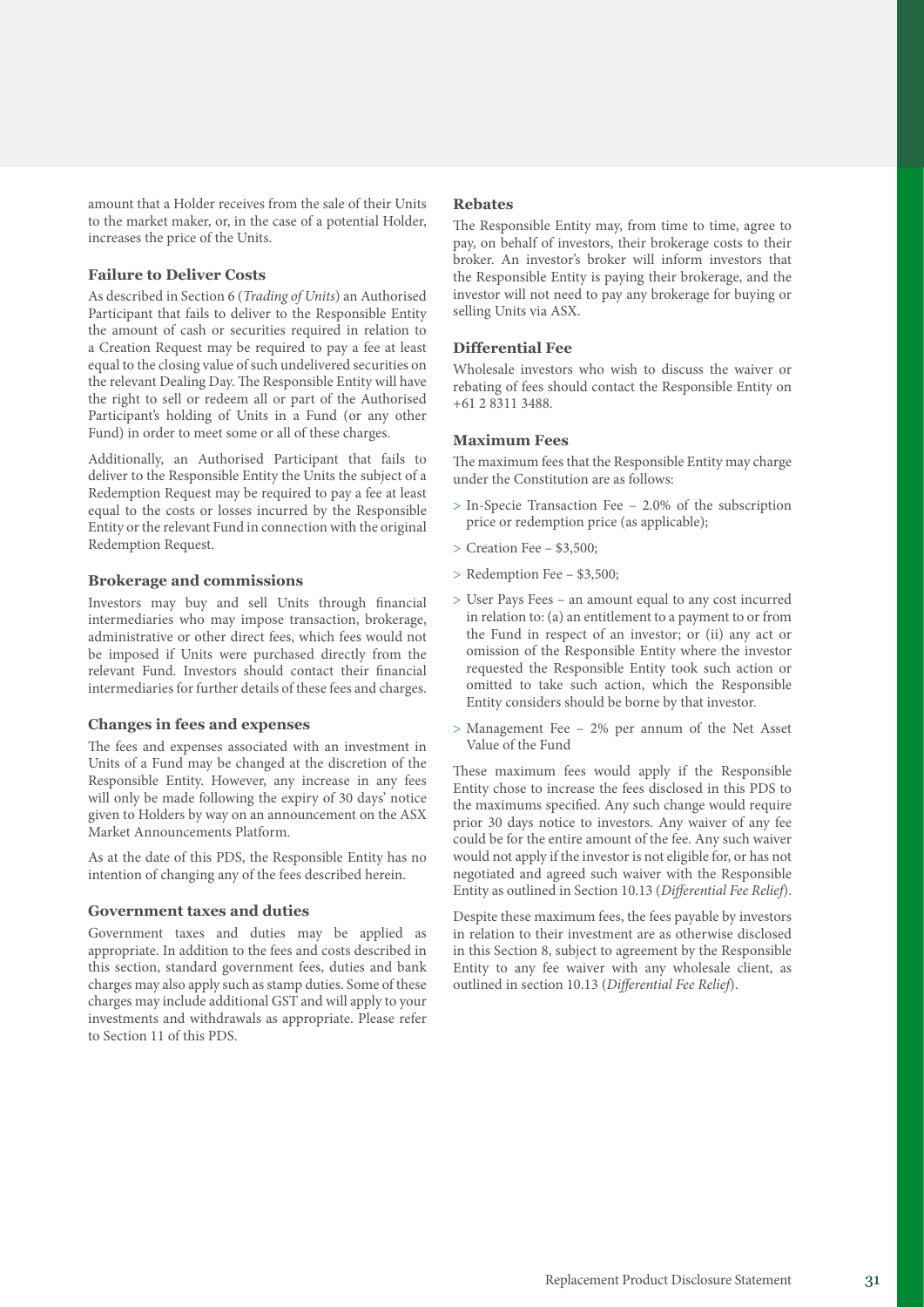amount that a Holder receives from the sale of their Units to the market maker, or, in the case of a potential Holder, increases the price of the Units.

### Failure to Deliver Costs

As described in Section 6 (*Trading of Units*) an Authorised Participant that fails to deliver to the Responsible Entity the amount of cash or securities required in relation to a Creation Request may be required to pay a fee at least equal to the closing value of such undelivered securities on the relevant Dealing Day. The Responsible Entity will have the right to sell or redeem all or part of the Authorised Participant's holding of Units in a Fund (or any other Fund) in order to meet some or all of these charges.

Additionally, an Authorised Participant that fails to deliver to the Responsible Entity the Units the subject of a Redemption Request may be required to pay a fee at least equal to the costs or losses incurred by the Responsible Entity or the relevant Fund in connection with the original Redemption Request.

### Brokerage and commissions

Investors may buy and sell Units through financial intermediaries who may impose transaction, brokerage, administrative or other direct fees, which fees would not be imposed if Units were purchased directly from the relevant Fund. Investors should contact their financial intermediaries for further details of these fees and charges.

### Changes in fees and expenses

The fees and expenses associated with an investment in Units of a Fund may be changed at the discretion of the Responsible Entity. However, any increase in any fees will only be made following the expiry of 30 days' notice given to Holders by way on an announcement on the ASX Market Announcements Platform.

As at the date of this PDS, the Responsible Entity has no intention of changing any of the fees described herein.

### Government taxes and duties

Government taxes and duties may be applied as appropriate. In addition to the fees and costs described in this section, standard government fees, duties and bank charges may also apply such as stamp duties. Some of these charges may include additional GST and will apply to your investments and withdrawals as appropriate. Please refer to Section 11 of this PDS.

### Rebates

The Responsible Entity may, from time to time, agree to pay, on behalf of investors, their brokerage costs to their broker. An investor's broker will inform investors that the Responsible Entity is paying their brokerage, and the investor will not need to pay any brokerage for buying or selling Units via ASX.

### Differential Fee

Wholesale investors who wish to discuss the waiver or rebating of fees should contact the Responsible Entity on +61 2 8311 3488.

### Maximum Fees

The maximum fees that the Responsible Entity may charge under the Constitution are as follows:

> In-Specie Transaction Fee – 2.0% of the subscription price or redemption price (as applicable);

> Creation Fee – $3,500;

> Redemption Fee – $3,500;

> User Pays Fees – an amount equal to any cost incurred in relation to: (a) an entitlement to a payment to or from the Fund in respect of an investor; or (ii) any act or omission of the Responsible Entity where the investor requested the Responsible Entity took such action or omitted to take such action, which the Responsible Entity considers should be borne by that investor.

> Management Fee – 2% per annum of the Net Asset Value of the Fund

These maximum fees would apply if the Responsible Entity chose to increase the fees disclosed in this PDS to the maximums specified. Any such change would require prior 30 days notice to investors. Any waiver of any fee could be for the entire amount of the fee. Any such waiver would not apply if the investor is not eligible for, or has not negotiated and agreed such waiver with the Responsible Entity as outlined in Section 10.13 (*Differential Fee Relief*).

Despite these maximum fees, the fees payable by investors in relation to their investment are as otherwise disclosed in this Section 8, subject to agreement by the Responsible Entity to any fee waiver with any wholesale client, as outlined in section 10.13 (*Differential Fee Relief*).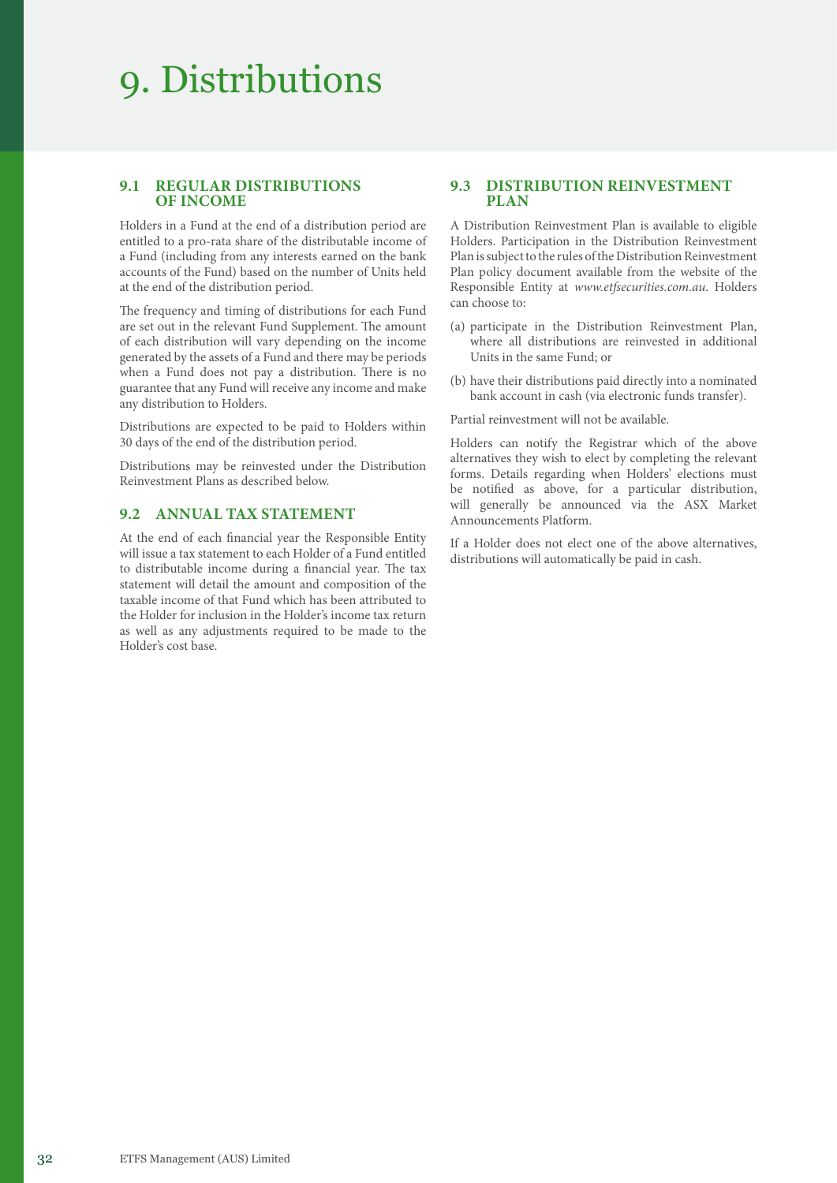# 9. Distributions

## 9.1 REGULAR DISTRIBUTIONS OF INCOME

Holders in a Fund at the end of a distribution period are entitled to a pro-rata share of the distributable income of a Fund (including from any interests earned on the bank accounts of the Fund) based on the number of Units held at the end of the distribution period.

The frequency and timing of distributions for each Fund are set out in the relevant Fund Supplement. The amount of each distribution will vary depending on the income generated by the assets of a Fund and there may be periods when a Fund does not pay a distribution. There is no guarantee that any Fund will receive any income and make any distribution to Holders.

Distributions are expected to be paid to Holders within 30 days of the end of the distribution period.

Distributions may be reinvested under the Distribution Reinvestment Plans as described below.

## 9.2 ANNUAL TAX STATEMENT

At the end of each financial year the Responsible Entity will issue a tax statement to each Holder of a Fund entitled to distributable income during a financial year. The tax statement will detail the amount and composition of the taxable income of that Fund which has been attributed to the Holder for inclusion in the Holder's income tax return as well as any adjustments required to be made to the Holder's cost base.

## 9.3 DISTRIBUTION REINVESTMENT PLAN

A Distribution Reinvestment Plan is available to eligible Holders. Participation in the Distribution Reinvestment Plan is subject to the rules of the Distribution Reinvestment Plan policy document available from the website of the Responsible Entity at *www.etfsecurities.com.au*. Holders can choose to:

(a) participate in the Distribution Reinvestment Plan, where all distributions are reinvested in additional Units in the same Fund; or

(b) have their distributions paid directly into a nominated bank account in cash (via electronic funds transfer).

Partial reinvestment will not be available.

Holders can notify the Registrar which of the above alternatives they wish to elect by completing the relevant forms. Details regarding when Holders' elections must be notified as above, for a particular distribution, will generally be announced via the ASX Market Announcements Platform.

If a Holder does not elect one of the above alternatives, distributions will automatically be paid in cash.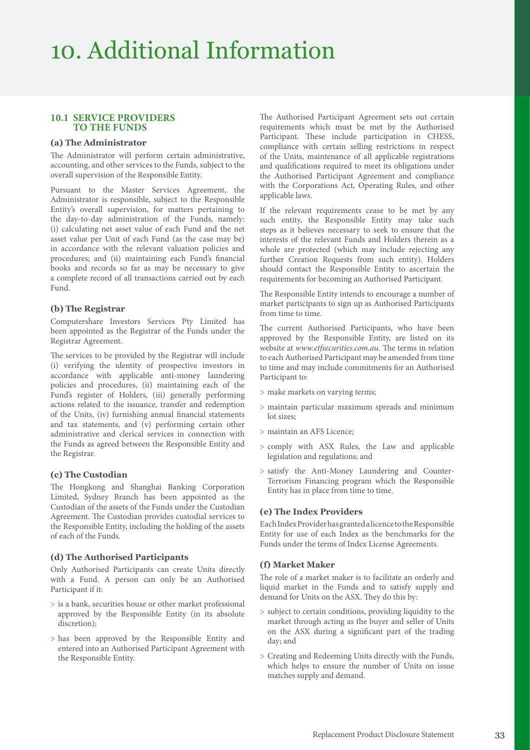# 10. Additional Information

## 10.1 SERVICE PROVIDERS TO THE FUNDS

### (a) The Administrator

The Administrator will perform certain administrative, accounting, and other services to the Funds, subject to the overall supervision of the Responsible Entity.

Pursuant to the Master Services Agreement, the Administrator is responsible, subject to the Responsible Entity's overall supervision, for matters pertaining to the day-to-day administration of the Funds, namely: (i) calculating net asset value of each Fund and the net asset value per Unit of each Fund (as the case may be) in accordance with the relevant valuation policies and procedures; and (ii) maintaining each Fund's financial books and records so far as may be necessary to give a complete record of all transactions carried out by each Fund.

### (b) The Registrar

Computershare Investors Services Pty Limited has been appointed as the Registrar of the Funds under the Registrar Agreement.

The services to be provided by the Registrar will include (i) verifying the identity of prospective investors in accordance with applicable anti-money laundering policies and procedures, (ii) maintaining each of the Fund's register of Holders, (iii) generally performing actions related to the issuance, transfer and redemption of the Units, (iv) furnishing annual financial statements and tax statements, and (v) performing certain other administrative and clerical services in connection with the Funds as agreed between the Responsible Entity and the Registrar.

### (c) The Custodian

The Hongkong and Shanghai Banking Corporation Limited, Sydney Branch has been appointed as the Custodian of the assets of the Funds under the Custodian Agreement. The Custodian provides custodial services to the Responsible Entity, including the holding of the assets of each of the Funds.

### (d) The Authorised Participants

Only Authorised Participants can create Units directly with a Fund. A person can only be an Authorised Participant if it:

> is a bank, securities house or other market professional approved by the Responsible Entity (in its absolute discretion);

> has been approved by the Responsible Entity and entered into an Authorised Participant Agreement with the Responsible Entity.

The Authorised Participant Agreement sets out certain requirements which must be met by the Authorised Participant. These include participation in CHESS, compliance with certain selling restrictions in respect of the Units, maintenance of all applicable registrations and qualifications required to meet its obligations under the Authorised Participant Agreement and compliance with the Corporations Act, Operating Rules, and other applicable laws.

If the relevant requirements cease to be met by any such entity, the Responsible Entity may take such steps as it believes necessary to seek to ensure that the interests of the relevant Funds and Holders therein as a whole are protected (which may include rejecting any further Creation Requests from such entity). Holders should contact the Responsible Entity to ascertain the requirements for becoming an Authorised Participant.

The Responsible Entity intends to encourage a number of market participants to sign up as Authorised Participants from time to time.

The current Authorised Participants, who have been approved by the Responsible Entity, are listed on its website at *www.etfsecurities.com.au*. The terms in relation to each Authorised Participant may be amended from time to time and may include commitments for an Authorised Participant to:

> make markets on varying terms;

> maintain particular maximum spreads and minimum lot sizes;

> maintain an AFS Licence;

> comply with ASX Rules, the Law and applicable legislation and regulations; and

> satisfy the Anti-Money Laundering and Counter-Terrorism Financing program which the Responsible Entity has in place from time to time.

### (e) The Index Providers

Each Index Provider has granted a licence to the Responsible Entity for use of each Index as the benchmarks for the Funds under the terms of Index License Agreements.

### (f) Market Maker

The role of a market maker is to facilitate an orderly and liquid market in the Funds and to satisfy supply and demand for Units on the ASX. They do this by:

> subject to certain conditions, providing liquidity to the market through acting as the buyer and seller of Units on the ASX during a significant part of the trading day; and

> Creating and Redeeming Units directly with the Funds, which helps to ensure the number of Units on issue matches supply and demand.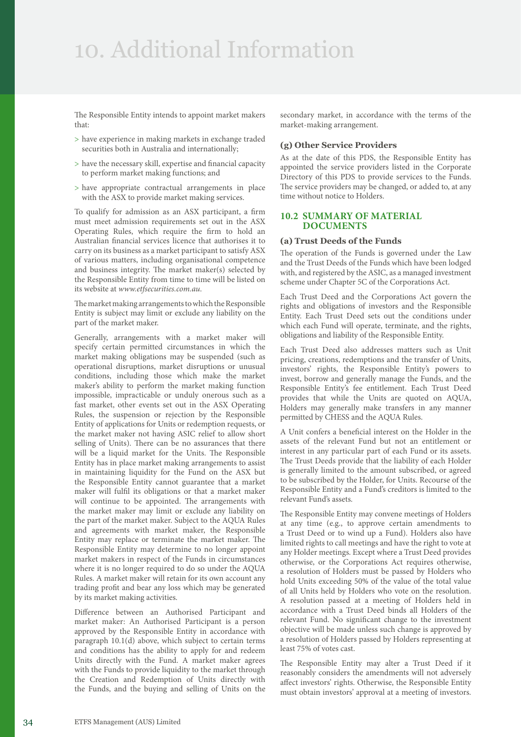# 10. Additional Information

The Responsible Entity intends to appoint market makers that:

- > have experience in making markets in exchange traded securities both in Australia and internationally;
- > have the necessary skill, expertise and financial capacity to perform market making functions; and
- > have appropriate contractual arrangements in place with the ASX to provide market making services.

To qualify for admission as an ASX participant, a firm must meet admission requirements set out in the ASX Operating Rules, which require the firm to hold an Australian financial services licence that authorises it to carry on its business as a market participant to satisfy ASX of various matters, including organisational competence and business integrity. The market maker(s) selected by the Responsible Entity from time to time will be listed on its website at *www.etfsecurities.com.au*.

The market making arrangements to which the Responsible Entity is subject may limit or exclude any liability on the part of the market maker.

Generally, arrangements with a market maker will specify certain permitted circumstances in which the market making obligations may be suspended (such as operational disruptions, market disruptions or unusual conditions, including those which make the market maker's ability to perform the market making function impossible, impracticable or unduly onerous such as a fast market, other events set out in the ASX Operating Rules, the suspension or rejection by the Responsible Entity of applications for Units or redemption requests, or the market maker not having ASIC relief to allow short selling of Units). There can be no assurances that there will be a liquid market for the Units. The Responsible Entity has in place market making arrangements to assist in maintaining liquidity for the Fund on the ASX but the Responsible Entity cannot guarantee that a market maker will fulfil its obligations or that a market maker will continue to be appointed. The arrangements with the market maker may limit or exclude any liability on the part of the market maker. Subject to the AQUA Rules and agreements with market maker, the Responsible Entity may replace or terminate the market maker. The Responsible Entity may determine to no longer appoint market makers in respect of the Funds in circumstances where it is no longer required to do so under the AQUA Rules. A market maker will retain for its own account any trading profit and bear any loss which may be generated by its market making activities.

Difference between an Authorised Participant and market maker: An Authorised Participant is a person approved by the Responsible Entity in accordance with paragraph 10.1(d) above, which subject to certain terms and conditions has the ability to apply for and redeem Units directly with the Fund. A market maker agrees with the Funds to provide liquidity to the market through the Creation and Redemption of Units directly with the Funds, and the buying and selling of Units on the secondary market, in accordance with the terms of the market-making arrangement.

### (g) Other Service Providers

As at the date of this PDS, the Responsible Entity has appointed the service providers listed in the Corporate Directory of this PDS to provide services to the Funds. The service providers may be changed, or added to, at any time without notice to Holders.

## 10.2 SUMMARY OF MATERIAL DOCUMENTS

### (a) Trust Deeds of the Funds

The operation of the Funds is governed under the Law and the Trust Deeds of the Funds which have been lodged with, and registered by the ASIC, as a managed investment scheme under Chapter 5C of the Corporations Act.

Each Trust Deed and the Corporations Act govern the rights and obligations of investors and the Responsible Entity. Each Trust Deed sets out the conditions under which each Fund will operate, terminate, and the rights, obligations and liability of the Responsible Entity.

Each Trust Deed also addresses matters such as Unit pricing, creations, redemptions and the transfer of Units, investors' rights, the Responsible Entity's powers to invest, borrow and generally manage the Funds, and the Responsible Entity's fee entitlement. Each Trust Deed provides that while the Units are quoted on AQUA, Holders may generally make transfers in any manner permitted by CHESS and the AQUA Rules.

A Unit confers a beneficial interest on the Holder in the assets of the relevant Fund but not an entitlement or interest in any particular part of each Fund or its assets. The Trust Deeds provide that the liability of each Holder is generally limited to the amount subscribed, or agreed to be subscribed by the Holder, for Units. Recourse of the Responsible Entity and a Fund's creditors is limited to the relevant Fund's assets.

The Responsible Entity may convene meetings of Holders at any time (e.g., to approve certain amendments to a Trust Deed or to wind up a Fund). Holders also have limited rights to call meetings and have the right to vote at any Holder meetings. Except where a Trust Deed provides otherwise, or the Corporations Act requires otherwise, a resolution of Holders must be passed by Holders who hold Units exceeding 50% of the value of the total value of all Units held by Holders who vote on the resolution. A resolution passed at a meeting of Holders held in accordance with a Trust Deed binds all Holders of the relevant Fund. No significant change to the investment objective will be made unless such change is approved by a resolution of Holders passed by Holders representing at least 75% of votes cast.

The Responsible Entity may alter a Trust Deed if it reasonably considers the amendments will not adversely affect investors' rights. Otherwise, the Responsible Entity must obtain investors' approval at a meeting of investors.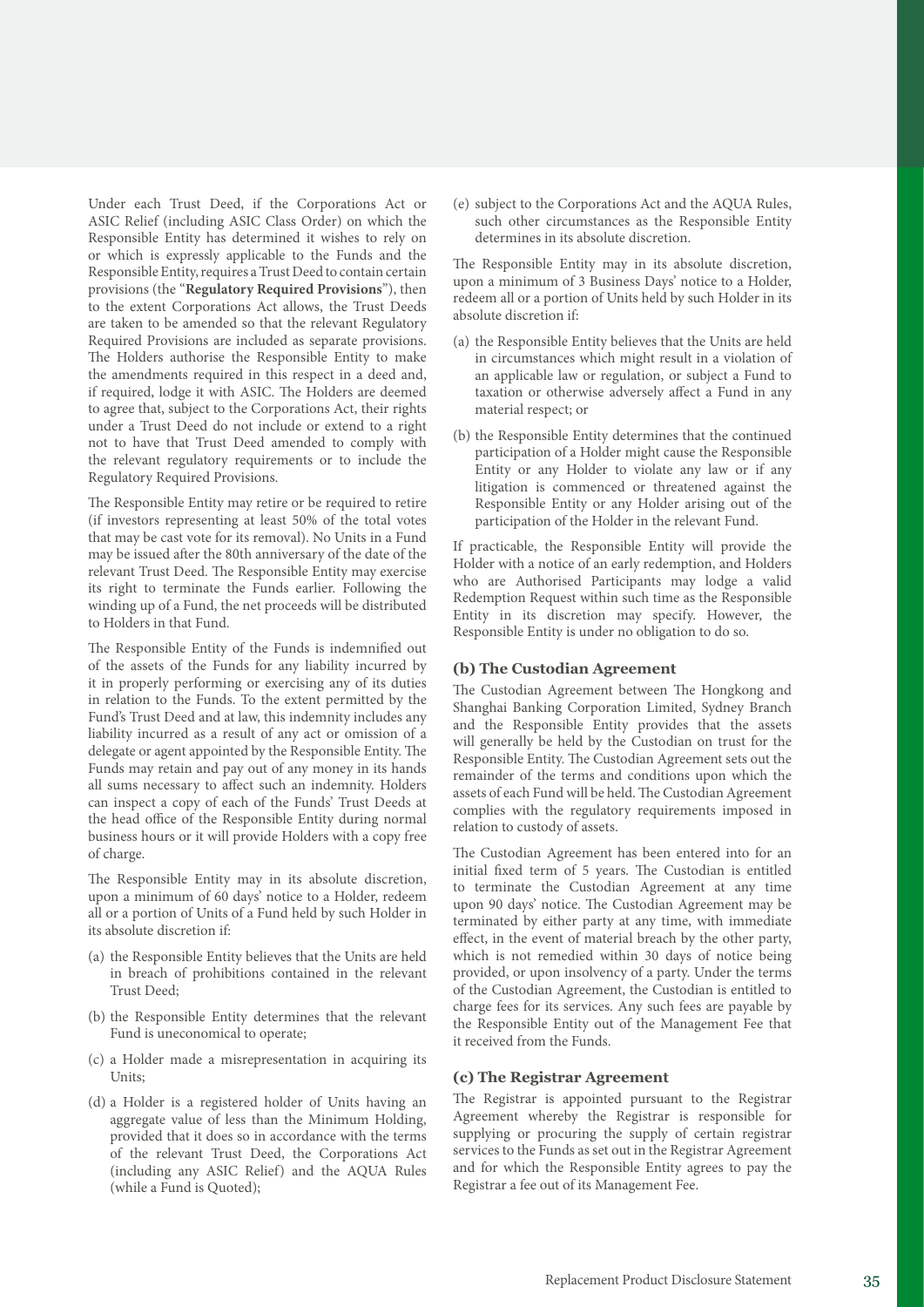Under each Trust Deed, if the Corporations Act or ASIC Relief (including ASIC Class Order) on which the Responsible Entity has determined it wishes to rely on or which is expressly applicable to the Funds and the Responsible Entity, requires a Trust Deed to contain certain provisions (the "**Regulatory Required Provisions**"), then to the extent Corporations Act allows, the Trust Deeds are taken to be amended so that the relevant Regulatory Required Provisions are included as separate provisions. The Holders authorise the Responsible Entity to make the amendments required in this respect in a deed and, if required, lodge it with ASIC. The Holders are deemed to agree that, subject to the Corporations Act, their rights under a Trust Deed do not include or extend to a right not to have that Trust Deed amended to comply with the relevant regulatory requirements or to include the Regulatory Required Provisions.

The Responsible Entity may retire or be required to retire (if investors representing at least 50% of the total votes that may be cast vote for its removal). No Units in a Fund may be issued after the 80th anniversary of the date of the relevant Trust Deed. The Responsible Entity may exercise its right to terminate the Funds earlier. Following the winding up of a Fund, the net proceeds will be distributed to Holders in that Fund.

The Responsible Entity of the Funds is indemnified out of the assets of the Funds for any liability incurred by it in properly performing or exercising any of its duties in relation to the Funds. To the extent permitted by the Fund's Trust Deed and at law, this indemnity includes any liability incurred as a result of any act or omission of a delegate or agent appointed by the Responsible Entity. The Funds may retain and pay out of any money in its hands all sums necessary to affect such an indemnity. Holders can inspect a copy of each of the Funds' Trust Deeds at the head office of the Responsible Entity during normal business hours or it will provide Holders with a copy free of charge.

The Responsible Entity may in its absolute discretion, upon a minimum of 60 days' notice to a Holder, redeem all or a portion of Units of a Fund held by such Holder in its absolute discretion if:

(a) the Responsible Entity believes that the Units are held in breach of prohibitions contained in the relevant Trust Deed;

(b) the Responsible Entity determines that the relevant Fund is uneconomical to operate;

(c) a Holder made a misrepresentation in acquiring its Units;

(d) a Holder is a registered holder of Units having an aggregate value of less than the Minimum Holding, provided that it does so in accordance with the terms of the relevant Trust Deed, the Corporations Act (including any ASIC Relief) and the AQUA Rules (while a Fund is Quoted);

(e) subject to the Corporations Act and the AQUA Rules, such other circumstances as the Responsible Entity determines in its absolute discretion.

The Responsible Entity may in its absolute discretion, upon a minimum of 3 Business Days' notice to a Holder, redeem all or a portion of Units held by such Holder in its absolute discretion if:

(a) the Responsible Entity believes that the Units are held in circumstances which might result in a violation of an applicable law or regulation, or subject a Fund to taxation or otherwise adversely affect a Fund in any material respect; or

(b) the Responsible Entity determines that the continued participation of a Holder might cause the Responsible Entity or any Holder to violate any law or if any litigation is commenced or threatened against the Responsible Entity or any Holder arising out of the participation of the Holder in the relevant Fund.

If practicable, the Responsible Entity will provide the Holder with a notice of an early redemption, and Holders who are Authorised Participants may lodge a valid Redemption Request within such time as the Responsible Entity in its discretion may specify. However, the Responsible Entity is under no obligation to do so.

### (b) The Custodian Agreement

The Custodian Agreement between The Hongkong and Shanghai Banking Corporation Limited, Sydney Branch and the Responsible Entity provides that the assets will generally be held by the Custodian on trust for the Responsible Entity. The Custodian Agreement sets out the remainder of the terms and conditions upon which the assets of each Fund will be held. The Custodian Agreement complies with the regulatory requirements imposed in relation to custody of assets.

The Custodian Agreement has been entered into for an initial fixed term of 5 years. The Custodian is entitled to terminate the Custodian Agreement at any time upon 90 days' notice. The Custodian Agreement may be terminated by either party at any time, with immediate effect, in the event of material breach by the other party, which is not remedied within 30 days of notice being provided, or upon insolvency of a party. Under the terms of the Custodian Agreement, the Custodian is entitled to charge fees for its services. Any such fees are payable by the Responsible Entity out of the Management Fee that it received from the Funds.

### (c) The Registrar Agreement

The Registrar is appointed pursuant to the Registrar Agreement whereby the Registrar is responsible for supplying or procuring the supply of certain registrar services to the Funds as set out in the Registrar Agreement and for which the Responsible Entity agrees to pay the Registrar a fee out of its Management Fee.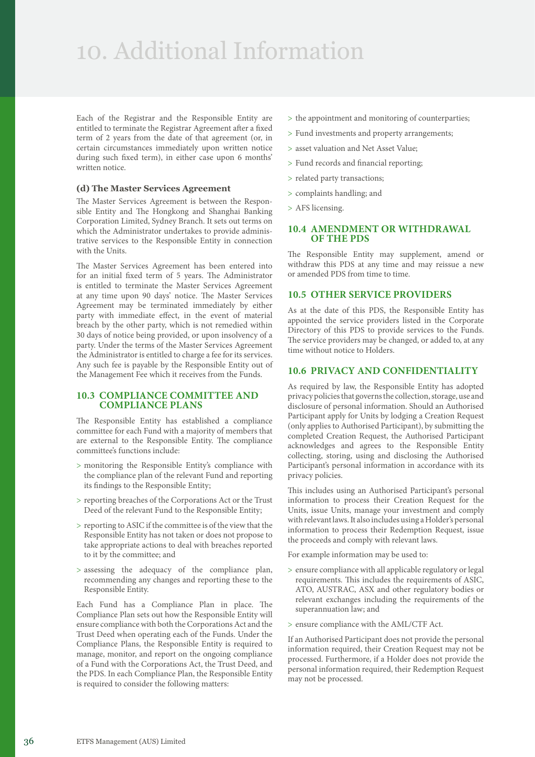# 10. Additional Information

Each of the Registrar and the Responsible Entity are entitled to terminate the Registrar Agreement after a fixed term of 2 years from the date of that agreement (or, in certain circumstances immediately upon written notice during such fixed term), in either case upon 6 months' written notice.

### (d) The Master Services Agreement

The Master Services Agreement is between the Responsible Entity and The Hongkong and Shanghai Banking Corporation Limited, Sydney Branch. It sets out terms on which the Administrator undertakes to provide administrative services to the Responsible Entity in connection with the Units.

The Master Services Agreement has been entered into for an initial fixed term of 5 years. The Administrator is entitled to terminate the Master Services Agreement at any time upon 90 days' notice. The Master Services Agreement may be terminated immediately by either party with immediate effect, in the event of material breach by the other party, which is not remedied within 30 days of notice being provided, or upon insolvency of a party. Under the terms of the Master Services Agreement the Administrator is entitled to charge a fee for its services. Any such fee is payable by the Responsible Entity out of the Management Fee which it receives from the Funds.

## 10.3 COMPLIANCE COMMITTEE AND COMPLIANCE PLANS

The Responsible Entity has established a compliance committee for each Fund with a majority of members that are external to the Responsible Entity. The compliance committee's functions include:

- monitoring the Responsible Entity's compliance with the compliance plan of the relevant Fund and reporting its findings to the Responsible Entity;
- reporting breaches of the Corporations Act or the Trust Deed of the relevant Fund to the Responsible Entity;
- reporting to ASIC if the committee is of the view that the Responsible Entity has not taken or does not propose to take appropriate actions to deal with breaches reported to it by the committee; and
- assessing the adequacy of the compliance plan, recommending any changes and reporting these to the Responsible Entity.

Each Fund has a Compliance Plan in place. The Compliance Plan sets out how the Responsible Entity will ensure compliance with both the Corporations Act and the Trust Deed when operating each of the Funds. Under the Compliance Plans, the Responsible Entity is required to manage, monitor, and report on the ongoing compliance of a Fund with the Corporations Act, the Trust Deed, and the PDS. In each Compliance Plan, the Responsible Entity is required to consider the following matters:

- the appointment and monitoring of counterparties;
- Fund investments and property arrangements;
- asset valuation and Net Asset Value;
- Fund records and financial reporting;
- related party transactions;
- complaints handling; and
- AFS licensing.

## 10.4 AMENDMENT OR WITHDRAWAL OF THE PDS

The Responsible Entity may supplement, amend or withdraw this PDS at any time and may reissue a new or amended PDS from time to time.

## 10.5 OTHER SERVICE PROVIDERS

As at the date of this PDS, the Responsible Entity has appointed the service providers listed in the Corporate Directory of this PDS to provide services to the Funds. The service providers may be changed, or added to, at any time without notice to Holders.

## 10.6 PRIVACY AND CONFIDENTIALITY

As required by law, the Responsible Entity has adopted privacy policies that governs the collection, storage, use and disclosure of personal information. Should an Authorised Participant apply for Units by lodging a Creation Request (only applies to Authorised Participant), by submitting the completed Creation Request, the Authorised Participant acknowledges and agrees to the Responsible Entity collecting, storing, using and disclosing the Authorised Participant's personal information in accordance with its privacy policies.

This includes using an Authorised Participant's personal information to process their Creation Request for the Units, issue Units, manage your investment and comply with relevant laws. It also includes using a Holder's personal information to process their Redemption Request, issue the proceeds and comply with relevant laws.

For example information may be used to:

- ensure compliance with all applicable regulatory or legal requirements. This includes the requirements of ASIC, ATO, AUSTRAC, ASX and other regulatory bodies or relevant exchanges including the requirements of the superannuation law; and
- ensure compliance with the AML/CTF Act.

If an Authorised Participant does not provide the personal information required, their Creation Request may not be processed. Furthermore, if a Holder does not provide the personal information required, their Redemption Request may not be processed.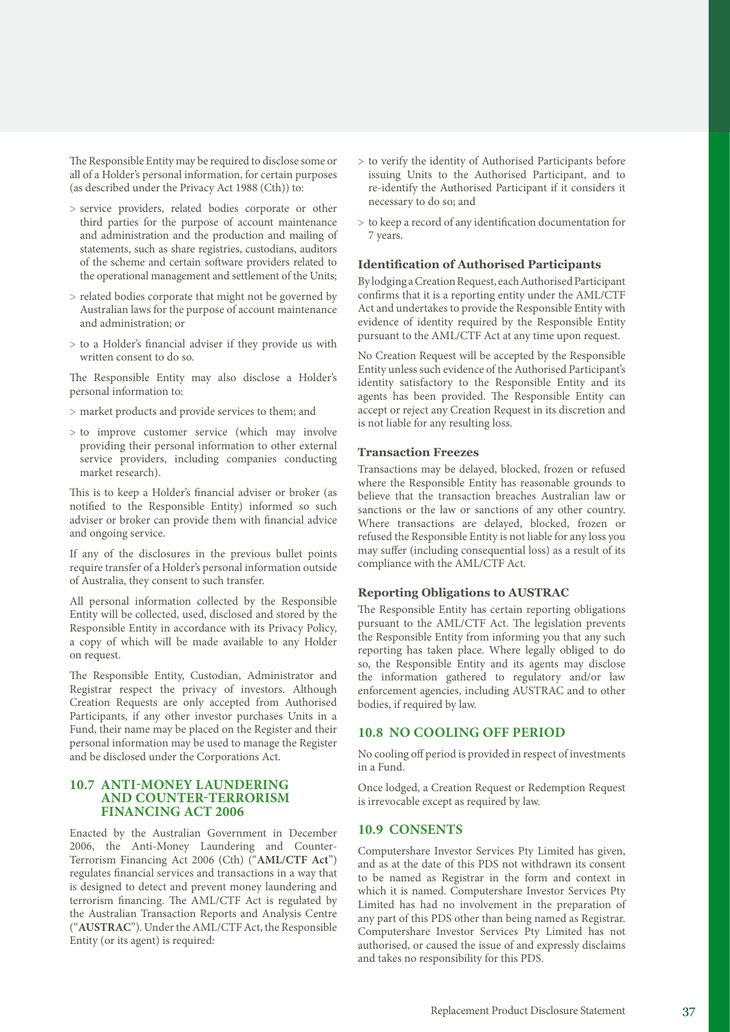The Responsible Entity may be required to disclose some or all of a Holder's personal information, for certain purposes (as described under the Privacy Act 1988 (Cth)) to:

> service providers, related bodies corporate or other third parties for the purpose of account maintenance and administration and the production and mailing of statements, such as share registries, custodians, auditors of the scheme and certain software providers related to the operational management and settlement of the Units;

> related bodies corporate that might not be governed by Australian laws for the purpose of account maintenance and administration; or

> to a Holder's financial adviser if they provide us with written consent to do so.

The Responsible Entity may also disclose a Holder's personal information to:

> market products and provide services to them; and

> to improve customer service (which may involve providing their personal information to other external service providers, including companies conducting market research).

This is to keep a Holder's financial adviser or broker (as notified to the Responsible Entity) informed so such adviser or broker can provide them with financial advice and ongoing service.

If any of the disclosures in the previous bullet points require transfer of a Holder's personal information outside of Australia, they consent to such transfer.

All personal information collected by the Responsible Entity will be collected, used, disclosed and stored by the Responsible Entity in accordance with its Privacy Policy, a copy of which will be made available to any Holder on request.

The Responsible Entity, Custodian, Administrator and Registrar respect the privacy of investors. Although Creation Requests are only accepted from Authorised Participants, if any other investor purchases Units in a Fund, their name may be placed on the Register and their personal information may be used to manage the Register and be disclosed under the Corporations Act.

## 10.7 ANTI-MONEY LAUNDERING AND COUNTER-TERRORISM FINANCING ACT 2006

Enacted by the Australian Government in December 2006, the Anti-Money Laundering and Counter-Terrorism Financing Act 2006 (Cth) ("**AML/CTF Act**") regulates financial services and transactions in a way that is designed to detect and prevent money laundering and terrorism financing. The AML/CTF Act is regulated by the Australian Transaction Reports and Analysis Centre ("**AUSTRAC**"). Under the AML/CTF Act, the Responsible Entity (or its agent) is required:

> to verify the identity of Authorised Participants before issuing Units to the Authorised Participant, and to re-identify the Authorised Participant if it considers it necessary to do so; and

> to keep a record of any identification documentation for 7 years.

### Identification of Authorised Participants

By lodging a Creation Request, each Authorised Participant confirms that it is a reporting entity under the AML/CTF Act and undertakes to provide the Responsible Entity with evidence of identity required by the Responsible Entity pursuant to the AML/CTF Act at any time upon request.

No Creation Request will be accepted by the Responsible Entity unless such evidence of the Authorised Participant's identity satisfactory to the Responsible Entity and its agents has been provided. The Responsible Entity can accept or reject any Creation Request in its discretion and is not liable for any resulting loss.

### Transaction Freezes

Transactions may be delayed, blocked, frozen or refused where the Responsible Entity has reasonable grounds to believe that the transaction breaches Australian law or sanctions or the law or sanctions of any other country. Where transactions are delayed, blocked, frozen or refused the Responsible Entity is not liable for any loss you may suffer (including consequential loss) as a result of its compliance with the AML/CTF Act.

### Reporting Obligations to AUSTRAC

The Responsible Entity has certain reporting obligations pursuant to the AML/CTF Act. The legislation prevents the Responsible Entity from informing you that any such reporting has taken place. Where legally obliged to do so, the Responsible Entity and its agents may disclose the information gathered to regulatory and/or law enforcement agencies, including AUSTRAC and to other bodies, if required by law.

## 10.8 NO COOLING OFF PERIOD

No cooling off period is provided in respect of investments in a Fund.

Once lodged, a Creation Request or Redemption Request is irrevocable except as required by law.

## 10.9 CONSENTS

Computershare Investor Services Pty Limited has given, and as at the date of this PDS not withdrawn its consent to be named as Registrar in the form and context in which it is named. Computershare Investor Services Pty Limited has had no involvement in the preparation of any part of this PDS other than being named as Registrar. Computershare Investor Services Pty Limited has not authorised, or caused the issue of and expressly disclaims and takes no responsibility for this PDS.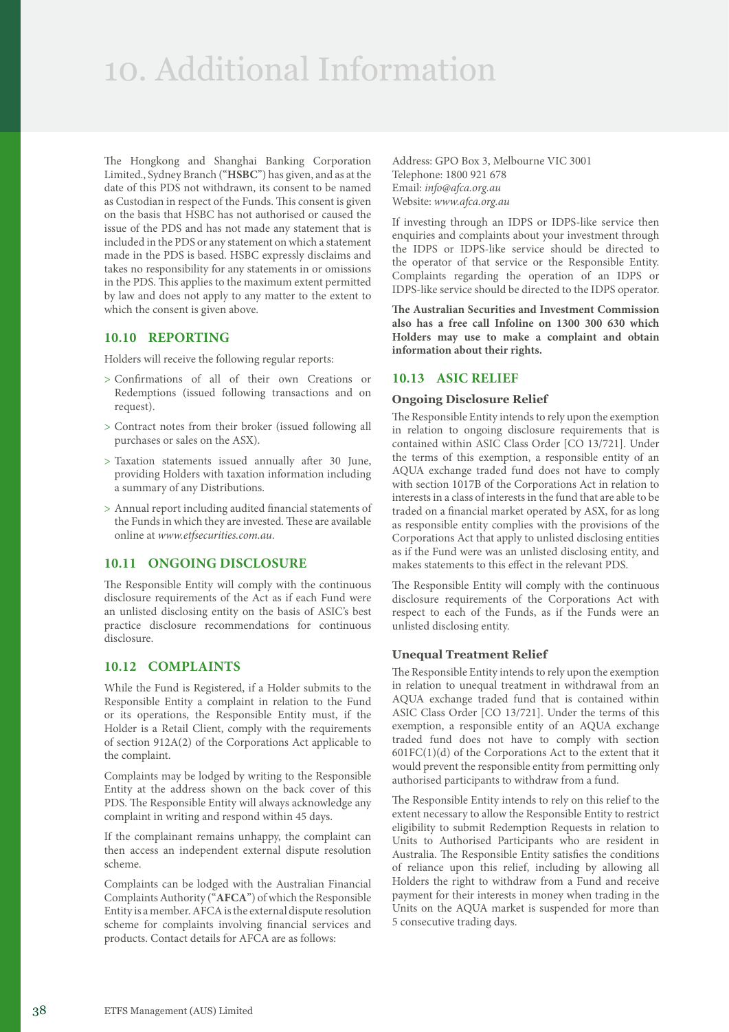# 10. Additional Information

The Hongkong and Shanghai Banking Corporation Limited., Sydney Branch ("**HSBC**") has given, and as at the date of this PDS not withdrawn, its consent to be named as Custodian in respect of the Funds. This consent is given on the basis that HSBC has not authorised or caused the issue of the PDS and has not made any statement that is included in the PDS or any statement on which a statement made in the PDS is based. HSBC expressly disclaims and takes no responsibility for any statements in or omissions in the PDS. This applies to the maximum extent permitted by law and does not apply to any matter to the extent to which the consent is given above.

## 10.10 REPORTING

Holders will receive the following regular reports:

> Confirmations of all of their own Creations or Redemptions (issued following transactions and on request).

> Contract notes from their broker (issued following all purchases or sales on the ASX).

> Taxation statements issued annually after 30 June, providing Holders with taxation information including a summary of any Distributions.

> Annual report including audited financial statements of the Funds in which they are invested. These are available online at *www.etfsecurities.com.au*.

## 10.11 ONGOING DISCLOSURE

The Responsible Entity will comply with the continuous disclosure requirements of the Act as if each Fund were an unlisted disclosing entity on the basis of ASIC's best practice disclosure recommendations for continuous disclosure.

## 10.12 COMPLAINTS

While the Fund is Registered, if a Holder submits to the Responsible Entity a complaint in relation to the Fund or its operations, the Responsible Entity must, if the Holder is a Retail Client, comply with the requirements of section 912A(2) of the Corporations Act applicable to the complaint.

Complaints may be lodged by writing to the Responsible Entity at the address shown on the back cover of this PDS. The Responsible Entity will always acknowledge any complaint in writing and respond within 45 days.

If the complainant remains unhappy, the complaint can then access an independent external dispute resolution scheme.

Complaints can be lodged with the Australian Financial Complaints Authority ("**AFCA**") of which the Responsible Entity is a member. AFCA is the external dispute resolution scheme for complaints involving financial services and products. Contact details for AFCA are as follows:

Address: GPO Box 3, Melbourne VIC 3001
Telephone: 1800 921 678
Email: *info@afca.org.au*
Website: *www.afca.org.au*

If investing through an IDPS or IDPS-like service then enquiries and complaints about your investment through the IDPS or IDPS-like service should be directed to the operator of that service or the Responsible Entity. Complaints regarding the operation of an IDPS or IDPS-like service should be directed to the IDPS operator.

**The Australian Securities and Investment Commission also has a free call Infoline on 1300 300 630 which Holders may use to make a complaint and obtain information about their rights.**

## 10.13 ASIC RELIEF

### Ongoing Disclosure Relief

The Responsible Entity intends to rely upon the exemption in relation to ongoing disclosure requirements that is contained within ASIC Class Order [CO 13/721]. Under the terms of this exemption, a responsible entity of an AQUA exchange traded fund does not have to comply with section 1017B of the Corporations Act in relation to interests in a class of interests in the fund that are able to be traded on a financial market operated by ASX, for as long as responsible entity complies with the provisions of the Corporations Act that apply to unlisted disclosing entities as if the Fund were was an unlisted disclosing entity, and makes statements to this effect in the relevant PDS.

The Responsible Entity will comply with the continuous disclosure requirements of the Corporations Act with respect to each of the Funds, as if the Funds were an unlisted disclosing entity.

### Unequal Treatment Relief

The Responsible Entity intends to rely upon the exemption in relation to unequal treatment in withdrawal from an AQUA exchange traded fund that is contained within ASIC Class Order [CO 13/721]. Under the terms of this exemption, a responsible entity of an AQUA exchange traded fund does not have to comply with section 601FC(1)(d) of the Corporations Act to the extent that it would prevent the responsible entity from permitting only authorised participants to withdraw from a fund.

The Responsible Entity intends to rely on this relief to the extent necessary to allow the Responsible Entity to restrict eligibility to submit Redemption Requests in relation to Units to Authorised Participants who are resident in Australia. The Responsible Entity satisfies the conditions of reliance upon this relief, including by allowing all Holders the right to withdraw from a Fund and receive payment for their interests in money when trading in the Units on the AQUA market is suspended for more than 5 consecutive trading days.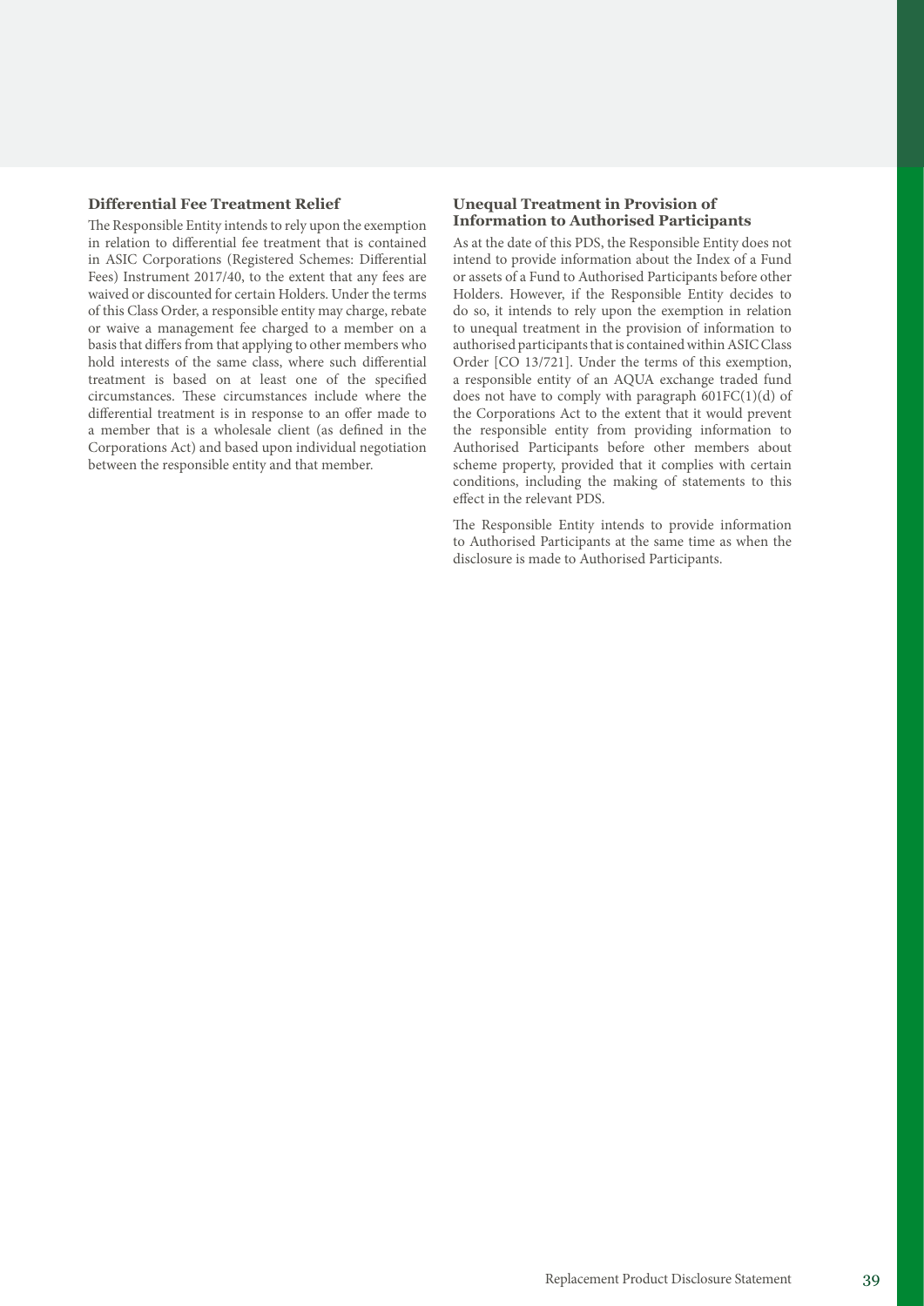### Differential Fee Treatment Relief

The Responsible Entity intends to rely upon the exemption in relation to differential fee treatment that is contained in ASIC Corporations (Registered Schemes: Differential Fees) Instrument 2017/40, to the extent that any fees are waived or discounted for certain Holders. Under the terms of this Class Order, a responsible entity may charge, rebate or waive a management fee charged to a member on a basis that differs from that applying to other members who hold interests of the same class, where such differential treatment is based on at least one of the specified circumstances. These circumstances include where the differential treatment is in response to an offer made to a member that is a wholesale client (as defined in the Corporations Act) and based upon individual negotiation between the responsible entity and that member.

### Unequal Treatment in Provision of Information to Authorised Participants

As at the date of this PDS, the Responsible Entity does not intend to provide information about the Index of a Fund or assets of a Fund to Authorised Participants before other Holders. However, if the Responsible Entity decides to do so, it intends to rely upon the exemption in relation to unequal treatment in the provision of information to authorised participants that is contained within ASIC Class Order [CO 13/721]. Under the terms of this exemption, a responsible entity of an AQUA exchange traded fund does not have to comply with paragraph 601FC(1)(d) of the Corporations Act to the extent that it would prevent the responsible entity from providing information to Authorised Participants before other members about scheme property, provided that it complies with certain conditions, including the making of statements to this effect in the relevant PDS.

The Responsible Entity intends to provide information to Authorised Participants at the same time as when the disclosure is made to Authorised Participants.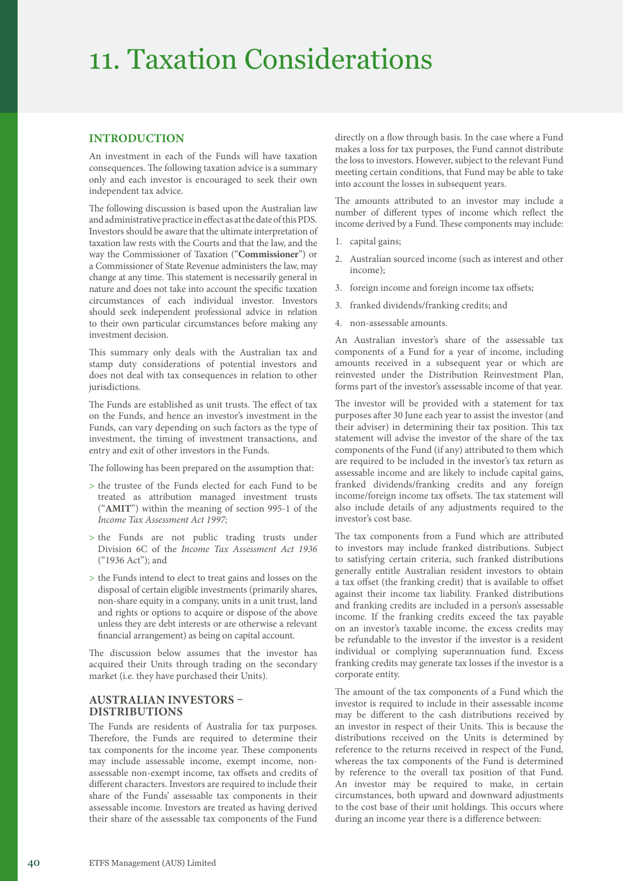# 11. Taxation Considerations

## INTRODUCTION

An investment in each of the Funds will have taxation consequences. The following taxation advice is a summary only and each investor is encouraged to seek their own independent tax advice.

The following discussion is based upon the Australian law and administrative practice in effect as at the date of this PDS. Investors should be aware that the ultimate interpretation of taxation law rests with the Courts and that the law, and the way the Commissioner of Taxation ("**Commissioner**") or a Commissioner of State Revenue administers the law, may change at any time. This statement is necessarily general in nature and does not take into account the specific taxation circumstances of each individual investor. Investors should seek independent professional advice in relation to their own particular circumstances before making any investment decision.

This summary only deals with the Australian tax and stamp duty considerations of potential investors and does not deal with tax consequences in relation to other jurisdictions.

The Funds are established as unit trusts. The effect of tax on the Funds, and hence an investor's investment in the Funds, can vary depending on such factors as the type of investment, the timing of investment transactions, and entry and exit of other investors in the Funds.

The following has been prepared on the assumption that:

> the trustee of the Funds elected for each Fund to be treated as attribution managed investment trusts ("**AMIT**") within the meaning of section 995-1 of the *Income Tax Assessment Act 1997;*

> the Funds are not public trading trusts under Division 6C of the *Income Tax Assessment Act 1936* ("1936 Act"); and

> the Funds intend to elect to treat gains and losses on the disposal of certain eligible investments (primarily shares, non-share equity in a company, units in a unit trust, land and rights or options to acquire or dispose of the above unless they are debt interests or are otherwise a relevant financial arrangement) as being on capital account.

The discussion below assumes that the investor has acquired their Units through trading on the secondary market (i.e. they have purchased their Units).

## AUSTRALIAN INVESTORS – DISTRIBUTIONS

The Funds are residents of Australia for tax purposes. Therefore, the Funds are required to determine their tax components for the income year. These components may include assessable income, exempt income, non-assessable non-exempt income, tax offsets and credits of different characters. Investors are required to include their share of the Funds' assessable tax components in their assessable income. Investors are treated as having derived their share of the assessable tax components of the Fund directly on a flow through basis. In the case where a Fund makes a loss for tax purposes, the Fund cannot distribute the loss to investors. However, subject to the relevant Fund meeting certain conditions, that Fund may be able to take into account the losses in subsequent years.

The amounts attributed to an investor may include a number of different types of income which reflect the income derived by a Fund. These components may include:

1. capital gains;
2. Australian sourced income (such as interest and other income);
3. foreign income and foreign income tax offsets;
3. franked dividends/franking credits; and
4. non-assessable amounts.

An Australian investor's share of the assessable tax components of a Fund for a year of income, including amounts received in a subsequent year or which are reinvested under the Distribution Reinvestment Plan, forms part of the investor's assessable income of that year.

The investor will be provided with a statement for tax purposes after 30 June each year to assist the investor (and their adviser) in determining their tax position. This tax statement will advise the investor of the share of the tax components of the Fund (if any) attributed to them which are required to be included in the investor's tax return as assessable income and are likely to include capital gains, franked dividends/franking credits and any foreign income/foreign income tax offsets. The tax statement will also include details of any adjustments required to the investor's cost base.

The tax components from a Fund which are attributed to investors may include franked distributions. Subject to satisfying certain criteria, such franked distributions generally entitle Australian resident investors to obtain a tax offset (the franking credit) that is available to offset against their income tax liability. Franked distributions and franking credits are included in a person's assessable income. If the franking credits exceed the tax payable on an investor's taxable income, the excess credits may be refundable to the investor if the investor is a resident individual or complying superannuation fund. Excess franking credits may generate tax losses if the investor is a corporate entity.

The amount of the tax components of a Fund which the investor is required to include in their assessable income may be different to the cash distributions received by an investor in respect of their Units. This is because the distributions received on the Units is determined by reference to the returns received in respect of the Fund, whereas the tax components of the Fund is determined by reference to the overall tax position of that Fund. An investor may be required to make, in certain circumstances, both upward and downward adjustments to the cost base of their unit holdings. This occurs where during an income year there is a difference between: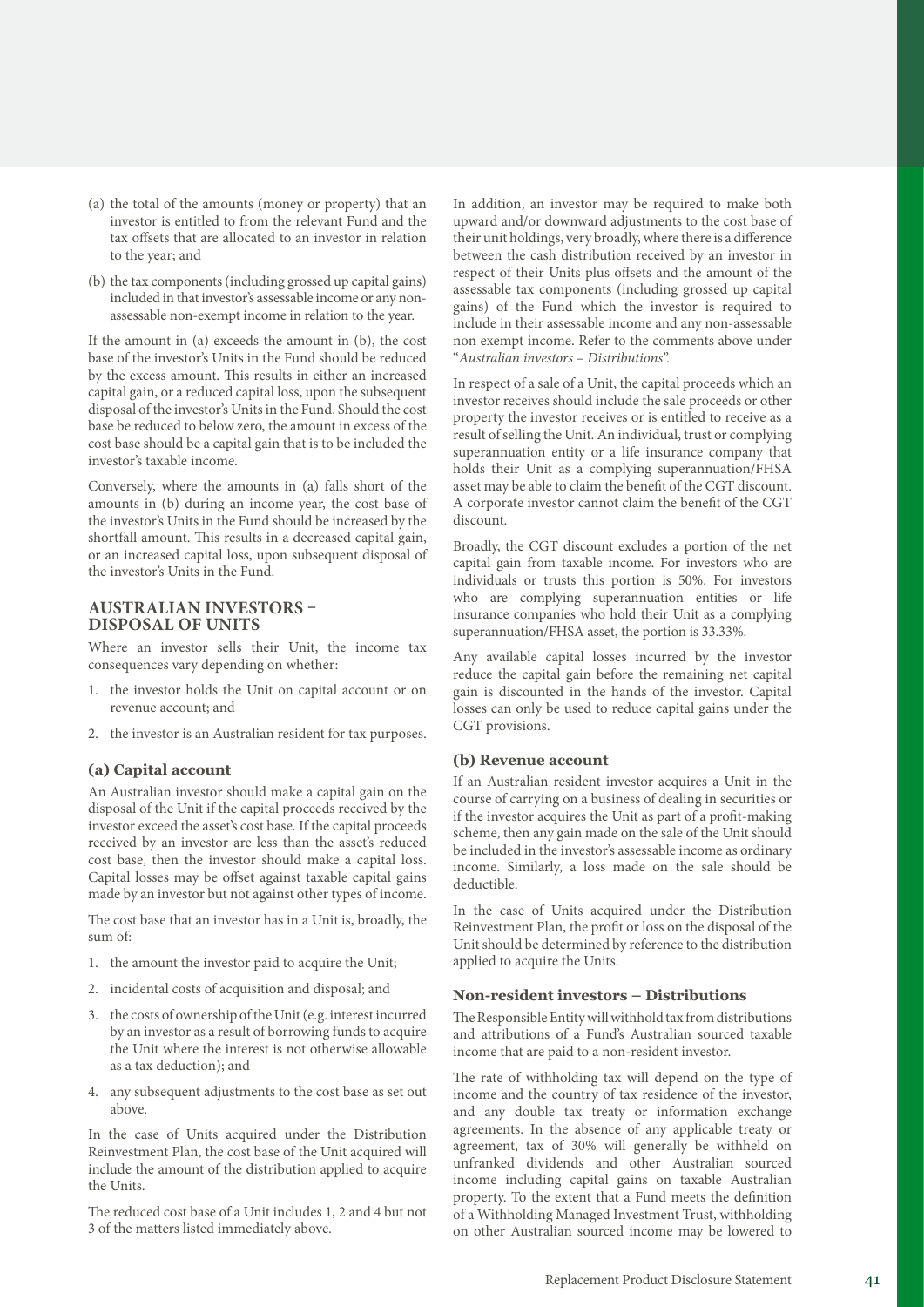(a) the total of the amounts (money or property) that an investor is entitled to from the relevant Fund and the tax offsets that are allocated to an investor in relation to the year; and

(b) the tax components (including grossed up capital gains) included in that investor's assessable income or any non-assessable non-exempt income in relation to the year.

If the amount in (a) exceeds the amount in (b), the cost base of the investor's Units in the Fund should be reduced by the excess amount. This results in either an increased capital gain, or a reduced capital loss, upon the subsequent disposal of the investor's Units in the Fund. Should the cost base be reduced to below zero, the amount in excess of the cost base should be a capital gain that is to be included the investor's taxable income.

Conversely, where the amounts in (a) falls short of the amounts in (b) during an income year, the cost base of the investor's Units in the Fund should be increased by the shortfall amount. This results in a decreased capital gain, or an increased capital loss, upon subsequent disposal of the investor's Units in the Fund.

## AUSTRALIAN INVESTORS – DISPOSAL OF UNITS

Where an investor sells their Unit, the income tax consequences vary depending on whether:

1. the investor holds the Unit on capital account or on revenue account; and
2. the investor is an Australian resident for tax purposes.

### (a) Capital account

An Australian investor should make a capital gain on the disposal of the Unit if the capital proceeds received by the investor exceed the asset's cost base. If the capital proceeds received by an investor are less than the asset's reduced cost base, then the investor should make a capital loss. Capital losses may be offset against taxable capital gains made by an investor but not against other types of income.

The cost base that an investor has in a Unit is, broadly, the sum of:

1. the amount the investor paid to acquire the Unit;
2. incidental costs of acquisition and disposal; and
3. the costs of ownership of the Unit (e.g. interest incurred by an investor as a result of borrowing funds to acquire the Unit where the interest is not otherwise allowable as a tax deduction); and
4. any subsequent adjustments to the cost base as set out above.

In the case of Units acquired under the Distribution Reinvestment Plan, the cost base of the Unit acquired will include the amount of the distribution applied to acquire the Units.

The reduced cost base of a Unit includes 1, 2 and 4 but not 3 of the matters listed immediately above.

In addition, an investor may be required to make both upward and/or downward adjustments to the cost base of their unit holdings, very broadly, where there is a difference between the cash distribution received by an investor in respect of their Units plus offsets and the amount of the assessable tax components (including grossed up capital gains) of the Fund which the investor is required to include in their assessable income and any non-assessable non exempt income. Refer to the comments above under "*Australian investors – Distributions*".

In respect of a sale of a Unit, the capital proceeds which an investor receives should include the sale proceeds or other property the investor receives or is entitled to receive as a result of selling the Unit. An individual, trust or complying superannuation entity or a life insurance company that holds their Unit as a complying superannuation/FHSA asset may be able to claim the benefit of the CGT discount. A corporate investor cannot claim the benefit of the CGT discount.

Broadly, the CGT discount excludes a portion of the net capital gain from taxable income. For investors who are individuals or trusts this portion is 50%. For investors who are complying superannuation entities or life insurance companies who hold their Unit as a complying superannuation/FHSA asset, the portion is 33.33%.

Any available capital losses incurred by the investor reduce the capital gain before the remaining net capital gain is discounted in the hands of the investor. Capital losses can only be used to reduce capital gains under the CGT provisions.

### (b) Revenue account

If an Australian resident investor acquires a Unit in the course of carrying on a business of dealing in securities or if the investor acquires the Unit as part of a profit-making scheme, then any gain made on the sale of the Unit should be included in the investor's assessable income as ordinary income. Similarly, a loss made on the sale should be deductible.

In the case of Units acquired under the Distribution Reinvestment Plan, the profit or loss on the disposal of the Unit should be determined by reference to the distribution applied to acquire the Units.

### Non-resident investors – Distributions

The Responsible Entity will withhold tax from distributions and attributions of a Fund's Australian sourced taxable income that are paid to a non-resident investor.

The rate of withholding tax will depend on the type of income and the country of tax residence of the investor, and any double tax treaty or information exchange agreements. In the absence of any applicable treaty or agreement, tax of 30% will generally be withheld on unfranked dividends and other Australian sourced income including capital gains on taxable Australian property. To the extent that a Fund meets the definition of a Withholding Managed Investment Trust, withholding on other Australian sourced income may be lowered to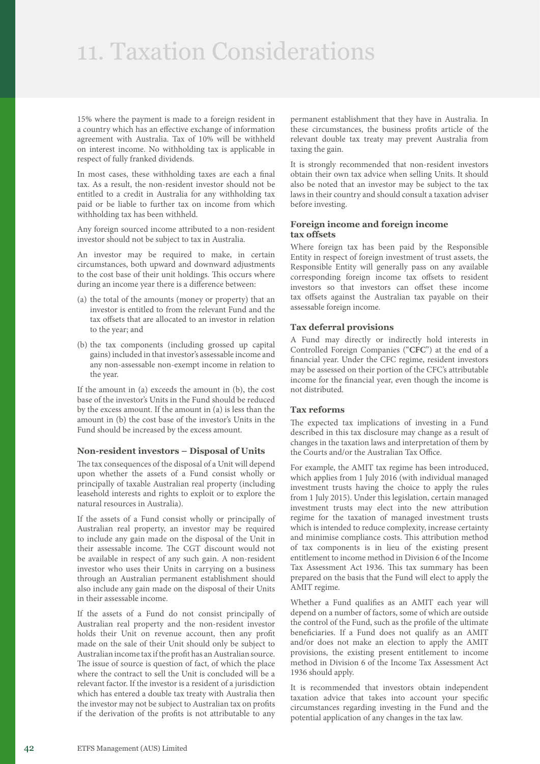# 11. Taxation Considerations

15% where the payment is made to a foreign resident in a country which has an effective exchange of information agreement with Australia. Tax of 10% will be withheld on interest income. No withholding tax is applicable in respect of fully franked dividends.

In most cases, these withholding taxes are each a final tax. As a result, the non-resident investor should not be entitled to a credit in Australia for any withholding tax paid or be liable to further tax on income from which withholding tax has been withheld.

Any foreign sourced income attributed to a non-resident investor should not be subject to tax in Australia.

An investor may be required to make, in certain circumstances, both upward and downward adjustments to the cost base of their unit holdings. This occurs where during an income year there is a difference between:

(a) the total of the amounts (money or property) that an investor is entitled to from the relevant Fund and the tax offsets that are allocated to an investor in relation to the year; and

(b) the tax components (including grossed up capital gains) included in that investor's assessable income and any non-assessable non-exempt income in relation to the year.

If the amount in (a) exceeds the amount in (b), the cost base of the investor's Units in the Fund should be reduced by the excess amount. If the amount in (a) is less than the amount in (b) the cost base of the investor's Units in the Fund should be increased by the excess amount.

### Non-resident investors – Disposal of Units

The tax consequences of the disposal of a Unit will depend upon whether the assets of a Fund consist wholly or principally of taxable Australian real property (including leasehold interests and rights to exploit or to explore the natural resources in Australia).

If the assets of a Fund consist wholly or principally of Australian real property, an investor may be required to include any gain made on the disposal of the Unit in their assessable income. The CGT discount would not be available in respect of any such gain. A non-resident investor who uses their Units in carrying on a business through an Australian permanent establishment should also include any gain made on the disposal of their Units in their assessable income.

If the assets of a Fund do not consist principally of Australian real property and the non-resident investor holds their Unit on revenue account, then any profit made on the sale of their Unit should only be subject to Australian income tax if the profit has an Australian source. The issue of source is question of fact, of which the place where the contract to sell the Unit is concluded will be a relevant factor. If the investor is a resident of a jurisdiction which has entered a double tax treaty with Australia then the investor may not be subject to Australian tax on profits if the derivation of the profits is not attributable to any permanent establishment that they have in Australia. In these circumstances, the business profits article of the relevant double tax treaty may prevent Australia from taxing the gain.

It is strongly recommended that non-resident investors obtain their own tax advice when selling Units. It should also be noted that an investor may be subject to the tax laws in their country and should consult a taxation adviser before investing.

### Foreign income and foreign income tax offsets

Where foreign tax has been paid by the Responsible Entity in respect of foreign investment of trust assets, the Responsible Entity will generally pass on any available corresponding foreign income tax offsets to resident investors so that investors can offset these income tax offsets against the Australian tax payable on their assessable foreign income.

### Tax deferral provisions

A Fund may directly or indirectly hold interests in Controlled Foreign Companies ("**CFC**") at the end of a financial year. Under the CFC regime, resident investors may be assessed on their portion of the CFC's attributable income for the financial year, even though the income is not distributed.

### Tax reforms

The expected tax implications of investing in a Fund described in this tax disclosure may change as a result of changes in the taxation laws and interpretation of them by the Courts and/or the Australian Tax Office.

For example, the AMIT tax regime has been introduced, which applies from 1 July 2016 (with individual managed investment trusts having the choice to apply the rules from 1 July 2015). Under this legislation, certain managed investment trusts may elect into the new attribution regime for the taxation of managed investment trusts which is intended to reduce complexity, increase certainty and minimise compliance costs. This attribution method of tax components is in lieu of the existing present entitlement to income method in Division 6 of the Income Tax Assessment Act 1936. This tax summary has been prepared on the basis that the Fund will elect to apply the AMIT regime.

Whether a Fund qualifies as an AMIT each year will depend on a number of factors, some of which are outside the control of the Fund, such as the profile of the ultimate beneficiaries. If a Fund does not qualify as an AMIT and/or does not make an election to apply the AMIT provisions, the existing present entitlement to income method in Division 6 of the Income Tax Assessment Act 1936 should apply.

It is recommended that investors obtain independent taxation advice that takes into account your specific circumstances regarding investing in the Fund and the potential application of any changes in the tax law.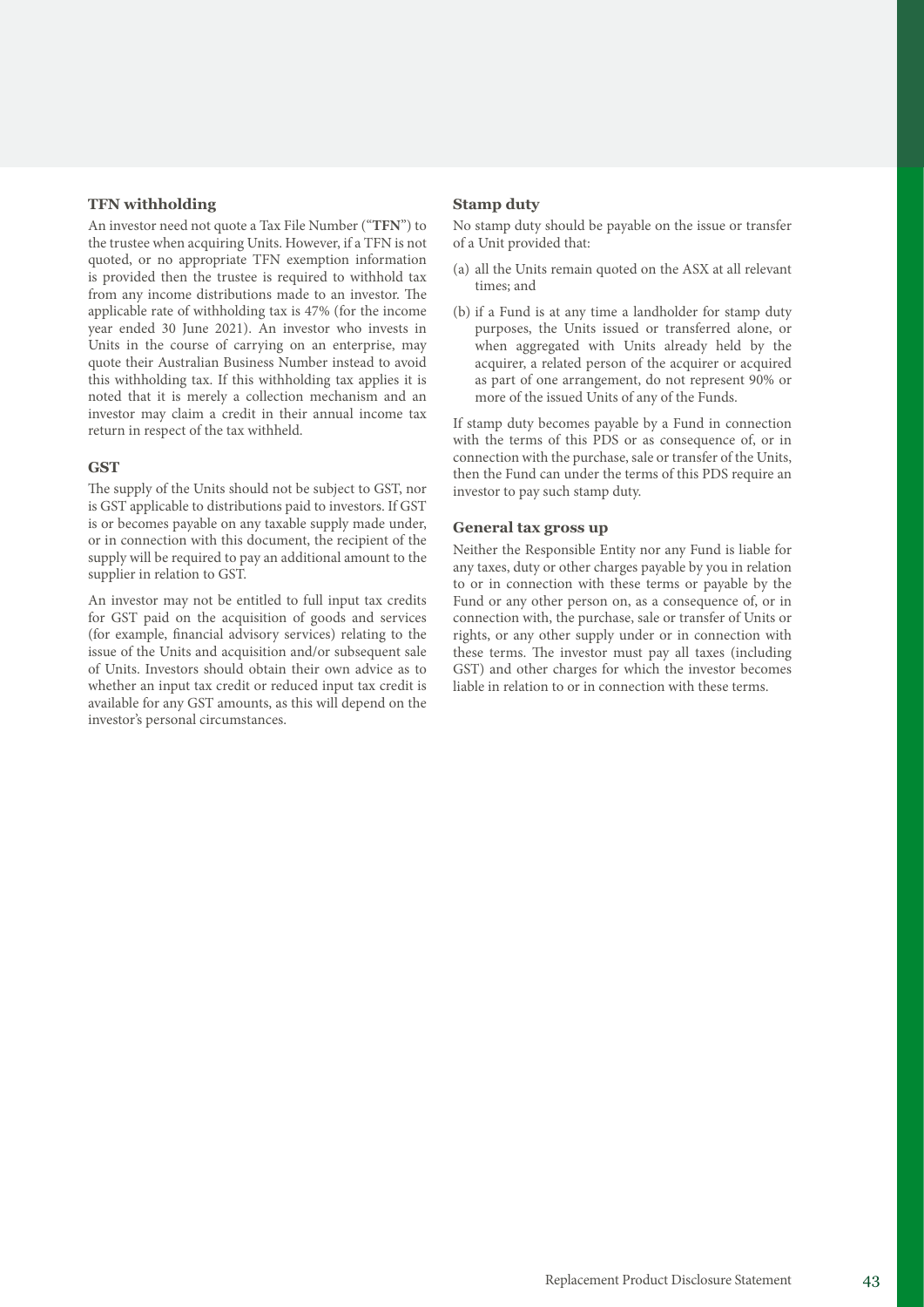### TFN withholding

An investor need not quote a Tax File Number ("**TFN**") to the trustee when acquiring Units. However, if a TFN is not quoted, or no appropriate TFN exemption information is provided then the trustee is required to withhold tax from any income distributions made to an investor. The applicable rate of withholding tax is 47% (for the income year ended 30 June 2021). An investor who invests in Units in the course of carrying on an enterprise, may quote their Australian Business Number instead to avoid this withholding tax. If this withholding tax applies it is noted that it is merely a collection mechanism and an investor may claim a credit in their annual income tax return in respect of the tax withheld.

### GST

The supply of the Units should not be subject to GST, nor is GST applicable to distributions paid to investors. If GST is or becomes payable on any taxable supply made under, or in connection with this document, the recipient of the supply will be required to pay an additional amount to the supplier in relation to GST.

An investor may not be entitled to full input tax credits for GST paid on the acquisition of goods and services (for example, financial advisory services) relating to the issue of the Units and acquisition and/or subsequent sale of Units. Investors should obtain their own advice as to whether an input tax credit or reduced input tax credit is available for any GST amounts, as this will depend on the investor's personal circumstances.

### Stamp duty

No stamp duty should be payable on the issue or transfer of a Unit provided that:

(a) all the Units remain quoted on the ASX at all relevant times; and

(b) if a Fund is at any time a landholder for stamp duty purposes, the Units issued or transferred alone, or when aggregated with Units already held by the acquirer, a related person of the acquirer or acquired as part of one arrangement, do not represent 90% or more of the issued Units of any of the Funds.

If stamp duty becomes payable by a Fund in connection with the terms of this PDS or as consequence of, or in connection with the purchase, sale or transfer of the Units, then the Fund can under the terms of this PDS require an investor to pay such stamp duty.

### General tax gross up

Neither the Responsible Entity nor any Fund is liable for any taxes, duty or other charges payable by you in relation to or in connection with these terms or payable by the Fund or any other person on, as a consequence of, or in connection with, the purchase, sale or transfer of Units or rights, or any other supply under or in connection with these terms. The investor must pay all taxes (including GST) and other charges for which the investor becomes liable in relation to or in connection with these terms.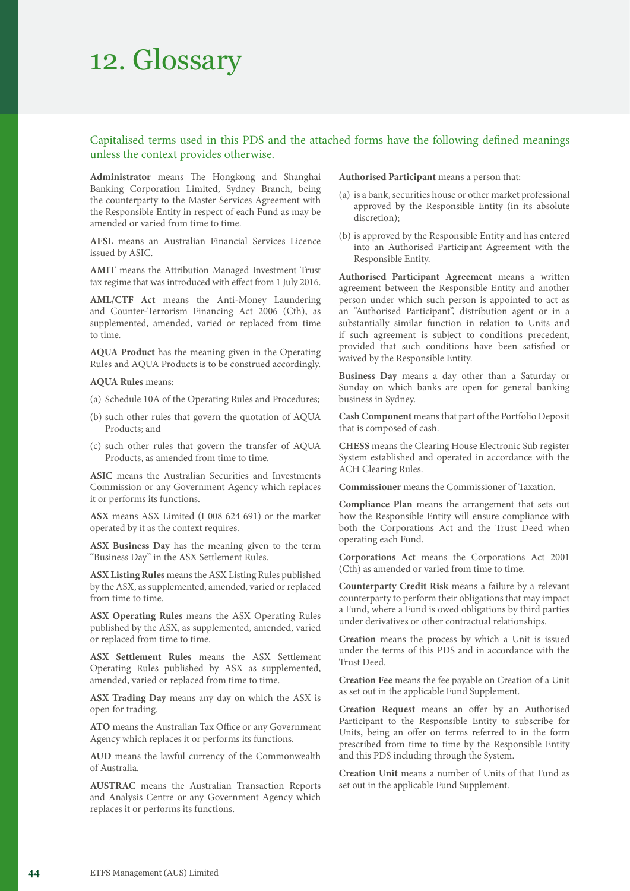# 12. Glossary

Capitalised terms used in this PDS and the attached forms have the following defined meanings unless the context provides otherwise.

**Administrator** means The Hongkong and Shanghai Banking Corporation Limited, Sydney Branch, being the counterparty to the Master Services Agreement with the Responsible Entity in respect of each Fund as may be amended or varied from time to time.

**AFSL** means an Australian Financial Services Licence issued by ASIC.

**AMIT** means the Attribution Managed Investment Trust tax regime that was introduced with effect from 1 July 2016.

**AML/CTF Act** means the Anti-Money Laundering and Counter-Terrorism Financing Act 2006 (Cth), as supplemented, amended, varied or replaced from time to time.

**AQUA Product** has the meaning given in the Operating Rules and AQUA Products is to be construed accordingly.

**AQUA Rules** means:

(a) Schedule 10A of the Operating Rules and Procedures;

(b) such other rules that govern the quotation of AQUA Products; and

(c) such other rules that govern the transfer of AQUA Products, as amended from time to time.

**ASIC** means the Australian Securities and Investments Commission or any Government Agency which replaces it or performs its functions.

**ASX** means ASX Limited (I 008 624 691) or the market operated by it as the context requires.

**ASX Business Day** has the meaning given to the term "Business Day" in the ASX Settlement Rules.

**ASX Listing Rules** means the ASX Listing Rules published by the ASX, as supplemented, amended, varied or replaced from time to time.

**ASX Operating Rules** means the ASX Operating Rules published by the ASX, as supplemented, amended, varied or replaced from time to time.

**ASX Settlement Rules** means the ASX Settlement Operating Rules published by ASX as supplemented, amended, varied or replaced from time to time.

**ASX Trading Day** means any day on which the ASX is open for trading.

**ATO** means the Australian Tax Office or any Government Agency which replaces it or performs its functions.

**AUD** means the lawful currency of the Commonwealth of Australia.

**AUSTRAC** means the Australian Transaction Reports and Analysis Centre or any Government Agency which replaces it or performs its functions.

**Authorised Participant** means a person that:

(a) is a bank, securities house or other market professional approved by the Responsible Entity (in its absolute discretion);

(b) is approved by the Responsible Entity and has entered into an Authorised Participant Agreement with the Responsible Entity.

**Authorised Participant Agreement** means a written agreement between the Responsible Entity and another person under which such person is appointed to act as an "Authorised Participant", distribution agent or in a substantially similar function in relation to Units and if such agreement is subject to conditions precedent, provided that such conditions have been satisfied or waived by the Responsible Entity.

**Business Day** means a day other than a Saturday or Sunday on which banks are open for general banking business in Sydney.

**Cash Component** means that part of the Portfolio Deposit that is composed of cash.

**CHESS** means the Clearing House Electronic Sub register System established and operated in accordance with the ACH Clearing Rules.

**Commissioner** means the Commissioner of Taxation.

**Compliance Plan** means the arrangement that sets out how the Responsible Entity will ensure compliance with both the Corporations Act and the Trust Deed when operating each Fund.

**Corporations Act** means the Corporations Act 2001 (Cth) as amended or varied from time to time.

**Counterparty Credit Risk** means a failure by a relevant counterparty to perform their obligations that may impact a Fund, where a Fund is owed obligations by third parties under derivatives or other contractual relationships.

**Creation** means the process by which a Unit is issued under the terms of this PDS and in accordance with the Trust Deed.

**Creation Fee** means the fee payable on Creation of a Unit as set out in the applicable Fund Supplement.

**Creation Request** means an offer by an Authorised Participant to the Responsible Entity to subscribe for Units, being an offer on terms referred to in the form prescribed from time to time by the Responsible Entity and this PDS including through the System.

**Creation Unit** means a number of Units of that Fund as set out in the applicable Fund Supplement.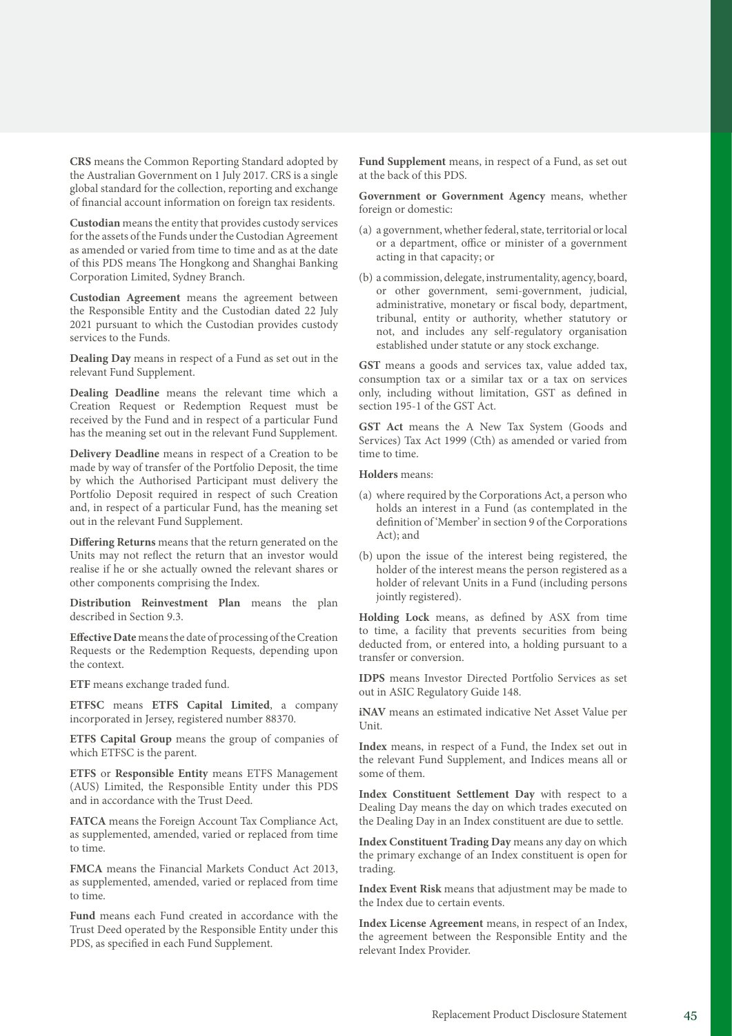**CRS** means the Common Reporting Standard adopted by the Australian Government on 1 July 2017. CRS is a single global standard for the collection, reporting and exchange of financial account information on foreign tax residents.

**Custodian** means the entity that provides custody services for the assets of the Funds under the Custodian Agreement as amended or varied from time to time and as at the date of this PDS means The Hongkong and Shanghai Banking Corporation Limited, Sydney Branch.

**Custodian Agreement** means the agreement between the Responsible Entity and the Custodian dated 22 July 2021 pursuant to which the Custodian provides custody services to the Funds.

**Dealing Day** means in respect of a Fund as set out in the relevant Fund Supplement.

**Dealing Deadline** means the relevant time which a Creation Request or Redemption Request must be received by the Fund and in respect of a particular Fund has the meaning set out in the relevant Fund Supplement.

**Delivery Deadline** means in respect of a Creation to be made by way of transfer of the Portfolio Deposit, the time by which the Authorised Participant must delivery the Portfolio Deposit required in respect of such Creation and, in respect of a particular Fund, has the meaning set out in the relevant Fund Supplement.

**Differing Returns** means that the return generated on the Units may not reflect the return that an investor would realise if he or she actually owned the relevant shares or other components comprising the Index.

**Distribution Reinvestment Plan** means the plan described in Section 9.3.

**Effective Date** means the date of processing of the Creation Requests or the Redemption Requests, depending upon the context.

**ETF** means exchange traded fund.

**ETFSC** means **ETFS Capital Limited**, a company incorporated in Jersey, registered number 88370.

**ETFS Capital Group** means the group of companies of which ETFSC is the parent.

**ETFS** or **Responsible Entity** means ETFS Management (AUS) Limited, the Responsible Entity under this PDS and in accordance with the Trust Deed.

**FATCA** means the Foreign Account Tax Compliance Act, as supplemented, amended, varied or replaced from time to time.

**FMCA** means the Financial Markets Conduct Act 2013, as supplemented, amended, varied or replaced from time to time.

**Fund** means each Fund created in accordance with the Trust Deed operated by the Responsible Entity under this PDS, as specified in each Fund Supplement.

**Fund Supplement** means, in respect of a Fund, as set out at the back of this PDS.

**Government or Government Agency** means, whether foreign or domestic:

(a) a government, whether federal, state, territorial or local or a department, office or minister of a government acting in that capacity; or

(b) a commission, delegate, instrumentality, agency, board, or other government, semi-government, judicial, administrative, monetary or fiscal body, department, tribunal, entity or authority, whether statutory or not, and includes any self-regulatory organisation established under statute or any stock exchange.

**GST** means a goods and services tax, value added tax, consumption tax or a similar tax or a tax on services only, including without limitation, GST as defined in section 195-1 of the GST Act.

**GST Act** means the A New Tax System (Goods and Services) Tax Act 1999 (Cth) as amended or varied from time to time.

**Holders** means:

(a) where required by the Corporations Act, a person who holds an interest in a Fund (as contemplated in the definition of 'Member' in section 9 of the Corporations Act); and

(b) upon the issue of the interest being registered, the holder of the interest means the person registered as a holder of relevant Units in a Fund (including persons jointly registered).

**Holding Lock** means, as defined by ASX from time to time, a facility that prevents securities from being deducted from, or entered into, a holding pursuant to a transfer or conversion.

**IDPS** means Investor Directed Portfolio Services as set out in ASIC Regulatory Guide 148.

**iNAV** means an estimated indicative Net Asset Value per Unit.

**Index** means, in respect of a Fund, the Index set out in the relevant Fund Supplement, and Indices means all or some of them.

**Index Constituent Settlement Day** with respect to a Dealing Day means the day on which trades executed on the Dealing Day in an Index constituent are due to settle.

**Index Constituent Trading Day** means any day on which the primary exchange of an Index constituent is open for trading.

**Index Event Risk** means that adjustment may be made to the Index due to certain events.

**Index License Agreement** means, in respect of an Index, the agreement between the Responsible Entity and the relevant Index Provider.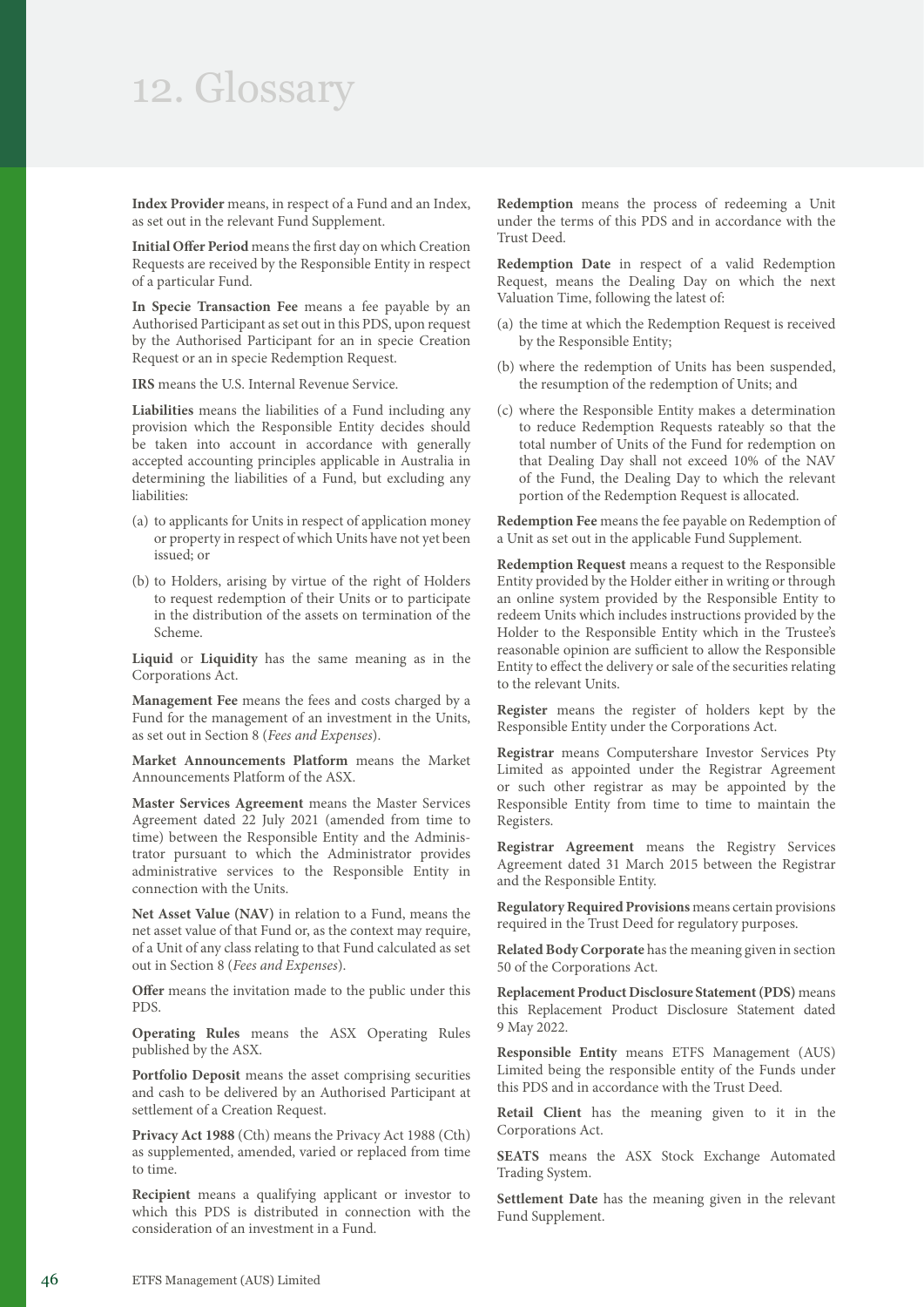# 12. Glossary

**Index Provider** means, in respect of a Fund and an Index, as set out in the relevant Fund Supplement.

**Initial Offer Period** means the first day on which Creation Requests are received by the Responsible Entity in respect of a particular Fund.

**In Specie Transaction Fee** means a fee payable by an Authorised Participant as set out in this PDS, upon request by the Authorised Participant for an in specie Creation Request or an in specie Redemption Request.

**IRS** means the U.S. Internal Revenue Service.

**Liabilities** means the liabilities of a Fund including any provision which the Responsible Entity decides should be taken into account in accordance with generally accepted accounting principles applicable in Australia in determining the liabilities of a Fund, but excluding any liabilities:

(a) to applicants for Units in respect of application money or property in respect of which Units have not yet been issued; or

(b) to Holders, arising by virtue of the right of Holders to request redemption of their Units or to participate in the distribution of the assets on termination of the Scheme.

**Liquid** or **Liquidity** has the same meaning as in the Corporations Act.

**Management Fee** means the fees and costs charged by a Fund for the management of an investment in the Units, as set out in Section 8 (*Fees and Expenses*).

**Market Announcements Platform** means the Market Announcements Platform of the ASX.

**Master Services Agreement** means the Master Services Agreement dated 22 July 2021 (amended from time to time) between the Responsible Entity and the Administrator pursuant to which the Administrator provides administrative services to the Responsible Entity in connection with the Units.

**Net Asset Value (NAV)** in relation to a Fund, means the net asset value of that Fund or, as the context may require, of a Unit of any class relating to that Fund calculated as set out in Section 8 (*Fees and Expenses*).

**Offer** means the invitation made to the public under this PDS.

**Operating Rules** means the ASX Operating Rules published by the ASX.

**Portfolio Deposit** means the asset comprising securities and cash to be delivered by an Authorised Participant at settlement of a Creation Request.

**Privacy Act 1988** (Cth) means the Privacy Act 1988 (Cth) as supplemented, amended, varied or replaced from time to time.

**Recipient** means a qualifying applicant or investor to which this PDS is distributed in connection with the consideration of an investment in a Fund.

**Redemption** means the process of redeeming a Unit under the terms of this PDS and in accordance with the Trust Deed.

**Redemption Date** in respect of a valid Redemption Request, means the Dealing Day on which the next Valuation Time, following the latest of:

(a) the time at which the Redemption Request is received by the Responsible Entity;

(b) where the redemption of Units has been suspended, the resumption of the redemption of Units; and

(c) where the Responsible Entity makes a determination to reduce Redemption Requests rateably so that the total number of Units of the Fund for redemption on that Dealing Day shall not exceed 10% of the NAV of the Fund, the Dealing Day to which the relevant portion of the Redemption Request is allocated.

**Redemption Fee** means the fee payable on Redemption of a Unit as set out in the applicable Fund Supplement.

**Redemption Request** means a request to the Responsible Entity provided by the Holder either in writing or through an online system provided by the Responsible Entity to redeem Units which includes instructions provided by the Holder to the Responsible Entity which in the Trustee's reasonable opinion are sufficient to allow the Responsible Entity to effect the delivery or sale of the securities relating to the relevant Units.

**Register** means the register of holders kept by the Responsible Entity under the Corporations Act.

**Registrar** means Computershare Investor Services Pty Limited as appointed under the Registrar Agreement or such other registrar as may be appointed by the Responsible Entity from time to time to maintain the Registers.

**Registrar Agreement** means the Registry Services Agreement dated 31 March 2015 between the Registrar and the Responsible Entity.

**Regulatory Required Provisions** means certain provisions required in the Trust Deed for regulatory purposes.

**Related Body Corporate** has the meaning given in section 50 of the Corporations Act.

**Replacement Product Disclosure Statement (PDS)** means this Replacement Product Disclosure Statement dated 9 May 2022.

**Responsible Entity** means ETFS Management (AUS) Limited being the responsible entity of the Funds under this PDS and in accordance with the Trust Deed.

**Retail Client** has the meaning given to it in the Corporations Act.

**SEATS** means the ASX Stock Exchange Automated Trading System.

**Settlement Date** has the meaning given in the relevant Fund Supplement.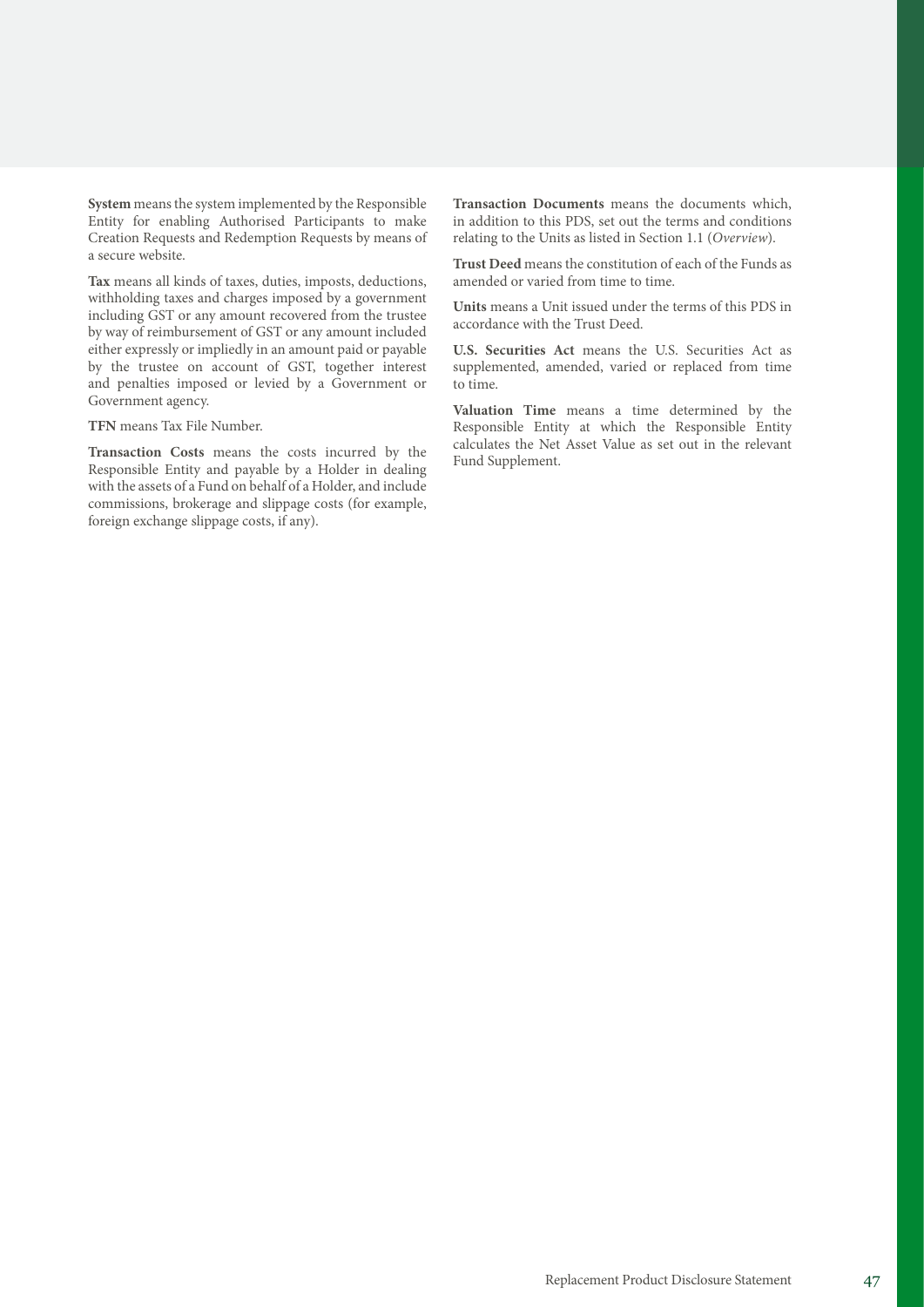**System** means the system implemented by the Responsible Entity for enabling Authorised Participants to make Creation Requests and Redemption Requests by means of a secure website.

**Tax** means all kinds of taxes, duties, imposts, deductions, withholding taxes and charges imposed by a government including GST or any amount recovered from the trustee by way of reimbursement of GST or any amount included either expressly or impliedly in an amount paid or payable by the trustee on account of GST, together interest and penalties imposed or levied by a Government or Government agency.

**TFN** means Tax File Number.

**Transaction Costs** means the costs incurred by the Responsible Entity and payable by a Holder in dealing with the assets of a Fund on behalf of a Holder, and include commissions, brokerage and slippage costs (for example, foreign exchange slippage costs, if any).

**Transaction Documents** means the documents which, in addition to this PDS, set out the terms and conditions relating to the Units as listed in Section 1.1 (*Overview*).

**Trust Deed** means the constitution of each of the Funds as amended or varied from time to time.

**Units** means a Unit issued under the terms of this PDS in accordance with the Trust Deed.

**U.S. Securities Act** means the U.S. Securities Act as supplemented, amended, varied or replaced from time to time.

**Valuation Time** means a time determined by the Responsible Entity at which the Responsible Entity calculates the Net Asset Value as set out in the relevant Fund Supplement.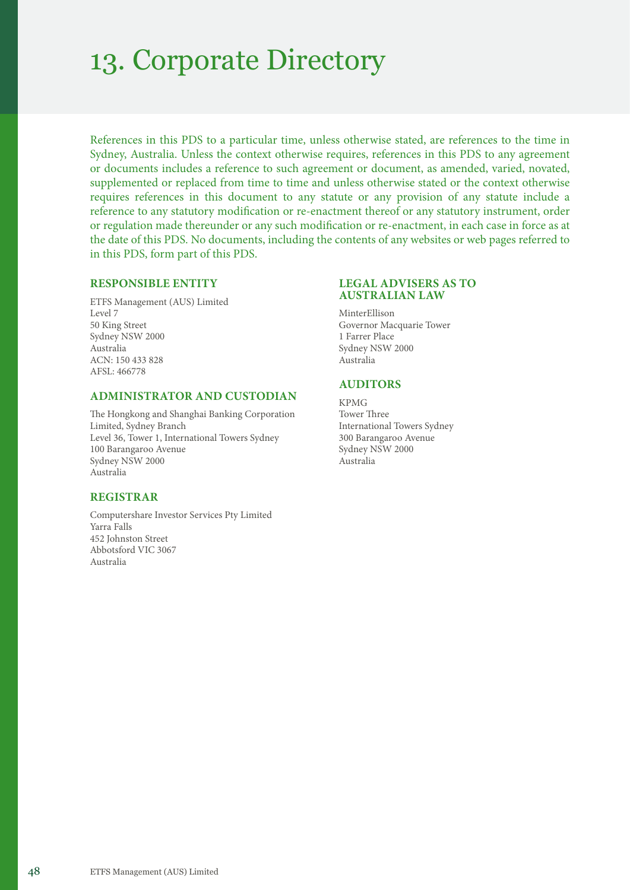# 13. Corporate Directory

References in this PDS to a particular time, unless otherwise stated, are references to the time in Sydney, Australia. Unless the context otherwise requires, references in this PDS to any agreement or documents includes a reference to such agreement or document, as amended, varied, novated, supplemented or replaced from time to time and unless otherwise stated or the context otherwise requires references in this document to any statute or any provision of any statute include a reference to any statutory modification or re-enactment thereof or any statutory instrument, order or regulation made thereunder or any such modification or re-enactment, in each case in force as at the date of this PDS. No documents, including the contents of any websites or web pages referred to in this PDS, form part of this PDS.

### RESPONSIBLE ENTITY

ETFS Management (AUS) Limited  
Level 7  
50 King Street  
Sydney NSW 2000  
Australia  
ACN: 150 433 828  
AFSL: 466778

### ADMINISTRATOR AND CUSTODIAN

The Hongkong and Shanghai Banking Corporation Limited, Sydney Branch  
Level 36, Tower 1, International Towers Sydney  
100 Barangaroo Avenue  
Sydney NSW 2000  
Australia

### REGISTRAR

Computershare Investor Services Pty Limited  
Yarra Falls  
452 Johnston Street  
Abbotsford VIC 3067  
Australia

### LEGAL ADVISERS AS TO AUSTRALIAN LAW

MinterEllison  
Governor Macquarie Tower  
1 Farrer Place  
Sydney NSW 2000  
Australia

### AUDITORS

KPMG  
Tower Three  
International Towers Sydney  
300 Barangaroo Avenue  
Sydney NSW 2000  
Australia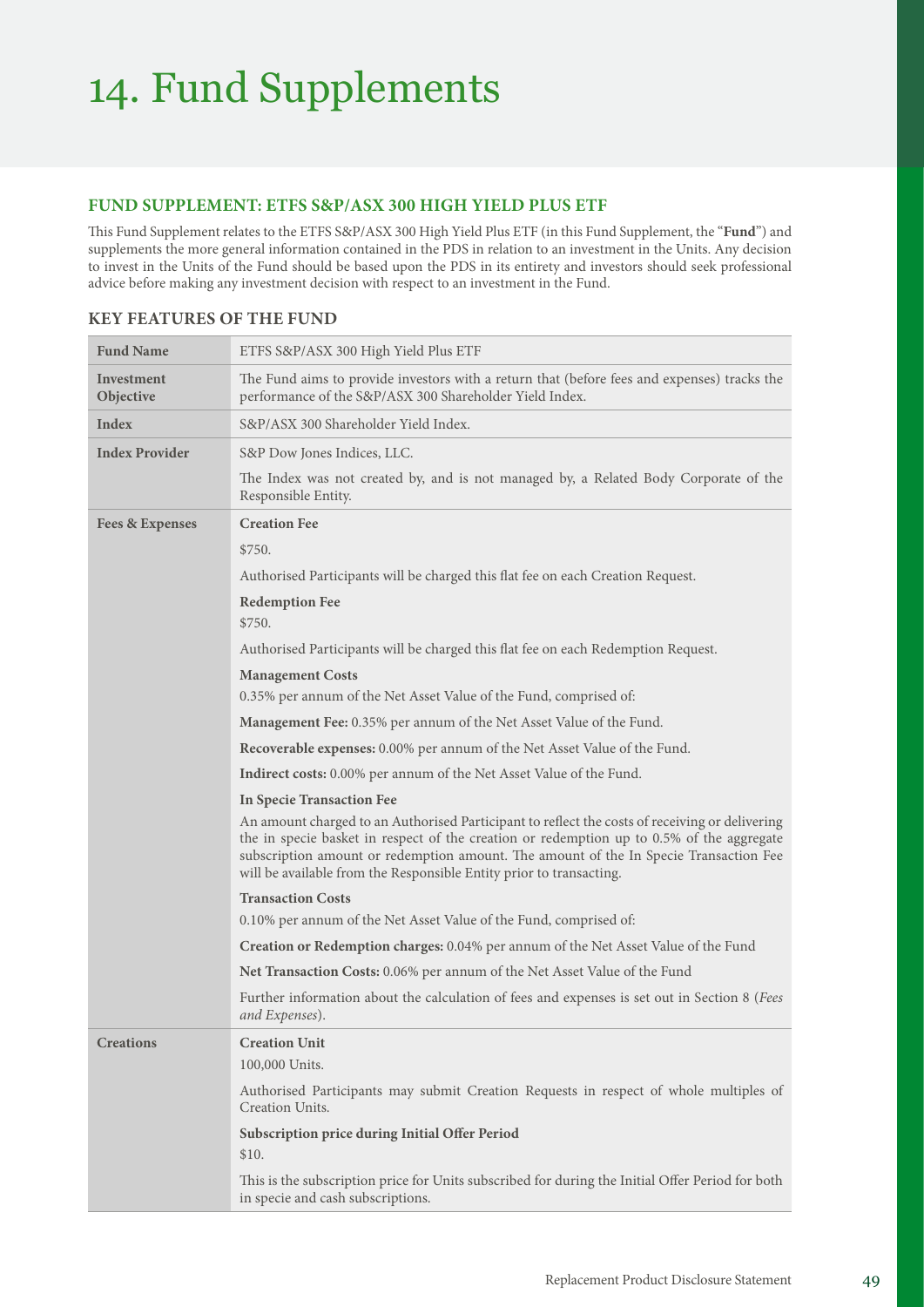# 14. Fund Supplements

## FUND SUPPLEMENT: ETFS S&P/ASX 300 HIGH YIELD PLUS ETF

This Fund Supplement relates to the ETFS S&P/ASX 300 High Yield Plus ETF (in this Fund Supplement, the "**Fund**") and supplements the more general information contained in the PDS in relation to an investment in the Units. Any decision to invest in the Units of the Fund should be based upon the PDS in its entirety and investors should seek professional advice before making any investment decision with respect to an investment in the Fund.

### KEY FEATURES OF THE FUND

| **Fund Name** | ETFS S&P/ASX 300 High Yield Plus ETF |
|---|---|
| **Investment Objective** | The Fund aims to provide investors with a return that (before fees and expenses) tracks the performance of the S&P/ASX 300 Shareholder Yield Index. |
| **Index** | S&P/ASX 300 Shareholder Yield Index. |
| **Index Provider** | S&P Dow Jones Indices, LLC.<br><br>The Index was not created by, and is not managed by, a Related Body Corporate of the Responsible Entity. |
| **Fees & Expenses** | **Creation Fee**<br>$750.<br>Authorised Participants will be charged this flat fee on each Creation Request.<br><br>**Redemption Fee**<br>$750.<br>Authorised Participants will be charged this flat fee on each Redemption Request.<br><br>**Management Costs**<br>0.35% per annum of the Net Asset Value of the Fund, comprised of:<br>**Management Fee:** 0.35% per annum of the Net Asset Value of the Fund.<br>**Recoverable expenses:** 0.00% per annum of the Net Asset Value of the Fund.<br>**Indirect costs:** 0.00% per annum of the Net Asset Value of the Fund.<br><br>**In Specie Transaction Fee**<br>An amount charged to an Authorised Participant to reflect the costs of receiving or delivering the in specie basket in respect of the creation or redemption up to 0.5% of the aggregate subscription amount or redemption amount. The amount of the In Specie Transaction Fee will be available from the Responsible Entity prior to transacting.<br><br>**Transaction Costs**<br>0.10% per annum of the Net Asset Value of the Fund, comprised of:<br>**Creation or Redemption charges:** 0.04% per annum of the Net Asset Value of the Fund<br>**Net Transaction Costs:** 0.06% per annum of the Net Asset Value of the Fund<br><br>Further information about the calculation of fees and expenses is set out in Section 8 (*Fees and Expenses*). |
| **Creations** | **Creation Unit**<br>100,000 Units.<br>Authorised Participants may submit Creation Requests in respect of whole multiples of Creation Units.<br><br>**Subscription price during Initial Offer Period**<br>$10.<br>This is the subscription price for Units subscribed for during the Initial Offer Period for both in specie and cash subscriptions. |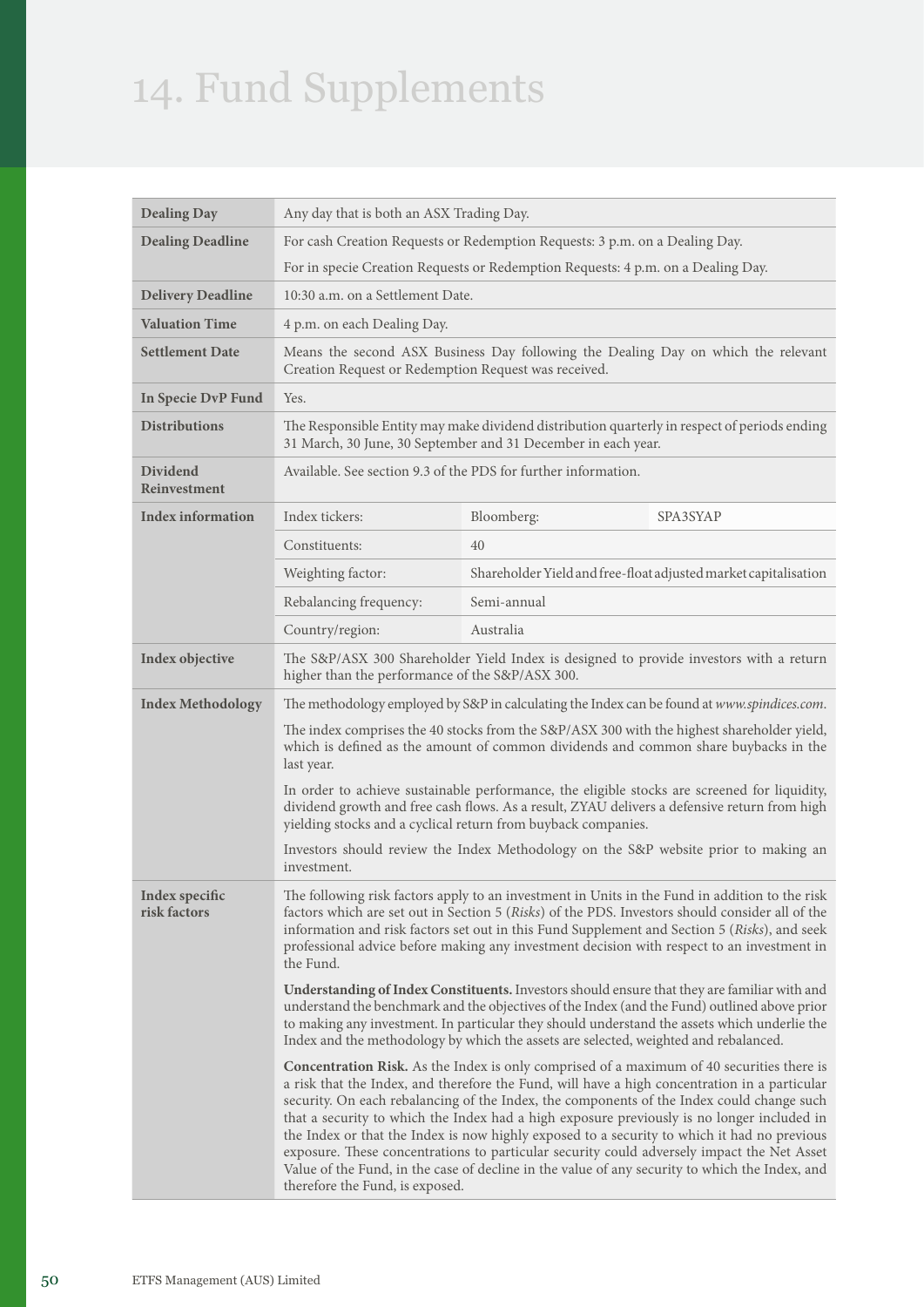# 14. Fund Supplements

| | | | |
|---|---|---|---|
| **Dealing Day** | Any day that is both an ASX Trading Day. | | |
| **Dealing Deadline** | For cash Creation Requests or Redemption Requests: 3 p.m. on a Dealing Day.<br><br>For in specie Creation Requests or Redemption Requests: 4 p.m. on a Dealing Day. | | |
| **Delivery Deadline** | 10:30 a.m. on a Settlement Date. | | |
| **Valuation Time** | 4 p.m. on each Dealing Day. | | |
| **Settlement Date** | Means the second ASX Business Day following the Dealing Day on which the relevant Creation Request or Redemption Request was received. | | |
| **In Specie DvP Fund** | Yes. | | |
| **Distributions** | The Responsible Entity may make dividend distribution quarterly in respect of periods ending 31 March, 30 June, 30 September and 31 December in each year. | | |
| **Dividend Reinvestment** | Available. See section 9.3 of the PDS for further information. | | |
| **Index information** | Index tickers: | Bloomberg: | SPA3SYAP |
| | Constituents: | 40 | |
| | Weighting factor: | Shareholder Yield and free-float adjusted market capitalisation | |
| | Rebalancing frequency: | Semi-annual | |
| | Country/region: | Australia | |
| **Index objective** | The S&P/ASX 300 Shareholder Yield Index is designed to provide investors with a return higher than the performance of the S&P/ASX 300. | | |
| **Index Methodology** | The methodology employed by S&P in calculating the Index can be found at *www.spindices.com*.<br><br>The index comprises the 40 stocks from the S&P/ASX 300 with the highest shareholder yield, which is defined as the amount of common dividends and common share buybacks in the last year.<br><br>In order to achieve sustainable performance, the eligible stocks are screened for liquidity, dividend growth and free cash flows. As a result, ZYAU delivers a defensive return from high yielding stocks and a cyclical return from buyback companies.<br><br>Investors should review the Index Methodology on the S&P website prior to making an investment. | | |
| **Index specific risk factors** | The following risk factors apply to an investment in Units in the Fund in addition to the risk factors which are set out in Section 5 (*Risks*) of the PDS. Investors should consider all of the information and risk factors set out in this Fund Supplement and Section 5 (*Risks*), and seek professional advice before making any investment decision with respect to an investment in the Fund.<br><br>**Understanding of Index Constituents.** Investors should ensure that they are familiar with and understand the benchmark and the objectives of the Index (and the Fund) outlined above prior to making any investment. In particular they should understand the assets which underlie the Index and the methodology by which the assets are selected, weighted and rebalanced.<br><br>**Concentration Risk.** As the Index is only comprised of a maximum of 40 securities there is a risk that the Index, and therefore the Fund, will have a high concentration in a particular security. On each rebalancing of the Index, the components of the Index could change such that a security to which the Index had a high exposure previously is no longer included in the Index or that the Index is now highly exposed to a security to which it had no previous exposure. These concentrations to particular security could adversely impact the Net Asset Value of the Fund, in the case of decline in the value of any security to which the Index, and therefore the Fund, is exposed. | | |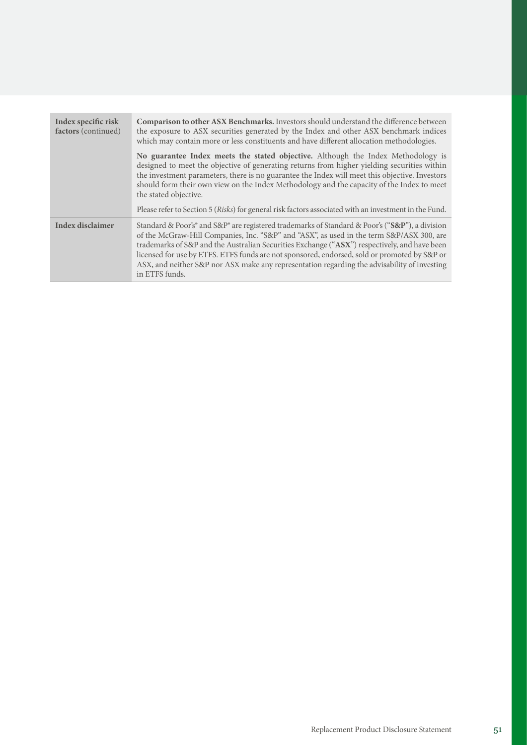| | |
|---|---|
| **Index specific risk factors** (continued) | **Comparison to other ASX Benchmarks.** Investors should understand the difference between the exposure to ASX securities generated by the Index and other ASX benchmark indices which may contain more or less constituents and have different allocation methodologies.<br><br>**No guarantee Index meets the stated objective.** Although the Index Methodology is designed to meet the objective of generating returns from higher yielding securities within the investment parameters, there is no guarantee the Index will meet this objective. Investors should form their own view on the Index Methodology and the capacity of the Index to meet the stated objective.<br><br>Please refer to Section 5 (*Risks*) for general risk factors associated with an investment in the Fund. |
| **Index disclaimer** | Standard & Poor's® and S&P® are registered trademarks of Standard & Poor's ("**S&P**"), a division of the McGraw-Hill Companies, Inc. "S&P" and "ASX", as used in the term S&P/ASX 300, are trademarks of S&P and the Australian Securities Exchange ("**ASX**") respectively, and have been licensed for use by ETFS. ETFS funds are not sponsored, endorsed, sold or promoted by S&P or ASX, and neither S&P nor ASX make any representation regarding the advisability of investing in ETFS funds. |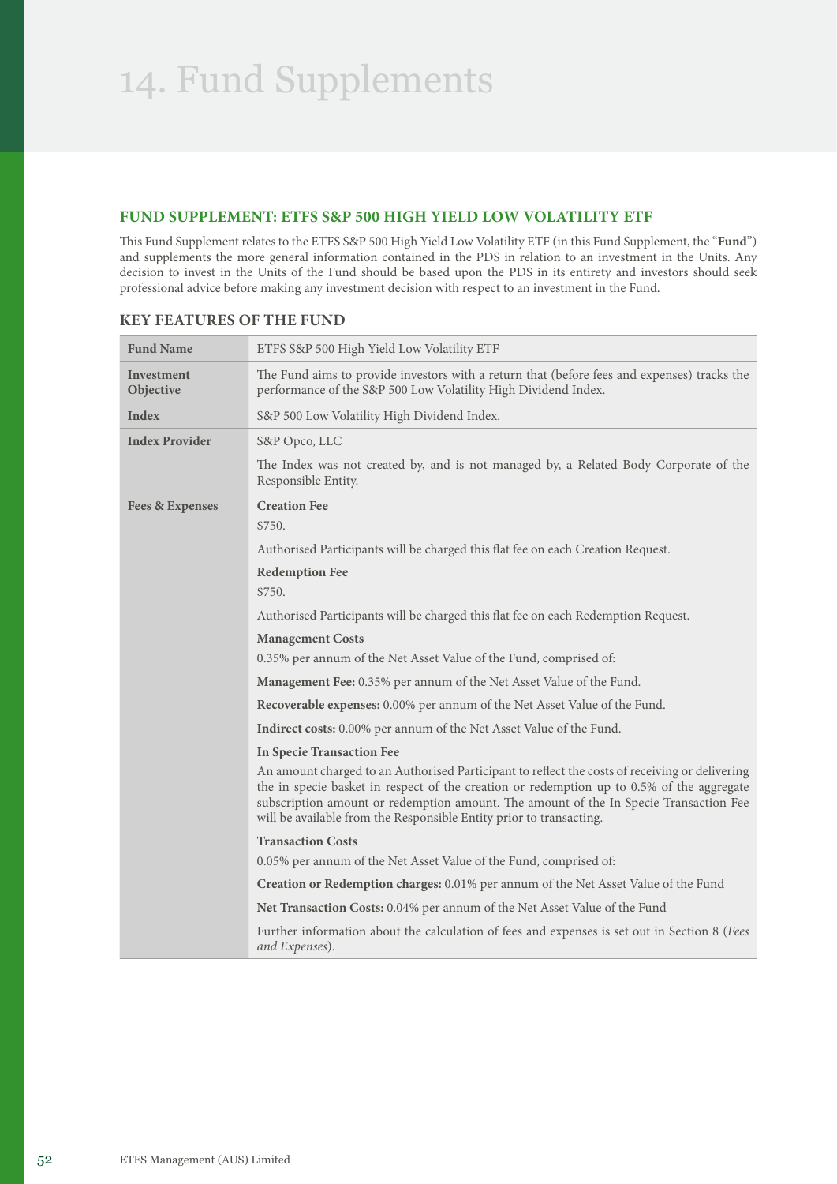# 14. Fund Supplements

## FUND SUPPLEMENT: ETFS S&P 500 HIGH YIELD LOW VOLATILITY ETF

This Fund Supplement relates to the ETFS S&P 500 High Yield Low Volatility ETF (in this Fund Supplement, the "**Fund**") and supplements the more general information contained in the PDS in relation to an investment in the Units. Any decision to invest in the Units of the Fund should be based upon the PDS in its entirety and investors should seek professional advice before making any investment decision with respect to an investment in the Fund.

### KEY FEATURES OF THE FUND

| | |
|---|---|
| **Fund Name** | ETFS S&P 500 High Yield Low Volatility ETF |
| **Investment Objective** | The Fund aims to provide investors with a return that (before fees and expenses) tracks the performance of the S&P 500 Low Volatility High Dividend Index. |
| **Index** | S&P 500 Low Volatility High Dividend Index. |
| **Index Provider** | S&P Opco, LLC<br><br>The Index was not created by, and is not managed by, a Related Body Corporate of the Responsible Entity. |
| **Fees & Expenses** | **Creation Fee**<br>$750.<br><br>Authorised Participants will be charged this flat fee on each Creation Request.<br><br>**Redemption Fee**<br>$750.<br><br>Authorised Participants will be charged this flat fee on each Redemption Request.<br><br>**Management Costs**<br>0.35% per annum of the Net Asset Value of the Fund, comprised of:<br><br>**Management Fee:** 0.35% per annum of the Net Asset Value of the Fund.<br><br>**Recoverable expenses:** 0.00% per annum of the Net Asset Value of the Fund.<br><br>**Indirect costs:** 0.00% per annum of the Net Asset Value of the Fund.<br><br>**In Specie Transaction Fee**<br>An amount charged to an Authorised Participant to reflect the costs of receiving or delivering the in specie basket in respect of the creation or redemption up to 0.5% of the aggregate subscription amount or redemption amount. The amount of the In Specie Transaction Fee will be available from the Responsible Entity prior to transacting.<br><br>**Transaction Costs**<br>0.05% per annum of the Net Asset Value of the Fund, comprised of:<br><br>**Creation or Redemption charges:** 0.01% per annum of the Net Asset Value of the Fund<br><br>**Net Transaction Costs:** 0.04% per annum of the Net Asset Value of the Fund<br><br>Further information about the calculation of fees and expenses is set out in Section 8 (*Fees and Expenses*). |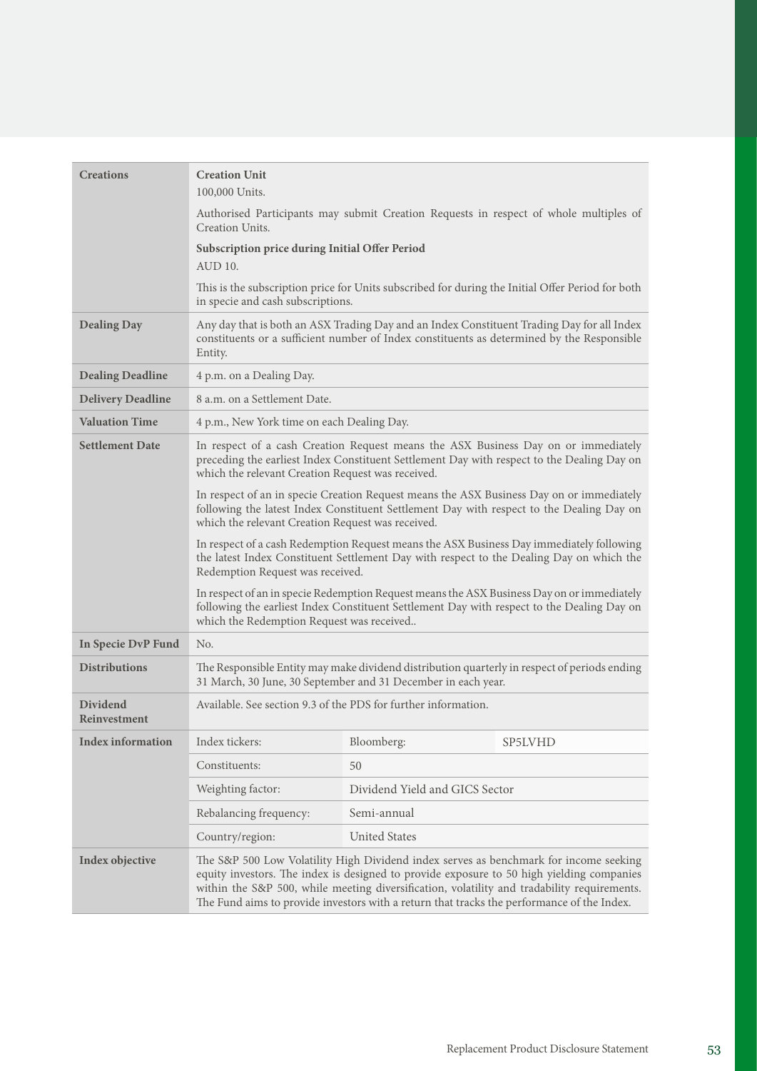| | | | |
|---|---|---|---|
| **Creations** | **Creation Unit**<br>100,000 Units.<br><br>Authorised Participants may submit Creation Requests in respect of whole multiples of Creation Units.<br><br>**Subscription price during Initial Offer Period**<br>AUD 10.<br><br>This is the subscription price for Units subscribed for during the Initial Offer Period for both in specie and cash subscriptions. | | |
| **Dealing Day** | Any day that is both an ASX Trading Day and an Index Constituent Trading Day for all Index constituents or a sufficient number of Index constituents as determined by the Responsible Entity. | | |
| **Dealing Deadline** | 4 p.m. on a Dealing Day. | | |
| **Delivery Deadline** | 8 a.m. on a Settlement Date. | | |
| **Valuation Time** | 4 p.m., New York time on each Dealing Day. | | |
| **Settlement Date** | In respect of a cash Creation Request means the ASX Business Day on or immediately preceding the earliest Index Constituent Settlement Day with respect to the Dealing Day on which the relevant Creation Request was received.<br><br>In respect of an in specie Creation Request means the ASX Business Day on or immediately following the latest Index Constituent Settlement Day with respect to the Dealing Day on which the relevant Creation Request was received.<br><br>In respect of a cash Redemption Request means the ASX Business Day immediately following the latest Index Constituent Settlement Day with respect to the Dealing Day on which the Redemption Request was received.<br><br>In respect of an in specie Redemption Request means the ASX Business Day on or immediately following the earliest Index Constituent Settlement Day with respect to the Dealing Day on which the Redemption Request was received.. | | |
| **In Specie DvP Fund** | No. | | |
| **Distributions** | The Responsible Entity may make dividend distribution quarterly in respect of periods ending 31 March, 30 June, 30 September and 31 December in each year. | | |
| **Dividend Reinvestment** | Available. See section 9.3 of the PDS for further information. | | |
| **Index information** | Index tickers: | Bloomberg: | SP5LVHD |
| | Constituents: | 50 | |
| | Weighting factor: | Dividend Yield and GICS Sector | |
| | Rebalancing frequency: | Semi-annual | |
| | Country/region: | United States | |
| **Index objective** | The S&P 500 Low Volatility High Dividend index serves as benchmark for income seeking equity investors. The index is designed to provide exposure to 50 high yielding companies within the S&P 500, while meeting diversification, volatility and tradability requirements. The Fund aims to provide investors with a return that tracks the performance of the Index. | | |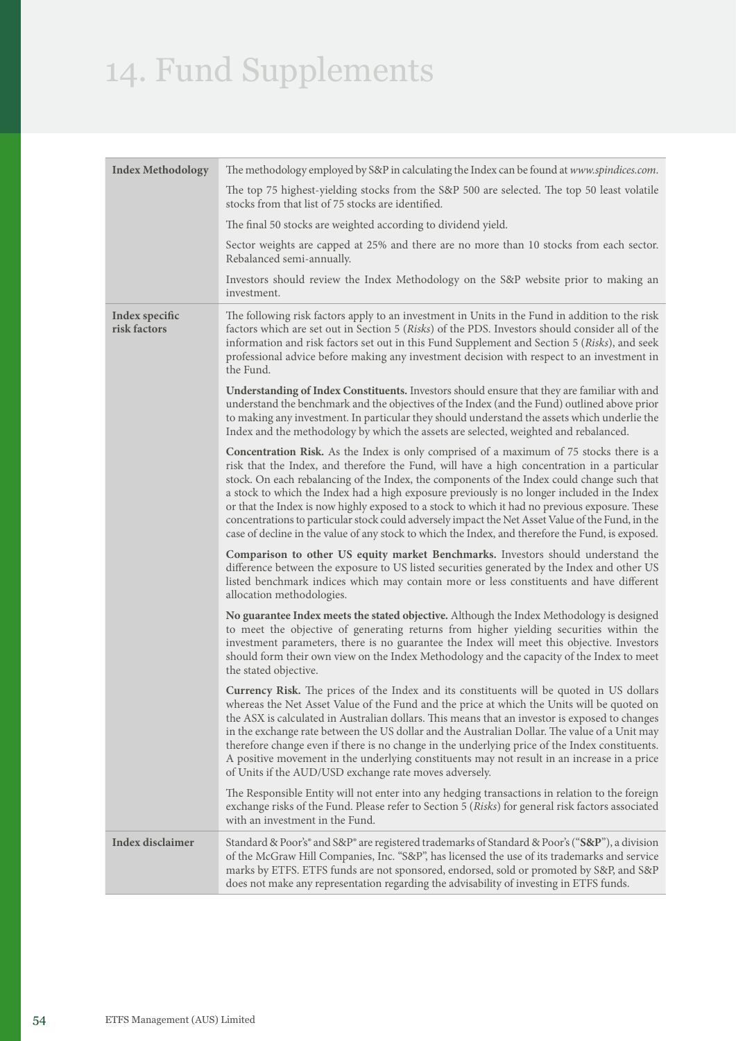# 14. Fund Supplements

| | |
|---|---|
| **Index Methodology** | The methodology employed by S&P in calculating the Index can be found at *www.spindices.com*.<br><br>The top 75 highest-yielding stocks from the S&P 500 are selected. The top 50 least volatile stocks from that list of 75 stocks are identified.<br><br>The final 50 stocks are weighted according to dividend yield.<br><br>Sector weights are capped at 25% and there are no more than 10 stocks from each sector. Rebalanced semi-annually.<br><br>Investors should review the Index Methodology on the S&P website prior to making an investment. |
| **Index specific risk factors** | The following risk factors apply to an investment in Units in the Fund in addition to the risk factors which are set out in Section 5 (*Risks*) of the PDS. Investors should consider all of the information and risk factors set out in this Fund Supplement and Section 5 (*Risks*), and seek professional advice before making any investment decision with respect to an investment in the Fund.<br><br>**Understanding of Index Constituents.** Investors should ensure that they are familiar with and understand the benchmark and the objectives of the Index (and the Fund) outlined above prior to making any investment. In particular they should understand the assets which underlie the Index and the methodology by which the assets are selected, weighted and rebalanced.<br><br>**Concentration Risk.** As the Index is only comprised of a maximum of 75 stocks there is a risk that the Index, and therefore the Fund, will have a high concentration in a particular stock. On each rebalancing of the Index, the components of the Index could change such that a stock to which the Index had a high exposure previously is no longer included in the Index or that the Index is now highly exposed to a stock to which it had no previous exposure. These concentrations to particular stock could adversely impact the Net Asset Value of the Fund, in the case of decline in the value of any stock to which the Index, and therefore the Fund, is exposed.<br><br>**Comparison to other US equity market Benchmarks.** Investors should understand the difference between the exposure to US listed securities generated by the Index and other US listed benchmark indices which may contain more or less constituents and have different allocation methodologies.<br><br>**No guarantee Index meets the stated objective.** Although the Index Methodology is designed to meet the objective of generating returns from higher yielding securities within the investment parameters, there is no guarantee the Index will meet this objective. Investors should form their own view on the Index Methodology and the capacity of the Index to meet the stated objective.<br><br>**Currency Risk.** The prices of the Index and its constituents will be quoted in US dollars whereas the Net Asset Value of the Fund and the price at which the Units will be quoted on the ASX is calculated in Australian dollars. This means that an investor is exposed to changes in the exchange rate between the US dollar and the Australian Dollar. The value of a Unit may therefore change even if there is no change in the underlying price of the Index constituents. A positive movement in the underlying constituents may not result in an increase in a price of Units if the AUD/USD exchange rate moves adversely.<br><br>The Responsible Entity will not enter into any hedging transactions in relation to the foreign exchange risks of the Fund. Please refer to Section 5 (*Risks*) for general risk factors associated with an investment in the Fund. |
| **Index disclaimer** | Standard & Poor's® and S&P® are registered trademarks of Standard & Poor's ("**S&P**"), a division of the McGraw Hill Companies, Inc. "S&P", has licensed the use of its trademarks and service marks by ETFS. ETFS funds are not sponsored, endorsed, sold or promoted by S&P, and S&P does not make any representation regarding the advisability of investing in ETFS funds. |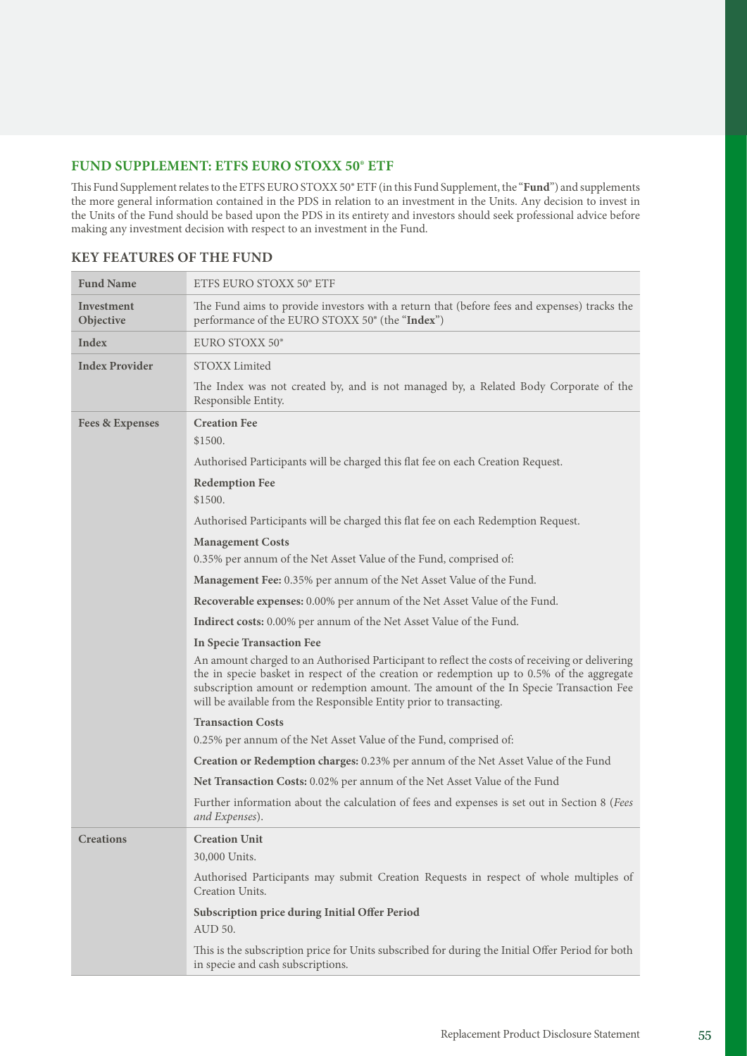## FUND SUPPLEMENT: ETFS EURO STOXX 50® ETF

This Fund Supplement relates to the ETFS EURO STOXX 50® ETF (in this Fund Supplement, the "**Fund**") and supplements the more general information contained in the PDS in relation to an investment in the Units. Any decision to invest in the Units of the Fund should be based upon the PDS in its entirety and investors should seek professional advice before making any investment decision with respect to an investment in the Fund.

## KEY FEATURES OF THE FUND

| | |
|---|---|
| **Fund Name** | ETFS EURO STOXX 50® ETF |
| **Investment Objective** | The Fund aims to provide investors with a return that (before fees and expenses) tracks the performance of the EURO STOXX 50® (the "**Index**") |
| **Index** | EURO STOXX 50® |
| **Index Provider** | STOXX Limited<br><br>The Index was not created by, and is not managed by, a Related Body Corporate of the Responsible Entity. |
| **Fees & Expenses** | **Creation Fee**<br>$1500.<br><br>Authorised Participants will be charged this flat fee on each Creation Request.<br><br>**Redemption Fee**<br>$1500.<br><br>Authorised Participants will be charged this flat fee on each Redemption Request.<br><br>**Management Costs**<br>0.35% per annum of the Net Asset Value of the Fund, comprised of:<br><br>**Management Fee:** 0.35% per annum of the Net Asset Value of the Fund.<br><br>**Recoverable expenses:** 0.00% per annum of the Net Asset Value of the Fund.<br><br>**Indirect costs:** 0.00% per annum of the Net Asset Value of the Fund.<br><br>**In Specie Transaction Fee**<br>An amount charged to an Authorised Participant to reflect the costs of receiving or delivering the in specie basket in respect of the creation or redemption up to 0.5% of the aggregate subscription amount or redemption amount. The amount of the In Specie Transaction Fee will be available from the Responsible Entity prior to transacting.<br><br>**Transaction Costs**<br>0.25% per annum of the Net Asset Value of the Fund, comprised of:<br><br>**Creation or Redemption charges:** 0.23% per annum of the Net Asset Value of the Fund<br><br>**Net Transaction Costs:** 0.02% per annum of the Net Asset Value of the Fund<br><br>Further information about the calculation of fees and expenses is set out in Section 8 (*Fees and Expenses*). |
| **Creations** | **Creation Unit**<br>30,000 Units.<br><br>Authorised Participants may submit Creation Requests in respect of whole multiples of Creation Units.<br><br>**Subscription price during Initial Offer Period**<br>AUD 50.<br><br>This is the subscription price for Units subscribed for during the Initial Offer Period for both in specie and cash subscriptions. |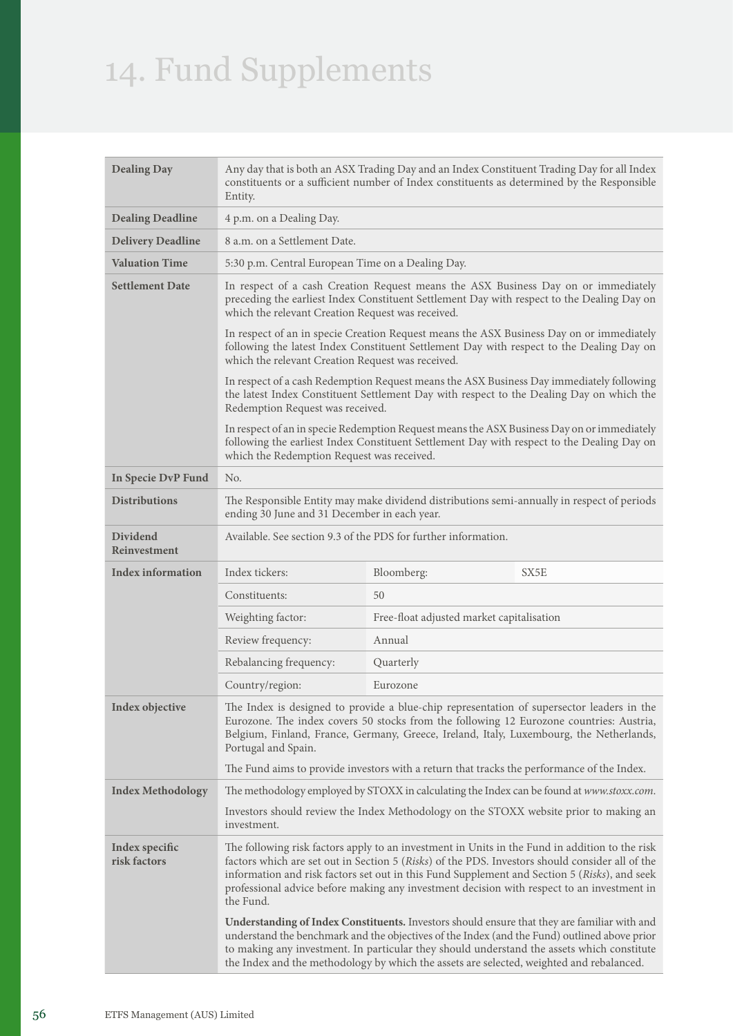# 14. Fund Supplements

| | | | |
|---|---|---|---|
| **Dealing Day** | Any day that is both an ASX Trading Day and an Index Constituent Trading Day for all Index constituents or a sufficient number of Index constituents as determined by the Responsible Entity. | | |
| **Dealing Deadline** | 4 p.m. on a Dealing Day. | | |
| **Delivery Deadline** | 8 a.m. on a Settlement Date. | | |
| **Valuation Time** | 5:30 p.m. Central European Time on a Dealing Day. | | |
| **Settlement Date** | In respect of a cash Creation Request means the ASX Business Day on or immediately preceding the earliest Index Constituent Settlement Day with respect to the Dealing Day on which the relevant Creation Request was received.<br><br>In respect of an in specie Creation Request means the ASX Business Day on or immediately following the latest Index Constituent Settlement Day with respect to the Dealing Day on which the relevant Creation Request was received.<br><br>In respect of a cash Redemption Request means the ASX Business Day immediately following the latest Index Constituent Settlement Day with respect to the Dealing Day on which the Redemption Request was received.<br><br>In respect of an in specie Redemption Request means the ASX Business Day on or immediately following the earliest Index Constituent Settlement Day with respect to the Dealing Day on which the Redemption Request was received. | | |
| **In Specie DvP Fund** | No. | | |
| **Distributions** | The Responsible Entity may make dividend distributions semi-annually in respect of periods ending 30 June and 31 December in each year. | | |
| **Dividend Reinvestment** | Available. See section 9.3 of the PDS for further information. | | |
| **Index information** | Index tickers: | Bloomberg: | SX5E |
| | Constituents: | 50 | |
| | Weighting factor: | Free-float adjusted market capitalisation | |
| | Review frequency: | Annual | |
| | Rebalancing frequency: | Quarterly | |
| | Country/region: | Eurozone | |
| **Index objective** | The Index is designed to provide a blue-chip representation of supersector leaders in the Eurozone. The index covers 50 stocks from the following 12 Eurozone countries: Austria, Belgium, Finland, France, Germany, Greece, Ireland, Italy, Luxembourg, the Netherlands, Portugal and Spain.<br><br>The Fund aims to provide investors with a return that tracks the performance of the Index. | | |
| **Index Methodology** | The methodology employed by STOXX in calculating the Index can be found at *www.stoxx.com*.<br><br>Investors should review the Index Methodology on the STOXX website prior to making an investment. | | |
| **Index specific risk factors** | The following risk factors apply to an investment in Units in the Fund in addition to the risk factors which are set out in Section 5 (*Risks*) of the PDS. Investors should consider all of the information and risk factors set out in this Fund Supplement and Section 5 (*Risks*), and seek professional advice before making any investment decision with respect to an investment in the Fund.<br><br>**Understanding of Index Constituents.** Investors should ensure that they are familiar with and understand the benchmark and the objectives of the Index (and the Fund) outlined above prior to making any investment. In particular they should understand the assets which constitute the Index and the methodology by which the assets are selected, weighted and rebalanced. | | |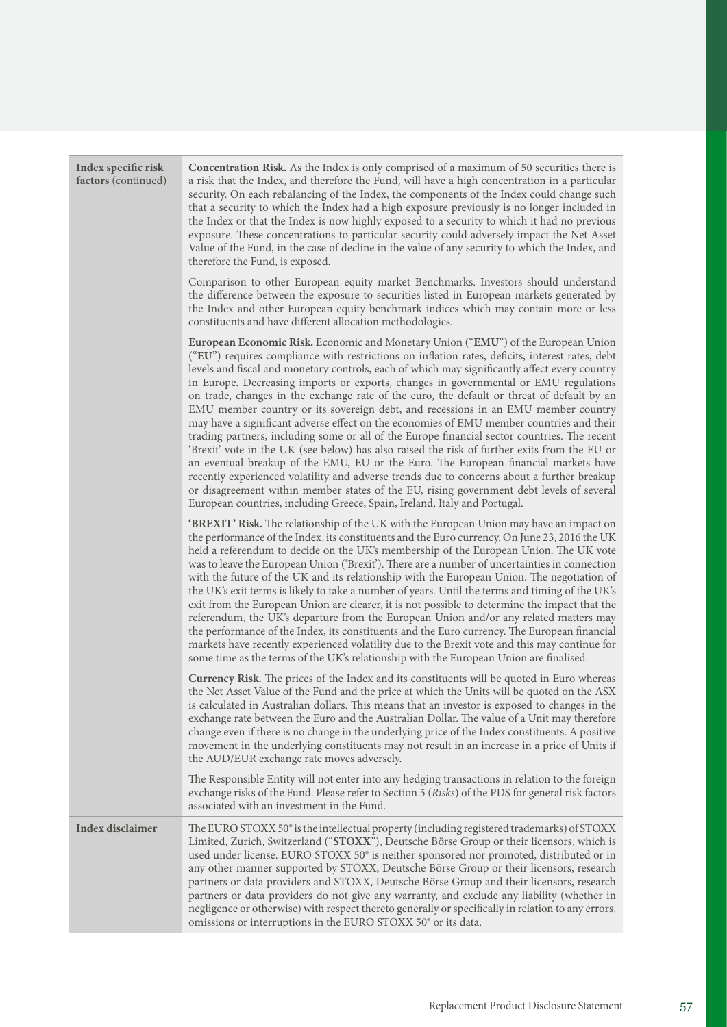| | |
|---|---|
| **Index specific risk factors** (continued) | **Concentration Risk.** As the Index is only comprised of a maximum of 50 securities there is a risk that the Index, and therefore the Fund, will have a high concentration in a particular security. On each rebalancing of the Index, the components of the Index could change such that a security to which the Index had a high exposure previously is no longer included in the Index or that the Index is now highly exposed to a security to which it had no previous exposure. These concentrations to particular security could adversely impact the Net Asset Value of the Fund, in the case of decline in the value of any security to which the Index, and therefore the Fund, is exposed.<br><br>Comparison to other European equity market Benchmarks. Investors should understand the difference between the exposure to securities listed in European markets generated by the Index and other European equity benchmark indices which may contain more or less constituents and have different allocation methodologies.<br><br>**European Economic Risk.** Economic and Monetary Union ("**EMU**") of the European Union ("**EU**") requires compliance with restrictions on inflation rates, deficits, interest rates, debt levels and fiscal and monetary controls, each of which may significantly affect every country in Europe. Decreasing imports or exports, changes in governmental or EMU regulations on trade, changes in the exchange rate of the euro, the default or threat of default by an EMU member country or its sovereign debt, and recessions in an EMU member country may have a significant adverse effect on the economies of EMU member countries and their trading partners, including some or all of the Europe financial sector countries. The recent 'Brexit' vote in the UK (see below) has also raised the risk of further exits from the EU or an eventual breakup of the EMU, EU or the Euro. The European financial markets have recently experienced volatility and adverse trends due to concerns about a further breakup or disagreement within member states of the EU, rising government debt levels of several European countries, including Greece, Spain, Ireland, Italy and Portugal.<br><br>**'BREXIT' Risk.** The relationship of the UK with the European Union may have an impact on the performance of the Index, its constituents and the Euro currency. On June 23, 2016 the UK held a referendum to decide on the UK's membership of the European Union. The UK vote was to leave the European Union ('Brexit'). There are a number of uncertainties in connection with the future of the UK and its relationship with the European Union. The negotiation of the UK's exit terms is likely to take a number of years. Until the terms and timing of the UK's exit from the European Union are clearer, it is not possible to determine the impact that the referendum, the UK's departure from the European Union and/or any related matters may the performance of the Index, its constituents and the Euro currency. The European financial markets have recently experienced volatility due to the Brexit vote and this may continue for some time as the terms of the UK's relationship with the European Union are finalised.<br><br>**Currency Risk.** The prices of the Index and its constituents will be quoted in Euro whereas the Net Asset Value of the Fund and the price at which the Units will be quoted on the ASX is calculated in Australian dollars. This means that an investor is exposed to changes in the exchange rate between the Euro and the Australian Dollar. The value of a Unit may therefore change even if there is no change in the underlying price of the Index constituents. A positive movement in the underlying constituents may not result in an increase in a price of Units if the AUD/EUR exchange rate moves adversely.<br><br>The Responsible Entity will not enter into any hedging transactions in relation to the foreign exchange risks of the Fund. Please refer to Section 5 (*Risks*) of the PDS for general risk factors associated with an investment in the Fund. |
| **Index disclaimer** | The EURO STOXX 50® is the intellectual property (including registered trademarks) of STOXX Limited, Zurich, Switzerland ("**STOXX**"), Deutsche Börse Group or their licensors, which is used under license. EURO STOXX 50® is neither sponsored nor promoted, distributed or in any other manner supported by STOXX, Deutsche Börse Group or their licensors, research partners or data providers and STOXX, Deutsche Börse Group and their licensors, research partners or data providers do not give any warranty, and exclude any liability (whether in negligence or otherwise) with respect thereto generally or specifically in relation to any errors, omissions or interruptions in the EURO STOXX 50® or its data. |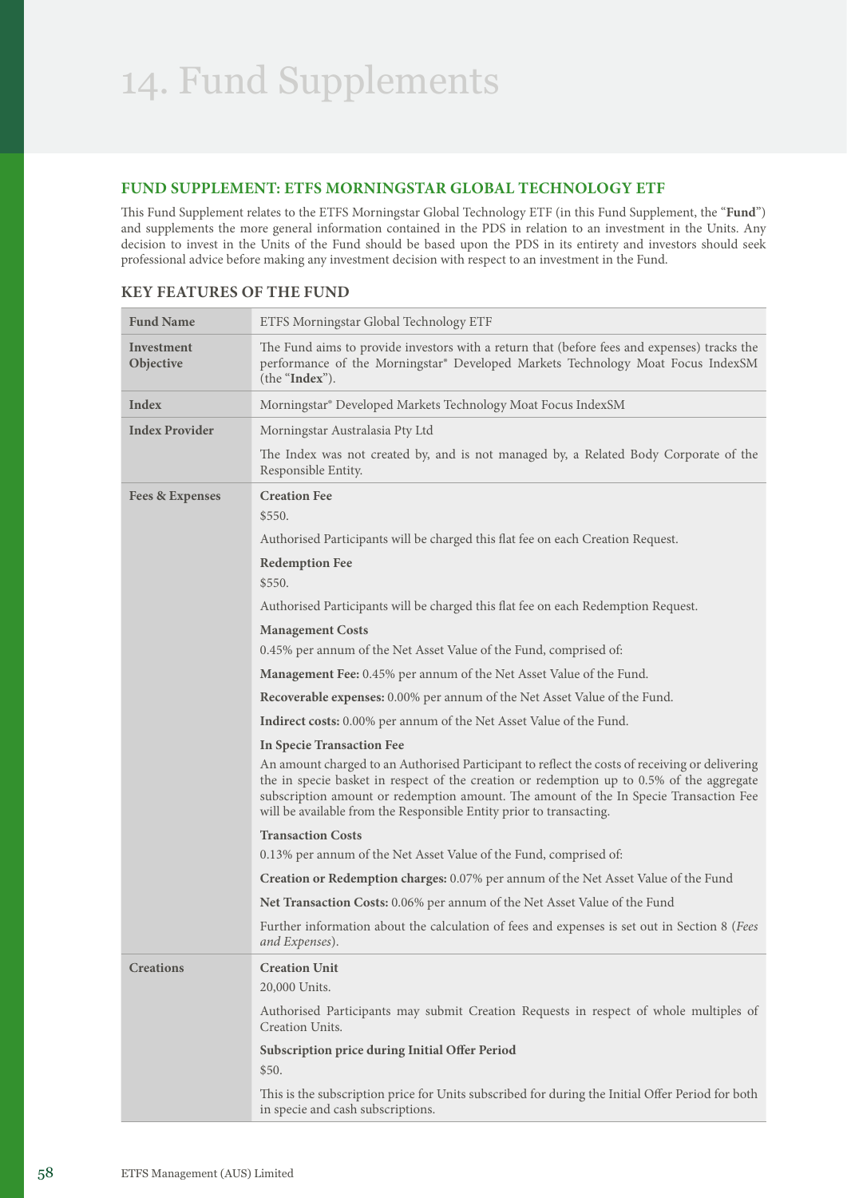# 14. Fund Supplements

## FUND SUPPLEMENT: ETFS MORNINGSTAR GLOBAL TECHNOLOGY ETF

This Fund Supplement relates to the ETFS Morningstar Global Technology ETF (in this Fund Supplement, the "**Fund**") and supplements the more general information contained in the PDS in relation to an investment in the Units. Any decision to invest in the Units of the Fund should be based upon the PDS in its entirety and investors should seek professional advice before making any investment decision with respect to an investment in the Fund.

### KEY FEATURES OF THE FUND

| | |
|---|---|
| **Fund Name** | ETFS Morningstar Global Technology ETF |
| **Investment Objective** | The Fund aims to provide investors with a return that (before fees and expenses) tracks the performance of the Morningstar® Developed Markets Technology Moat Focus IndexSM (the "**Index**"). |
| **Index** | Morningstar® Developed Markets Technology Moat Focus IndexSM |
| **Index Provider** | Morningstar Australasia Pty Ltd<br><br>The Index was not created by, and is not managed by, a Related Body Corporate of the Responsible Entity. |
| **Fees & Expenses** | **Creation Fee**<br>$550.<br>Authorised Participants will be charged this flat fee on each Creation Request.<br>**Redemption Fee**<br>$550.<br>Authorised Participants will be charged this flat fee on each Redemption Request.<br>**Management Costs**<br>0.45% per annum of the Net Asset Value of the Fund, comprised of:<br>**Management Fee:** 0.45% per annum of the Net Asset Value of the Fund.<br>**Recoverable expenses:** 0.00% per annum of the Net Asset Value of the Fund.<br>**Indirect costs:** 0.00% per annum of the Net Asset Value of the Fund.<br>**In Specie Transaction Fee**<br>An amount charged to an Authorised Participant to reflect the costs of receiving or delivering the in specie basket in respect of the creation or redemption up to 0.5% of the aggregate subscription amount or redemption amount. The amount of the In Specie Transaction Fee will be available from the Responsible Entity prior to transacting.<br>**Transaction Costs**<br>0.13% per annum of the Net Asset Value of the Fund, comprised of:<br>**Creation or Redemption charges:** 0.07% per annum of the Net Asset Value of the Fund<br>**Net Transaction Costs:** 0.06% per annum of the Net Asset Value of the Fund<br>Further information about the calculation of fees and expenses is set out in Section 8 (*Fees and Expenses*). |
| **Creations** | **Creation Unit**<br>20,000 Units.<br>Authorised Participants may submit Creation Requests in respect of whole multiples of Creation Units.<br>**Subscription price during Initial Offer Period**<br>$50.<br>This is the subscription price for Units subscribed for during the Initial Offer Period for both in specie and cash subscriptions. |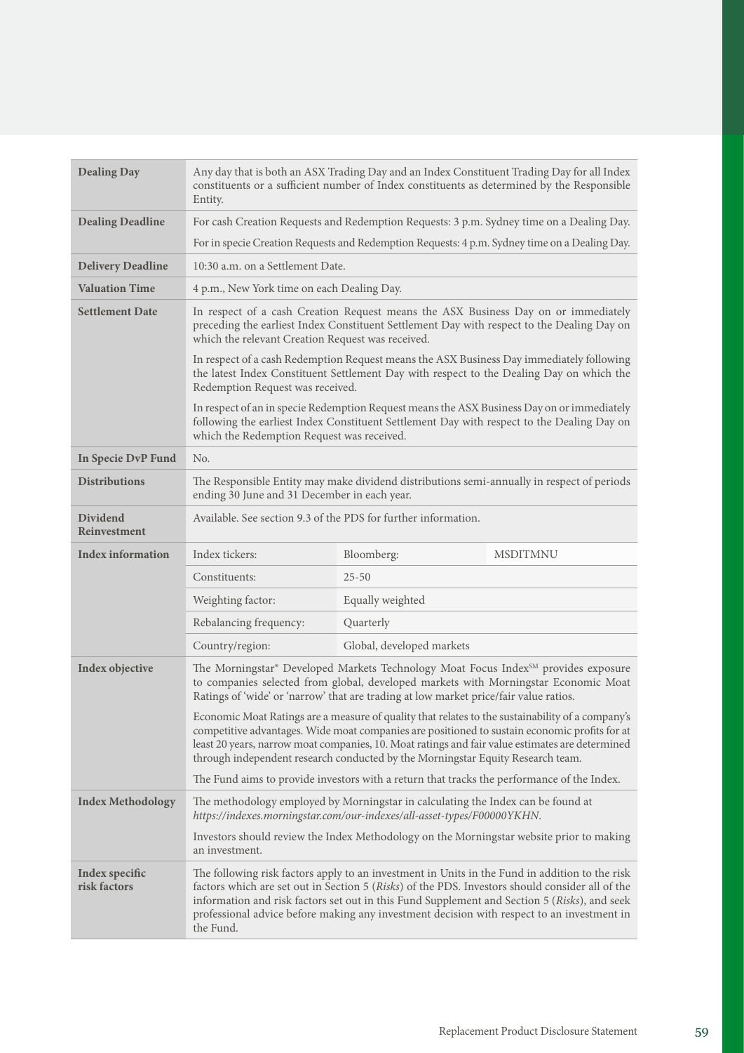| | | | |
|---|---|---|---|
| **Dealing Day** | Any day that is both an ASX Trading Day and an Index Constituent Trading Day for all Index constituents or a sufficient number of Index constituents as determined by the Responsible Entity. | | |
| **Dealing Deadline** | For cash Creation Requests and Redemption Requests: 3 p.m. Sydney time on a Dealing Day.<br><br>For in specie Creation Requests and Redemption Requests: 4 p.m. Sydney time on a Dealing Day. | | |
| **Delivery Deadline** | 10:30 a.m. on a Settlement Date. | | |
| **Valuation Time** | 4 p.m., New York time on each Dealing Day. | | |
| **Settlement Date** | In respect of a cash Creation Request means the ASX Business Day on or immediately preceding the earliest Index Constituent Settlement Day with respect to the Dealing Day on which the relevant Creation Request was received.<br><br>In respect of a cash Redemption Request means the ASX Business Day immediately following the latest Index Constituent Settlement Day with respect to the Dealing Day on which the Redemption Request was received.<br><br>In respect of an in specie Redemption Request means the ASX Business Day on or immediately following the earliest Index Constituent Settlement Day with respect to the Dealing Day on which the Redemption Request was received. | | |
| **In Specie DvP Fund** | No. | | |
| **Distributions** | The Responsible Entity may make dividend distributions semi-annually in respect of periods ending 30 June and 31 December in each year. | | |
| **Dividend Reinvestment** | Available. See section 9.3 of the PDS for further information. | | |
| **Index information** | Index tickers: | Bloomberg: | MSDITMNU |
| | Constituents: | 25-50 | |
| | Weighting factor: | Equally weighted | |
| | Rebalancing frequency: | Quarterly | |
| | Country/region: | Global, developed markets | |
| **Index objective** | The Morningstar® Developed Markets Technology Moat Focus Index℠ provides exposure to companies selected from global, developed markets with Morningstar Economic Moat Ratings of 'wide' or 'narrow' that are trading at low market price/fair value ratios.<br><br>Economic Moat Ratings are a measure of quality that relates to the sustainability of a company's competitive advantages. Wide moat companies are positioned to sustain economic profits for at least 20 years, narrow moat companies, 10. Moat ratings and fair value estimates are determined through independent research conducted by the Morningstar Equity Research team.<br><br>The Fund aims to provide investors with a return that tracks the performance of the Index. | | |
| **Index Methodology** | The methodology employed by Morningstar in calculating the Index can be found at *https://indexes.morningstar.com/our-indexes/all-asset-types/F00000YKHN*.<br><br>Investors should review the Index Methodology on the Morningstar website prior to making an investment. | | |
| **Index specific risk factors** | The following risk factors apply to an investment in Units in the Fund in addition to the risk factors which are set out in Section 5 (*Risks*) of the PDS. Investors should consider all of the information and risk factors set out in this Fund Supplement and Section 5 (*Risks*), and seek professional advice before making any investment decision with respect to an investment in the Fund. | | |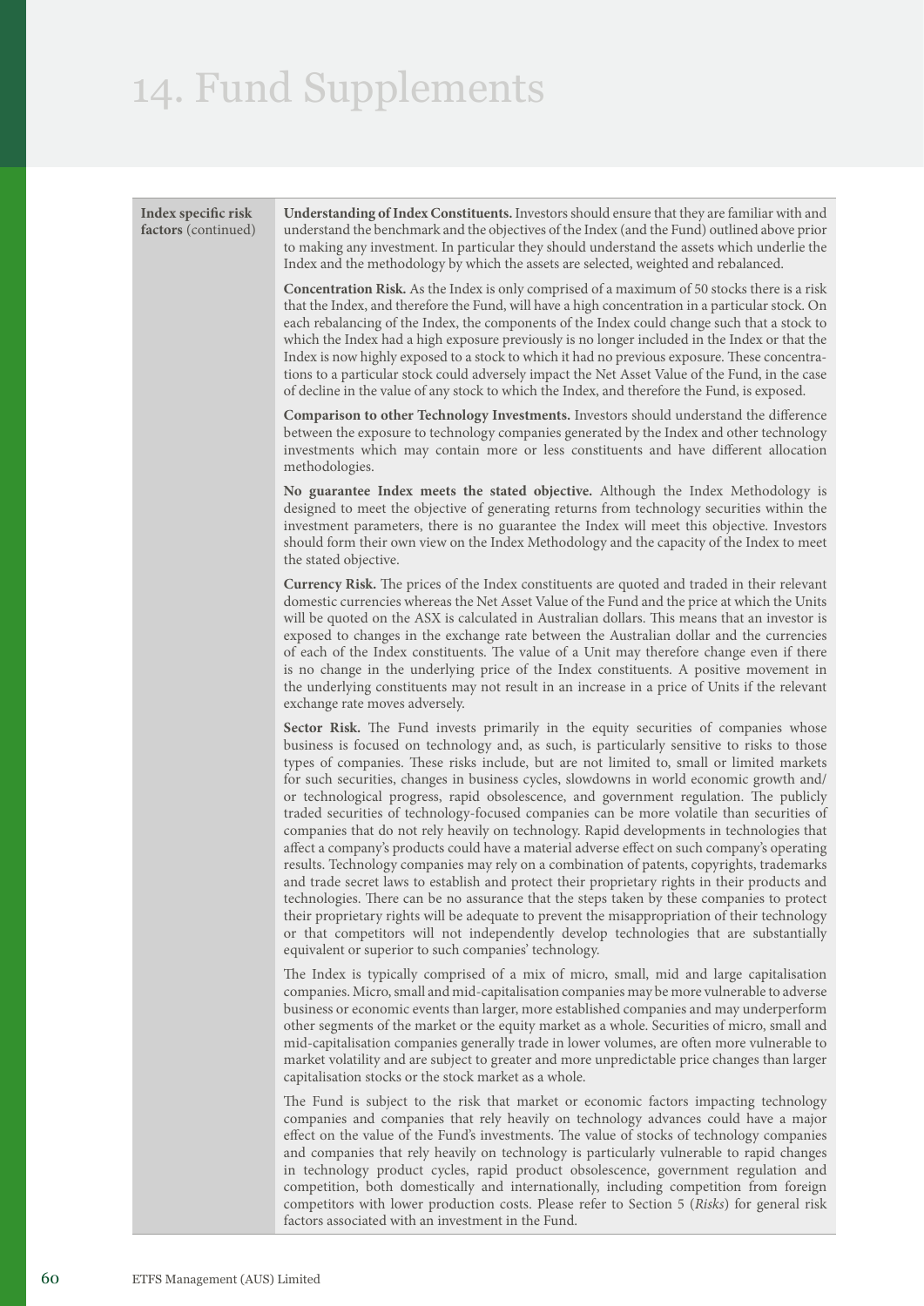# 14. Fund Supplements

| Index specific risk factors (continued) | |
|---|---|
| **Index specific risk factors** (continued) | **Understanding of Index Constituents.** Investors should ensure that they are familiar with and understand the benchmark and the objectives of the Index (and the Fund) outlined above prior to making any investment. In particular they should understand the assets which underlie the Index and the methodology by which the assets are selected, weighted and rebalanced.<br><br>**Concentration Risk.** As the Index is only comprised of a maximum of 50 stocks there is a risk that the Index, and therefore the Fund, will have a high concentration in a particular stock. On each rebalancing of the Index, the components of the Index could change such that a stock to which the Index had a high exposure previously is no longer included in the Index or that the Index is now highly exposed to a stock to which it had no previous exposure. These concentrations to a particular stock could adversely impact the Net Asset Value of the Fund, in the case of decline in the value of any stock to which the Index, and therefore the Fund, is exposed.<br><br>**Comparison to other Technology Investments.** Investors should understand the difference between the exposure to technology companies generated by the Index and other technology investments which may contain more or less constituents and have different allocation methodologies.<br><br>**No guarantee Index meets the stated objective.** Although the Index Methodology is designed to meet the objective of generating returns from technology securities within the investment parameters, there is no guarantee the Index will meet this objective. Investors should form their own view on the Index Methodology and the capacity of the Index to meet the stated objective.<br><br>**Currency Risk.** The prices of the Index constituents are quoted and traded in their relevant domestic currencies whereas the Net Asset Value of the Fund and the price at which the Units will be quoted on the ASX is calculated in Australian dollars. This means that an investor is exposed to changes in the exchange rate between the Australian dollar and the currencies of each of the Index constituents. The value of a Unit may therefore change even if there is no change in the underlying price of the Index constituents. A positive movement in the underlying constituents may not result in an increase in a price of Units if the relevant exchange rate moves adversely.<br><br>**Sector Risk.** The Fund invests primarily in the equity securities of companies whose business is focused on technology and, as such, is particularly sensitive to risks to those types of companies. These risks include, but are not limited to, small or limited markets for such securities, changes in business cycles, slowdowns in world economic growth and/or technological progress, rapid obsolescence, and government regulation. The publicly traded securities of technology-focused companies can be more volatile than securities of companies that do not rely heavily on technology. Rapid developments in technologies that affect a company's products could have a material adverse effect on such company's operating results. Technology companies may rely on a combination of patents, copyrights, trademarks and trade secret laws to establish and protect their proprietary rights in their products and technologies. There can be no assurance that the steps taken by these companies to protect their proprietary rights will be adequate to prevent the misappropriation of their technology or that competitors will not independently develop technologies that are substantially equivalent or superior to such companies' technology.<br><br>The Index is typically comprised of a mix of micro, small, mid and large capitalisation companies. Micro, small and mid-capitalisation companies may be more vulnerable to adverse business or economic events than larger, more established companies and may underperform other segments of the market or the equity market as a whole. Securities of micro, small and mid-capitalisation companies generally trade in lower volumes, are often more vulnerable to market volatility and are subject to greater and more unpredictable price changes than larger capitalisation stocks or the stock market as a whole.<br><br>The Fund is subject to the risk that market or economic factors impacting technology companies and companies that rely heavily on technology advances could have a major effect on the value of the Fund's investments. The value of stocks of technology companies and companies that rely heavily on technology is particularly vulnerable to rapid changes in technology product cycles, rapid product obsolescence, government regulation and competition, both domestically and internationally, including competition from foreign competitors with lower production costs. Please refer to Section 5 (*Risks*) for general risk factors associated with an investment in the Fund. |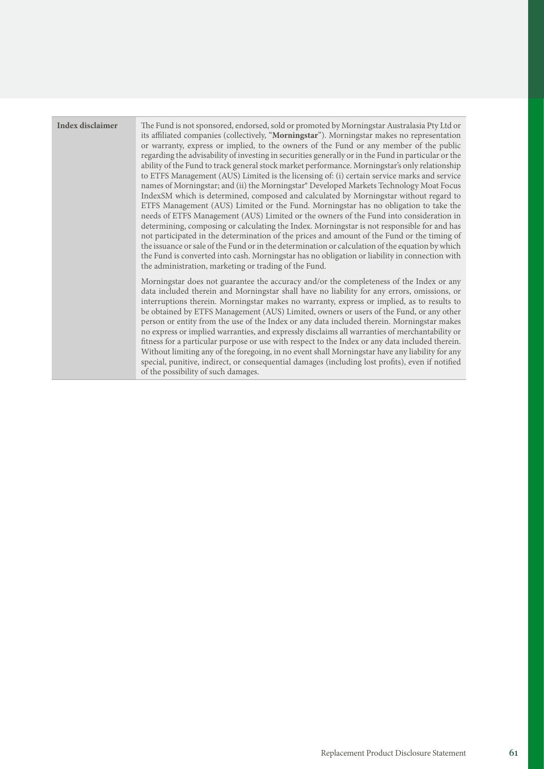| Index disclaimer | The Fund is not sponsored, endorsed, sold or promoted by Morningstar Australasia Pty Ltd or its affiliated companies (collectively, "**Morningstar**"). Morningstar makes no representation or warranty, express or implied, to the owners of the Fund or any member of the public regarding the advisability of investing in securities generally or in the Fund in particular or the ability of the Fund to track general stock market performance. Morningstar's only relationship to ETFS Management (AUS) Limited is the licensing of: (i) certain service marks and service names of Morningstar; and (ii) the Morningstar® Developed Markets Technology Moat Focus IndexSM which is determined, composed and calculated by Morningstar without regard to ETFS Management (AUS) Limited or the Fund. Morningstar has no obligation to take the needs of ETFS Management (AUS) Limited or the owners of the Fund into consideration in determining, composing or calculating the Index. Morningstar is not responsible for and has not participated in the determination of the prices and amount of the Fund or the timing of the issuance or sale of the Fund or in the determination or calculation of the equation by which the Fund is converted into cash. Morningstar has no obligation or liability in connection with the administration, marketing or trading of the Fund.<br><br>Morningstar does not guarantee the accuracy and/or the completeness of the Index or any data included therein and Morningstar shall have no liability for any errors, omissions, or interruptions therein. Morningstar makes no warranty, express or implied, as to results to be obtained by ETFS Management (AUS) Limited, owners or users of the Fund, or any other person or entity from the use of the Index or any data included therein. Morningstar makes no express or implied warranties, and expressly disclaims all warranties of merchantability or fitness for a particular purpose or use with respect to the Index or any data included therein. Without limiting any of the foregoing, in no event shall Morningstar have any liability for any special, punitive, indirect, or consequential damages (including lost profits), even if notified of the possibility of such damages. |
|---|---|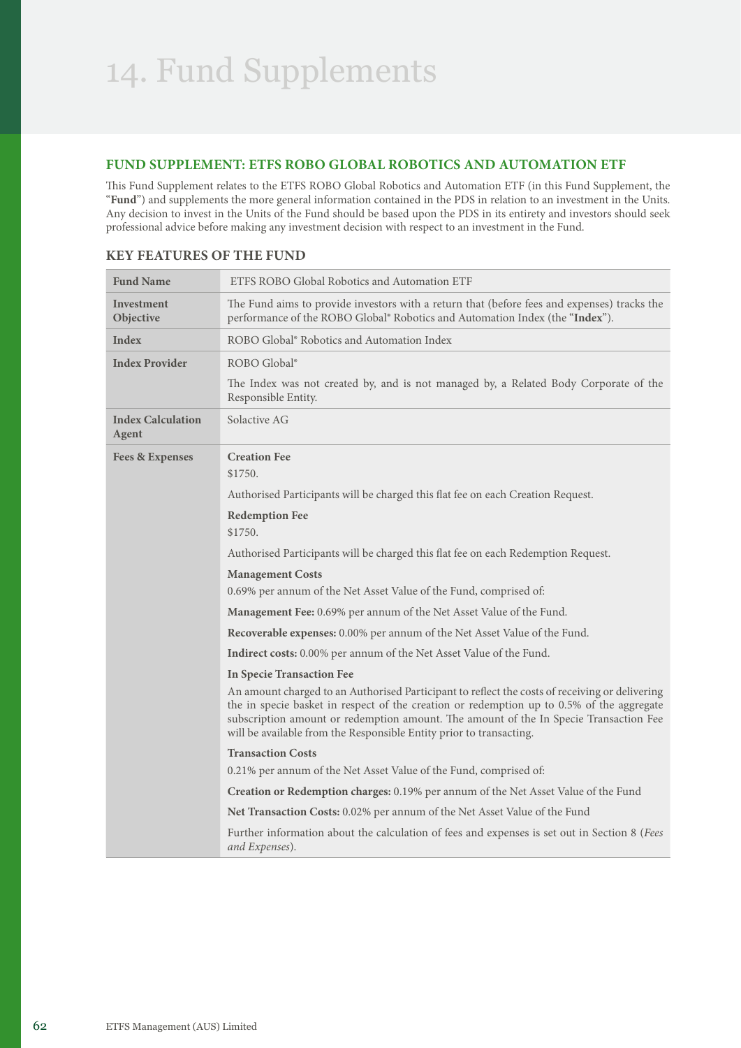# 14. Fund Supplements

## FUND SUPPLEMENT: ETFS ROBO GLOBAL ROBOTICS AND AUTOMATION ETF

This Fund Supplement relates to the ETFS ROBO Global Robotics and Automation ETF (in this Fund Supplement, the "**Fund**") and supplements the more general information contained in the PDS in relation to an investment in the Units. Any decision to invest in the Units of the Fund should be based upon the PDS in its entirety and investors should seek professional advice before making any investment decision with respect to an investment in the Fund.

### KEY FEATURES OF THE FUND

| | |
|---|---|
| **Fund Name** | ETFS ROBO Global Robotics and Automation ETF |
| **Investment Objective** | The Fund aims to provide investors with a return that (before fees and expenses) tracks the performance of the ROBO Global® Robotics and Automation Index (the "**Index**"). |
| **Index** | ROBO Global® Robotics and Automation Index |
| **Index Provider** | ROBO Global®<br><br>The Index was not created by, and is not managed by, a Related Body Corporate of the Responsible Entity. |
| **Index Calculation Agent** | Solactive AG |
| **Fees & Expenses** | **Creation Fee**<br>$1750.<br><br>Authorised Participants will be charged this flat fee on each Creation Request.<br><br>**Redemption Fee**<br>$1750.<br><br>Authorised Participants will be charged this flat fee on each Redemption Request.<br><br>**Management Costs**<br>0.69% per annum of the Net Asset Value of the Fund, comprised of:<br><br>**Management Fee:** 0.69% per annum of the Net Asset Value of the Fund.<br><br>**Recoverable expenses:** 0.00% per annum of the Net Asset Value of the Fund.<br><br>**Indirect costs:** 0.00% per annum of the Net Asset Value of the Fund.<br><br>**In Specie Transaction Fee**<br>An amount charged to an Authorised Participant to reflect the costs of receiving or delivering the in specie basket in respect of the creation or redemption up to 0.5% of the aggregate subscription amount or redemption amount. The amount of the In Specie Transaction Fee will be available from the Responsible Entity prior to transacting.<br><br>**Transaction Costs**<br>0.21% per annum of the Net Asset Value of the Fund, comprised of:<br><br>**Creation or Redemption charges:** 0.19% per annum of the Net Asset Value of the Fund<br><br>**Net Transaction Costs:** 0.02% per annum of the Net Asset Value of the Fund<br><br>Further information about the calculation of fees and expenses is set out in Section 8 (*Fees and Expenses*). |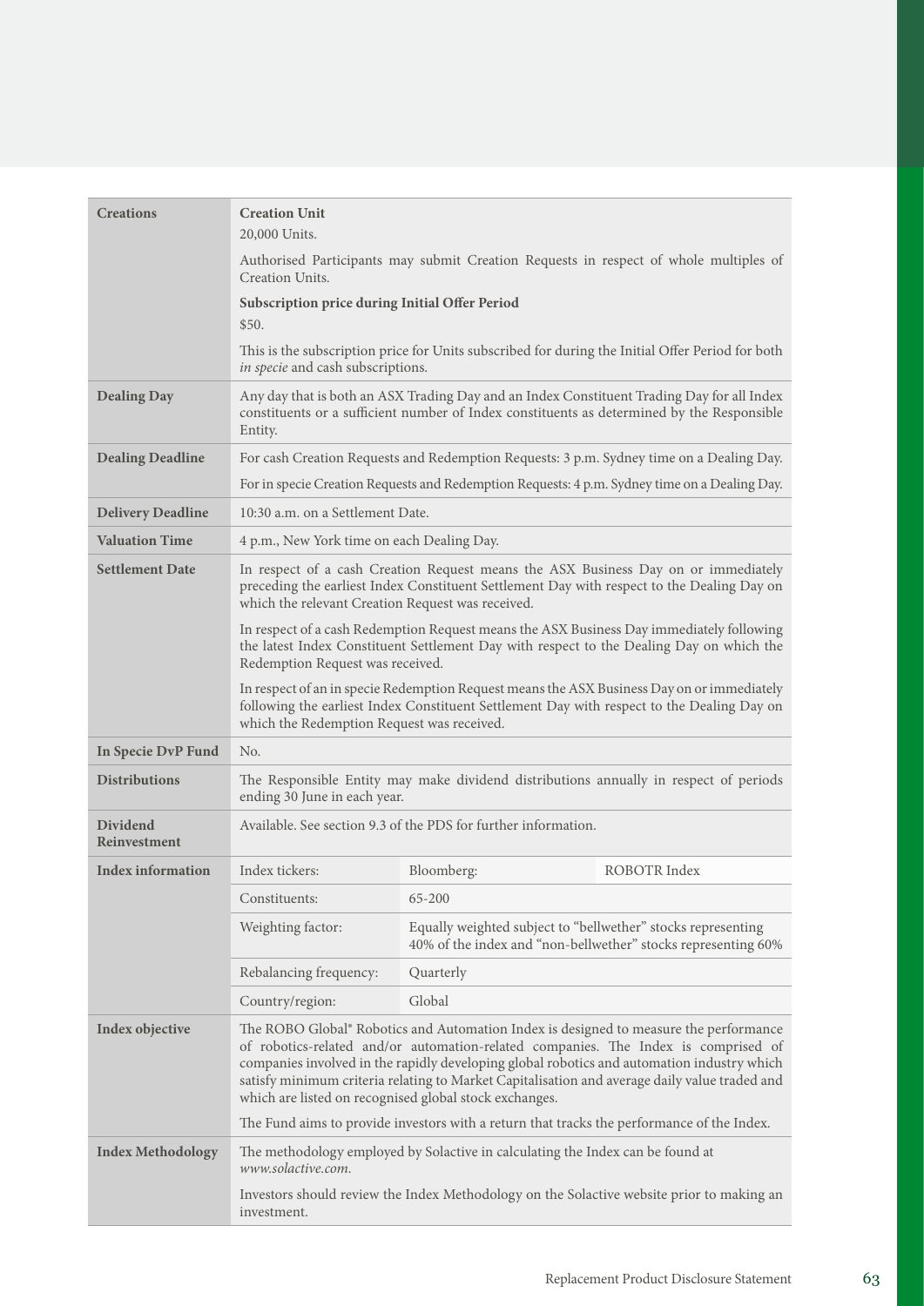| | | | |
|---|---|---|---|
| **Creations** | **Creation Unit**<br>20,000 Units.<br>Authorised Participants may submit Creation Requests in respect of whole multiples of Creation Units.<br>**Subscription price during Initial Offer Period**<br>$50.<br>This is the subscription price for Units subscribed for during the Initial Offer Period for both *in specie* and cash subscriptions. | | |
| **Dealing Day** | Any day that is both an ASX Trading Day and an Index Constituent Trading Day for all Index constituents or a sufficient number of Index constituents as determined by the Responsible Entity. | | |
| **Dealing Deadline** | For cash Creation Requests and Redemption Requests: 3 p.m. Sydney time on a Dealing Day.<br>For in specie Creation Requests and Redemption Requests: 4 p.m. Sydney time on a Dealing Day. | | |
| **Delivery Deadline** | 10:30 a.m. on a Settlement Date. | | |
| **Valuation Time** | 4 p.m., New York time on each Dealing Day. | | |
| **Settlement Date** | In respect of a cash Creation Request means the ASX Business Day on or immediately preceding the earliest Index Constituent Settlement Day with respect to the Dealing Day on which the relevant Creation Request was received.<br>In respect of a cash Redemption Request means the ASX Business Day immediately following the latest Index Constituent Settlement Day with respect to the Dealing Day on which the Redemption Request was received.<br>In respect of an in specie Redemption Request means the ASX Business Day on or immediately following the earliest Index Constituent Settlement Day with respect to the Dealing Day on which the Redemption Request was received. | | |
| **In Specie DvP Fund** | No. | | |
| **Distributions** | The Responsible Entity may make dividend distributions annually in respect of periods ending 30 June in each year. | | |
| **Dividend Reinvestment** | Available. See section 9.3 of the PDS for further information. | | |
| **Index information** | Index tickers: | Bloomberg: | ROBOTR Index |
| | Constituents: | 65-200 | |
| | Weighting factor: | Equally weighted subject to "bellwether" stocks representing 40% of the index and "non-bellwether" stocks representing 60% | |
| | Rebalancing frequency: | Quarterly | |
| | Country/region: | Global | |
| **Index objective** | The ROBO Global® Robotics and Automation Index is designed to measure the performance of robotics-related and/or automation-related companies. The Index is comprised of companies involved in the rapidly developing global robotics and automation industry which satisfy minimum criteria relating to Market Capitalisation and average daily value traded and which are listed on recognised global stock exchanges.<br>The Fund aims to provide investors with a return that tracks the performance of the Index. | | |
| **Index Methodology** | The methodology employed by Solactive in calculating the Index can be found at *www.solactive.com.*<br>Investors should review the Index Methodology on the Solactive website prior to making an investment. | | |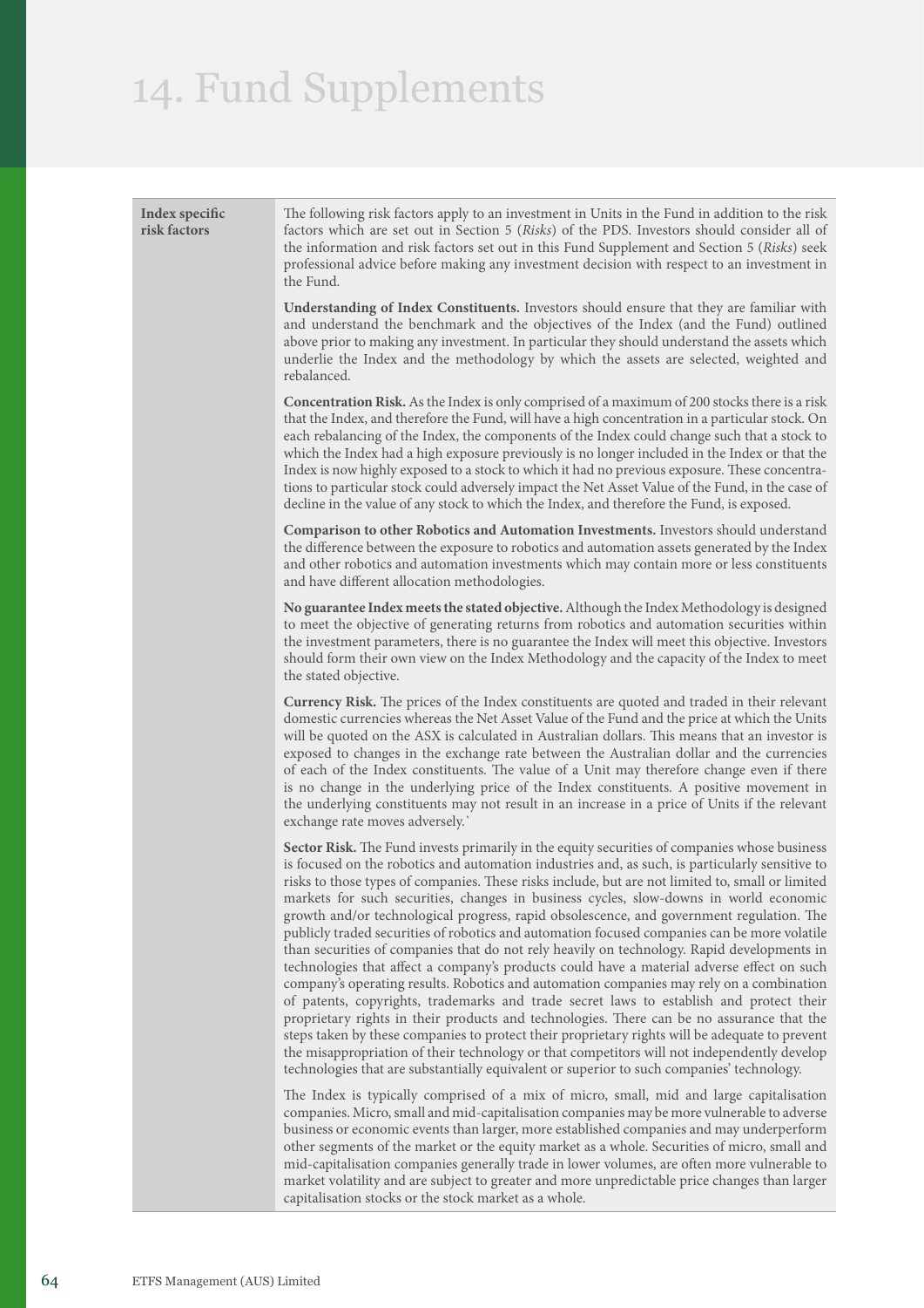# 14. Fund Supplements

| Index specific risk factors | The following risk factors apply to an investment in Units in the Fund in addition to the risk factors which are set out in Section 5 (*Risks*) of the PDS. Investors should consider all of the information and risk factors set out in this Fund Supplement and Section 5 (*Risks*) seek professional advice before making any investment decision with respect to an investment in the Fund.<br><br>**Understanding of Index Constituents.** Investors should ensure that they are familiar with and understand the benchmark and the objectives of the Index (and the Fund) outlined above prior to making any investment. In particular they should understand the assets which underlie the Index and the methodology by which the assets are selected, weighted and rebalanced.<br><br>**Concentration Risk.** As the Index is only comprised of a maximum of 200 stocks there is a risk that the Index, and therefore the Fund, will have a high concentration in a particular stock. On each rebalancing of the Index, the components of the Index could change such that a stock to which the Index had a high exposure previously is no longer included in the Index or that the Index is now highly exposed to a stock to which it had no previous exposure. These concentrations to particular stock could adversely impact the Net Asset Value of the Fund, in the case of decline in the value of any stock to which the Index, and therefore the Fund, is exposed.<br><br>**Comparison to other Robotics and Automation Investments.** Investors should understand the difference between the exposure to robotics and automation assets generated by the Index and other robotics and automation investments which may contain more or less constituents and have different allocation methodologies.<br><br>**No guarantee Index meets the stated objective.** Although the Index Methodology is designed to meet the objective of generating returns from robotics and automation securities within the investment parameters, there is no guarantee the Index will meet this objective. Investors should form their own view on the Index Methodology and the capacity of the Index to meet the stated objective.<br><br>**Currency Risk.** The prices of the Index constituents are quoted and traded in their relevant domestic currencies whereas the Net Asset Value of the Fund and the price at which the Units will be quoted on the ASX is calculated in Australian dollars. This means that an investor is exposed to changes in the exchange rate between the Australian dollar and the currencies of each of the Index constituents. The value of a Unit may therefore change even if there is no change in the underlying price of the Index constituents. A positive movement in the underlying constituents may not result in an increase in a price of Units if the relevant exchange rate moves adversely.`<br><br>**Sector Risk.** The Fund invests primarily in the equity securities of companies whose business is focused on the robotics and automation industries and, as such, is particularly sensitive to risks to those types of companies. These risks include, but are not limited to, small or limited markets for such securities, changes in business cycles, slow-downs in world economic growth and/or technological progress, rapid obsolescence, and government regulation. The publicly traded securities of robotics and automation focused companies can be more volatile than securities of companies that do not rely heavily on technology. Rapid developments in technologies that affect a company's products could have a material adverse effect on such company's operating results. Robotics and automation companies may rely on a combination of patents, copyrights, trademarks and trade secret laws to establish and protect their proprietary rights in their products and technologies. There can be no assurance that the steps taken by these companies to protect their proprietary rights will be adequate to prevent the misappropriation of their technology or that competitors will not independently develop technologies that are substantially equivalent or superior to such companies' technology.<br><br>The Index is typically comprised of a mix of micro, small, mid and large capitalisation companies. Micro, small and mid-capitalisation companies may be more vulnerable to adverse business or economic events than larger, more established companies and may underperform other segments of the market or the equity market as a whole. Securities of micro, small and mid-capitalisation companies generally trade in lower volumes, are often more vulnerable to market volatility and are subject to greater and more unpredictable price changes than larger capitalisation stocks or the stock market as a whole. |
|---|---|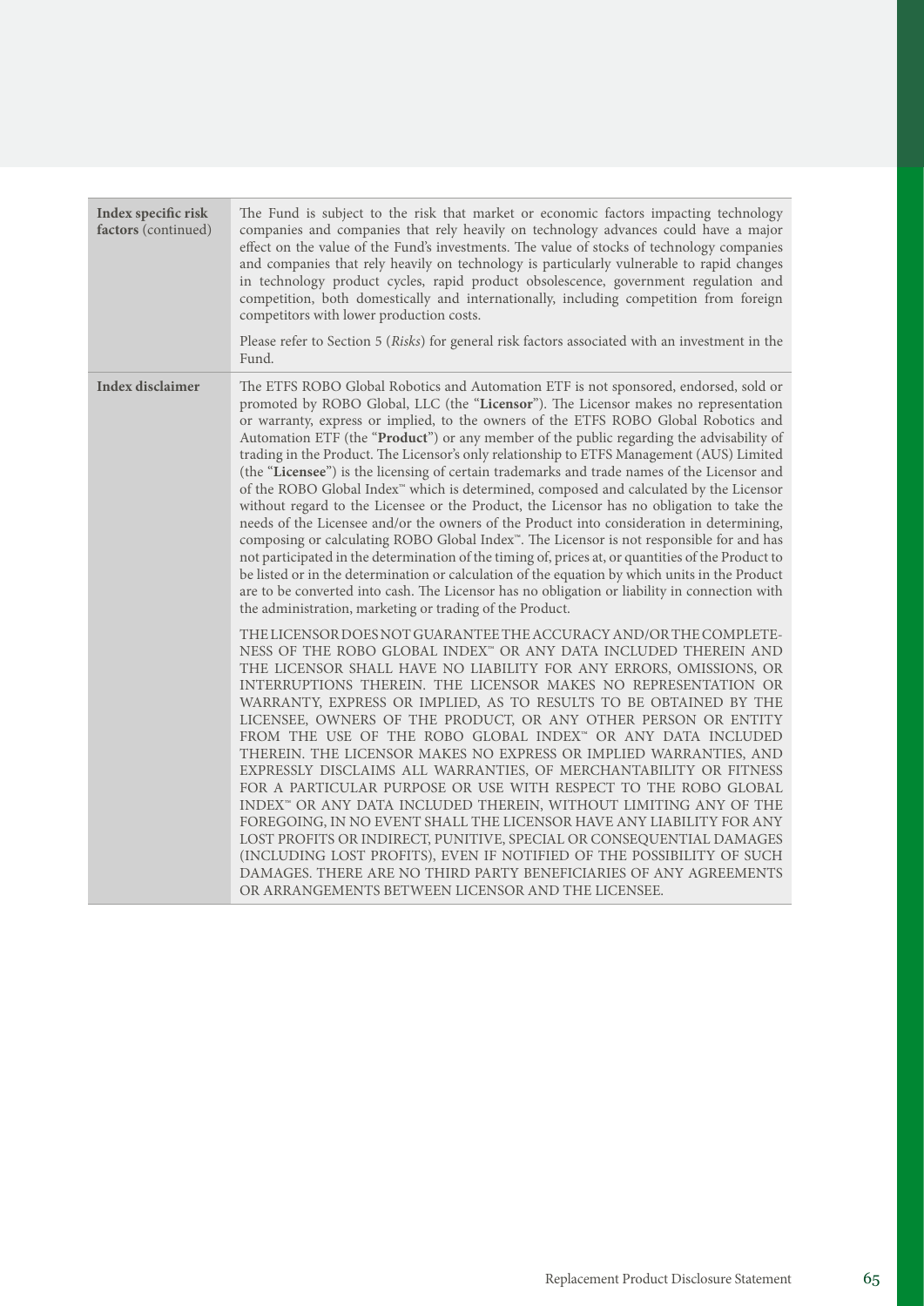| | |
|---|---|
| **Index specific risk factors** (continued) | The Fund is subject to the risk that market or economic factors impacting technology companies and companies that rely heavily on technology advances could have a major effect on the value of the Fund's investments. The value of stocks of technology companies and companies that rely heavily on technology is particularly vulnerable to rapid changes in technology product cycles, rapid product obsolescence, government regulation and competition, both domestically and internationally, including competition from foreign competitors with lower production costs.<br><br>Please refer to Section 5 (*Risks*) for general risk factors associated with an investment in the Fund. |
| **Index disclaimer** | The ETFS ROBO Global Robotics and Automation ETF is not sponsored, endorsed, sold or promoted by ROBO Global, LLC (the "**Licensor**"). The Licensor makes no representation or warranty, express or implied, to the owners of the ETFS ROBO Global Robotics and Automation ETF (the "**Product**") or any member of the public regarding the advisability of trading in the Product. The Licensor's only relationship to ETFS Management (AUS) Limited (the "**Licensee**") is the licensing of certain trademarks and trade names of the Licensor and of the ROBO Global Index™ which is determined, composed and calculated by the Licensor without regard to the Licensee or the Product, the Licensor has no obligation to take the needs of the Licensee and/or the owners of the Product into consideration in determining, composing or calculating ROBO Global Index™. The Licensor is not responsible for and has not participated in the determination of the timing of, prices at, or quantities of the Product to be listed or in the determination or calculation of the equation by which units in the Product are to be converted into cash. The Licensor has no obligation or liability in connection with the administration, marketing or trading of the Product.<br><br>THE LICENSOR DOES NOT GUARANTEE THE ACCURACY AND/OR THE COMPLETENESS OF THE ROBO GLOBAL INDEX™ OR ANY DATA INCLUDED THEREIN AND THE LICENSOR SHALL HAVE NO LIABILITY FOR ANY ERRORS, OMISSIONS, OR INTERRUPTIONS THEREIN. THE LICENSOR MAKES NO REPRESENTATION OR WARRANTY, EXPRESS OR IMPLIED, AS TO RESULTS TO BE OBTAINED BY THE LICENSEE, OWNERS OF THE PRODUCT, OR ANY OTHER PERSON OR ENTITY FROM THE USE OF THE ROBO GLOBAL INDEX™ OR ANY DATA INCLUDED THEREIN. THE LICENSOR MAKES NO EXPRESS OR IMPLIED WARRANTIES, AND EXPRESSLY DISCLAIMS ALL WARRANTIES, OF MERCHANTABILITY OR FITNESS FOR A PARTICULAR PURPOSE OR USE WITH RESPECT TO THE ROBO GLOBAL INDEX™ OR ANY DATA INCLUDED THEREIN, WITHOUT LIMITING ANY OF THE FOREGOING, IN NO EVENT SHALL THE LICENSOR HAVE ANY LIABILITY FOR ANY LOST PROFITS OR INDIRECT, PUNITIVE, SPECIAL OR CONSEQUENTIAL DAMAGES (INCLUDING LOST PROFITS), EVEN IF NOTIFIED OF THE POSSIBILITY OF SUCH DAMAGES. THERE ARE NO THIRD PARTY BENEFICIARIES OF ANY AGREEMENTS OR ARRANGEMENTS BETWEEN LICENSOR AND THE LICENSEE. |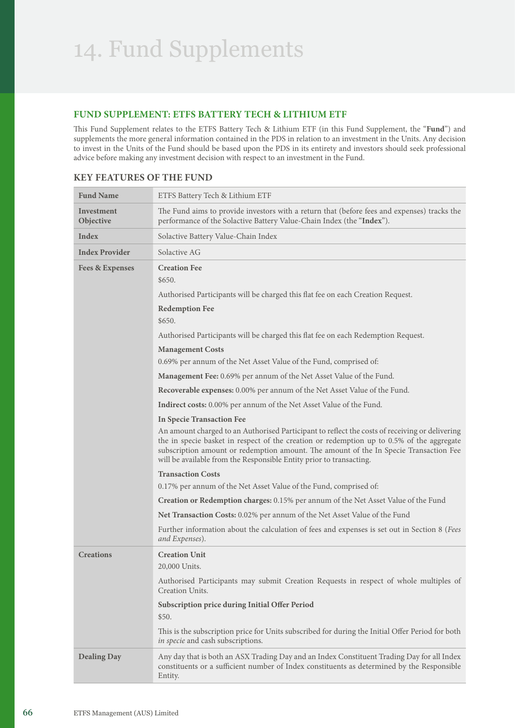# 14. Fund Supplements

## FUND SUPPLEMENT: ETFS BATTERY TECH & LITHIUM ETF

This Fund Supplement relates to the ETFS Battery Tech & Lithium ETF (in this Fund Supplement, the "**Fund**") and supplements the more general information contained in the PDS in relation to an investment in the Units. Any decision to invest in the Units of the Fund should be based upon the PDS in its entirety and investors should seek professional advice before making any investment decision with respect to an investment in the Fund.

### KEY FEATURES OF THE FUND

| | |
|---|---|
| **Fund Name** | ETFS Battery Tech & Lithium ETF |
| **Investment Objective** | The Fund aims to provide investors with a return that (before fees and expenses) tracks the performance of the Solactive Battery Value-Chain Index (the "**Index**"). |
| **Index** | Solactive Battery Value-Chain Index |
| **Index Provider** | Solactive AG |
| **Fees & Expenses** | **Creation Fee**<br>$650.<br>Authorised Participants will be charged this flat fee on each Creation Request.<br>**Redemption Fee**<br>$650.<br>Authorised Participants will be charged this flat fee on each Redemption Request.<br>**Management Costs**<br>0.69% per annum of the Net Asset Value of the Fund, comprised of:<br>**Management Fee:** 0.69% per annum of the Net Asset Value of the Fund.<br>**Recoverable expenses:** 0.00% per annum of the Net Asset Value of the Fund.<br>**Indirect costs:** 0.00% per annum of the Net Asset Value of the Fund.<br>**In Specie Transaction Fee**<br>An amount charged to an Authorised Participant to reflect the costs of receiving or delivering the in specie basket in respect of the creation or redemption up to 0.5% of the aggregate subscription amount or redemption amount. The amount of the In Specie Transaction Fee will be available from the Responsible Entity prior to transacting.<br>**Transaction Costs**<br>0.17% per annum of the Net Asset Value of the Fund, comprised of:<br>**Creation or Redemption charges:** 0.15% per annum of the Net Asset Value of the Fund<br>**Net Transaction Costs:** 0.02% per annum of the Net Asset Value of the Fund<br>Further information about the calculation of fees and expenses is set out in Section 8 (*Fees and Expenses*). |
| **Creations** | **Creation Unit**<br>20,000 Units.<br>Authorised Participants may submit Creation Requests in respect of whole multiples of Creation Units.<br>**Subscription price during Initial Offer Period**<br>$50.<br>This is the subscription price for Units subscribed for during the Initial Offer Period for both *in specie* and cash subscriptions. |
| **Dealing Day** | Any day that is both an ASX Trading Day and an Index Constituent Trading Day for all Index constituents or a sufficient number of Index constituents as determined by the Responsible Entity. |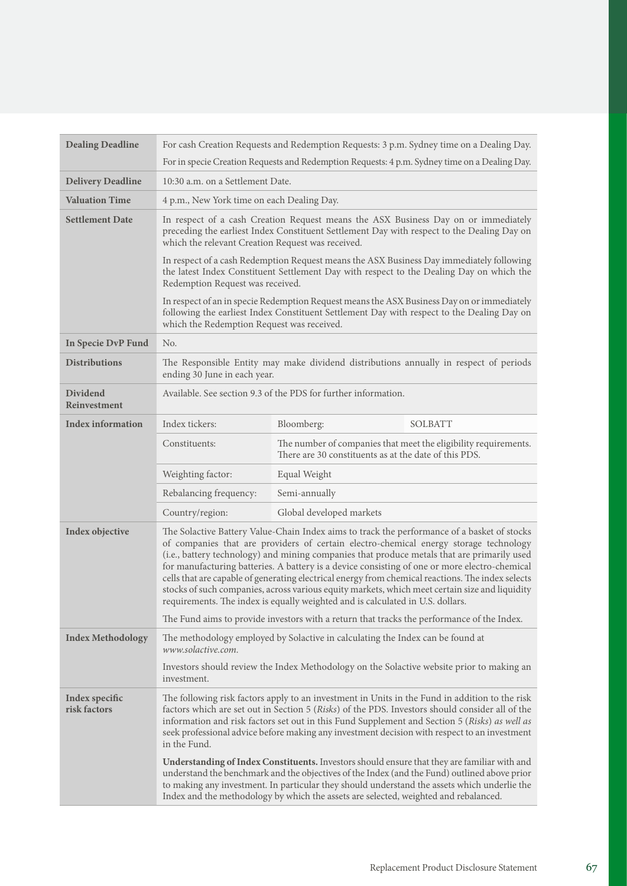| | | | |
|---|---|---|---|
| **Dealing Deadline** | For cash Creation Requests and Redemption Requests: 3 p.m. Sydney time on a Dealing Day.<br><br>For in specie Creation Requests and Redemption Requests: 4 p.m. Sydney time on a Dealing Day. | | |
| **Delivery Deadline** | 10:30 a.m. on a Settlement Date. | | |
| **Valuation Time** | 4 p.m., New York time on each Dealing Day. | | |
| **Settlement Date** | In respect of a cash Creation Request means the ASX Business Day on or immediately preceding the earliest Index Constituent Settlement Day with respect to the Dealing Day on which the relevant Creation Request was received.<br><br>In respect of a cash Redemption Request means the ASX Business Day immediately following the latest Index Constituent Settlement Day with respect to the Dealing Day on which the Redemption Request was received.<br><br>In respect of an in specie Redemption Request means the ASX Business Day on or immediately following the earliest Index Constituent Settlement Day with respect to the Dealing Day on which the Redemption Request was received. | | |
| **In Specie DvP Fund** | No. | | |
| **Distributions** | The Responsible Entity may make dividend distributions annually in respect of periods ending 30 June in each year. | | |
| **Dividend Reinvestment** | Available. See section 9.3 of the PDS for further information. | | |
| **Index information** | Index tickers: | Bloomberg: | SOLBATT |
| | Constituents: | The number of companies that meet the eligibility requirements. There are 30 constituents as at the date of this PDS. | |
| | Weighting factor: | Equal Weight | |
| | Rebalancing frequency: | Semi-annually | |
| | Country/region: | Global developed markets | |
| **Index objective** | The Solactive Battery Value-Chain Index aims to track the performance of a basket of stocks of companies that are providers of certain electro-chemical energy storage technology (i.e., battery technology) and mining companies that produce metals that are primarily used for manufacturing batteries. A battery is a device consisting of one or more electro-chemical cells that are capable of generating electrical energy from chemical reactions. The index selects stocks of such companies, across various equity markets, which meet certain size and liquidity requirements. The index is equally weighted and is calculated in U.S. dollars.<br><br>The Fund aims to provide investors with a return that tracks the performance of the Index. | | |
| **Index Methodology** | The methodology employed by Solactive in calculating the Index can be found at *www.solactive.com.*<br><br>Investors should review the Index Methodology on the Solactive website prior to making an investment. | | |
| **Index specific risk factors** | The following risk factors apply to an investment in Units in the Fund in addition to the risk factors which are set out in Section 5 (*Risks*) of the PDS. Investors should consider all of the information and risk factors set out in this Fund Supplement and Section 5 (*Risks*) *as well as* seek professional advice before making any investment decision with respect to an investment in the Fund.<br><br>**Understanding of Index Constituents.** Investors should ensure that they are familiar with and understand the benchmark and the objectives of the Index (and the Fund) outlined above prior to making any investment. In particular they should understand the assets which underlie the Index and the methodology by which the assets are selected, weighted and rebalanced. | | |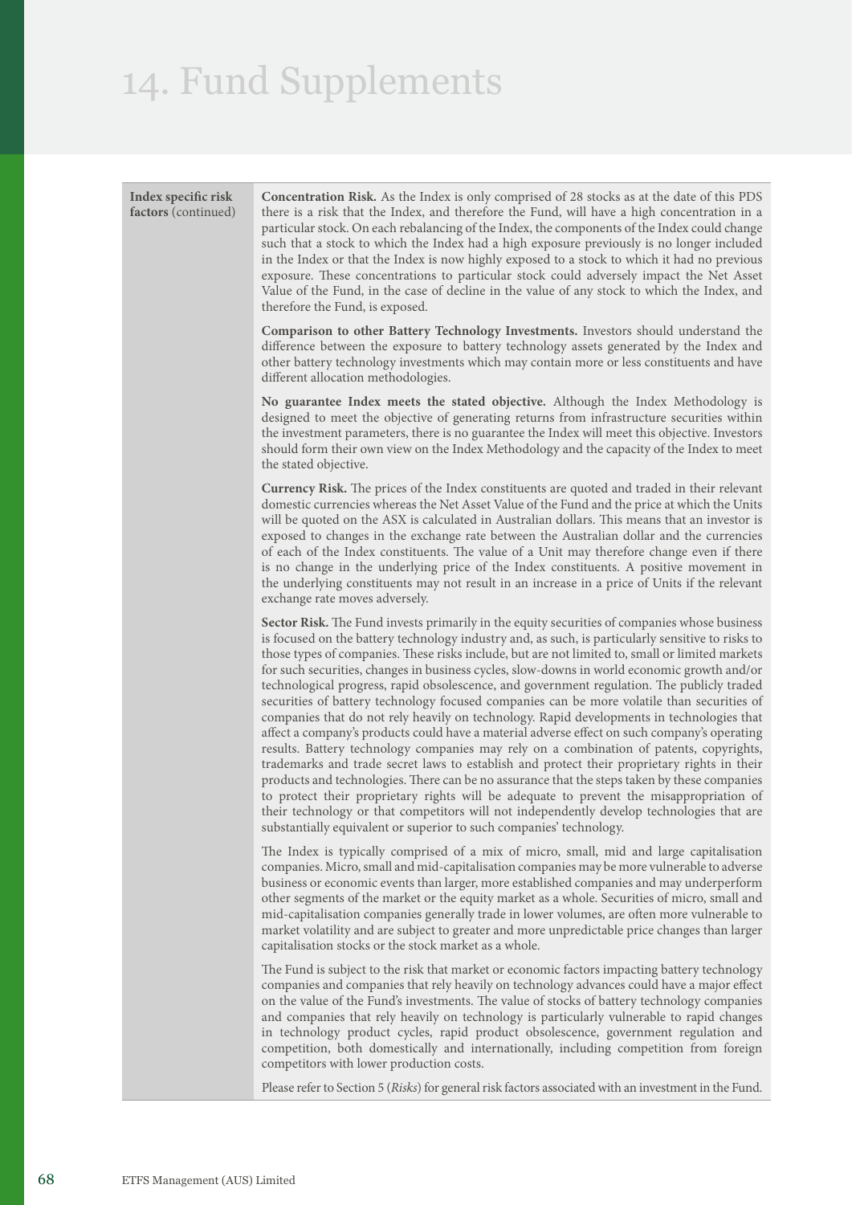# 14. Fund Supplements

| | |
|---|---|
| **Index specific risk factors** (continued) | **Concentration Risk.** As the Index is only comprised of 28 stocks as at the date of this PDS there is a risk that the Index, and therefore the Fund, will have a high concentration in a particular stock. On each rebalancing of the Index, the components of the Index could change such that a stock to which the Index had a high exposure previously is no longer included in the Index or that the Index is now highly exposed to a stock to which it had no previous exposure. These concentrations to particular stock could adversely impact the Net Asset Value of the Fund, in the case of decline in the value of any stock to which the Index, and therefore the Fund, is exposed.<br><br>**Comparison to other Battery Technology Investments.** Investors should understand the difference between the exposure to battery technology assets generated by the Index and other battery technology investments which may contain more or less constituents and have different allocation methodologies.<br><br>**No guarantee Index meets the stated objective.** Although the Index Methodology is designed to meet the objective of generating returns from infrastructure securities within the investment parameters, there is no guarantee the Index will meet this objective. Investors should form their own view on the Index Methodology and the capacity of the Index to meet the stated objective.<br><br>**Currency Risk.** The prices of the Index constituents are quoted and traded in their relevant domestic currencies whereas the Net Asset Value of the Fund and the price at which the Units will be quoted on the ASX is calculated in Australian dollars. This means that an investor is exposed to changes in the exchange rate between the Australian dollar and the currencies of each of the Index constituents. The value of a Unit may therefore change even if there is no change in the underlying price of the Index constituents. A positive movement in the underlying constituents may not result in an increase in a price of Units if the relevant exchange rate moves adversely.<br><br>**Sector Risk.** The Fund invests primarily in the equity securities of companies whose business is focused on the battery technology industry and, as such, is particularly sensitive to risks to those types of companies. These risks include, but are not limited to, small or limited markets for such securities, changes in business cycles, slow-downs in world economic growth and/or technological progress, rapid obsolescence, and government regulation. The publicly traded securities of battery technology focused companies can be more volatile than securities of companies that do not rely heavily on technology. Rapid developments in technologies that affect a company's products could have a material adverse effect on such company's operating results. Battery technology companies may rely on a combination of patents, copyrights, trademarks and trade secret laws to establish and protect their proprietary rights in their products and technologies. There can be no assurance that the steps taken by these companies to protect their proprietary rights will be adequate to prevent the misappropriation of their technology or that competitors will not independently develop technologies that are substantially equivalent or superior to such companies' technology.<br><br>The Index is typically comprised of a mix of micro, small, mid and large capitalisation companies. Micro, small and mid-capitalisation companies may be more vulnerable to adverse business or economic events than larger, more established companies and may underperform other segments of the market or the equity market as a whole. Securities of micro, small and mid-capitalisation companies generally trade in lower volumes, are often more vulnerable to market volatility and are subject to greater and more unpredictable price changes than larger capitalisation stocks or the stock market as a whole.<br><br>The Fund is subject to the risk that market or economic factors impacting battery technology companies and companies that rely heavily on technology advances could have a major effect on the value of the Fund's investments. The value of stocks of battery technology companies and companies that rely heavily on technology is particularly vulnerable to rapid changes in technology product cycles, rapid product obsolescence, government regulation and competition, both domestically and internationally, including competition from foreign competitors with lower production costs.<br><br>Please refer to Section 5 (*Risks*) for general risk factors associated with an investment in the Fund. |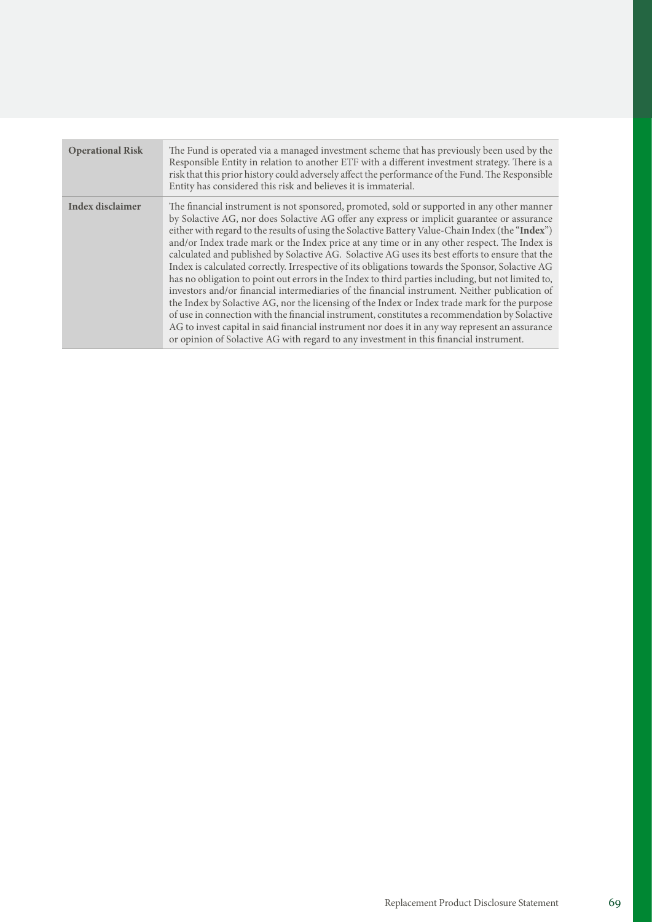| | |
|---|---|
| **Operational Risk** | The Fund is operated via a managed investment scheme that has previously been used by the Responsible Entity in relation to another ETF with a different investment strategy. There is a risk that this prior history could adversely affect the performance of the Fund. The Responsible Entity has considered this risk and believes it is immaterial. |
| **Index disclaimer** | The financial instrument is not sponsored, promoted, sold or supported in any other manner by Solactive AG, nor does Solactive AG offer any express or implicit guarantee or assurance either with regard to the results of using the Solactive Battery Value-Chain Index (the "**Index**") and/or Index trade mark or the Index price at any time or in any other respect. The Index is calculated and published by Solactive AG. Solactive AG uses its best efforts to ensure that the Index is calculated correctly. Irrespective of its obligations towards the Sponsor, Solactive AG has no obligation to point out errors in the Index to third parties including, but not limited to, investors and/or financial intermediaries of the financial instrument. Neither publication of the Index by Solactive AG, nor the licensing of the Index or Index trade mark for the purpose of use in connection with the financial instrument, constitutes a recommendation by Solactive AG to invest capital in said financial instrument nor does it in any way represent an assurance or opinion of Solactive AG with regard to any investment in this financial instrument. |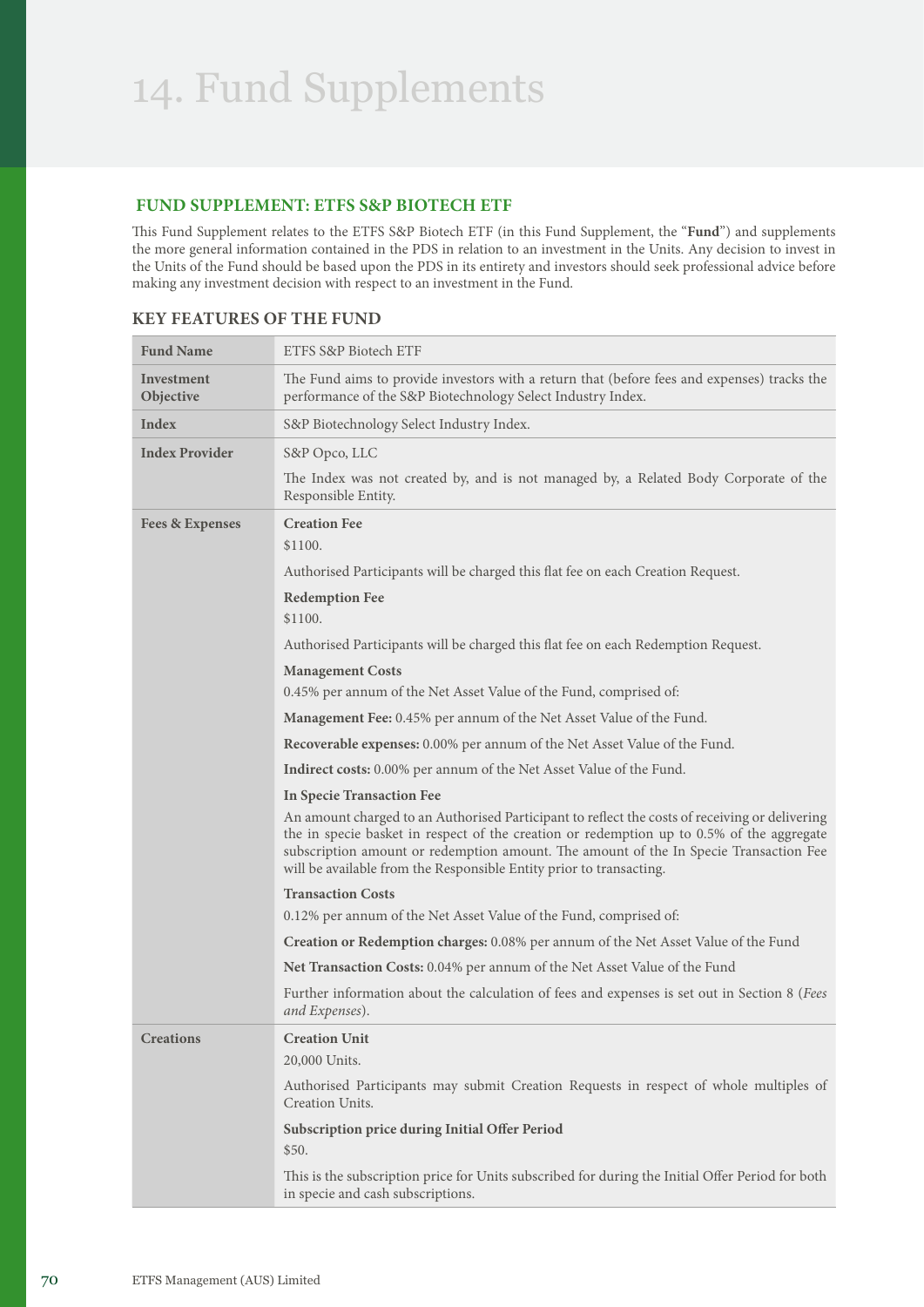# 14. Fund Supplements

## FUND SUPPLEMENT: ETFS S&P BIOTECH ETF

This Fund Supplement relates to the ETFS S&P Biotech ETF (in this Fund Supplement, the "**Fund**") and supplements the more general information contained in the PDS in relation to an investment in the Units. Any decision to invest in the Units of the Fund should be based upon the PDS in its entirety and investors should seek professional advice before making any investment decision with respect to an investment in the Fund.

### KEY FEATURES OF THE FUND

| | |
|---|---|
| **Fund Name** | ETFS S&P Biotech ETF |
| **Investment Objective** | The Fund aims to provide investors with a return that (before fees and expenses) tracks the performance of the S&P Biotechnology Select Industry Index. |
| **Index** | S&P Biotechnology Select Industry Index. |
| **Index Provider** | S&P Opco, LLC<br><br>The Index was not created by, and is not managed by, a Related Body Corporate of the Responsible Entity. |
| **Fees & Expenses** | **Creation Fee**<br>$1100.<br><br>Authorised Participants will be charged this flat fee on each Creation Request.<br><br>**Redemption Fee**<br>$1100.<br><br>Authorised Participants will be charged this flat fee on each Redemption Request.<br><br>**Management Costs**<br>0.45% per annum of the Net Asset Value of the Fund, comprised of:<br><br>**Management Fee:** 0.45% per annum of the Net Asset Value of the Fund.<br><br>**Recoverable expenses:** 0.00% per annum of the Net Asset Value of the Fund.<br><br>**Indirect costs:** 0.00% per annum of the Net Asset Value of the Fund.<br><br>**In Specie Transaction Fee**<br>An amount charged to an Authorised Participant to reflect the costs of receiving or delivering the in specie basket in respect of the creation or redemption up to 0.5% of the aggregate subscription amount or redemption amount. The amount of the In Specie Transaction Fee will be available from the Responsible Entity prior to transacting.<br><br>**Transaction Costs**<br>0.12% per annum of the Net Asset Value of the Fund, comprised of:<br><br>**Creation or Redemption charges:** 0.08% per annum of the Net Asset Value of the Fund<br><br>**Net Transaction Costs:** 0.04% per annum of the Net Asset Value of the Fund<br><br>Further information about the calculation of fees and expenses is set out in Section 8 (*Fees and Expenses*). |
| **Creations** | **Creation Unit**<br>20,000 Units.<br><br>Authorised Participants may submit Creation Requests in respect of whole multiples of Creation Units.<br><br>**Subscription price during Initial Offer Period**<br>$50.<br><br>This is the subscription price for Units subscribed for during the Initial Offer Period for both in specie and cash subscriptions. |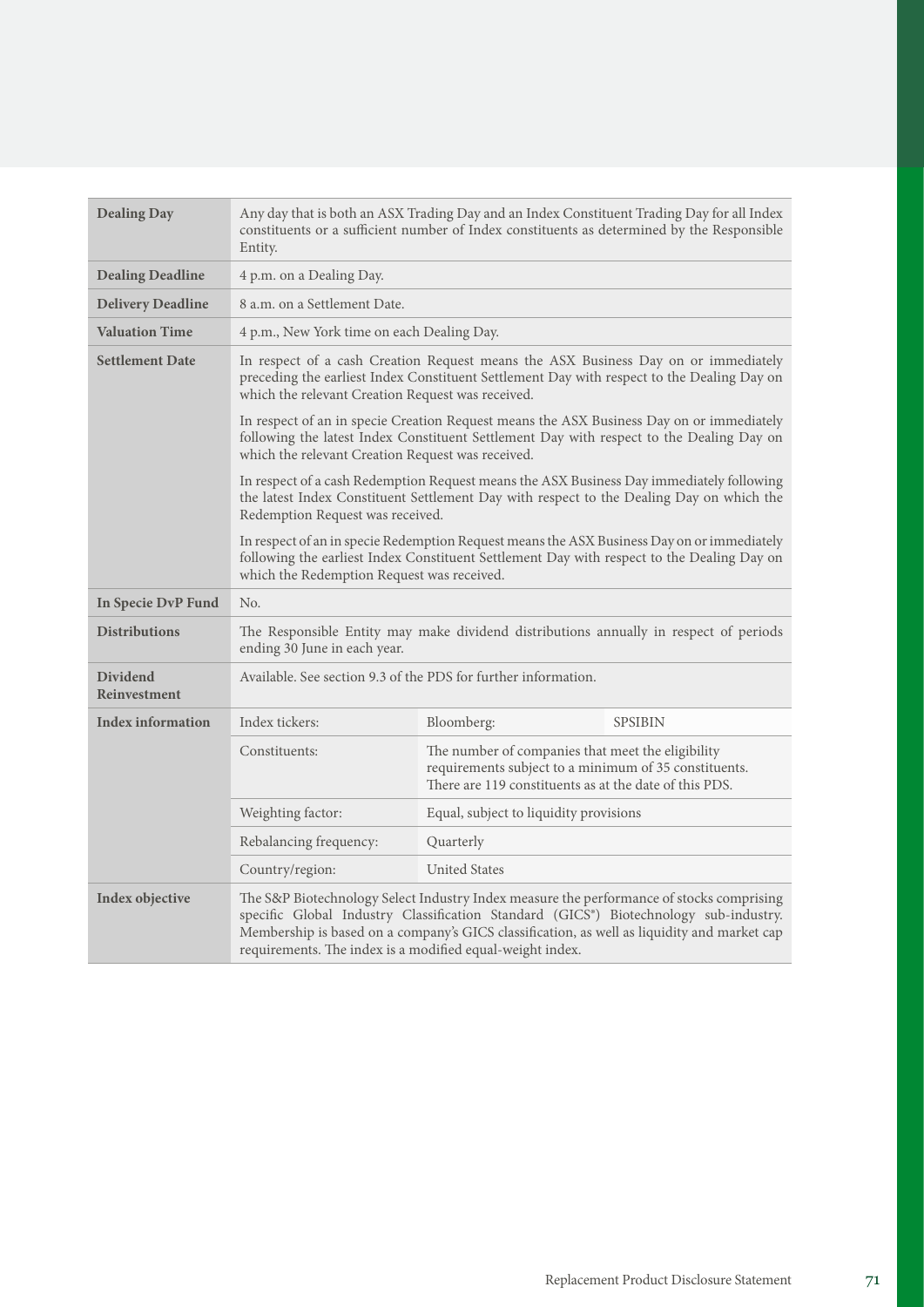| | | | |
|---|---|---|---|
| **Dealing Day** | Any day that is both an ASX Trading Day and an Index Constituent Trading Day for all Index constituents or a sufficient number of Index constituents as determined by the Responsible Entity. | | |
| **Dealing Deadline** | 4 p.m. on a Dealing Day. | | |
| **Delivery Deadline** | 8 a.m. on a Settlement Date. | | |
| **Valuation Time** | 4 p.m., New York time on each Dealing Day. | | |
| **Settlement Date** | In respect of a cash Creation Request means the ASX Business Day on or immediately preceding the earliest Index Constituent Settlement Day with respect to the Dealing Day on which the relevant Creation Request was received.<br><br>In respect of an in specie Creation Request means the ASX Business Day on or immediately following the latest Index Constituent Settlement Day with respect to the Dealing Day on which the relevant Creation Request was received.<br><br>In respect of a cash Redemption Request means the ASX Business Day immediately following the latest Index Constituent Settlement Day with respect to the Dealing Day on which the Redemption Request was received.<br><br>In respect of an in specie Redemption Request means the ASX Business Day on or immediately following the earliest Index Constituent Settlement Day with respect to the Dealing Day on which the Redemption Request was received. | | |
| **In Specie DvP Fund** | No. | | |
| **Distributions** | The Responsible Entity may make dividend distributions annually in respect of periods ending 30 June in each year. | | |
| **Dividend Reinvestment** | Available. See section 9.3 of the PDS for further information. | | |
| **Index information** | Index tickers: | Bloomberg: | SPSIBIN |
| | Constituents: | The number of companies that meet the eligibility requirements subject to a minimum of 35 constituents. There are 119 constituents as at the date of this PDS. | |
| | Weighting factor: | Equal, subject to liquidity provisions | |
| | Rebalancing frequency: | Quarterly | |
| | Country/region: | United States | |
| **Index objective** | The S&P Biotechnology Select Industry Index measure the performance of stocks comprising specific Global Industry Classification Standard (GICS®) Biotechnology sub-industry. Membership is based on a company's GICS classification, as well as liquidity and market cap requirements. The index is a modified equal-weight index. | | |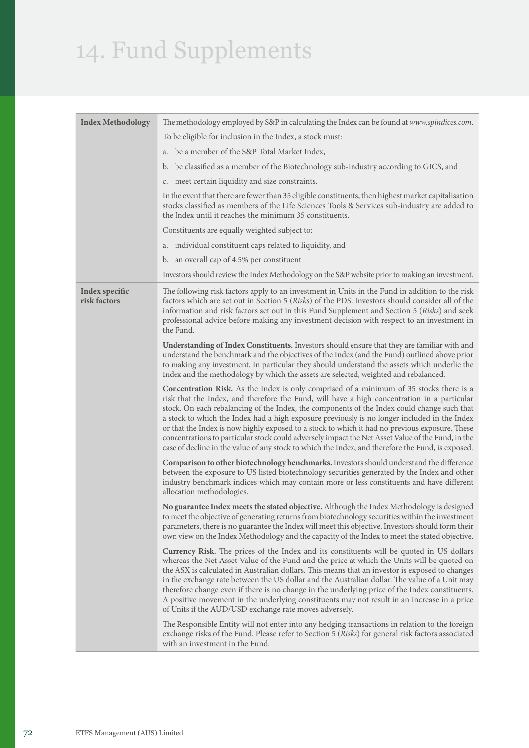# 14. Fund Supplements

| | |
|---|---|
| **Index Methodology** | The methodology employed by S&P in calculating the Index can be found at *www.spindices.com*.<br><br>To be eligible for inclusion in the Index, a stock must:<br><br>a. be a member of the S&P Total Market Index,<br>b. be classified as a member of the Biotechnology sub-industry according to GICS, and<br>c. meet certain liquidity and size constraints.<br><br>In the event that there are fewer than 35 eligible constituents, then highest market capitalisation stocks classified as members of the Life Sciences Tools & Services sub-industry are added to the Index until it reaches the minimum 35 constituents.<br><br>Constituents are equally weighted subject to:<br><br>a. individual constituent caps related to liquidity, and<br>b. an overall cap of 4.5% per constituent<br><br>Investors should review the Index Methodology on the S&P website prior to making an investment. |
| **Index specific risk factors** | The following risk factors apply to an investment in Units in the Fund in addition to the risk factors which are set out in Section 5 (*Risks*) of the PDS. Investors should consider all of the information and risk factors set out in this Fund Supplement and Section 5 (*Risks*) and seek professional advice before making any investment decision with respect to an investment in the Fund.<br><br>**Understanding of Index Constituents.** Investors should ensure that they are familiar with and understand the benchmark and the objectives of the Index (and the Fund) outlined above prior to making any investment. In particular they should understand the assets which underlie the Index and the methodology by which the assets are selected, weighted and rebalanced.<br><br>**Concentration Risk.** As the Index is only comprised of a minimum of 35 stocks there is a risk that the Index, and therefore the Fund, will have a high concentration in a particular stock. On each rebalancing of the Index, the components of the Index could change such that a stock to which the Index had a high exposure previously is no longer included in the Index or that the Index is now highly exposed to a stock to which it had no previous exposure. These concentrations to particular stock could adversely impact the Net Asset Value of the Fund, in the case of decline in the value of any stock to which the Index, and therefore the Fund, is exposed.<br><br>**Comparison to other biotechnology benchmarks.** Investors should understand the difference between the exposure to US listed biotechnology securities generated by the Index and other industry benchmark indices which may contain more or less constituents and have different allocation methodologies.<br><br>**No guarantee Index meets the stated objective.** Although the Index Methodology is designed to meet the objective of generating returns from biotechnology securities within the investment parameters, there is no guarantee the Index will meet this objective. Investors should form their own view on the Index Methodology and the capacity of the Index to meet the stated objective.<br><br>**Currency Risk.** The prices of the Index and its constituents will be quoted in US dollars whereas the Net Asset Value of the Fund and the price at which the Units will be quoted on the ASX is calculated in Australian dollars. This means that an investor is exposed to changes in the exchange rate between the US dollar and the Australian dollar. The value of a Unit may therefore change even if there is no change in the underlying price of the Index constituents. A positive movement in the underlying constituents may not result in an increase in a price of Units if the AUD/USD exchange rate moves adversely.<br><br>The Responsible Entity will not enter into any hedging transactions in relation to the foreign exchange risks of the Fund. Please refer to Section 5 (*Risks*) for general risk factors associated with an investment in the Fund. |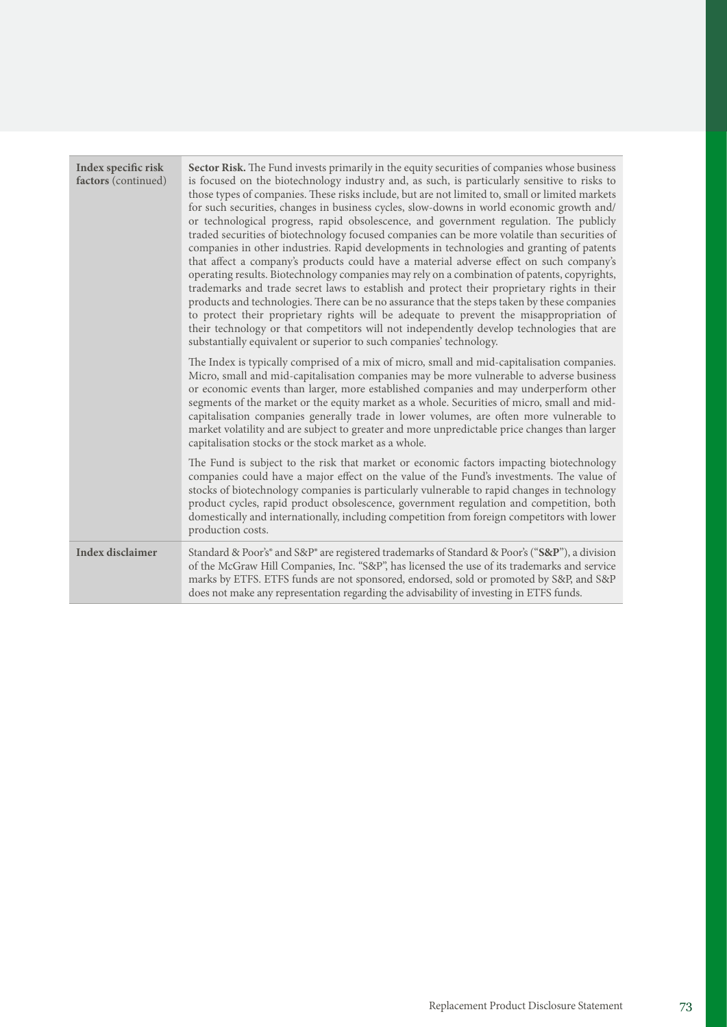| | |
|---|---|
| **Index specific risk factors** (continued) | **Sector Risk.** The Fund invests primarily in the equity securities of companies whose business is focused on the biotechnology industry and, as such, is particularly sensitive to risks to those types of companies. These risks include, but are not limited to, small or limited markets for such securities, changes in business cycles, slow-downs in world economic growth and/or technological progress, rapid obsolescence, and government regulation. The publicly traded securities of biotechnology focused companies can be more volatile than securities of companies in other industries. Rapid developments in technologies and granting of patents that affect a company's products could have a material adverse effect on such company's operating results. Biotechnology companies may rely on a combination of patents, copyrights, trademarks and trade secret laws to establish and protect their proprietary rights in their products and technologies. There can be no assurance that the steps taken by these companies to protect their proprietary rights will be adequate to prevent the misappropriation of their technology or that competitors will not independently develop technologies that are substantially equivalent or superior to such companies' technology.<br><br>The Index is typically comprised of a mix of micro, small and mid-capitalisation companies. Micro, small and mid-capitalisation companies may be more vulnerable to adverse business or economic events than larger, more established companies and may underperform other segments of the market or the equity market as a whole. Securities of micro, small and mid-capitalisation companies generally trade in lower volumes, are often more vulnerable to market volatility and are subject to greater and more unpredictable price changes than larger capitalisation stocks or the stock market as a whole.<br><br>The Fund is subject to the risk that market or economic factors impacting biotechnology companies could have a major effect on the value of the Fund's investments. The value of stocks of biotechnology companies is particularly vulnerable to rapid changes in technology product cycles, rapid product obsolescence, government regulation and competition, both domestically and internationally, including competition from foreign competitors with lower production costs. |
| **Index disclaimer** | Standard & Poor's® and S&P® are registered trademarks of Standard & Poor's ("**S&P**"), a division of the McGraw Hill Companies, Inc. "S&P", has licensed the use of its trademarks and service marks by ETFS. ETFS funds are not sponsored, endorsed, sold or promoted by S&P, and S&P does not make any representation regarding the advisability of investing in ETFS funds. |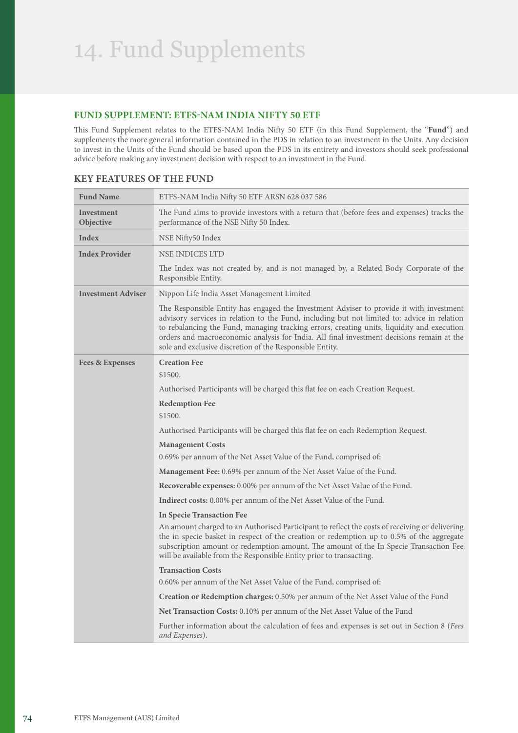# 14. Fund Supplements

## FUND SUPPLEMENT: ETFS-NAM INDIA NIFTY 50 ETF

This Fund Supplement relates to the ETFS-NAM India Nifty 50 ETF (in this Fund Supplement, the "**Fund**") and supplements the more general information contained in the PDS in relation to an investment in the Units. Any decision to invest in the Units of the Fund should be based upon the PDS in its entirety and investors should seek professional advice before making any investment decision with respect to an investment in the Fund.

### KEY FEATURES OF THE FUND

| | |
|---|---|
| **Fund Name** | ETFS-NAM India Nifty 50 ETF ARSN 628 037 586 |
| **Investment Objective** | The Fund aims to provide investors with a return that (before fees and expenses) tracks the performance of the NSE Nifty 50 Index. |
| **Index** | NSE Nifty50 Index |
| **Index Provider** | NSE INDICES LTD<br><br>The Index was not created by, and is not managed by, a Related Body Corporate of the Responsible Entity. |
| **Investment Adviser** | Nippon Life India Asset Management Limited<br><br>The Responsible Entity has engaged the Investment Adviser to provide it with investment advisory services in relation to the Fund, including but not limited to: advice in relation to rebalancing the Fund, managing tracking errors, creating units, liquidity and execution orders and macroeconomic analysis for India. All final investment decisions remain at the sole and exclusive discretion of the Responsible Entity. |
| **Fees & Expenses** | **Creation Fee**<br>$1500.<br><br>Authorised Participants will be charged this flat fee on each Creation Request.<br><br>**Redemption Fee**<br>$1500.<br><br>Authorised Participants will be charged this flat fee on each Redemption Request.<br><br>**Management Costs**<br>0.69% per annum of the Net Asset Value of the Fund, comprised of:<br><br>**Management Fee:** 0.69% per annum of the Net Asset Value of the Fund.<br><br>**Recoverable expenses:** 0.00% per annum of the Net Asset Value of the Fund.<br><br>**Indirect costs:** 0.00% per annum of the Net Asset Value of the Fund.<br><br>**In Specie Transaction Fee**<br>An amount charged to an Authorised Participant to reflect the costs of receiving or delivering the in specie basket in respect of the creation or redemption up to 0.5% of the aggregate subscription amount or redemption amount. The amount of the In Specie Transaction Fee will be available from the Responsible Entity prior to transacting.<br><br>**Transaction Costs**<br>0.60% per annum of the Net Asset Value of the Fund, comprised of:<br><br>**Creation or Redemption charges:** 0.50% per annum of the Net Asset Value of the Fund<br><br>**Net Transaction Costs:** 0.10% per annum of the Net Asset Value of the Fund<br><br>Further information about the calculation of fees and expenses is set out in Section 8 (*Fees and Expenses*). |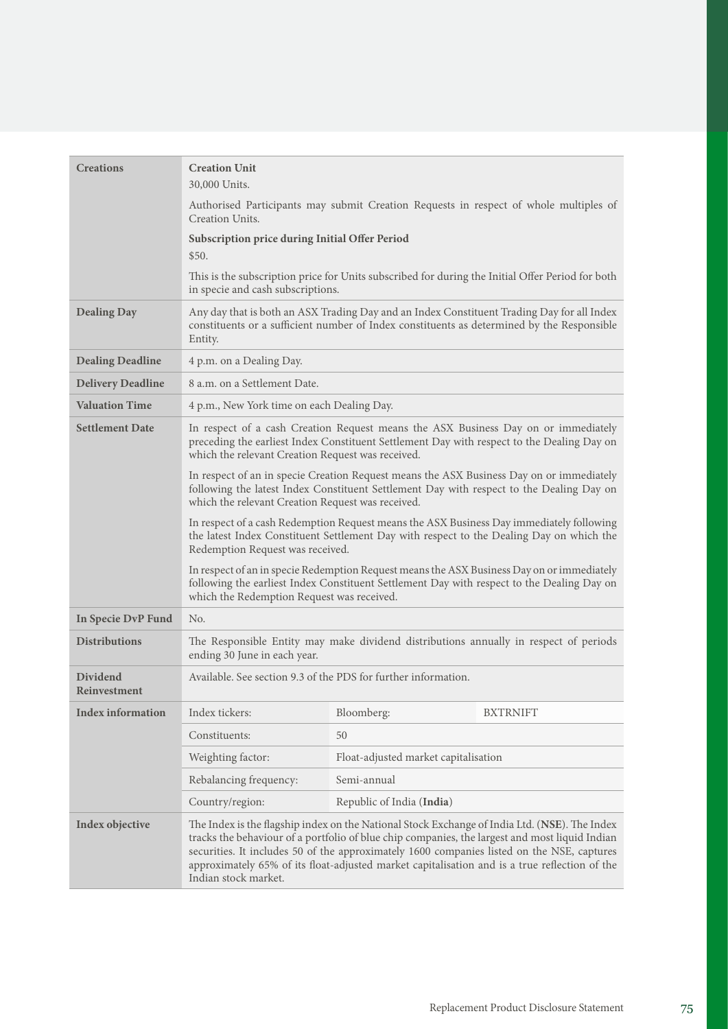| | | | |
|---|---|---|---|
| **Creations** | **Creation Unit**<br>30,000 Units.<br>Authorised Participants may submit Creation Requests in respect of whole multiples of Creation Units.<br>**Subscription price during Initial Offer Period**<br>$50.<br>This is the subscription price for Units subscribed for during the Initial Offer Period for both in specie and cash subscriptions. | | |
| **Dealing Day** | Any day that is both an ASX Trading Day and an Index Constituent Trading Day for all Index constituents or a sufficient number of Index constituents as determined by the Responsible Entity. | | |
| **Dealing Deadline** | 4 p.m. on a Dealing Day. | | |
| **Delivery Deadline** | 8 a.m. on a Settlement Date. | | |
| **Valuation Time** | 4 p.m., New York time on each Dealing Day. | | |
| **Settlement Date** | In respect of a cash Creation Request means the ASX Business Day on or immediately preceding the earliest Index Constituent Settlement Day with respect to the Dealing Day on which the relevant Creation Request was received.<br>In respect of an in specie Creation Request means the ASX Business Day on or immediately following the latest Index Constituent Settlement Day with respect to the Dealing Day on which the relevant Creation Request was received.<br>In respect of a cash Redemption Request means the ASX Business Day immediately following the latest Index Constituent Settlement Day with respect to the Dealing Day on which the Redemption Request was received.<br>In respect of an in specie Redemption Request means the ASX Business Day on or immediately following the earliest Index Constituent Settlement Day with respect to the Dealing Day on which the Redemption Request was received. | | |
| **In Specie DvP Fund** | No. | | |
| **Distributions** | The Responsible Entity may make dividend distributions annually in respect of periods ending 30 June in each year. | | |
| **Dividend Reinvestment** | Available. See section 9.3 of the PDS for further information. | | |
| **Index information** | Index tickers: | Bloomberg: | BXTRNIFT |
| | Constituents: | 50 | |
| | Weighting factor: | Float-adjusted market capitalisation | |
| | Rebalancing frequency: | Semi-annual | |
| | Country/region: | Republic of India (**India**) | |
| **Index objective** | The Index is the flagship index on the National Stock Exchange of India Ltd. (**NSE**). The Index tracks the behaviour of a portfolio of blue chip companies, the largest and most liquid Indian securities. It includes 50 of the approximately 1600 companies listed on the NSE, captures approximately 65% of its float-adjusted market capitalisation and is a true reflection of the Indian stock market. | | |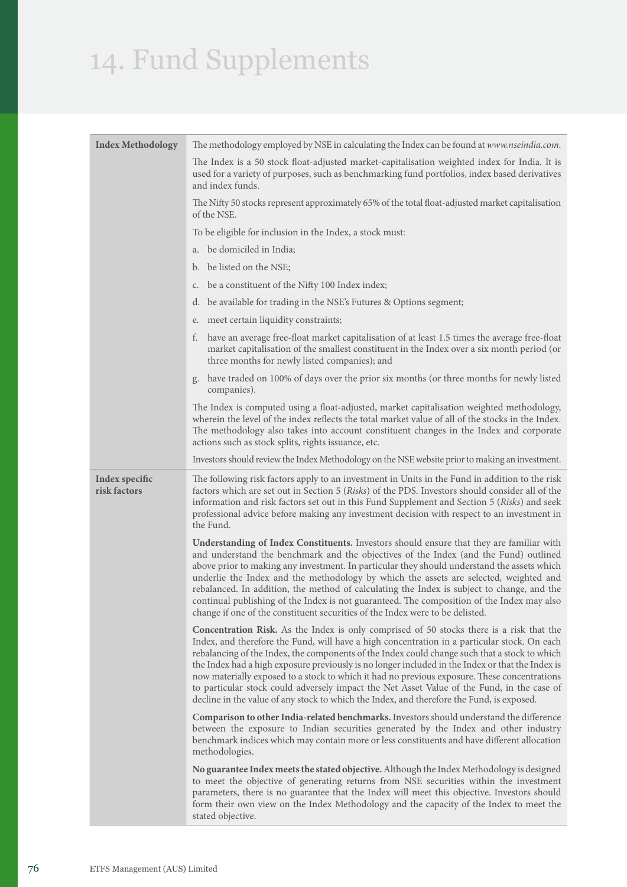# 14. Fund Supplements

| | |
|---|---|
| **Index Methodology** | The methodology employed by NSE in calculating the Index can be found at *www.nseindia.com.*<br><br>The Index is a 50 stock float-adjusted market-capitalisation weighted index for India. It is used for a variety of purposes, such as benchmarking fund portfolios, index based derivatives and index funds.<br><br>The Nifty 50 stocks represent approximately 65% of the total float-adjusted market capitalisation of the NSE.<br><br>To be eligible for inclusion in the Index, a stock must:<br><br>a. be domiciled in India;<br><br>b. be listed on the NSE;<br><br>c. be a constituent of the Nifty 100 Index index;<br><br>d. be available for trading in the NSE's Futures & Options segment;<br><br>e. meet certain liquidity constraints;<br><br>f. have an average free-float market capitalisation of at least 1.5 times the average free-float market capitalisation of the smallest constituent in the Index over a six month period (or three months for newly listed companies); and<br><br>g. have traded on 100% of days over the prior six months (or three months for newly listed companies).<br><br>The Index is computed using a float-adjusted, market capitalisation weighted methodology, wherein the level of the index reflects the total market value of all of the stocks in the Index. The methodology also takes into account constituent changes in the Index and corporate actions such as stock splits, rights issuance, etc.<br><br>Investors should review the Index Methodology on the NSE website prior to making an investment. |
| **Index specific risk factors** | The following risk factors apply to an investment in Units in the Fund in addition to the risk factors which are set out in Section 5 (*Risks*) of the PDS. Investors should consider all of the information and risk factors set out in this Fund Supplement and Section 5 (*Risks*) and seek professional advice before making any investment decision with respect to an investment in the Fund.<br><br>**Understanding of Index Constituents.** Investors should ensure that they are familiar with and understand the benchmark and the objectives of the Index (and the Fund) outlined above prior to making any investment. In particular they should understand the assets which underlie the Index and the methodology by which the assets are selected, weighted and rebalanced. In addition, the method of calculating the Index is subject to change, and the continual publishing of the Index is not guaranteed. The composition of the Index may also change if one of the constituent securities of the Index were to be delisted.<br><br>**Concentration Risk.** As the Index is only comprised of 50 stocks there is a risk that the Index, and therefore the Fund, will have a high concentration in a particular stock. On each rebalancing of the Index, the components of the Index could change such that a stock to which the Index had a high exposure previously is no longer included in the Index or that the Index is now materially exposed to a stock to which it had no previous exposure. These concentrations to particular stock could adversely impact the Net Asset Value of the Fund, in the case of decline in the value of any stock to which the Index, and therefore the Fund, is exposed.<br><br>**Comparison to other India-related benchmarks.** Investors should understand the difference between the exposure to Indian securities generated by the Index and other industry benchmark indices which may contain more or less constituents and have different allocation methodologies.<br><br>**No guarantee Index meets the stated objective.** Although the Index Methodology is designed to meet the objective of generating returns from NSE securities within the investment parameters, there is no guarantee that the Index will meet this objective. Investors should form their own view on the Index Methodology and the capacity of the Index to meet the stated objective. |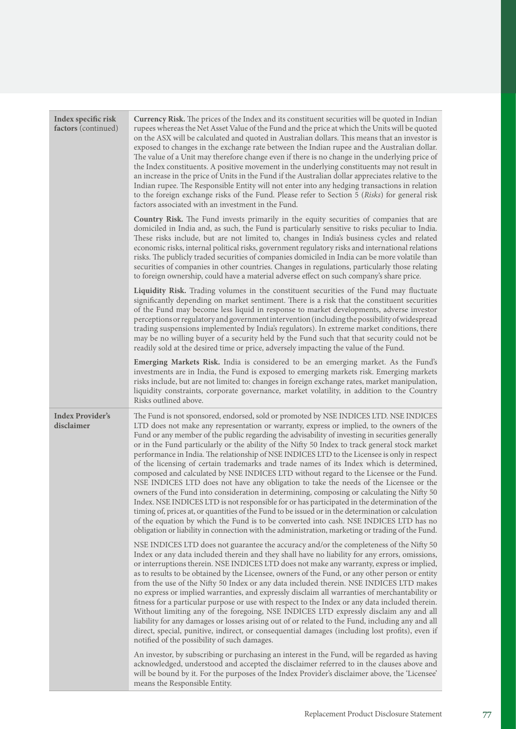| | |
|---|---|
| **Index specific risk factors** (continued) | **Currency Risk.** The prices of the Index and its constituent securities will be quoted in Indian rupees whereas the Net Asset Value of the Fund and the price at which the Units will be quoted on the ASX will be calculated and quoted in Australian dollars. This means that an investor is exposed to changes in the exchange rate between the Indian rupee and the Australian dollar. The value of a Unit may therefore change even if there is no change in the underlying price of the Index constituents. A positive movement in the underlying constituents may not result in an increase in the price of Units in the Fund if the Australian dollar appreciates relative to the Indian rupee. The Responsible Entity will not enter into any hedging transactions in relation to the foreign exchange risks of the Fund. Please refer to Section 5 (*Risks*) for general risk factors associated with an investment in the Fund.<br><br>**Country Risk.** The Fund invests primarily in the equity securities of companies that are domiciled in India and, as such, the Fund is particularly sensitive to risks peculiar to India. These risks include, but are not limited to, changes in India's business cycles and related economic risks, internal political risks, government regulatory risks and international relations risks. The publicly traded securities of companies domiciled in India can be more volatile than securities of companies in other countries. Changes in regulations, particularly those relating to foreign ownership, could have a material adverse effect on such company's share price.<br><br>**Liquidity Risk.** Trading volumes in the constituent securities of the Fund may fluctuate significantly depending on market sentiment. There is a risk that the constituent securities of the Fund may become less liquid in response to market developments, adverse investor perceptions or regulatory and government intervention (including the possibility of widespread trading suspensions implemented by India's regulators). In extreme market conditions, there may be no willing buyer of a security held by the Fund such that that security could not be readily sold at the desired time or price, adversely impacting the value of the Fund.<br><br>**Emerging Markets Risk.** India is considered to be an emerging market. As the Fund's investments are in India, the Fund is exposed to emerging markets risk. Emerging markets risks include, but are not limited to: changes in foreign exchange rates, market manipulation, liquidity constraints, corporate governance, market volatility, in addition to the Country Risks outlined above. |
| **Index Provider's disclaimer** | The Fund is not sponsored, endorsed, sold or promoted by NSE INDICES LTD. NSE INDICES LTD does not make any representation or warranty, express or implied, to the owners of the Fund or any member of the public regarding the advisability of investing in securities generally or in the Fund particularly or the ability of the Nifty 50 Index to track general stock market performance in India. The relationship of NSE INDICES LTD to the Licensee is only in respect of the licensing of certain trademarks and trade names of its Index which is determined, composed and calculated by NSE INDICES LTD without regard to the Licensee or the Fund. NSE INDICES LTD does not have any obligation to take the needs of the Licensee or the owners of the Fund into consideration in determining, composing or calculating the Nifty 50 Index. NSE INDICES LTD is not responsible for or has participated in the determination of the timing of, prices at, or quantities of the Fund to be issued or in the determination or calculation of the equation by which the Fund is to be converted into cash. NSE INDICES LTD has no obligation or liability in connection with the administration, marketing or trading of the Fund.<br><br>NSE INDICES LTD does not guarantee the accuracy and/or the completeness of the Nifty 50 Index or any data included therein and they shall have no liability for any errors, omissions, or interruptions therein. NSE INDICES LTD does not make any warranty, express or implied, as to results to be obtained by the Licensee, owners of the Fund, or any other person or entity from the use of the Nifty 50 Index or any data included therein. NSE INDICES LTD makes no express or implied warranties, and expressly disclaim all warranties of merchantability or fitness for a particular purpose or use with respect to the Index or any data included therein. Without limiting any of the foregoing, NSE INDICES LTD expressly disclaim any and all liability for any damages or losses arising out of or related to the Fund, including any and all direct, special, punitive, indirect, or consequential damages (including lost profits), even if notified of the possibility of such damages.<br><br>An investor, by subscribing or purchasing an interest in the Fund, will be regarded as having acknowledged, understood and accepted the disclaimer referred to in the clauses above and will be bound by it. For the purposes of the Index Provider's disclaimer above, the 'Licensee' means the Responsible Entity. |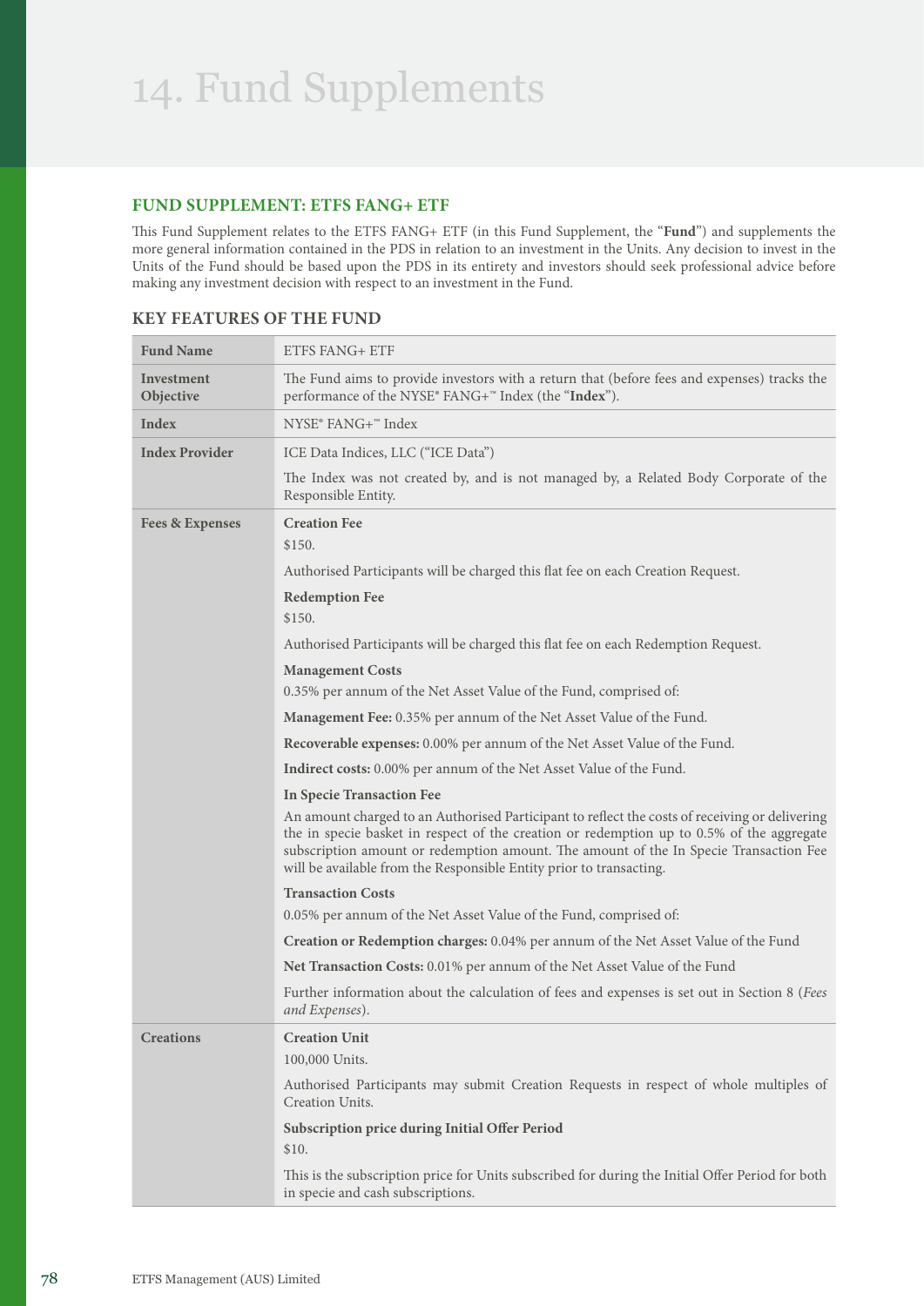# 14. Fund Supplements

## FUND SUPPLEMENT: ETFS FANG+ ETF

This Fund Supplement relates to the ETFS FANG+ ETF (in this Fund Supplement, the "**Fund**") and supplements the more general information contained in the PDS in relation to an investment in the Units. Any decision to invest in the Units of the Fund should be based upon the PDS in its entirety and investors should seek professional advice before making any investment decision with respect to an investment in the Fund.

### KEY FEATURES OF THE FUND

| | |
|---|---|
| **Fund Name** | ETFS FANG+ ETF |
| **Investment Objective** | The Fund aims to provide investors with a return that (before fees and expenses) tracks the performance of the NYSE® FANG+™ Index (the "**Index**"). |
| **Index** | NYSE® FANG+™ Index |
| **Index Provider** | ICE Data Indices, LLC ("ICE Data")<br><br>The Index was not created by, and is not managed by, a Related Body Corporate of the Responsible Entity. |
| **Fees & Expenses** | **Creation Fee**<br>$150.<br><br>Authorised Participants will be charged this flat fee on each Creation Request.<br><br>**Redemption Fee**<br>$150.<br><br>Authorised Participants will be charged this flat fee on each Redemption Request.<br><br>**Management Costs**<br>0.35% per annum of the Net Asset Value of the Fund, comprised of:<br><br>**Management Fee:** 0.35% per annum of the Net Asset Value of the Fund.<br><br>**Recoverable expenses:** 0.00% per annum of the Net Asset Value of the Fund.<br><br>**Indirect costs:** 0.00% per annum of the Net Asset Value of the Fund.<br><br>**In Specie Transaction Fee**<br>An amount charged to an Authorised Participant to reflect the costs of receiving or delivering the in specie basket in respect of the creation or redemption up to 0.5% of the aggregate subscription amount or redemption amount. The amount of the In Specie Transaction Fee will be available from the Responsible Entity prior to transacting.<br><br>**Transaction Costs**<br>0.05% per annum of the Net Asset Value of the Fund, comprised of:<br><br>**Creation or Redemption charges:** 0.04% per annum of the Net Asset Value of the Fund<br><br>**Net Transaction Costs:** 0.01% per annum of the Net Asset Value of the Fund<br><br>Further information about the calculation of fees and expenses is set out in Section 8 (*Fees and Expenses*). |
| **Creations** | **Creation Unit**<br>100,000 Units.<br><br>Authorised Participants may submit Creation Requests in respect of whole multiples of Creation Units.<br><br>**Subscription price during Initial Offer Period**<br>$10.<br><br>This is the subscription price for Units subscribed for during the Initial Offer Period for both in specie and cash subscriptions. |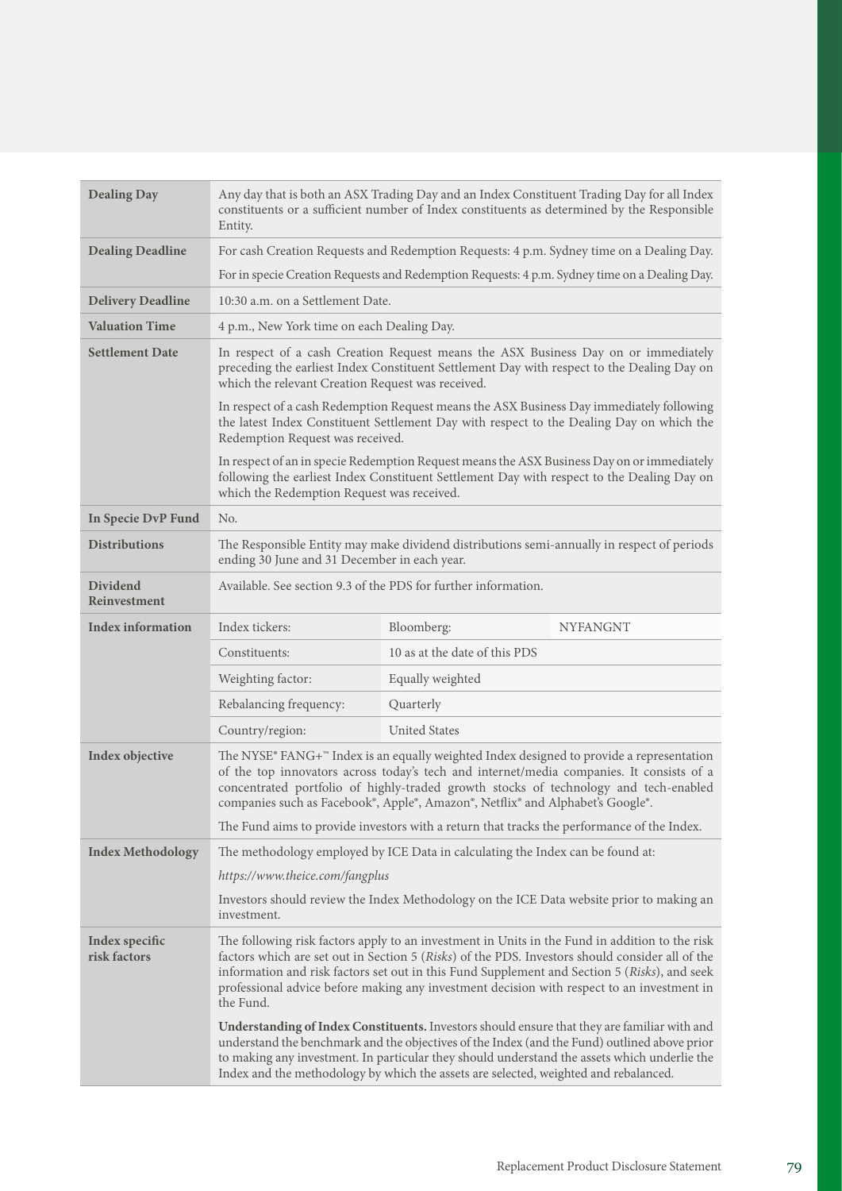| | | | |
|---|---|---|---|
| **Dealing Day** | Any day that is both an ASX Trading Day and an Index Constituent Trading Day for all Index constituents or a sufficient number of Index constituents as determined by the Responsible Entity. | | |
| **Dealing Deadline** | For cash Creation Requests and Redemption Requests: 4 p.m. Sydney time on a Dealing Day.<br><br>For in specie Creation Requests and Redemption Requests: 4 p.m. Sydney time on a Dealing Day. | | |
| **Delivery Deadline** | 10:30 a.m. on a Settlement Date. | | |
| **Valuation Time** | 4 p.m., New York time on each Dealing Day. | | |
| **Settlement Date** | In respect of a cash Creation Request means the ASX Business Day on or immediately preceding the earliest Index Constituent Settlement Day with respect to the Dealing Day on which the relevant Creation Request was received.<br><br>In respect of a cash Redemption Request means the ASX Business Day immediately following the latest Index Constituent Settlement Day with respect to the Dealing Day on which the Redemption Request was received.<br><br>In respect of an in specie Redemption Request means the ASX Business Day on or immediately following the earliest Index Constituent Settlement Day with respect to the Dealing Day on which the Redemption Request was received. | | |
| **In Specie DvP Fund** | No. | | |
| **Distributions** | The Responsible Entity may make dividend distributions semi-annually in respect of periods ending 30 June and 31 December in each year. | | |
| **Dividend Reinvestment** | Available. See section 9.3 of the PDS for further information. | | |
| **Index information** | Index tickers: | Bloomberg: | NYFANGNT |
| | Constituents: | 10 as at the date of this PDS | |
| | Weighting factor: | Equally weighted | |
| | Rebalancing frequency: | Quarterly | |
| | Country/region: | United States | |
| **Index objective** | The NYSE® FANG+™ Index is an equally weighted Index designed to provide a representation of the top innovators across today's tech and internet/media companies. It consists of a concentrated portfolio of highly-traded growth stocks of technology and tech-enabled companies such as Facebook®, Apple®, Amazon®, Netflix® and Alphabet's Google®.<br><br>The Fund aims to provide investors with a return that tracks the performance of the Index. | | |
| **Index Methodology** | The methodology employed by ICE Data in calculating the Index can be found at:<br><br>*https://www.theice.com/fangplus*<br><br>Investors should review the Index Methodology on the ICE Data website prior to making an investment. | | |
| **Index specific risk factors** | The following risk factors apply to an investment in Units in the Fund in addition to the risk factors which are set out in Section 5 (*Risks*) of the PDS. Investors should consider all of the information and risk factors set out in this Fund Supplement and Section 5 (*Risks*), and seek professional advice before making any investment decision with respect to an investment in the Fund.<br><br>**Understanding of Index Constituents.** Investors should ensure that they are familiar with and understand the benchmark and the objectives of the Index (and the Fund) outlined above prior to making any investment. In particular they should understand the assets which underlie the Index and the methodology by which the assets are selected, weighted and rebalanced. | | |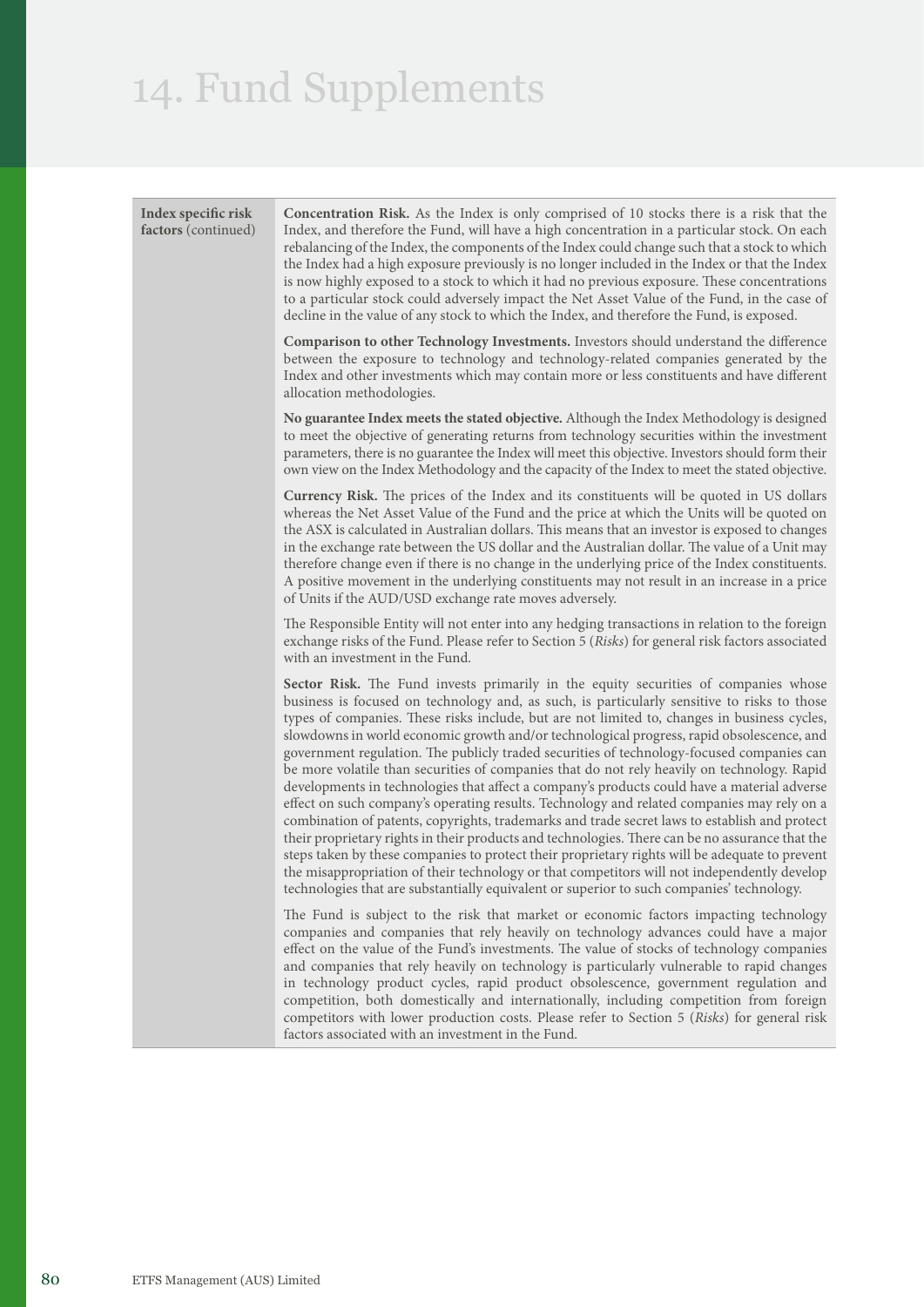# 14. Fund Supplements

| | |
|---|---|
| **Index specific risk factors** (continued) | **Concentration Risk.** As the Index is only comprised of 10 stocks there is a risk that the Index, and therefore the Fund, will have a high concentration in a particular stock. On each rebalancing of the Index, the components of the Index could change such that a stock to which the Index had a high exposure previously is no longer included in the Index or that the Index is now highly exposed to a stock to which it had no previous exposure. These concentrations to a particular stock could adversely impact the Net Asset Value of the Fund, in the case of decline in the value of any stock to which the Index, and therefore the Fund, is exposed.<br><br>**Comparison to other Technology Investments.** Investors should understand the difference between the exposure to technology and technology-related companies generated by the Index and other investments which may contain more or less constituents and have different allocation methodologies.<br><br>**No guarantee Index meets the stated objective.** Although the Index Methodology is designed to meet the objective of generating returns from technology securities within the investment parameters, there is no guarantee the Index will meet this objective. Investors should form their own view on the Index Methodology and the capacity of the Index to meet the stated objective.<br><br>**Currency Risk.** The prices of the Index and its constituents will be quoted in US dollars whereas the Net Asset Value of the Fund and the price at which the Units will be quoted on the ASX is calculated in Australian dollars. This means that an investor is exposed to changes in the exchange rate between the US dollar and the Australian dollar. The value of a Unit may therefore change even if there is no change in the underlying price of the Index constituents. A positive movement in the underlying constituents may not result in an increase in a price of Units if the AUD/USD exchange rate moves adversely.<br><br>The Responsible Entity will not enter into any hedging transactions in relation to the foreign exchange risks of the Fund. Please refer to Section 5 (*Risks*) for general risk factors associated with an investment in the Fund.<br><br>**Sector Risk.** The Fund invests primarily in the equity securities of companies whose business is focused on technology and, as such, is particularly sensitive to risks to those types of companies. These risks include, but are not limited to, changes in business cycles, slowdowns in world economic growth and/or technological progress, rapid obsolescence, and government regulation. The publicly traded securities of technology-focused companies can be more volatile than securities of companies that do not rely heavily on technology. Rapid developments in technologies that affect a company's products could have a material adverse effect on such company's operating results. Technology and related companies may rely on a combination of patents, copyrights, trademarks and trade secret laws to establish and protect their proprietary rights in their products and technologies. There can be no assurance that the steps taken by these companies to protect their proprietary rights will be adequate to prevent the misappropriation of their technology or that competitors will not independently develop technologies that are substantially equivalent or superior to such companies' technology.<br><br>The Fund is subject to the risk that market or economic factors impacting technology companies and companies that rely heavily on technology advances could have a major effect on the value of the Fund's investments. The value of stocks of technology companies and companies that rely heavily on technology is particularly vulnerable to rapid changes in technology product cycles, rapid product obsolescence, government regulation and competition, both domestically and internationally, including competition from foreign competitors with lower production costs. Please refer to Section 5 (*Risks*) for general risk factors associated with an investment in the Fund. |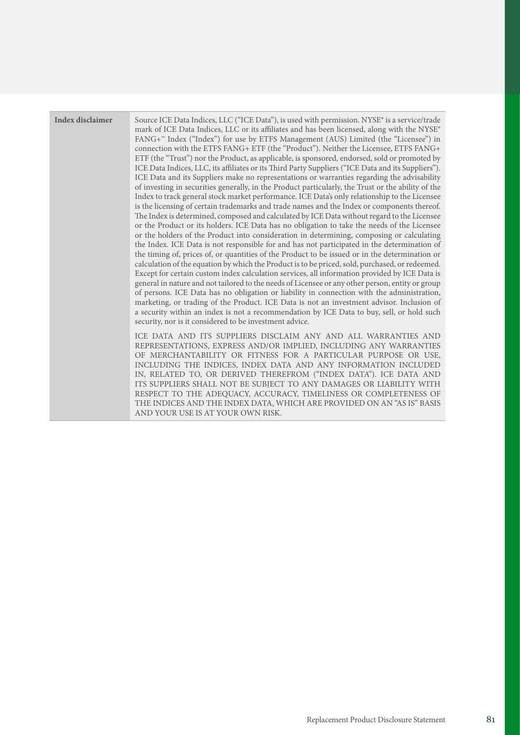| | |
|---|---|
| **Index disclaimer** | Source ICE Data Indices, LLC ("ICE Data"), is used with permission. NYSE® is a service/trade mark of ICE Data Indices, LLC or its affiliates and has been licensed, along with the NYSE® FANG+™ Index ("Index") for use by ETFS Management (AUS) Limited (the "Licensee") in connection with the ETFS FANG+ ETF (the "Product"). Neither the Licensee, ETFS FANG+ ETF (the "Trust") nor the Product, as applicable, is sponsored, endorsed, sold or promoted by ICE Data Indices, LLC, its affiliates or its Third Party Suppliers ("ICE Data and its Suppliers"). ICE Data and its Suppliers make no representations or warranties regarding the advisability of investing in securities generally, in the Product particularly, the Trust or the ability of the Index to track general stock market performance. ICE Data's only relationship to the Licensee is the licensing of certain trademarks and trade names and the Index or components thereof. The Index is determined, composed and calculated by ICE Data without regard to the Licensee or the Product or its holders. ICE Data has no obligation to take the needs of the Licensee or the holders of the Product into consideration in determining, composing or calculating the Index. ICE Data is not responsible for and has not participated in the determination of the timing of, prices of, or quantities of the Product to be issued or in the determination or calculation of the equation by which the Product is to be priced, sold, purchased, or redeemed. Except for certain custom index calculation services, all information provided by ICE Data is general in nature and not tailored to the needs of Licensee or any other person, entity or group of persons. ICE Data has no obligation or liability in connection with the administration, marketing, or trading of the Product. ICE Data is not an investment advisor. Inclusion of a security within an index is not a recommendation by ICE Data to buy, sell, or hold such security, nor is it considered to be investment advice.<br><br>ICE DATA AND ITS SUPPLIERS DISCLAIM ANY AND ALL WARRANTIES AND REPRESENTATIONS, EXPRESS AND/OR IMPLIED, INCLUDING ANY WARRANTIES OF MERCHANTABILITY OR FITNESS FOR A PARTICULAR PURPOSE OR USE, INCLUDING THE INDICES, INDEX DATA AND ANY INFORMATION INCLUDED IN, RELATED TO, OR DERIVED THEREFROM ("INDEX DATA"). ICE DATA AND ITS SUPPLIERS SHALL NOT BE SUBJECT TO ANY DAMAGES OR LIABILITY WITH RESPECT TO THE ADEQUACY, ACCURACY, TIMELINESS OR COMPLETENESS OF THE INDICES AND THE INDEX DATA, WHICH ARE PROVIDED ON AN "AS IS" BASIS AND YOUR USE IS AT YOUR OWN RISK. |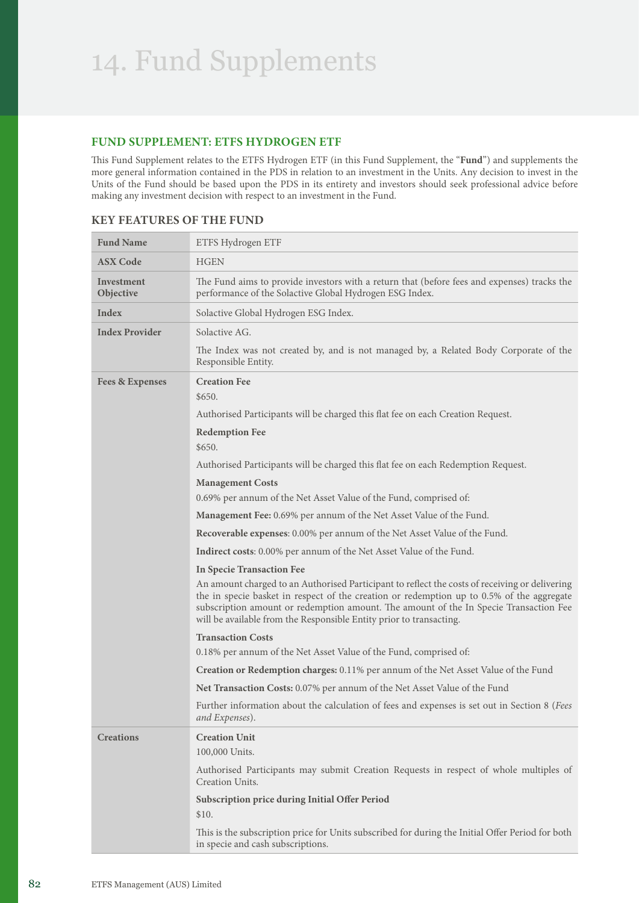# 14. Fund Supplements

## FUND SUPPLEMENT: ETFS HYDROGEN ETF

This Fund Supplement relates to the ETFS Hydrogen ETF (in this Fund Supplement, the "**Fund**") and supplements the more general information contained in the PDS in relation to an investment in the Units. Any decision to invest in the Units of the Fund should be based upon the PDS in its entirety and investors should seek professional advice before making any investment decision with respect to an investment in the Fund.

### KEY FEATURES OF THE FUND

| | |
|---|---|
| **Fund Name** | ETFS Hydrogen ETF |
| **ASX Code** | HGEN |
| **Investment Objective** | The Fund aims to provide investors with a return that (before fees and expenses) tracks the performance of the Solactive Global Hydrogen ESG Index. |
| **Index** | Solactive Global Hydrogen ESG Index. |
| **Index Provider** | Solactive AG.<br><br>The Index was not created by, and is not managed by, a Related Body Corporate of the Responsible Entity. |
| **Fees & Expenses** | **Creation Fee**<br>$650.<br>Authorised Participants will be charged this flat fee on each Creation Request.<br><br>**Redemption Fee**<br>$650.<br>Authorised Participants will be charged this flat fee on each Redemption Request.<br><br>**Management Costs**<br>0.69% per annum of the Net Asset Value of the Fund, comprised of:<br>**Management Fee:** 0.69% per annum of the Net Asset Value of the Fund.<br>**Recoverable expenses**: 0.00% per annum of the Net Asset Value of the Fund.<br>**Indirect costs**: 0.00% per annum of the Net Asset Value of the Fund.<br><br>**In Specie Transaction Fee**<br>An amount charged to an Authorised Participant to reflect the costs of receiving or delivering the in specie basket in respect of the creation or redemption up to 0.5% of the aggregate subscription amount or redemption amount. The amount of the In Specie Transaction Fee will be available from the Responsible Entity prior to transacting.<br><br>**Transaction Costs**<br>0.18% per annum of the Net Asset Value of the Fund, comprised of:<br>**Creation or Redemption charges:** 0.11% per annum of the Net Asset Value of the Fund<br>**Net Transaction Costs:** 0.07% per annum of the Net Asset Value of the Fund<br><br>Further information about the calculation of fees and expenses is set out in Section 8 (*Fees and Expenses*). |
| **Creations** | **Creation Unit**<br>100,000 Units.<br>Authorised Participants may submit Creation Requests in respect of whole multiples of Creation Units.<br><br>**Subscription price during Initial Offer Period**<br>$10.<br>This is the subscription price for Units subscribed for during the Initial Offer Period for both in specie and cash subscriptions. |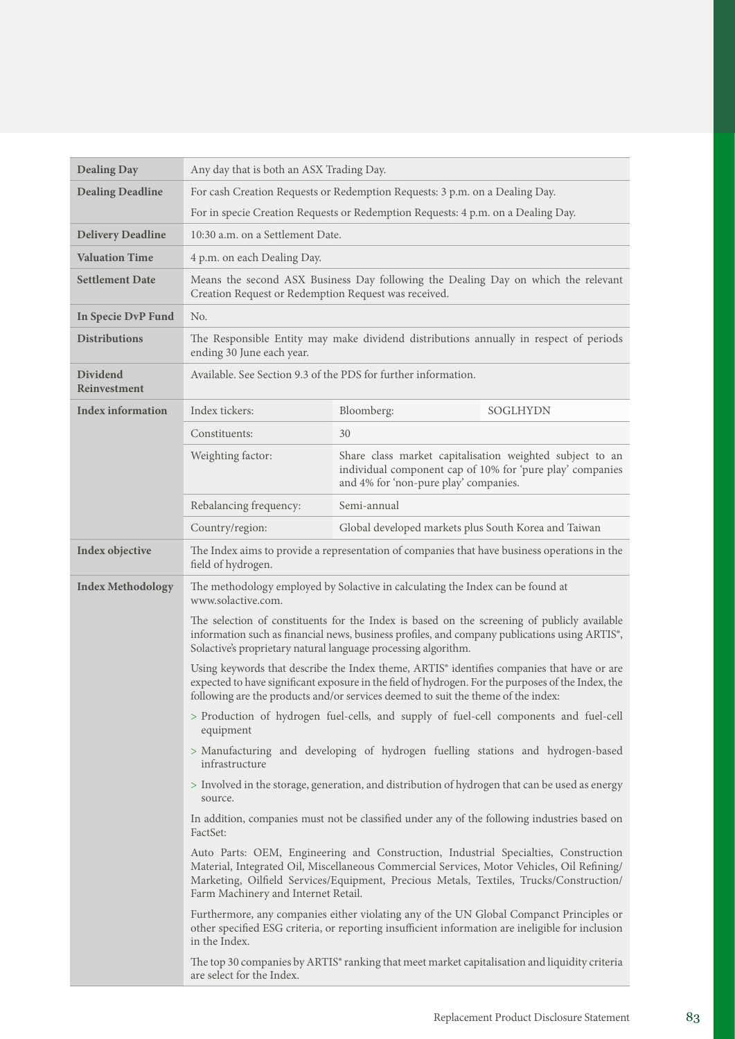| | | | |
|---|---|---|---|
| **Dealing Day** | Any day that is both an ASX Trading Day. | | |
| **Dealing Deadline** | For cash Creation Requests or Redemption Requests: 3 p.m. on a Dealing Day.<br><br>For in specie Creation Requests or Redemption Requests: 4 p.m. on a Dealing Day. | | |
| **Delivery Deadline** | 10:30 a.m. on a Settlement Date. | | |
| **Valuation Time** | 4 p.m. on each Dealing Day. | | |
| **Settlement Date** | Means the second ASX Business Day following the Dealing Day on which the relevant Creation Request or Redemption Request was received. | | |
| **In Specie DvP Fund** | No. | | |
| **Distributions** | The Responsible Entity may make dividend distributions annually in respect of periods ending 30 June each year. | | |
| **Dividend Reinvestment** | Available. See Section 9.3 of the PDS for further information. | | |
| **Index information** | Index tickers: | Bloomberg: | SOGLHYDN |
| | Constituents: | 30 | |
| | Weighting factor: | Share class market capitalisation weighted subject to an individual component cap of 10% for 'pure play' companies and 4% for 'non-pure play' companies. | |
| | Rebalancing frequency: | Semi-annual | |
| | Country/region: | Global developed markets plus South Korea and Taiwan | |
| **Index objective** | The Index aims to provide a representation of companies that have business operations in the field of hydrogen. | | |
| **Index Methodology** | The methodology employed by Solactive in calculating the Index can be found at www.solactive.com.<br><br>The selection of constituents for the Index is based on the screening of publicly available information such as financial news, business profiles, and company publications using ARTIS®, Solactive's proprietary natural language processing algorithm.<br><br>Using keywords that describe the Index theme, ARTIS® identifies companies that have or are expected to have significant exposure in the field of hydrogen. For the purposes of the Index, the following are the products and/or services deemed to suit the theme of the index:<br><br>> Production of hydrogen fuel-cells, and supply of fuel-cell components and fuel-cell equipment<br><br>> Manufacturing and developing of hydrogen fuelling stations and hydrogen-based infrastructure<br><br>> Involved in the storage, generation, and distribution of hydrogen that can be used as energy source.<br><br>In addition, companies must not be classified under any of the following industries based on FactSet:<br><br>Auto Parts: OEM, Engineering and Construction, Industrial Specialties, Construction Material, Integrated Oil, Miscellaneous Commercial Services, Motor Vehicles, Oil Refining/Marketing, Oilfield Services/Equipment, Precious Metals, Textiles, Trucks/Construction/Farm Machinery and Internet Retail.<br><br>Furthermore, any companies either violating any of the UN Global Companct Principles or other specified ESG criteria, or reporting insufficient information are ineligible for inclusion in the Index.<br><br>The top 30 companies by ARTIS® ranking that meet market capitalisation and liquidity criteria are select for the Index. | | |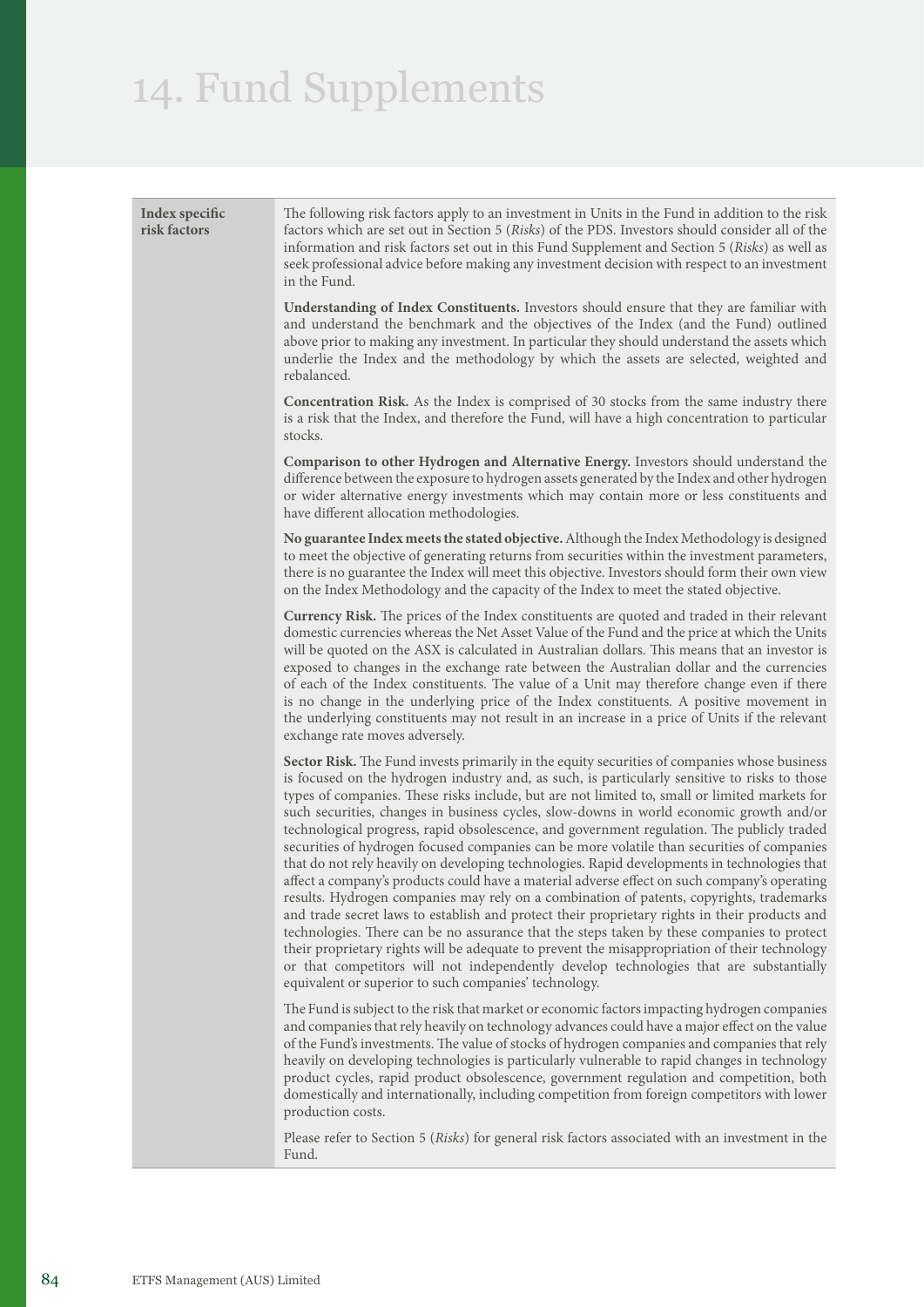# 14. Fund Supplements

| | |
|---|---|
| **Index specific risk factors** | The following risk factors apply to an investment in Units in the Fund in addition to the risk factors which are set out in Section 5 (*Risks*) of the PDS. Investors should consider all of the information and risk factors set out in this Fund Supplement and Section 5 (*Risks*) as well as seek professional advice before making any investment decision with respect to an investment in the Fund.<br><br>**Understanding of Index Constituents.** Investors should ensure that they are familiar with and understand the benchmark and the objectives of the Index (and the Fund) outlined above prior to making any investment. In particular they should understand the assets which underlie the Index and the methodology by which the assets are selected, weighted and rebalanced.<br><br>**Concentration Risk.** As the Index is comprised of 30 stocks from the same industry there is a risk that the Index, and therefore the Fund, will have a high concentration to particular stocks.<br><br>**Comparison to other Hydrogen and Alternative Energy.** Investors should understand the difference between the exposure to hydrogen assets generated by the Index and other hydrogen or wider alternative energy investments which may contain more or less constituents and have different allocation methodologies.<br><br>**No guarantee Index meets the stated objective.** Although the Index Methodology is designed to meet the objective of generating returns from securities within the investment parameters, there is no guarantee the Index will meet this objective. Investors should form their own view on the Index Methodology and the capacity of the Index to meet the stated objective.<br><br>**Currency Risk.** The prices of the Index constituents are quoted and traded in their relevant domestic currencies whereas the Net Asset Value of the Fund and the price at which the Units will be quoted on the ASX is calculated in Australian dollars. This means that an investor is exposed to changes in the exchange rate between the Australian dollar and the currencies of each of the Index constituents. The value of a Unit may therefore change even if there is no change in the underlying price of the Index constituents. A positive movement in the underlying constituents may not result in an increase in a price of Units if the relevant exchange rate moves adversely.<br><br>**Sector Risk.** The Fund invests primarily in the equity securities of companies whose business is focused on the hydrogen industry and, as such, is particularly sensitive to risks to those types of companies. These risks include, but are not limited to, small or limited markets for such securities, changes in business cycles, slow-downs in world economic growth and/or technological progress, rapid obsolescence, and government regulation. The publicly traded securities of hydrogen focused companies can be more volatile than securities of companies that do not rely heavily on developing technologies. Rapid developments in technologies that affect a company's products could have a material adverse effect on such company's operating results. Hydrogen companies may rely on a combination of patents, copyrights, trademarks and trade secret laws to establish and protect their proprietary rights in their products and technologies. There can be no assurance that the steps taken by these companies to protect their proprietary rights will be adequate to prevent the misappropriation of their technology or that competitors will not independently develop technologies that are substantially equivalent or superior to such companies' technology.<br><br>The Fund is subject to the risk that market or economic factors impacting hydrogen companies and companies that rely heavily on technology advances could have a major effect on the value of the Fund's investments. The value of stocks of hydrogen companies and companies that rely heavily on developing technologies is particularly vulnerable to rapid changes in technology product cycles, rapid product obsolescence, government regulation and competition, both domestically and internationally, including competition from foreign competitors with lower production costs.<br><br>Please refer to Section 5 (*Risks*) for general risk factors associated with an investment in the Fund. |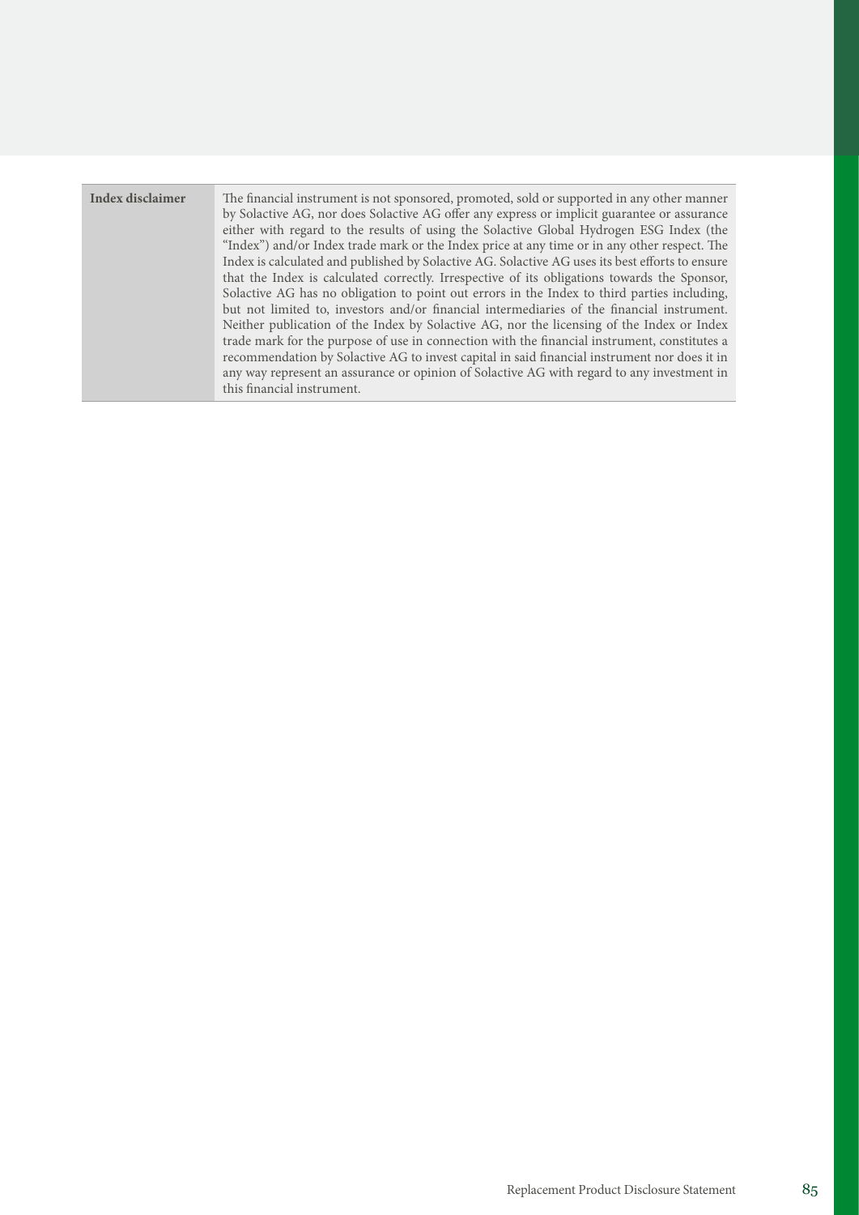| | |
|---|---|
| **Index disclaimer** | The financial instrument is not sponsored, promoted, sold or supported in any other manner by Solactive AG, nor does Solactive AG offer any express or implicit guarantee or assurance either with regard to the results of using the Solactive Global Hydrogen ESG Index (the "Index") and/or Index trade mark or the Index price at any time or in any other respect. The Index is calculated and published by Solactive AG. Solactive AG uses its best efforts to ensure that the Index is calculated correctly. Irrespective of its obligations towards the Sponsor, Solactive AG has no obligation to point out errors in the Index to third parties including, but not limited to, investors and/or financial intermediaries of the financial instrument. Neither publication of the Index by Solactive AG, nor the licensing of the Index or Index trade mark for the purpose of use in connection with the financial instrument, constitutes a recommendation by Solactive AG to invest capital in said financial instrument nor does it in any way represent an assurance or opinion of Solactive AG with regard to any investment in this financial instrument. |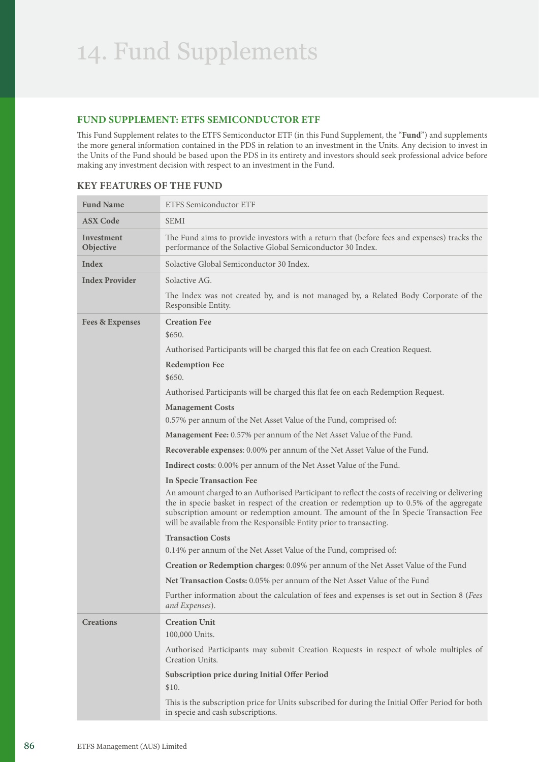# 14. Fund Supplements

## FUND SUPPLEMENT: ETFS SEMICONDUCTOR ETF

This Fund Supplement relates to the ETFS Semiconductor ETF (in this Fund Supplement, the "**Fund**") and supplements the more general information contained in the PDS in relation to an investment in the Units. Any decision to invest in the Units of the Fund should be based upon the PDS in its entirety and investors should seek professional advice before making any investment decision with respect to an investment in the Fund.

### KEY FEATURES OF THE FUND

| | |
|---|---|
| **Fund Name** | ETFS Semiconductor ETF |
| **ASX Code** | SEMI |
| **Investment Objective** | The Fund aims to provide investors with a return that (before fees and expenses) tracks the performance of the Solactive Global Semiconductor 30 Index. |
| **Index** | Solactive Global Semiconductor 30 Index. |
| **Index Provider** | Solactive AG.<br><br>The Index was not created by, and is not managed by, a Related Body Corporate of the Responsible Entity. |
| **Fees & Expenses** | **Creation Fee**<br>$650.<br>Authorised Participants will be charged this flat fee on each Creation Request.<br><br>**Redemption Fee**<br>$650.<br>Authorised Participants will be charged this flat fee on each Redemption Request.<br><br>**Management Costs**<br>0.57% per annum of the Net Asset Value of the Fund, comprised of:<br>**Management Fee:** 0.57% per annum of the Net Asset Value of the Fund.<br>**Recoverable expenses**: 0.00% per annum of the Net Asset Value of the Fund.<br>**Indirect costs**: 0.00% per annum of the Net Asset Value of the Fund.<br><br>**In Specie Transaction Fee**<br>An amount charged to an Authorised Participant to reflect the costs of receiving or delivering the in specie basket in respect of the creation or redemption up to 0.5% of the aggregate subscription amount or redemption amount. The amount of the In Specie Transaction Fee will be available from the Responsible Entity prior to transacting.<br><br>**Transaction Costs**<br>0.14% per annum of the Net Asset Value of the Fund, comprised of:<br>**Creation or Redemption charges:** 0.09% per annum of the Net Asset Value of the Fund<br>**Net Transaction Costs:** 0.05% per annum of the Net Asset Value of the Fund<br><br>Further information about the calculation of fees and expenses is set out in Section 8 (*Fees and Expenses*). |
| **Creations** | **Creation Unit**<br>100,000 Units.<br>Authorised Participants may submit Creation Requests in respect of whole multiples of Creation Units.<br><br>**Subscription price during Initial Offer Period**<br>$10.<br>This is the subscription price for Units subscribed for during the Initial Offer Period for both in specie and cash subscriptions. |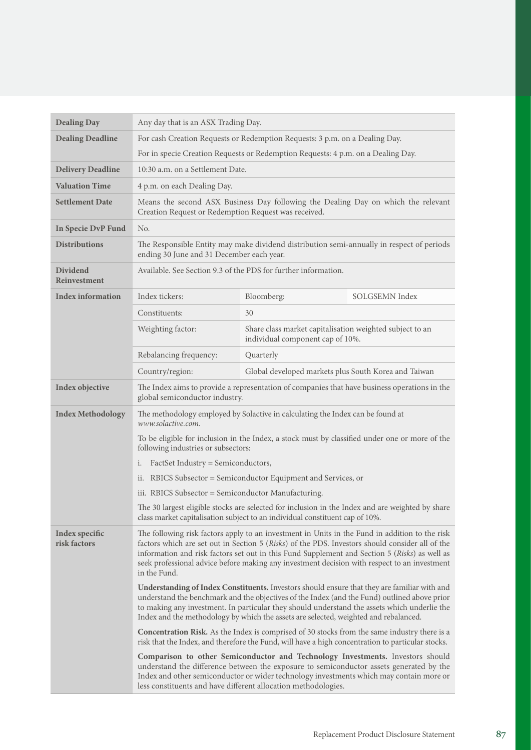| | | | |
|---|---|---|---|
| **Dealing Day** | Any day that is an ASX Trading Day. | | |
| **Dealing Deadline** | For cash Creation Requests or Redemption Requests: 3 p.m. on a Dealing Day.<br><br>For in specie Creation Requests or Redemption Requests: 4 p.m. on a Dealing Day. | | |
| **Delivery Deadline** | 10:30 a.m. on a Settlement Date. | | |
| **Valuation Time** | 4 p.m. on each Dealing Day. | | |
| **Settlement Date** | Means the second ASX Business Day following the Dealing Day on which the relevant Creation Request or Redemption Request was received. | | |
| **In Specie DvP Fund** | No. | | |
| **Distributions** | The Responsible Entity may make dividend distribution semi-annually in respect of periods ending 30 June and 31 December each year. | | |
| **Dividend Reinvestment** | Available. See Section 9.3 of the PDS for further information. | | |
| **Index information** | Index tickers: | Bloomberg: | SOLGSEMN Index |
| | Constituents: | 30 | |
| | Weighting factor: | Share class market capitalisation weighted subject to an individual component cap of 10%. | |
| | Rebalancing frequency: | Quarterly | |
| | Country/region: | Global developed markets plus South Korea and Taiwan | |
| **Index objective** | The Index aims to provide a representation of companies that have business operations in the global semiconductor industry. | | |
| **Index Methodology** | The methodology employed by Solactive in calculating the Index can be found at *www.solactive.com*.<br><br>To be eligible for inclusion in the Index, a stock must by classified under one or more of the following industries or subsectors:<br><br>i. FactSet Industry = Semiconductors,<br><br>ii. RBICS Subsector = Semiconductor Equipment and Services, or<br><br>iii. RBICS Subsector = Semiconductor Manufacturing.<br><br>The 30 largest eligible stocks are selected for inclusion in the Index and are weighted by share class market capitalisation subject to an individual constituent cap of 10%. | | |
| **Index specific risk factors** | The following risk factors apply to an investment in Units in the Fund in addition to the risk factors which are set out in Section 5 (*Risks*) of the PDS. Investors should consider all of the information and risk factors set out in this Fund Supplement and Section 5 (*Risks*) as well as seek professional advice before making any investment decision with respect to an investment in the Fund.<br><br>**Understanding of Index Constituents.** Investors should ensure that they are familiar with and understand the benchmark and the objectives of the Index (and the Fund) outlined above prior to making any investment. In particular they should understand the assets which underlie the Index and the methodology by which the assets are selected, weighted and rebalanced.<br><br>**Concentration Risk.** As the Index is comprised of 30 stocks from the same industry there is a risk that the Index, and therefore the Fund, will have a high concentration to particular stocks.<br><br>**Comparison to other Semiconductor and Technology Investments.** Investors should understand the difference between the exposure to semiconductor assets generated by the Index and other semiconductor or wider technology investments which may contain more or less constituents and have different allocation methodologies. | | |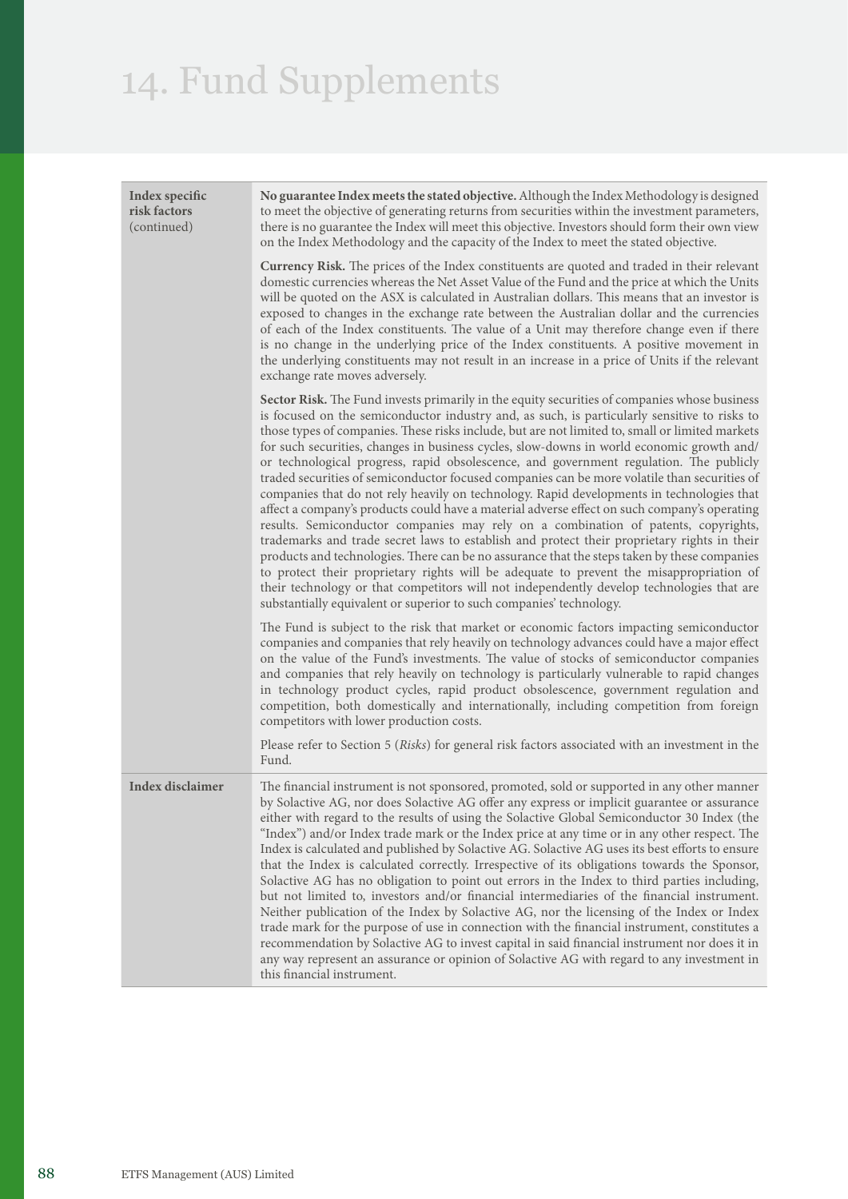# 14. Fund Supplements

| | |
|---|---|
| **Index specific risk factors** (continued) | **No guarantee Index meets the stated objective.** Although the Index Methodology is designed to meet the objective of generating returns from securities within the investment parameters, there is no guarantee the Index will meet this objective. Investors should form their own view on the Index Methodology and the capacity of the Index to meet the stated objective.<br><br>**Currency Risk.** The prices of the Index constituents are quoted and traded in their relevant domestic currencies whereas the Net Asset Value of the Fund and the price at which the Units will be quoted on the ASX is calculated in Australian dollars. This means that an investor is exposed to changes in the exchange rate between the Australian dollar and the currencies of each of the Index constituents. The value of a Unit may therefore change even if there is no change in the underlying price of the Index constituents. A positive movement in the underlying constituents may not result in an increase in a price of Units if the relevant exchange rate moves adversely.<br><br>**Sector Risk.** The Fund invests primarily in the equity securities of companies whose business is focused on the semiconductor industry and, as such, is particularly sensitive to risks to those types of companies. These risks include, but are not limited to, small or limited markets for such securities, changes in business cycles, slow-downs in world economic growth and/or technological progress, rapid obsolescence, and government regulation. The publicly traded securities of semiconductor focused companies can be more volatile than securities of companies that do not rely heavily on technology. Rapid developments in technologies that affect a company's products could have a material adverse effect on such company's operating results. Semiconductor companies may rely on a combination of patents, copyrights, trademarks and trade secret laws to establish and protect their proprietary rights in their products and technologies. There can be no assurance that the steps taken by these companies to protect their proprietary rights will be adequate to prevent the misappropriation of their technology or that competitors will not independently develop technologies that are substantially equivalent or superior to such companies' technology.<br><br>The Fund is subject to the risk that market or economic factors impacting semiconductor companies and companies that rely heavily on technology advances could have a major effect on the value of the Fund's investments. The value of stocks of semiconductor companies and companies that rely heavily on technology is particularly vulnerable to rapid changes in technology product cycles, rapid product obsolescence, government regulation and competition, both domestically and internationally, including competition from foreign competitors with lower production costs.<br><br>Please refer to Section 5 (*Risks*) for general risk factors associated with an investment in the Fund. |
| **Index disclaimer** | The financial instrument is not sponsored, promoted, sold or supported in any other manner by Solactive AG, nor does Solactive AG offer any express or implicit guarantee or assurance either with regard to the results of using the Solactive Global Semiconductor 30 Index (the "Index") and/or Index trade mark or the Index price at any time or in any other respect. The Index is calculated and published by Solactive AG. Solactive AG uses its best efforts to ensure that the Index is calculated correctly. Irrespective of its obligations towards the Sponsor, Solactive AG has no obligation to point out errors in the Index to third parties including, but not limited to, investors and/or financial intermediaries of the financial instrument. Neither publication of the Index by Solactive AG, nor the licensing of the Index or Index trade mark for the purpose of use in connection with the financial instrument, constitutes a recommendation by Solactive AG to invest capital in said financial instrument nor does it in any way represent an assurance or opinion of Solactive AG with regard to any investment in this financial instrument. |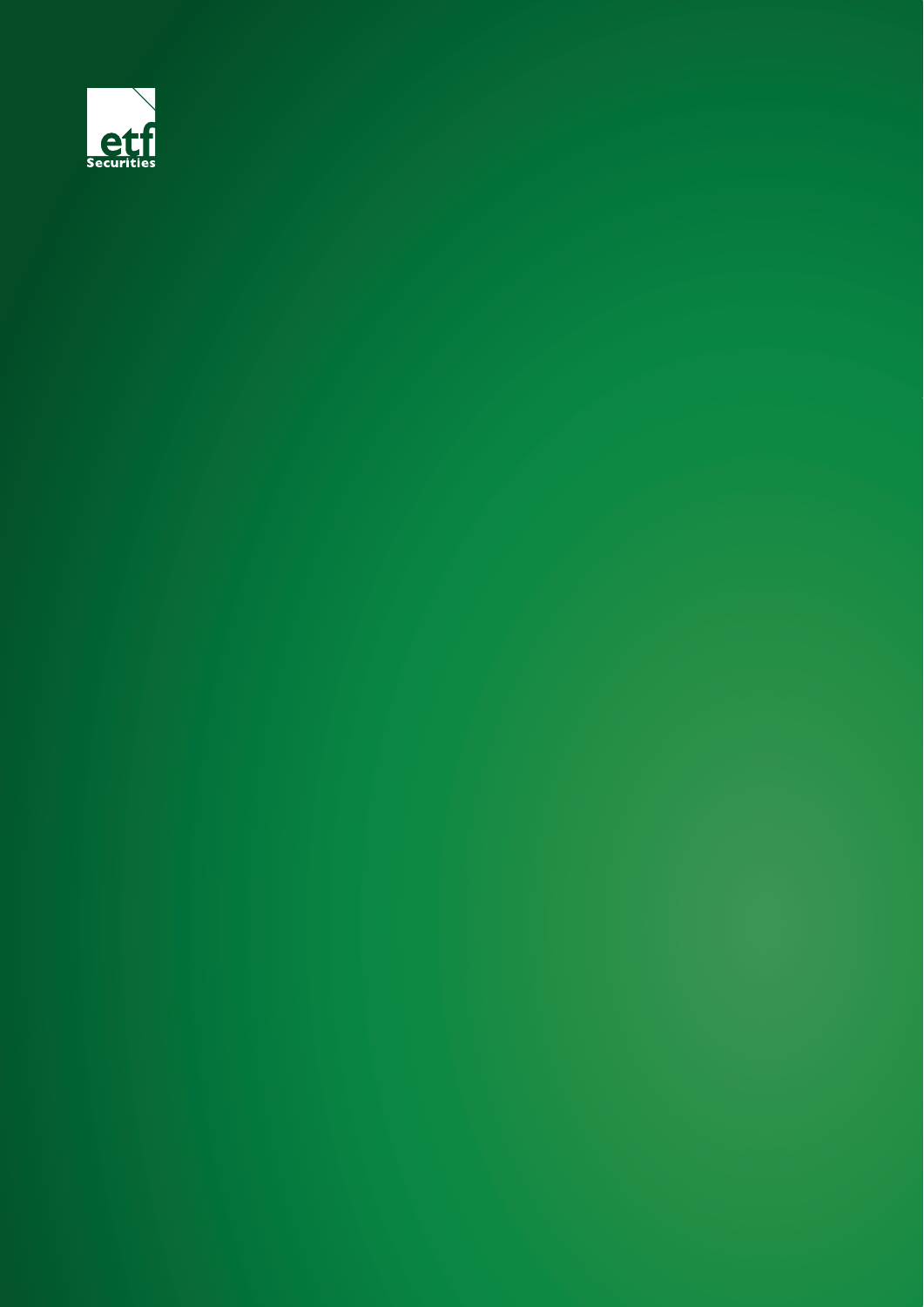etf Securities